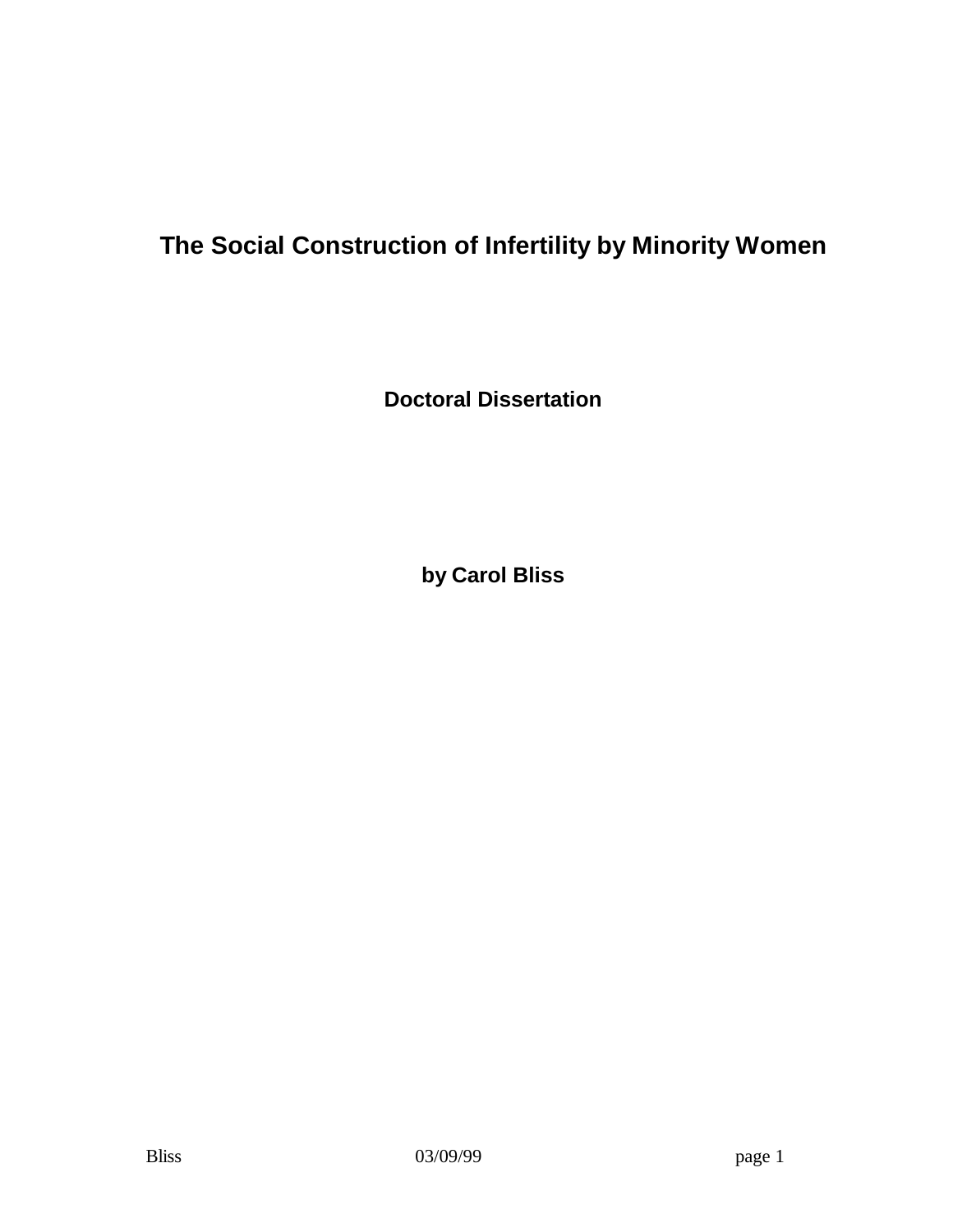# The Social Construction of Infertility by Minority Women

**Doctoral Dissertation**

**by Carol Bliss**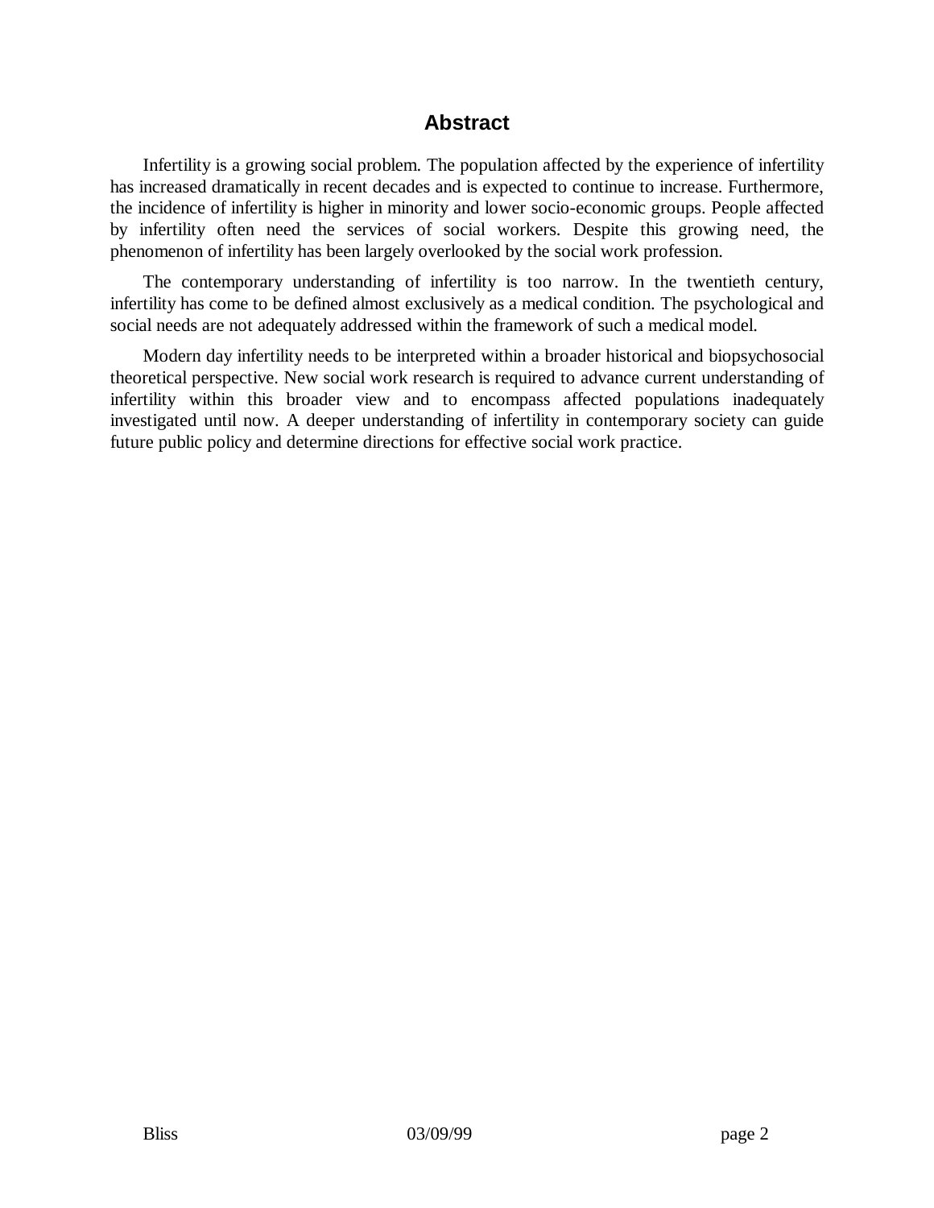## Abstract

Infertility is a growing social problem. The population affected by the experience of infertility has increased dramatically in recent decades and is expected to continue to increase. Furthermore, the incidence of infertility is higher in minority and lower socio-economic groups. People affected by infertility often need the services of social workers. Despite this growing need, the phenomenon of infertility has been largely overlooked by the social work profession.

The contemporary understanding of infertility is too narrow. In the twentieth century, infertility has come to be defined almost exclusively as a medical condition. The psychological and social needs are not adequately addressed within the framework of such a medical model.

Modern day infertility needs to be interpreted within a broader historical and biopsychosocial theoretical perspective. New social work research is required to advance current understanding of infertility within this broader view and to encompass affected populations inadequately investigated until now. A deeper understanding of infertility in contemporary society can guide future public policy and determine directions for effective social work practice.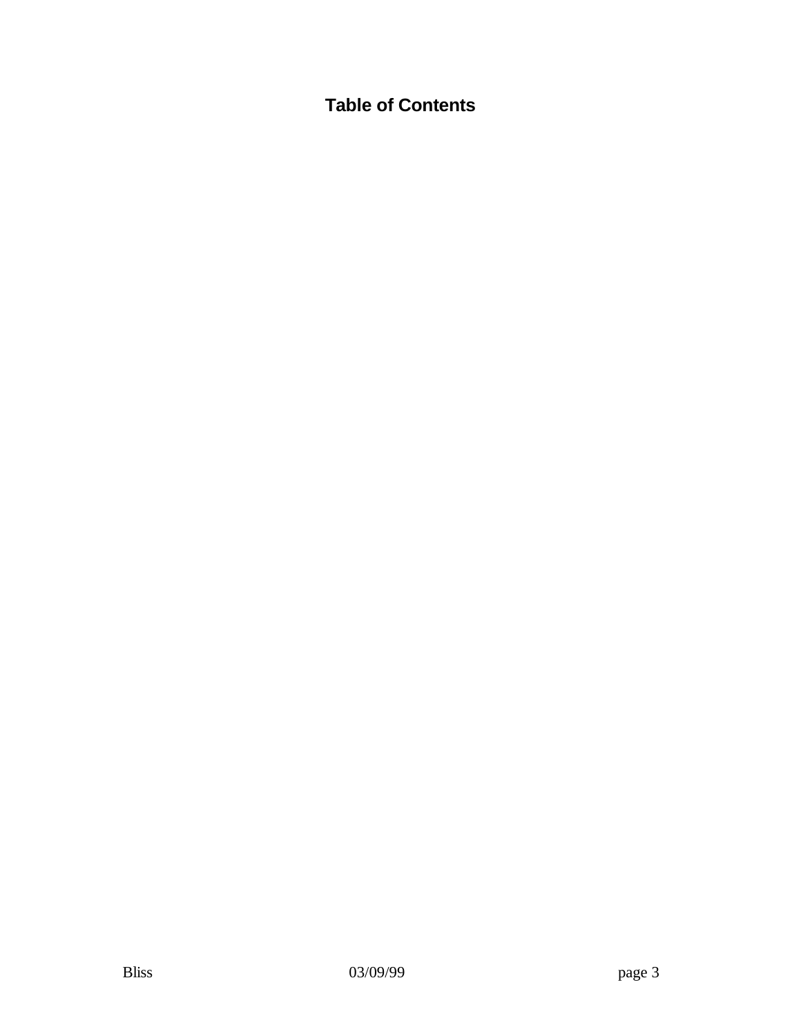# Table of Contents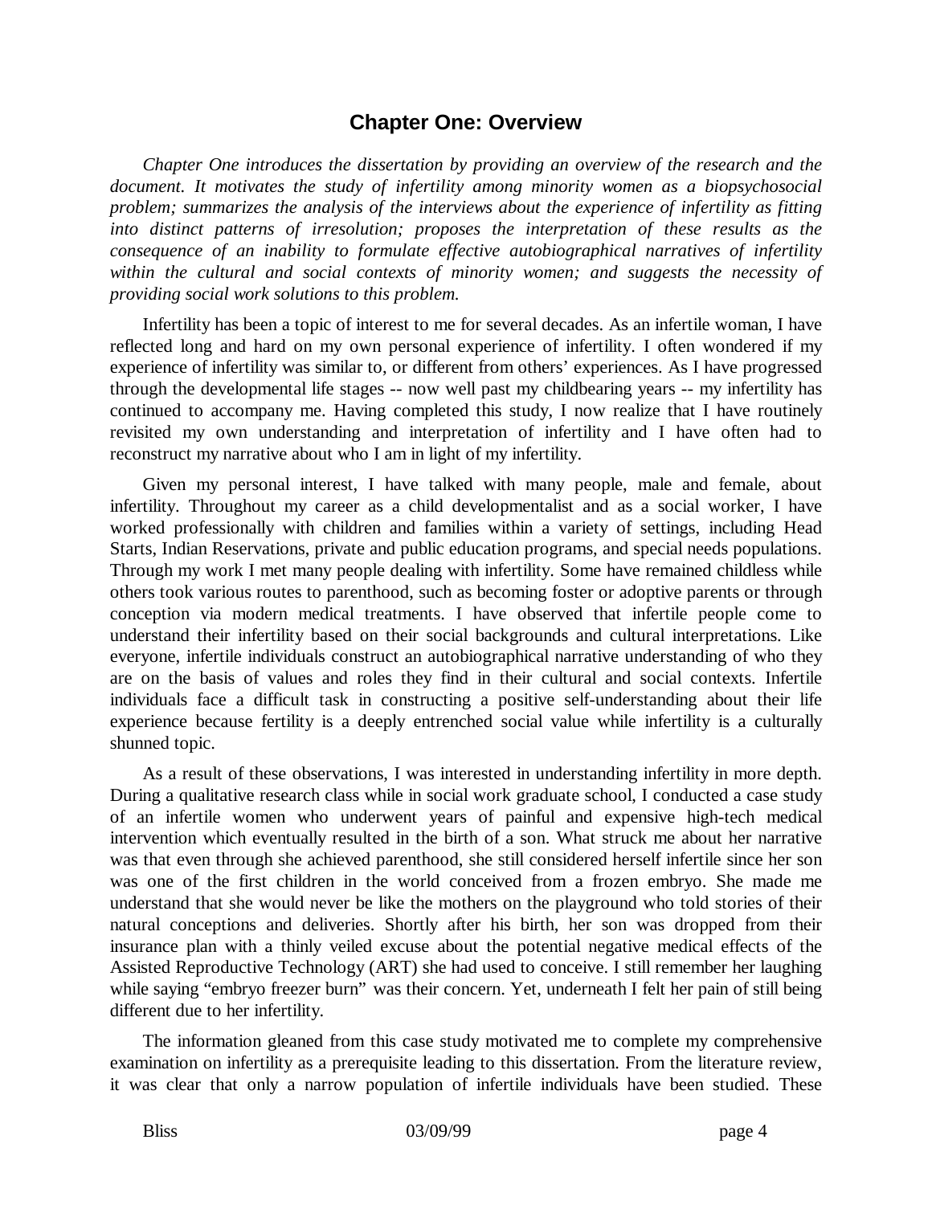## Chapter One: Overview

*Chapter One introduces the dissertation by providing an overview of the research and the document. It motivates the study of infertility among minority women as a biopsychosocial problem; summarizes the analysis of the interviews about the experience of infertility as fitting into distinct patterns of irresolution; proposes the interpretation of these results as the consequence of an inability to formulate effective autobiographical narratives of infertility within the cultural and social contexts of minority women; and suggests the necessity of providing social work solutions to this problem.*

Infertility has been a topic of interest to me for several decades. As an infertile woman, I have reflected long and hard on my own personal experience of infertility. I often wondered if my experience of infertility was similar to, or different from others' experiences. As I have progressed through the developmental life stages -- now well past my childbearing years -- my infertility has continued to accompany me. Having completed this study, I now realize that I have routinely revisited my own understanding and interpretation of infertility and I have often had to reconstruct my narrative about who I am in light of my infertility.

Given my personal interest, I have talked with many people, male and female, about infertility. Throughout my career as a child developmentalist and as a social worker, I have worked professionally with children and families within a variety of settings, including Head Starts, Indian Reservations, private and public education programs, and special needs populations. Through my work I met many people dealing with infertility. Some have remained childless while others took various routes to parenthood, such as becoming foster or adoptive parents or through conception via modern medical treatments. I have observed that infertile people come to understand their infertility based on their social backgrounds and cultural interpretations. Like everyone, infertile individuals construct an autobiographical narrative understanding of who they are on the basis of values and roles they find in their cultural and social contexts. Infertile individuals face a difficult task in constructing a positive self-understanding about their life experience because fertility is a deeply entrenched social value while infertility is a culturally shunned topic.

As a result of these observations, I was interested in understanding infertility in more depth. During a qualitative research class while in social work graduate school, I conducted a case study of an infertile women who underwent years of painful and expensive high-tech medical intervention which eventually resulted in the birth of a son. What struck me about her narrative was that even through she achieved parenthood, she still considered herself infertile since her son was one of the first children in the world conceived from a frozen embryo. She made me understand that she would never be like the mothers on the playground who told stories of their natural conceptions and deliveries. Shortly after his birth, her son was dropped from their insurance plan with a thinly veiled excuse about the potential negative medical effects of the Assisted Reproductive Technology (ART) she had used to conceive. I still remember her laughing while saying "embryo freezer burn" was their concern. Yet, underneath I felt her pain of still being different due to her infertility.

The information gleaned from this case study motivated me to complete my comprehensive examination on infertility as a prerequisite leading to this dissertation. From the literature review, it was clear that only a narrow population of infertile individuals have been studied. These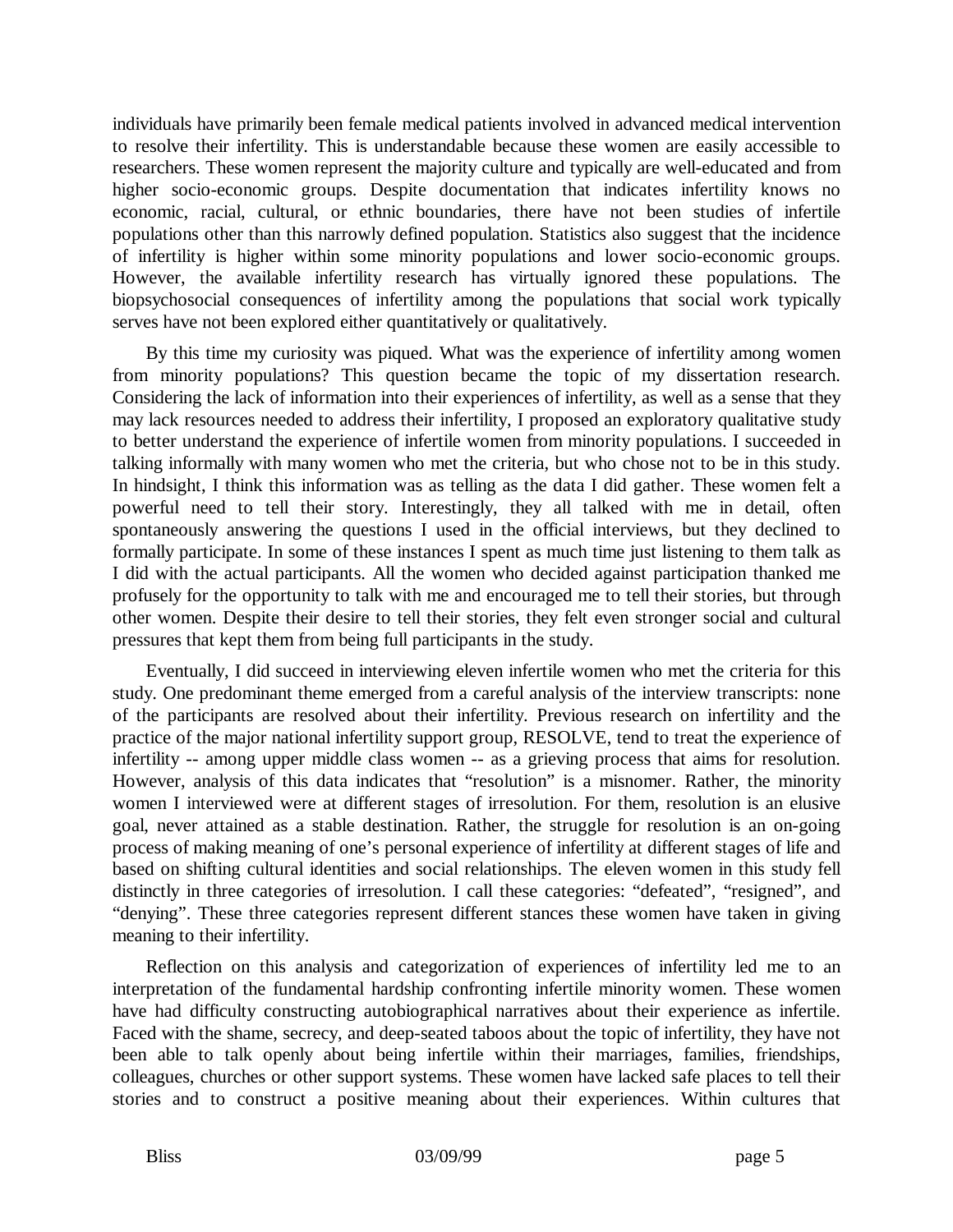individuals have primarily been female medical patients involved in advanced medical intervention to resolve their infertility. This is understandable because these women are easily accessible to researchers. These women represent the majority culture and typically are well-educated and from higher socio-economic groups. Despite documentation that indicates infertility knows no economic, racial, cultural, or ethnic boundaries, there have not been studies of infertile populations other than this narrowly defined population. Statistics also suggest that the incidence of infertility is higher within some minority populations and lower socio-economic groups. However, the available infertility research has virtually ignored these populations. The biopsychosocial consequences of infertility among the populations that social work typically serves have not been explored either quantitatively or qualitatively.

By this time my curiosity was piqued. What was the experience of infertility among women from minority populations? This question became the topic of my dissertation research. Considering the lack of information into their experiences of infertility, as well as a sense that they may lack resources needed to address their infertility, I proposed an exploratory qualitative study to better understand the experience of infertile women from minority populations. I succeeded in talking informally with many women who met the criteria, but who chose not to be in this study. In hindsight, I think this information was as telling as the data I did gather. These women felt a powerful need to tell their story. Interestingly, they all talked with me in detail, often spontaneously answering the questions I used in the official interviews, but they declined to formally participate. In some of these instances I spent as much time just listening to them talk as I did with the actual participants. All the women who decided against participation thanked me profusely for the opportunity to talk with me and encouraged me to tell their stories, but through other women. Despite their desire to tell their stories, they felt even stronger social and cultural pressures that kept them from being full participants in the study.

Eventually, I did succeed in interviewing eleven infertile women who met the criteria for this study. One predominant theme emerged from a careful analysis of the interview transcripts: none of the participants are resolved about their infertility. Previous research on infertility and the practice of the major national infertility support group, RESOLVE, tend to treat the experience of infertility -- among upper middle class women -- as a grieving process that aims for resolution. However, analysis of this data indicates that "resolution" is a misnomer. Rather, the minority women I interviewed were at different stages of irresolution. For them, resolution is an elusive goal, never attained as a stable destination. Rather, the struggle for resolution is an on-going process of making meaning of one's personal experience of infertility at different stages of life and based on shifting cultural identities and social relationships. The eleven women in this study fell distinctly in three categories of irresolution. I call these categories: "defeated", "resigned", and "denying". These three categories represent different stances these women have taken in giving meaning to their infertility.

Reflection on this analysis and categorization of experiences of infertility led me to an interpretation of the fundamental hardship confronting infertile minority women. These women have had difficulty constructing autobiographical narratives about their experience as infertile. Faced with the shame, secrecy, and deep-seated taboos about the topic of infertility, they have not been able to talk openly about being infertile within their marriages, families, friendships, colleagues, churches or other support systems. These women have lacked safe places to tell their stories and to construct a positive meaning about their experiences. Within cultures that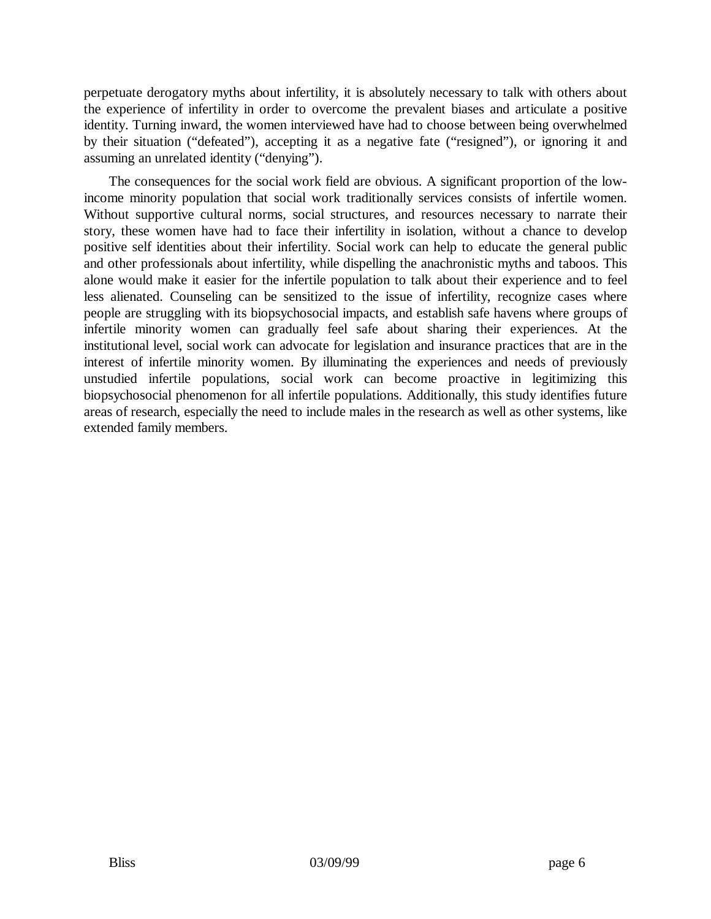perpetuate derogatory myths about infertility, it is absolutely necessary to talk with others about the experience of infertility in order to overcome the prevalent biases and articulate a positive identity. Turning inward, the women interviewed have had to choose between being overwhelmed by their situation ("defeated"), accepting it as a negative fate ("resigned"), or ignoring it and assuming an unrelated identity ("denying").

The consequences for the social work field are obvious. A significant proportion of the low-income minority population that social work traditionally services consists of infertile women. Without supportive cultural norms, social structures, and resources necessary to narrate their story, these women have had to face their infertility in isolation, without a chance to develop positive self identities about their infertility. Social work can help to educate the general public and other professionals about infertility, while dispelling the anachronistic myths and taboos. This alone would make it easier for the infertile population to talk about their experience and to feel less alienated. Counseling can be sensitized to the issue of infertility, recognize cases where people are struggling with its biopsychosocial impacts, and establish safe havens where groups of infertile minority women can gradually feel safe about sharing their experiences. At the institutional level, social work can advocate for legislation and insurance practices that are in the interest of infertile minority women. By illuminating the experiences and needs of previously unstudied infertile populations, social work can become proactive in legitimizing this biopsychosocial phenomenon for all infertile populations. Additionally, this study identifies future areas of research, especially the need to include males in the research as well as other systems, like extended family members.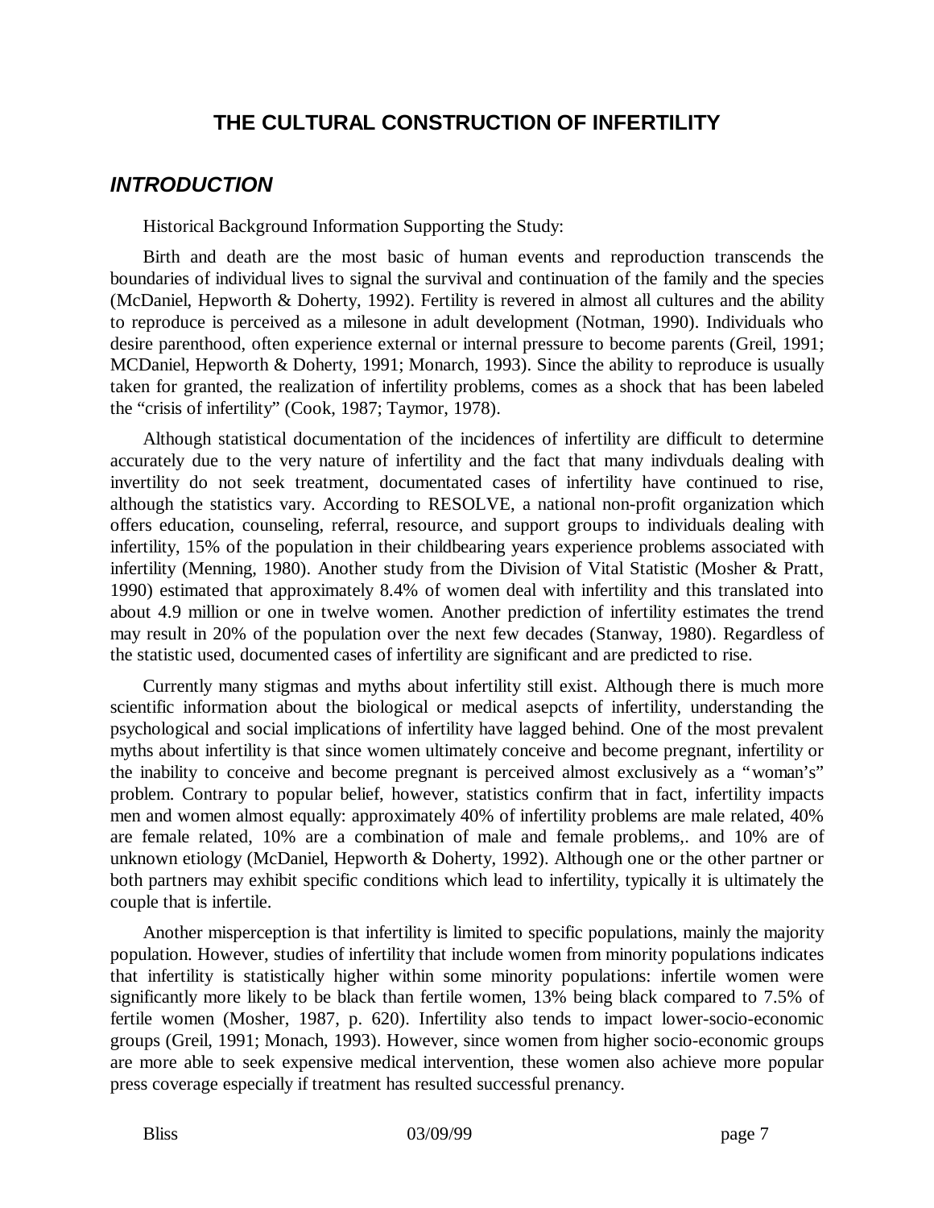# THE CULTURAL CONSTRUCTION OF INFERTILITY

## *INTRODUCTION*

Historical Background Information Supporting the Study:

Birth and death are the most basic of human events and reproduction transcends the boundaries of individual lives to signal the survival and continuation of the family and the species (McDaniel, Hepworth & Doherty, 1992). Fertility is revered in almost all cultures and the ability to reproduce is perceived as a milesone in adult development (Notman, 1990). Individuals who desire parenthood, often experience external or internal pressure to become parents (Greil, 1991; MCDaniel, Hepworth & Doherty, 1991; Monarch, 1993). Since the ability to reproduce is usually taken for granted, the realization of infertility problems, comes as a shock that has been labeled the "crisis of infertility" (Cook, 1987; Taymor, 1978).

Although statistical documentation of the incidences of infertility are difficult to determine accurately due to the very nature of infertility and the fact that many indivduals dealing with invertility do not seek treatment, documentated cases of infertility have continued to rise, although the statistics vary. According to RESOLVE, a national non-profit organization which offers education, counseling, referral, resource, and support groups to individuals dealing with infertility, 15% of the population in their childbearing years experience problems associated with infertility (Menning, 1980). Another study from the Division of Vital Statistic (Mosher & Pratt, 1990) estimated that approximately 8.4% of women deal with infertility and this translated into about 4.9 million or one in twelve women. Another prediction of infertility estimates the trend may result in 20% of the population over the next few decades (Stanway, 1980). Regardless of the statistic used, documented cases of infertility are significant and are predicted to rise.

Currently many stigmas and myths about infertility still exist. Although there is much more scientific information about the biological or medical asepcts of infertility, understanding the psychological and social implications of infertility have lagged behind. One of the most prevalent myths about infertility is that since women ultimately conceive and become pregnant, infertility or the inability to conceive and become pregnant is perceived almost exclusively as a "woman's" problem. Contrary to popular belief, however, statistics confirm that in fact, infertility impacts men and women almost equally: approximately 40% of infertility problems are male related, 40% are female related, 10% are a combination of male and female problems,. and 10% are of unknown etiology (McDaniel, Hepworth & Doherty, 1992). Although one or the other partner or both partners may exhibit specific conditions which lead to infertility, typically it is ultimately the couple that is infertile.

Another misperception is that infertility is limited to specific populations, mainly the majority population. However, studies of infertility that include women from minority populations indicates that infertility is statistically higher within some minority populations: infertile women were significantly more likely to be black than fertile women, 13% being black compared to 7.5% of fertile women (Mosher, 1987, p. 620). Infertility also tends to impact lower-socio-economic groups (Greil, 1991; Monach, 1993). However, since women from higher socio-economic groups are more able to seek expensive medical intervention, these women also achieve more popular press coverage especially if treatment has resulted successful prenancy.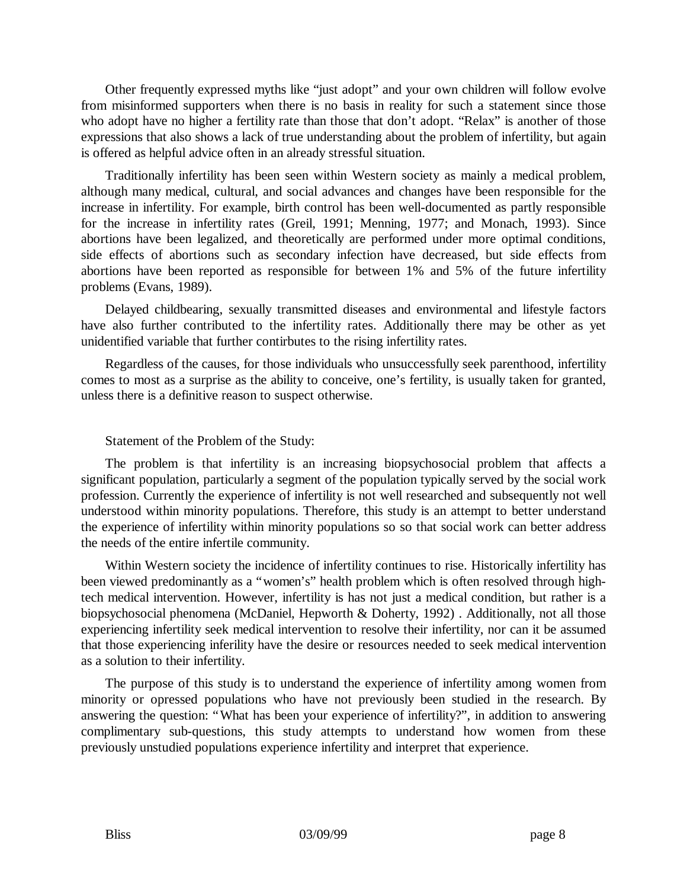Other frequently expressed myths like "just adopt" and your own children will follow evolve from misinformed supporters when there is no basis in reality for such a statement since those who adopt have no higher a fertility rate than those that don't adopt. "Relax" is another of those expressions that also shows a lack of true understanding about the problem of infertility, but again is offered as helpful advice often in an already stressful situation.

Traditionally infertility has been seen within Western society as mainly a medical problem, although many medical, cultural, and social advances and changes have been responsible for the increase in infertility. For example, birth control has been well-documented as partly responsible for the increase in infertility rates (Greil, 1991; Menning, 1977; and Monach, 1993). Since abortions have been legalized, and theoretically are performed under more optimal conditions, side effects of abortions such as secondary infection have decreased, but side effects from abortions have been reported as responsible for between 1% and 5% of the future infertility problems (Evans, 1989).

Delayed childbearing, sexually transmitted diseases and environmental and lifestyle factors have also further contributed to the infertility rates. Additionally there may be other as yet unidentified variable that further contirbutes to the rising infertility rates.

Regardless of the causes, for those individuals who unsuccessfully seek parenthood, infertility comes to most as a surprise as the ability to conceive, one's fertility, is usually taken for granted, unless there is a definitive reason to suspect otherwise.

Statement of the Problem of the Study:

The problem is that infertility is an increasing biopsychosocial problem that affects a significant population, particularly a segment of the population typically served by the social work profession. Currently the experience of infertility is not well researched and subsequently not well understood within minority populations. Therefore, this study is an attempt to better understand the experience of infertility within minority populations so so that social work can better address the needs of the entire infertile community.

Within Western society the incidence of infertility continues to rise. Historically infertility has been viewed predominantly as a "women's" health problem which is often resolved through high-tech medical intervention. However, infertility is has not just a medical condition, but rather is a biopsychosocial phenomena (McDaniel, Hepworth & Doherty, 1992) . Additionally, not all those experiencing infertility seek medical intervention to resolve their infertility, nor can it be assumed that those experiencing inferility have the desire or resources needed to seek medical intervention as a solution to their infertility.

The purpose of this study is to understand the experience of infertility among women from minority or opressed populations who have not previously been studied in the research. By answering the question: "What has been your experience of infertility?", in addition to answering complimentary sub-questions, this study attempts to understand how women from these previously unstudied populations experience infertility and interpret that experience.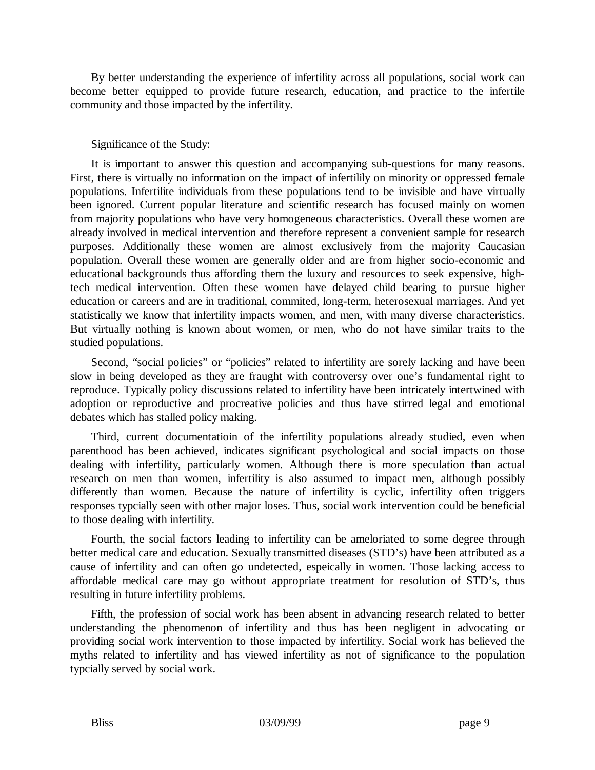By better understanding the experience of infertility across all populations, social work can become better equipped to provide future research, education, and practice to the infertile community and those impacted by the infertility.

Significance of the Study:

It is important to answer this question and accompanying sub-questions for many reasons. First, there is virtually no information on the impact of infertilily on minority or oppressed female populations. Infertilite individuals from these populations tend to be invisible and have virtually been ignored. Current popular literature and scientific research has focused mainly on women from majority populations who have very homogeneous characteristics. Overall these women are already involved in medical intervention and therefore represent a convenient sample for research purposes. Additionally these women are almost exclusively from the majority Caucasian population. Overall these women are generally older and are from higher socio-economic and educational backgrounds thus affording them the luxury and resources to seek expensive, high-tech medical intervention. Often these women have delayed child bearing to pursue higher education or careers and are in traditional, commited, long-term, heterosexual marriages. And yet statistically we know that infertility impacts women, and men, with many diverse characteristics. But virtually nothing is known about women, or men, who do not have similar traits to the studied populations.

Second, "social policies" or "policies" related to infertility are sorely lacking and have been slow in being developed as they are fraught with controversy over one's fundamental right to reproduce. Typically policy discussions related to infertility have been intricately intertwined with adoption or reproductive and procreative policies and thus have stirred legal and emotional debates which has stalled policy making.

Third, current documentatioin of the infertility populations already studied, even when parenthood has been achieved, indicates significant psychological and social impacts on those dealing with infertility, particularly women. Although there is more speculation than actual research on men than women, infertility is also assumed to impact men, although possibly differently than women. Because the nature of infertility is cyclic, infertility often triggers responses typcially seen with other major loses. Thus, social work intervention could be beneficial to those dealing with infertility.

Fourth, the social factors leading to infertility can be ameloriated to some degree through better medical care and education. Sexually transmitted diseases (STD's) have been attributed as a cause of infertility and can often go undetected, espeically in women. Those lacking access to affordable medical care may go without appropriate treatment for resolution of STD's, thus resulting in future infertility problems.

Fifth, the profession of social work has been absent in advancing research related to better understanding the phenomenon of infertility and thus has been negligent in advocating or providing social work intervention to those impacted by infertility. Social work has believed the myths related to infertility and has viewed infertility as not of significance to the population typcially served by social work.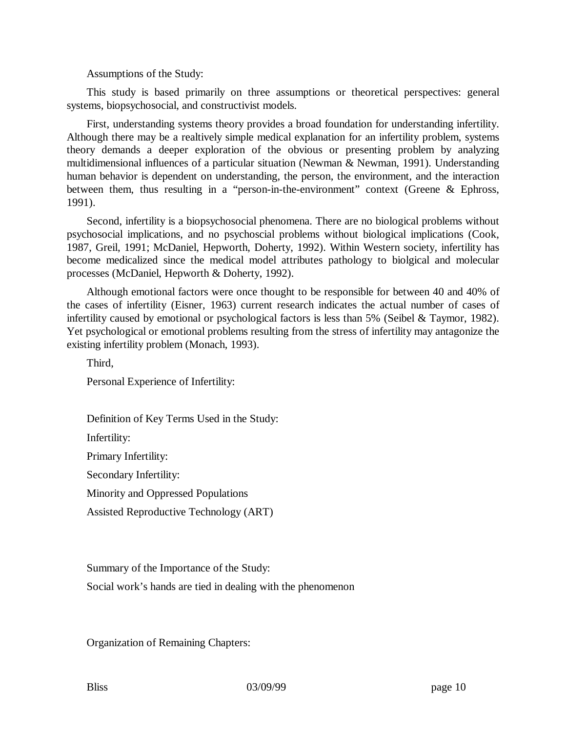Assumptions of the Study:

This study is based primarily on three assumptions or theoretical perspectives: general systems, biopsychosocial, and constructivist models.

First, understanding systems theory provides a broad foundation for understanding infertility. Although there may be a realtively simple medical explanation for an infertility problem, systems theory demands a deeper exploration of the obvious or presenting problem by analyzing multidimensional influences of a particular situation (Newman & Newman, 1991). Understanding human behavior is dependent on understanding, the person, the environment, and the interaction between them, thus resulting in a "person-in-the-environment" context (Greene & Ephross, 1991).

Second, infertility is a biopsychosocial phenomena. There are no biological problems without psychosocial implications, and no psychoscial problems without biological implications (Cook, 1987, Greil, 1991; McDaniel, Hepworth, Doherty, 1992). Within Western society, infertility has become medicalized since the medical model attributes pathology to biolgical and molecular processes (McDaniel, Hepworth & Doherty, 1992).

Although emotional factors were once thought to be responsible for between 40 and 40% of the cases of infertility (Eisner, 1963) current research indicates the actual number of cases of infertility caused by emotional or psychological factors is less than 5% (Seibel & Taymor, 1982). Yet psychological or emotional problems resulting from the stress of infertility may antagonize the existing infertility problem (Monach, 1993).

Third,

Personal Experience of Infertility:

Definition of Key Terms Used in the Study:

Infertility:

Primary Infertility:

Secondary Infertility:

Minority and Oppressed Populations

Assisted Reproductive Technology (ART)

Summary of the Importance of the Study:

Social work's hands are tied in dealing with the phenomenon

Organization of Remaining Chapters: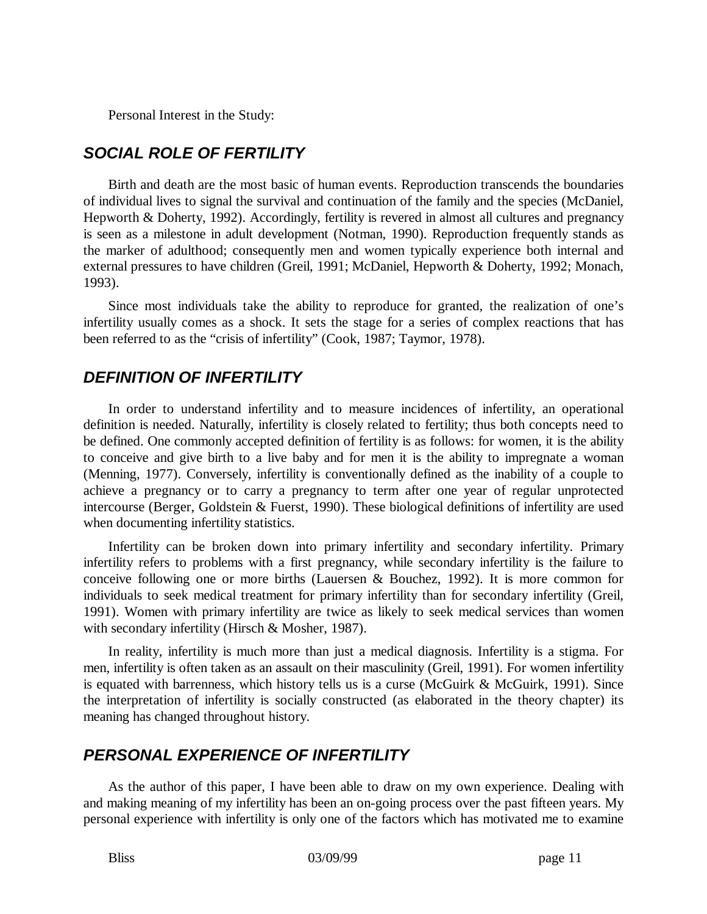Personal Interest in the Study:

## *SOCIAL ROLE OF FERTILITY*

Birth and death are the most basic of human events. Reproduction transcends the boundaries of individual lives to signal the survival and continuation of the family and the species (McDaniel, Hepworth & Doherty, 1992). Accordingly, fertility is revered in almost all cultures and pregnancy is seen as a milestone in adult development (Notman, 1990). Reproduction frequently stands as the marker of adulthood; consequently men and women typically experience both internal and external pressures to have children (Greil, 1991; McDaniel, Hepworth & Doherty, 1992; Monach, 1993).

Since most individuals take the ability to reproduce for granted, the realization of one's infertility usually comes as a shock. It sets the stage for a series of complex reactions that has been referred to as the "crisis of infertility" (Cook, 1987; Taymor, 1978).

## *DEFINITION OF INFERTILITY*

In order to understand infertility and to measure incidences of infertility, an operational definition is needed. Naturally, infertility is closely related to fertility; thus both concepts need to be defined. One commonly accepted definition of fertility is as follows: for women, it is the ability to conceive and give birth to a live baby and for men it is the ability to impregnate a woman (Menning, 1977). Conversely, infertility is conventionally defined as the inability of a couple to achieve a pregnancy or to carry a pregnancy to term after one year of regular unprotected intercourse (Berger, Goldstein & Fuerst, 1990). These biological definitions of infertility are used when documenting infertility statistics.

Infertility can be broken down into primary infertility and secondary infertility. Primary infertility refers to problems with a first pregnancy, while secondary infertility is the failure to conceive following one or more births (Lauersen & Bouchez, 1992). It is more common for individuals to seek medical treatment for primary infertility than for secondary infertility (Greil, 1991). Women with primary infertility are twice as likely to seek medical services than women with secondary infertility (Hirsch & Mosher, 1987).

In reality, infertility is much more than just a medical diagnosis. Infertility is a stigma. For men, infertility is often taken as an assault on their masculinity (Greil, 1991). For women infertility is equated with barrenness, which history tells us is a curse (McGuirk & McGuirk, 1991). Since the interpretation of infertility is socially constructed (as elaborated in the theory chapter) its meaning has changed throughout history.

## *PERSONAL EXPERIENCE OF INFERTILITY*

As the author of this paper, I have been able to draw on my own experience. Dealing with and making meaning of my infertility has been an on-going process over the past fifteen years. My personal experience with infertility is only one of the factors which has motivated me to examine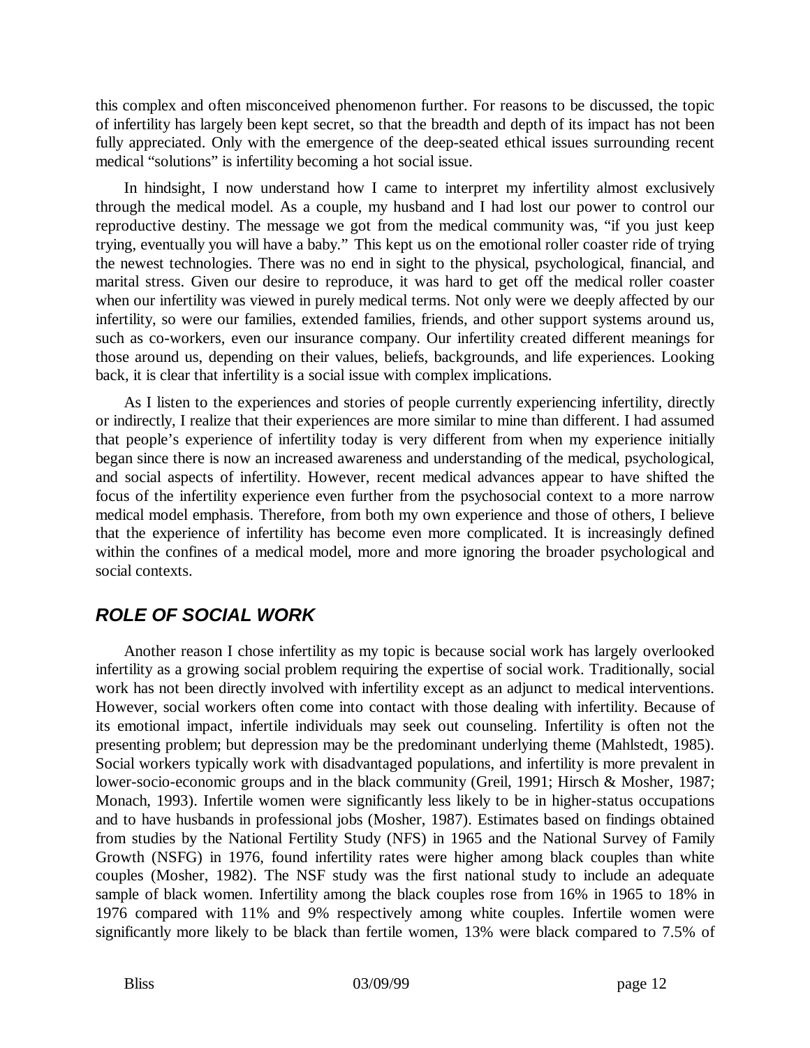this complex and often misconceived phenomenon further. For reasons to be discussed, the topic of infertility has largely been kept secret, so that the breadth and depth of its impact has not been fully appreciated. Only with the emergence of the deep-seated ethical issues surrounding recent medical "solutions" is infertility becoming a hot social issue.

In hindsight, I now understand how I came to interpret my infertility almost exclusively through the medical model. As a couple, my husband and I had lost our power to control our reproductive destiny. The message we got from the medical community was, "if you just keep trying, eventually you will have a baby." This kept us on the emotional roller coaster ride of trying the newest technologies. There was no end in sight to the physical, psychological, financial, and marital stress. Given our desire to reproduce, it was hard to get off the medical roller coaster when our infertility was viewed in purely medical terms. Not only were we deeply affected by our infertility, so were our families, extended families, friends, and other support systems around us, such as co-workers, even our insurance company. Our infertility created different meanings for those around us, depending on their values, beliefs, backgrounds, and life experiences. Looking back, it is clear that infertility is a social issue with complex implications.

As I listen to the experiences and stories of people currently experiencing infertility, directly or indirectly, I realize that their experiences are more similar to mine than different. I had assumed that people's experience of infertility today is very different from when my experience initially began since there is now an increased awareness and understanding of the medical, psychological, and social aspects of infertility. However, recent medical advances appear to have shifted the focus of the infertility experience even further from the psychosocial context to a more narrow medical model emphasis. Therefore, from both my own experience and those of others, I believe that the experience of infertility has become even more complicated. It is increasingly defined within the confines of a medical model, more and more ignoring the broader psychological and social contexts.

## *ROLE OF SOCIAL WORK*

Another reason I chose infertility as my topic is because social work has largely overlooked infertility as a growing social problem requiring the expertise of social work. Traditionally, social work has not been directly involved with infertility except as an adjunct to medical interventions. However, social workers often come into contact with those dealing with infertility. Because of its emotional impact, infertile individuals may seek out counseling. Infertility is often not the presenting problem; but depression may be the predominant underlying theme (Mahlstedt, 1985). Social workers typically work with disadvantaged populations, and infertility is more prevalent in lower-socio-economic groups and in the black community (Greil, 1991; Hirsch & Mosher, 1987; Monach, 1993). Infertile women were significantly less likely to be in higher-status occupations and to have husbands in professional jobs (Mosher, 1987). Estimates based on findings obtained from studies by the National Fertility Study (NFS) in 1965 and the National Survey of Family Growth (NSFG) in 1976, found infertility rates were higher among black couples than white couples (Mosher, 1982). The NSF study was the first national study to include an adequate sample of black women. Infertility among the black couples rose from 16% in 1965 to 18% in 1976 compared with 11% and 9% respectively among white couples. Infertile women were significantly more likely to be black than fertile women, 13% were black compared to 7.5% of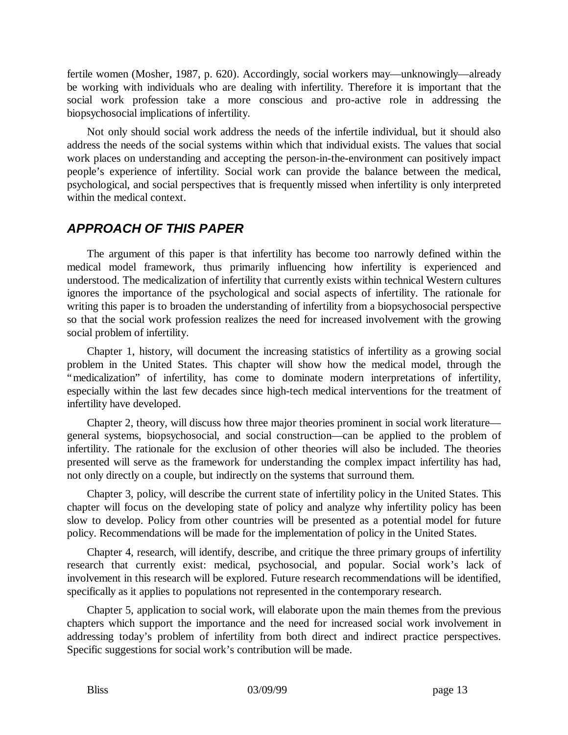fertile women (Mosher, 1987, p. 620). Accordingly, social workers may—unknowingly—already be working with individuals who are dealing with infertility. Therefore it is important that the social work profession take a more conscious and pro-active role in addressing the biopsychosocial implications of infertility.

Not only should social work address the needs of the infertile individual, but it should also address the needs of the social systems within which that individual exists. The values that social work places on understanding and accepting the person-in-the-environment can positively impact people's experience of infertility. Social work can provide the balance between the medical, psychological, and social perspectives that is frequently missed when infertility is only interpreted within the medical context.

## *APPROACH OF THIS PAPER*

The argument of this paper is that infertility has become too narrowly defined within the medical model framework, thus primarily influencing how infertility is experienced and understood. The medicalization of infertility that currently exists within technical Western cultures ignores the importance of the psychological and social aspects of infertility. The rationale for writing this paper is to broaden the understanding of infertility from a biopsychosocial perspective so that the social work profession realizes the need for increased involvement with the growing social problem of infertility.

Chapter 1, history, will document the increasing statistics of infertility as a growing social problem in the United States. This chapter will show how the medical model, through the "medicalization" of infertility, has come to dominate modern interpretations of infertility, especially within the last few decades since high-tech medical interventions for the treatment of infertility have developed.

Chapter 2, theory, will discuss how three major theories prominent in social work literature—general systems, biopsychosocial, and social construction—can be applied to the problem of infertility. The rationale for the exclusion of other theories will also be included. The theories presented will serve as the framework for understanding the complex impact infertility has had, not only directly on a couple, but indirectly on the systems that surround them.

Chapter 3, policy, will describe the current state of infertility policy in the United States. This chapter will focus on the developing state of policy and analyze why infertility policy has been slow to develop. Policy from other countries will be presented as a potential model for future policy. Recommendations will be made for the implementation of policy in the United States.

Chapter 4, research, will identify, describe, and critique the three primary groups of infertility research that currently exist: medical, psychosocial, and popular. Social work's lack of involvement in this research will be explored. Future research recommendations will be identified, specifically as it applies to populations not represented in the contemporary research.

Chapter 5, application to social work, will elaborate upon the main themes from the previous chapters which support the importance and the need for increased social work involvement in addressing today's problem of infertility from both direct and indirect practice perspectives. Specific suggestions for social work's contribution will be made.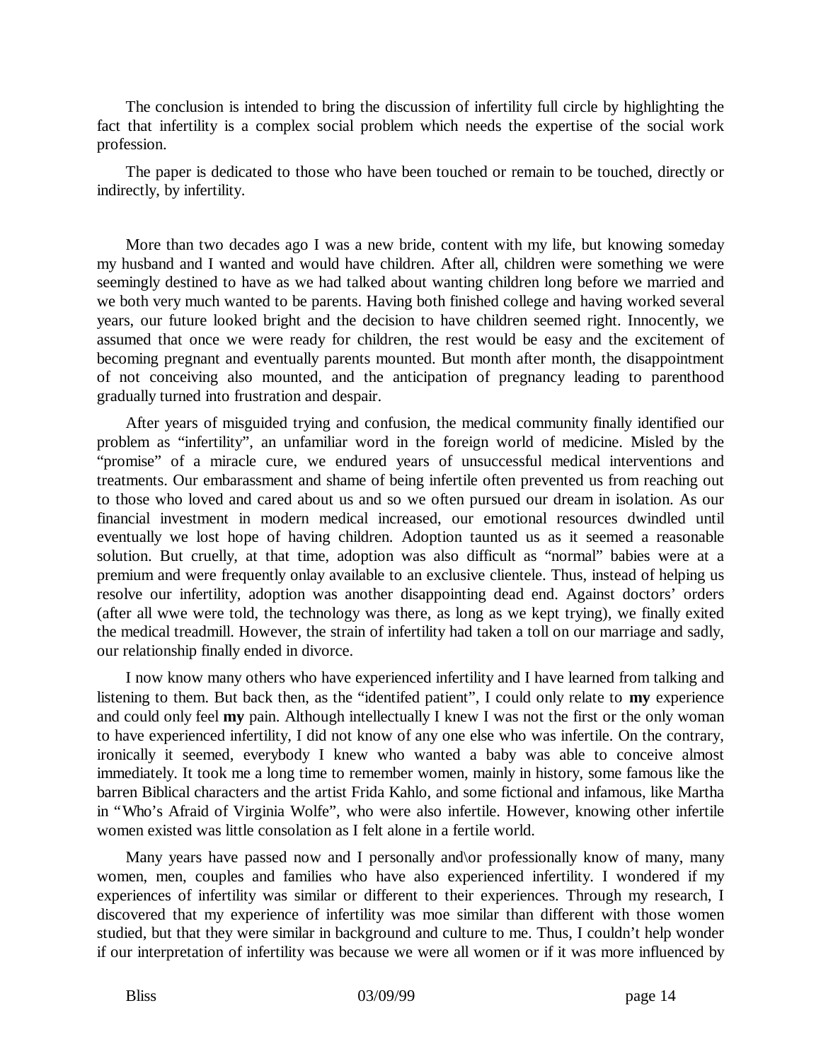The conclusion is intended to bring the discussion of infertility full circle by highlighting the fact that infertility is a complex social problem which needs the expertise of the social work profession.

The paper is dedicated to those who have been touched or remain to be touched, directly or indirectly, by infertility.

More than two decades ago I was a new bride, content with my life, but knowing someday my husband and I wanted and would have children. After all, children were something we were seemingly destined to have as we had talked about wanting children long before we married and we both very much wanted to be parents. Having both finished college and having worked several years, our future looked bright and the decision to have children seemed right. Innocently, we assumed that once we were ready for children, the rest would be easy and the excitement of becoming pregnant and eventually parents mounted. But month after month, the disappointment of not conceiving also mounted, and the anticipation of pregnancy leading to parenthood gradually turned into frustration and despair.

After years of misguided trying and confusion, the medical community finally identified our problem as "infertility", an unfamiliar word in the foreign world of medicine. Misled by the "promise" of a miracle cure, we endured years of unsuccessful medical interventions and treatments. Our embarassment and shame of being infertile often prevented us from reaching out to those who loved and cared about us and so we often pursued our dream in isolation. As our financial investment in modern medical increased, our emotional resources dwindled until eventually we lost hope of having children. Adoption taunted us as it seemed a reasonable solution. But cruelly, at that time, adoption was also difficult as "normal" babies were at a premium and were frequently onlay available to an exclusive clientele. Thus, instead of helping us resolve our infertility, adoption was another disappointing dead end. Against doctors' orders (after all wwe were told, the technology was there, as long as we kept trying), we finally exited the medical treadmill. However, the strain of infertility had taken a toll on our marriage and sadly, our relationship finally ended in divorce.

I now know many others who have experienced infertility and I have learned from talking and listening to them. But back then, as the "identifed patient", I could only relate to **my** experience and could only feel **my** pain. Although intellectually I knew I was not the first or the only woman to have experienced infertility, I did not know of any one else who was infertile. On the contrary, ironically it seemed, everybody I knew who wanted a baby was able to conceive almost immediately. It took me a long time to remember women, mainly in history, some famous like the barren Biblical characters and the artist Frida Kahlo, and some fictional and infamous, like Martha in "Who's Afraid of Virginia Wolfe", who were also infertile. However, knowing other infertile women existed was little consolation as I felt alone in a fertile world.

Many years have passed now and I personally and\or professionally know of many, many women, men, couples and families who have also experienced infertility. I wondered if my experiences of infertility was similar or different to their experiences. Through my research, I discovered that my experience of infertility was moe similar than different with those women studied, but that they were similar in background and culture to me. Thus, I couldn't help wonder if our interpretation of infertility was because we were all women or if it was more influenced by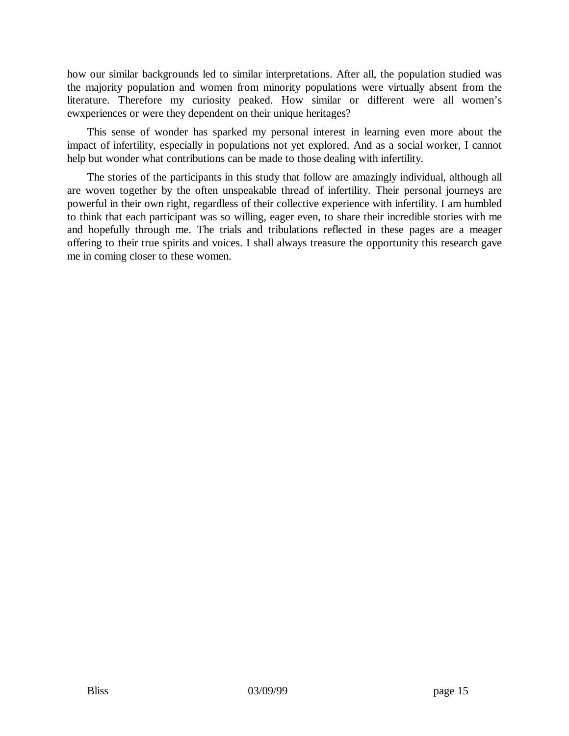how our similar backgrounds led to similar interpretations. After all, the population studied was the majority population and women from minority populations were virtually absent from the literature. Therefore my curiosity peaked. How similar or different were all women's ewxperiences or were they dependent on their unique heritages?

This sense of wonder has sparked my personal interest in learning even more about the impact of infertility, especially in populations not yet explored. And as a social worker, I cannot help but wonder what contributions can be made to those dealing with infertility.

The stories of the participants in this study that follow are amazingly individual, although all are woven together by the often unspeakable thread of infertility. Their personal journeys are powerful in their own right, regardless of their collective experience with infertility. I am humbled to think that each participant was so willing, eager even, to share their incredible stories with me and hopefully through me. The trials and tribulations reflected in these pages are a meager offering to their true spirits and voices. I shall always treasure the opportunity this research gave me in coming closer to these women.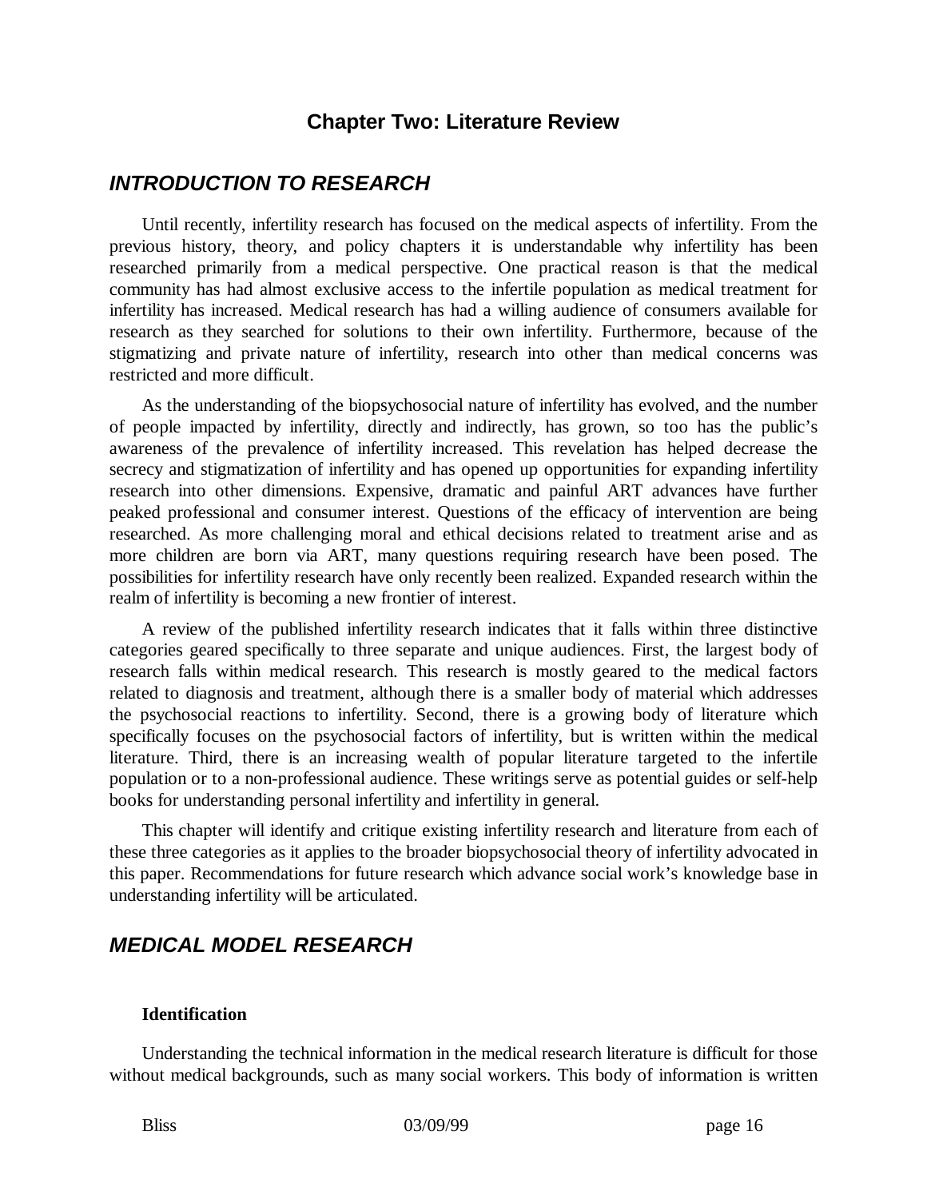# Chapter Two: Literature Review

## *INTRODUCTION TO RESEARCH*

Until recently, infertility research has focused on the medical aspects of infertility. From the previous history, theory, and policy chapters it is understandable why infertility has been researched primarily from a medical perspective. One practical reason is that the medical community has had almost exclusive access to the infertile population as medical treatment for infertility has increased. Medical research has had a willing audience of consumers available for research as they searched for solutions to their own infertility. Furthermore, because of the stigmatizing and private nature of infertility, research into other than medical concerns was restricted and more difficult.

As the understanding of the biopsychosocial nature of infertility has evolved, and the number of people impacted by infertility, directly and indirectly, has grown, so too has the public's awareness of the prevalence of infertility increased. This revelation has helped decrease the secrecy and stigmatization of infertility and has opened up opportunities for expanding infertility research into other dimensions. Expensive, dramatic and painful ART advances have further peaked professional and consumer interest. Questions of the efficacy of intervention are being researched. As more challenging moral and ethical decisions related to treatment arise and as more children are born via ART, many questions requiring research have been posed. The possibilities for infertility research have only recently been realized. Expanded research within the realm of infertility is becoming a new frontier of interest.

A review of the published infertility research indicates that it falls within three distinctive categories geared specifically to three separate and unique audiences. First, the largest body of research falls within medical research. This research is mostly geared to the medical factors related to diagnosis and treatment, although there is a smaller body of material which addresses the psychosocial reactions to infertility. Second, there is a growing body of literature which specifically focuses on the psychosocial factors of infertility, but is written within the medical literature. Third, there is an increasing wealth of popular literature targeted to the infertile population or to a non-professional audience. These writings serve as potential guides or self-help books for understanding personal infertility and infertility in general.

This chapter will identify and critique existing infertility research and literature from each of these three categories as it applies to the broader biopsychosocial theory of infertility advocated in this paper. Recommendations for future research which advance social work's knowledge base in understanding infertility will be articulated.

## *MEDICAL MODEL RESEARCH*

### Identification

Understanding the technical information in the medical research literature is difficult for those without medical backgrounds, such as many social workers. This body of information is written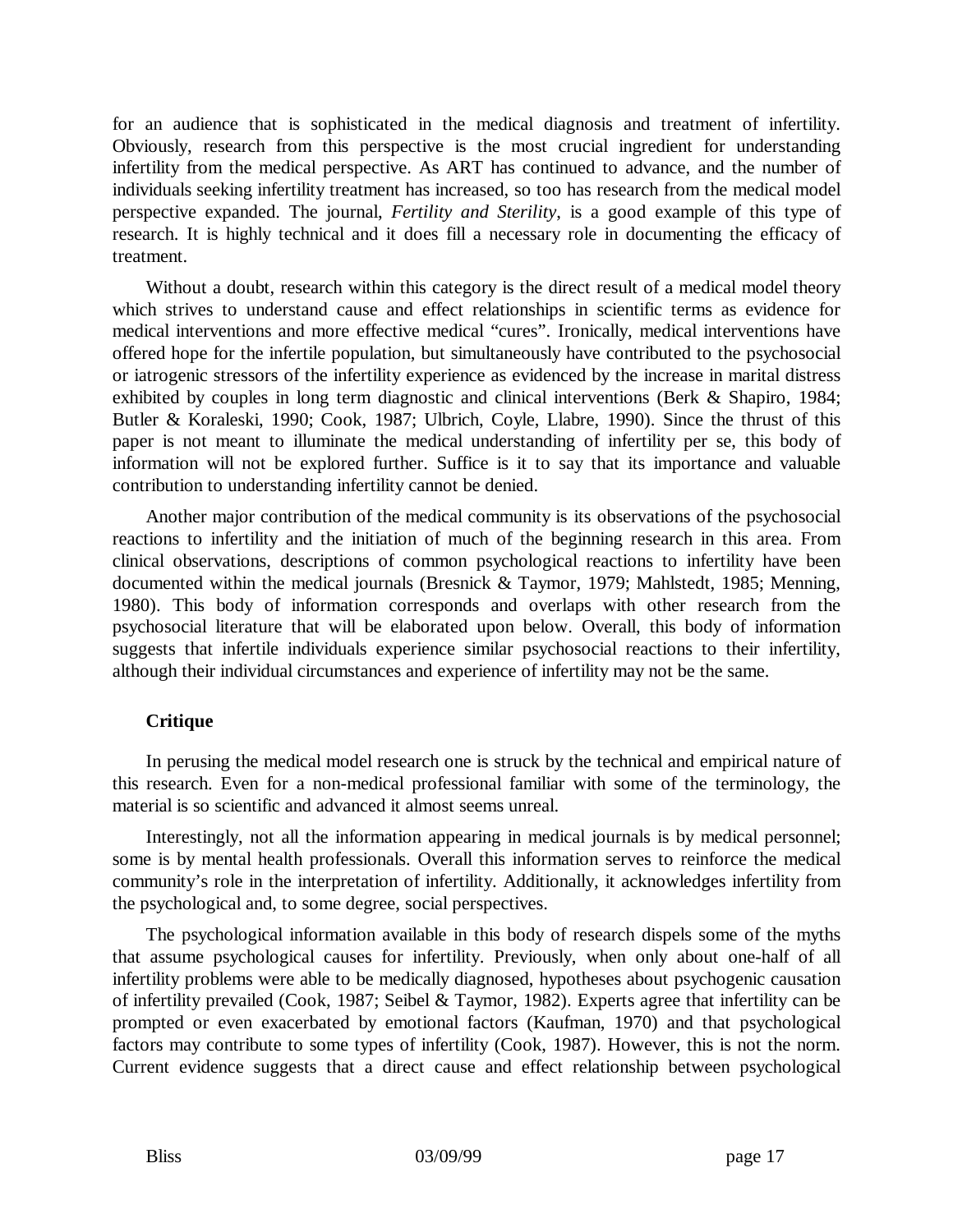for an audience that is sophisticated in the medical diagnosis and treatment of infertility. Obviously, research from this perspective is the most crucial ingredient for understanding infertility from the medical perspective. As ART has continued to advance, and the number of individuals seeking infertility treatment has increased, so too has research from the medical model perspective expanded. The journal, *Fertility and Sterility*, is a good example of this type of research. It is highly technical and it does fill a necessary role in documenting the efficacy of treatment.

Without a doubt, research within this category is the direct result of a medical model theory which strives to understand cause and effect relationships in scientific terms as evidence for medical interventions and more effective medical "cures". Ironically, medical interventions have offered hope for the infertile population, but simultaneously have contributed to the psychosocial or iatrogenic stressors of the infertility experience as evidenced by the increase in marital distress exhibited by couples in long term diagnostic and clinical interventions (Berk & Shapiro, 1984; Butler & Koraleski, 1990; Cook, 1987; Ulbrich, Coyle, Llabre, 1990). Since the thrust of this paper is not meant to illuminate the medical understanding of infertility per se, this body of information will not be explored further. Suffice is it to say that its importance and valuable contribution to understanding infertility cannot be denied.

Another major contribution of the medical community is its observations of the psychosocial reactions to infertility and the initiation of much of the beginning research in this area. From clinical observations, descriptions of common psychological reactions to infertility have been documented within the medical journals (Bresnick & Taymor, 1979; Mahlstedt, 1985; Menning, 1980). This body of information corresponds and overlaps with other research from the psychosocial literature that will be elaborated upon below. Overall, this body of information suggests that infertile individuals experience similar psychosocial reactions to their infertility, although their individual circumstances and experience of infertility may not be the same.

### Critique

In perusing the medical model research one is struck by the technical and empirical nature of this research. Even for a non-medical professional familiar with some of the terminology, the material is so scientific and advanced it almost seems unreal.

Interestingly, not all the information appearing in medical journals is by medical personnel; some is by mental health professionals. Overall this information serves to reinforce the medical community's role in the interpretation of infertility. Additionally, it acknowledges infertility from the psychological and, to some degree, social perspectives.

The psychological information available in this body of research dispels some of the myths that assume psychological causes for infertility. Previously, when only about one-half of all infertility problems were able to be medically diagnosed, hypotheses about psychogenic causation of infertility prevailed (Cook, 1987; Seibel & Taymor, 1982). Experts agree that infertility can be prompted or even exacerbated by emotional factors (Kaufman, 1970) and that psychological factors may contribute to some types of infertility (Cook, 1987). However, this is not the norm. Current evidence suggests that a direct cause and effect relationship between psychological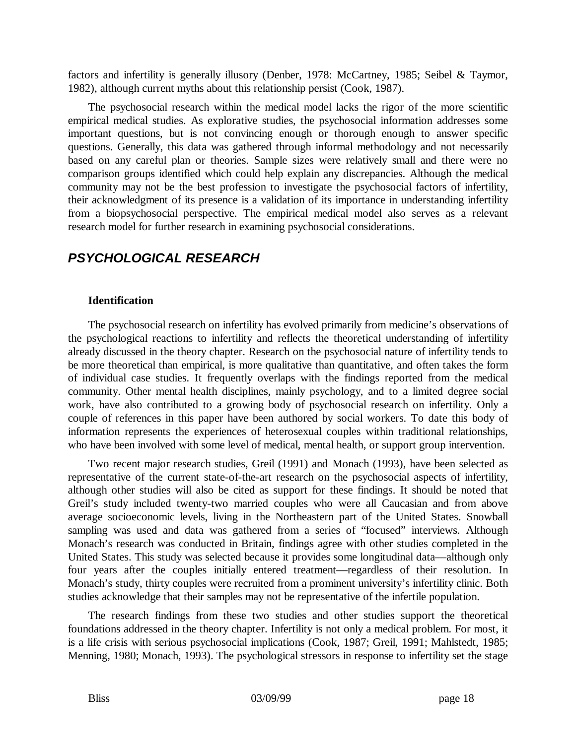factors and infertility is generally illusory (Denber, 1978: McCartney, 1985; Seibel & Taymor, 1982), although current myths about this relationship persist (Cook, 1987).

The psychosocial research within the medical model lacks the rigor of the more scientific empirical medical studies. As explorative studies, the psychosocial information addresses some important questions, but is not convincing enough or thorough enough to answer specific questions. Generally, this data was gathered through informal methodology and not necessarily based on any careful plan or theories. Sample sizes were relatively small and there were no comparison groups identified which could help explain any discrepancies. Although the medical community may not be the best profession to investigate the psychosocial factors of infertility, their acknowledgment of its presence is a validation of its importance in understanding infertility from a biopsychosocial perspective. The empirical medical model also serves as a relevant research model for further research in examining psychosocial considerations.

## *PSYCHOLOGICAL RESEARCH*

### Identification

The psychosocial research on infertility has evolved primarily from medicine's observations of the psychological reactions to infertility and reflects the theoretical understanding of infertility already discussed in the theory chapter. Research on the psychosocial nature of infertility tends to be more theoretical than empirical, is more qualitative than quantitative, and often takes the form of individual case studies. It frequently overlaps with the findings reported from the medical community. Other mental health disciplines, mainly psychology, and to a limited degree social work, have also contributed to a growing body of psychosocial research on infertility. Only a couple of references in this paper have been authored by social workers. To date this body of information represents the experiences of heterosexual couples within traditional relationships, who have been involved with some level of medical, mental health, or support group intervention.

Two recent major research studies, Greil (1991) and Monach (1993), have been selected as representative of the current state-of-the-art research on the psychosocial aspects of infertility, although other studies will also be cited as support for these findings. It should be noted that Greil's study included twenty-two married couples who were all Caucasian and from above average socioeconomic levels, living in the Northeastern part of the United States. Snowball sampling was used and data was gathered from a series of "focused" interviews. Although Monach's research was conducted in Britain, findings agree with other studies completed in the United States. This study was selected because it provides some longitudinal data—although only four years after the couples initially entered treatment—regardless of their resolution. In Monach's study, thirty couples were recruited from a prominent university's infertility clinic. Both studies acknowledge that their samples may not be representative of the infertile population.

The research findings from these two studies and other studies support the theoretical foundations addressed in the theory chapter. Infertility is not only a medical problem. For most, it is a life crisis with serious psychosocial implications (Cook, 1987; Greil, 1991; Mahlstedt, 1985; Menning, 1980; Monach, 1993). The psychological stressors in response to infertility set the stage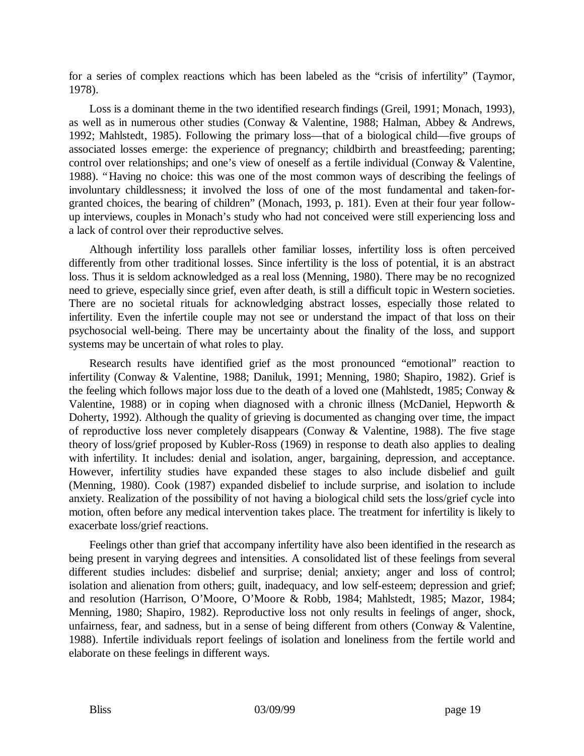for a series of complex reactions which has been labeled as the "crisis of infertility" (Taymor, 1978).

Loss is a dominant theme in the two identified research findings (Greil, 1991; Monach, 1993), as well as in numerous other studies (Conway & Valentine, 1988; Halman, Abbey & Andrews, 1992; Mahlstedt, 1985). Following the primary loss—that of a biological child—five groups of associated losses emerge: the experience of pregnancy; childbirth and breastfeeding; parenting; control over relationships; and one's view of oneself as a fertile individual (Conway & Valentine, 1988). "Having no choice: this was one of the most common ways of describing the feelings of involuntary childlessness; it involved the loss of one of the most fundamental and taken-for-granted choices, the bearing of children" (Monach, 1993, p. 181). Even at their four year follow-up interviews, couples in Monach's study who had not conceived were still experiencing loss and a lack of control over their reproductive selves.

Although infertility loss parallels other familiar losses, infertility loss is often perceived differently from other traditional losses. Since infertility is the loss of potential, it is an abstract loss. Thus it is seldom acknowledged as a real loss (Menning, 1980). There may be no recognized need to grieve, especially since grief, even after death, is still a difficult topic in Western societies. There are no societal rituals for acknowledging abstract losses, especially those related to infertility. Even the infertile couple may not see or understand the impact of that loss on their psychosocial well-being. There may be uncertainty about the finality of the loss, and support systems may be uncertain of what roles to play.

Research results have identified grief as the most pronounced "emotional" reaction to infertility (Conway & Valentine, 1988; Daniluk, 1991; Menning, 1980; Shapiro, 1982). Grief is the feeling which follows major loss due to the death of a loved one (Mahlstedt, 1985; Conway & Valentine, 1988) or in coping when diagnosed with a chronic illness (McDaniel, Hepworth & Doherty, 1992). Although the quality of grieving is documented as changing over time, the impact of reproductive loss never completely disappears (Conway & Valentine, 1988). The five stage theory of loss/grief proposed by Kubler-Ross (1969) in response to death also applies to dealing with infertility. It includes: denial and isolation, anger, bargaining, depression, and acceptance. However, infertility studies have expanded these stages to also include disbelief and guilt (Menning, 1980). Cook (1987) expanded disbelief to include surprise, and isolation to include anxiety. Realization of the possibility of not having a biological child sets the loss/grief cycle into motion, often before any medical intervention takes place. The treatment for infertility is likely to exacerbate loss/grief reactions.

Feelings other than grief that accompany infertility have also been identified in the research as being present in varying degrees and intensities. A consolidated list of these feelings from several different studies includes: disbelief and surprise; denial; anxiety; anger and loss of control; isolation and alienation from others; guilt, inadequacy, and low self-esteem; depression and grief; and resolution (Harrison, O'Moore, O'Moore & Robb, 1984; Mahlstedt, 1985; Mazor, 1984; Menning, 1980; Shapiro, 1982). Reproductive loss not only results in feelings of anger, shock, unfairness, fear, and sadness, but in a sense of being different from others (Conway & Valentine, 1988). Infertile individuals report feelings of isolation and loneliness from the fertile world and elaborate on these feelings in different ways.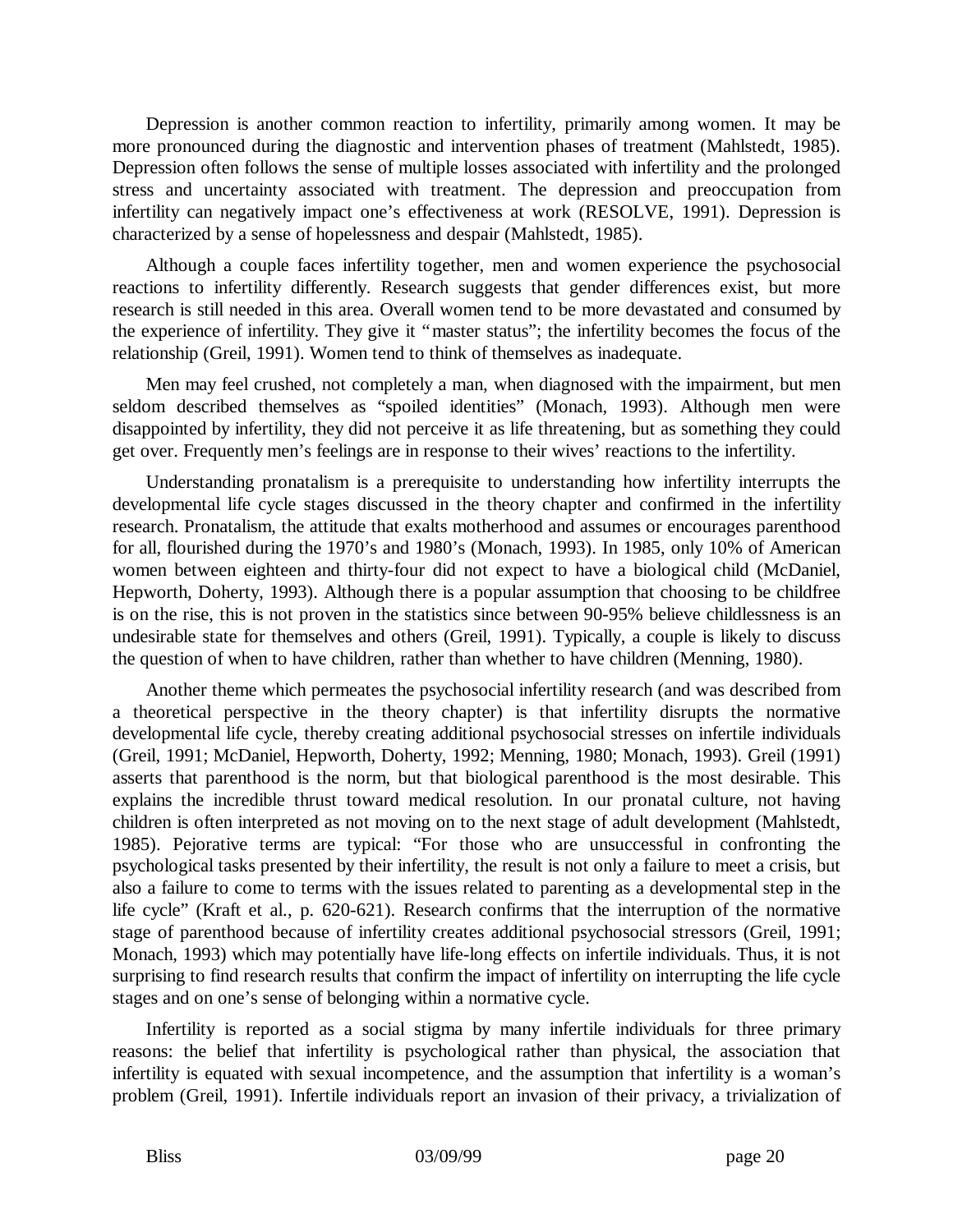Depression is another common reaction to infertility, primarily among women. It may be more pronounced during the diagnostic and intervention phases of treatment (Mahlstedt, 1985). Depression often follows the sense of multiple losses associated with infertility and the prolonged stress and uncertainty associated with treatment. The depression and preoccupation from infertility can negatively impact one's effectiveness at work (RESOLVE, 1991). Depression is characterized by a sense of hopelessness and despair (Mahlstedt, 1985).

Although a couple faces infertility together, men and women experience the psychosocial reactions to infertility differently. Research suggests that gender differences exist, but more research is still needed in this area. Overall women tend to be more devastated and consumed by the experience of infertility. They give it "master status"; the infertility becomes the focus of the relationship (Greil, 1991). Women tend to think of themselves as inadequate.

Men may feel crushed, not completely a man, when diagnosed with the impairment, but men seldom described themselves as "spoiled identities" (Monach, 1993). Although men were disappointed by infertility, they did not perceive it as life threatening, but as something they could get over. Frequently men's feelings are in response to their wives' reactions to the infertility.

Understanding pronatalism is a prerequisite to understanding how infertility interrupts the developmental life cycle stages discussed in the theory chapter and confirmed in the infertility research. Pronatalism, the attitude that exalts motherhood and assumes or encourages parenthood for all, flourished during the 1970's and 1980's (Monach, 1993). In 1985, only 10% of American women between eighteen and thirty-four did not expect to have a biological child (McDaniel, Hepworth, Doherty, 1993). Although there is a popular assumption that choosing to be childfree is on the rise, this is not proven in the statistics since between 90-95% believe childlessness is an undesirable state for themselves and others (Greil, 1991). Typically, a couple is likely to discuss the question of when to have children, rather than whether to have children (Menning, 1980).

Another theme which permeates the psychosocial infertility research (and was described from a theoretical perspective in the theory chapter) is that infertility disrupts the normative developmental life cycle, thereby creating additional psychosocial stresses on infertile individuals (Greil, 1991; McDaniel, Hepworth, Doherty, 1992; Menning, 1980; Monach, 1993). Greil (1991) asserts that parenthood is the norm, but that biological parenthood is the most desirable. This explains the incredible thrust toward medical resolution. In our pronatal culture, not having children is often interpreted as not moving on to the next stage of adult development (Mahlstedt, 1985). Pejorative terms are typical: "For those who are unsuccessful in confronting the psychological tasks presented by their infertility, the result is not only a failure to meet a crisis, but also a failure to come to terms with the issues related to parenting as a developmental step in the life cycle" (Kraft et al., p. 620-621). Research confirms that the interruption of the normative stage of parenthood because of infertility creates additional psychosocial stressors (Greil, 1991; Monach, 1993) which may potentially have life-long effects on infertile individuals. Thus, it is not surprising to find research results that confirm the impact of infertility on interrupting the life cycle stages and on one's sense of belonging within a normative cycle.

Infertility is reported as a social stigma by many infertile individuals for three primary reasons: the belief that infertility is psychological rather than physical, the association that infertility is equated with sexual incompetence, and the assumption that infertility is a woman's problem (Greil, 1991). Infertile individuals report an invasion of their privacy, a trivialization of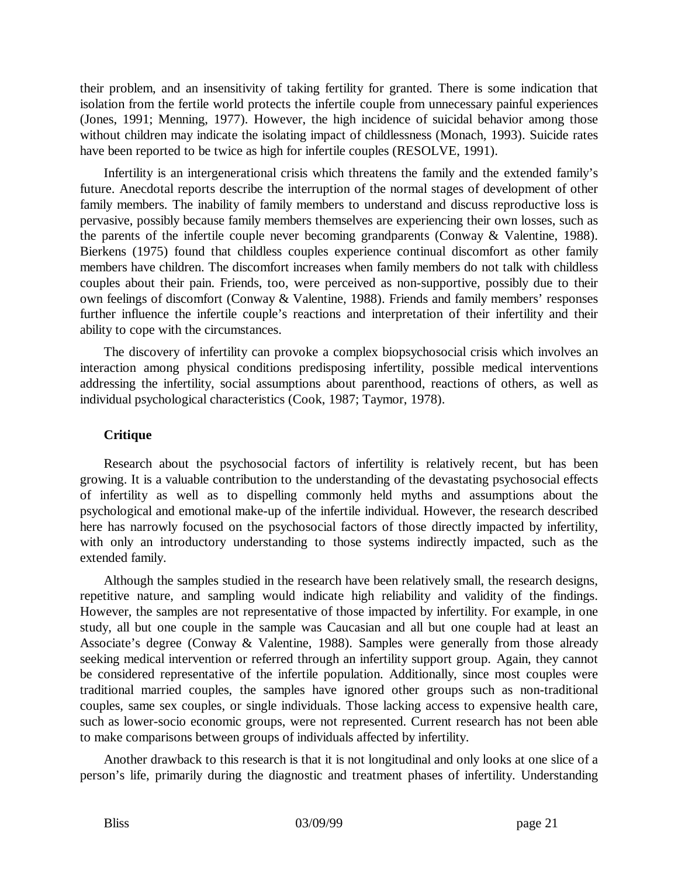their problem, and an insensitivity of taking fertility for granted. There is some indication that isolation from the fertile world protects the infertile couple from unnecessary painful experiences (Jones, 1991; Menning, 1977). However, the high incidence of suicidal behavior among those without children may indicate the isolating impact of childlessness (Monach, 1993). Suicide rates have been reported to be twice as high for infertile couples (RESOLVE, 1991).

Infertility is an intergenerational crisis which threatens the family and the extended family's future. Anecdotal reports describe the interruption of the normal stages of development of other family members. The inability of family members to understand and discuss reproductive loss is pervasive, possibly because family members themselves are experiencing their own losses, such as the parents of the infertile couple never becoming grandparents (Conway & Valentine, 1988). Bierkens (1975) found that childless couples experience continual discomfort as other family members have children. The discomfort increases when family members do not talk with childless couples about their pain. Friends, too, were perceived as non-supportive, possibly due to their own feelings of discomfort (Conway & Valentine, 1988). Friends and family members' responses further influence the infertile couple's reactions and interpretation of their infertility and their ability to cope with the circumstances.

The discovery of infertility can provoke a complex biopsychosocial crisis which involves an interaction among physical conditions predisposing infertility, possible medical interventions addressing the infertility, social assumptions about parenthood, reactions of others, as well as individual psychological characteristics (Cook, 1987; Taymor, 1978).

**Critique**

Research about the psychosocial factors of infertility is relatively recent, but has been growing. It is a valuable contribution to the understanding of the devastating psychosocial effects of infertility as well as to dispelling commonly held myths and assumptions about the psychological and emotional make-up of the infertile individual. However, the research described here has narrowly focused on the psychosocial factors of those directly impacted by infertility, with only an introductory understanding to those systems indirectly impacted, such as the extended family.

Although the samples studied in the research have been relatively small, the research designs, repetitive nature, and sampling would indicate high reliability and validity of the findings. However, the samples are not representative of those impacted by infertility. For example, in one study, all but one couple in the sample was Caucasian and all but one couple had at least an Associate's degree (Conway & Valentine, 1988). Samples were generally from those already seeking medical intervention or referred through an infertility support group. Again, they cannot be considered representative of the infertile population. Additionally, since most couples were traditional married couples, the samples have ignored other groups such as non-traditional couples, same sex couples, or single individuals. Those lacking access to expensive health care, such as lower-socio economic groups, were not represented. Current research has not been able to make comparisons between groups of individuals affected by infertility.

Another drawback to this research is that it is not longitudinal and only looks at one slice of a person's life, primarily during the diagnostic and treatment phases of infertility. Understanding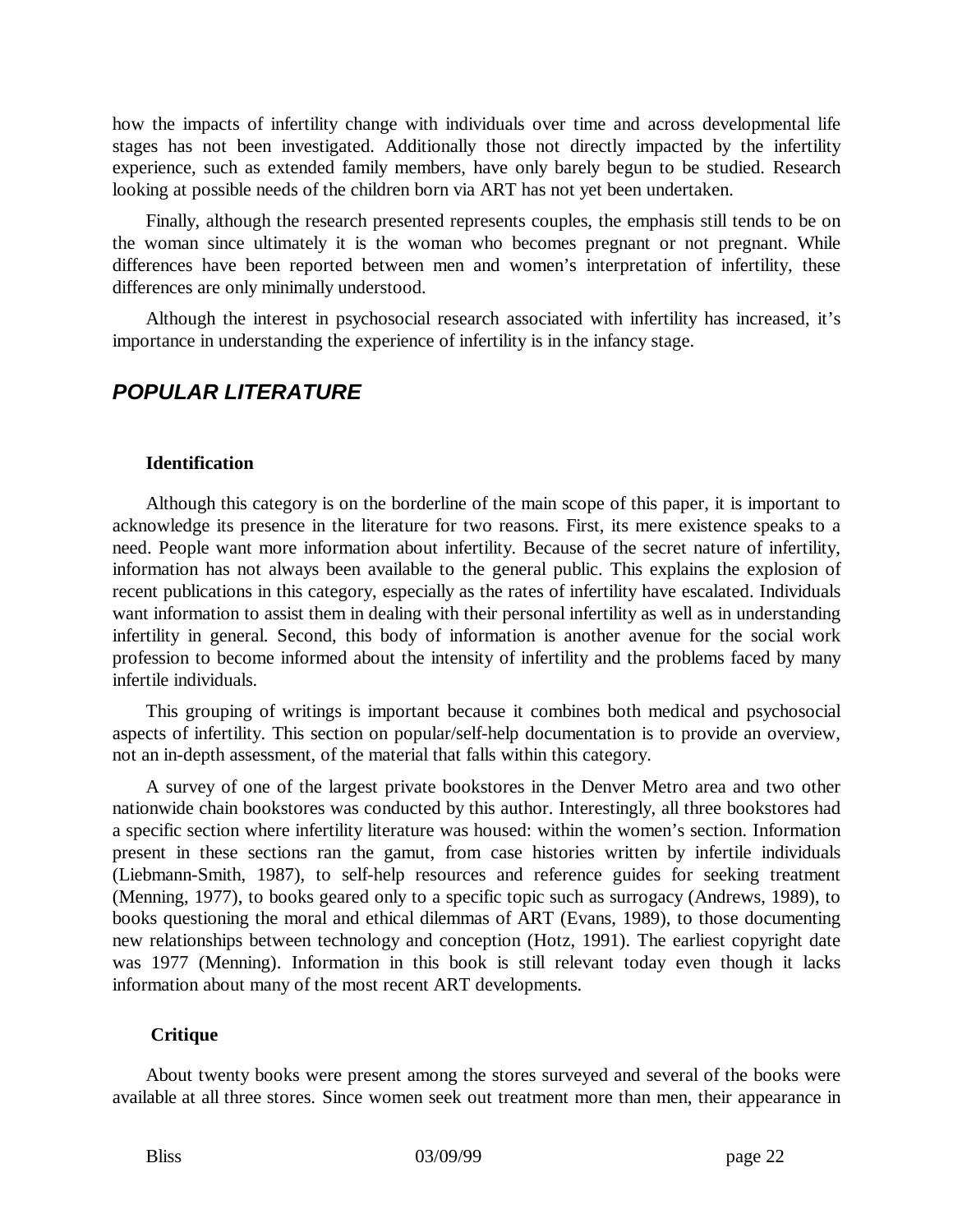how the impacts of infertility change with individuals over time and across developmental life stages has not been investigated. Additionally those not directly impacted by the infertility experience, such as extended family members, have only barely begun to be studied. Research looking at possible needs of the children born via ART has not yet been undertaken.

Finally, although the research presented represents couples, the emphasis still tends to be on the woman since ultimately it is the woman who becomes pregnant or not pregnant. While differences have been reported between men and women's interpretation of infertility, these differences are only minimally understood.

Although the interest in psychosocial research associated with infertility has increased, it's importance in understanding the experience of infertility is in the infancy stage.

## *POPULAR LITERATURE*

### Identification

Although this category is on the borderline of the main scope of this paper, it is important to acknowledge its presence in the literature for two reasons. First, its mere existence speaks to a need. People want more information about infertility. Because of the secret nature of infertility, information has not always been available to the general public. This explains the explosion of recent publications in this category, especially as the rates of infertility have escalated. Individuals want information to assist them in dealing with their personal infertility as well as in understanding infertility in general. Second, this body of information is another avenue for the social work profession to become informed about the intensity of infertility and the problems faced by many infertile individuals.

This grouping of writings is important because it combines both medical and psychosocial aspects of infertility. This section on popular/self-help documentation is to provide an overview, not an in-depth assessment, of the material that falls within this category.

A survey of one of the largest private bookstores in the Denver Metro area and two other nationwide chain bookstores was conducted by this author. Interestingly, all three bookstores had a specific section where infertility literature was housed: within the women's section. Information present in these sections ran the gamut, from case histories written by infertile individuals (Liebmann-Smith, 1987), to self-help resources and reference guides for seeking treatment (Menning, 1977), to books geared only to a specific topic such as surrogacy (Andrews, 1989), to books questioning the moral and ethical dilemmas of ART (Evans, 1989), to those documenting new relationships between technology and conception (Hotz, 1991). The earliest copyright date was 1977 (Menning). Information in this book is still relevant today even though it lacks information about many of the most recent ART developments.

### Critique

About twenty books were present among the stores surveyed and several of the books were available at all three stores. Since women seek out treatment more than men, their appearance in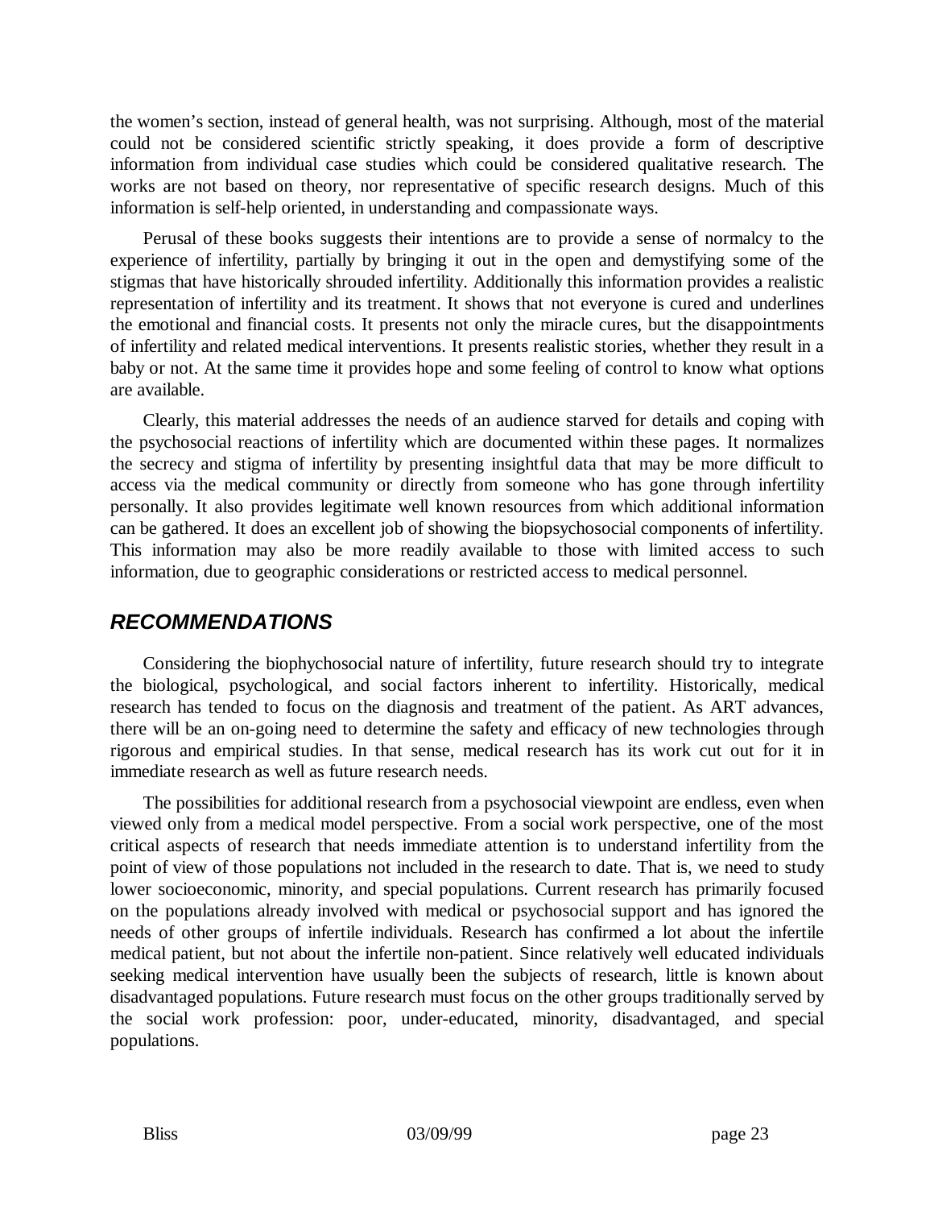the women's section, instead of general health, was not surprising. Although, most of the material could not be considered scientific strictly speaking, it does provide a form of descriptive information from individual case studies which could be considered qualitative research. The works are not based on theory, nor representative of specific research designs. Much of this information is self-help oriented, in understanding and compassionate ways.

Perusal of these books suggests their intentions are to provide a sense of normalcy to the experience of infertility, partially by bringing it out in the open and demystifying some of the stigmas that have historically shrouded infertility. Additionally this information provides a realistic representation of infertility and its treatment. It shows that not everyone is cured and underlines the emotional and financial costs. It presents not only the miracle cures, but the disappointments of infertility and related medical interventions. It presents realistic stories, whether they result in a baby or not. At the same time it provides hope and some feeling of control to know what options are available.

Clearly, this material addresses the needs of an audience starved for details and coping with the psychosocial reactions of infertility which are documented within these pages. It normalizes the secrecy and stigma of infertility by presenting insightful data that may be more difficult to access via the medical community or directly from someone who has gone through infertility personally. It also provides legitimate well known resources from which additional information can be gathered. It does an excellent job of showing the biopsychosocial components of infertility. This information may also be more readily available to those with limited access to such information, due to geographic considerations or restricted access to medical personnel.

## *RECOMMENDATIONS*

Considering the biophychosocial nature of infertility, future research should try to integrate the biological, psychological, and social factors inherent to infertility. Historically, medical research has tended to focus on the diagnosis and treatment of the patient. As ART advances, there will be an on-going need to determine the safety and efficacy of new technologies through rigorous and empirical studies. In that sense, medical research has its work cut out for it in immediate research as well as future research needs.

The possibilities for additional research from a psychosocial viewpoint are endless, even when viewed only from a medical model perspective. From a social work perspective, one of the most critical aspects of research that needs immediate attention is to understand infertility from the point of view of those populations not included in the research to date. That is, we need to study lower socioeconomic, minority, and special populations. Current research has primarily focused on the populations already involved with medical or psychosocial support and has ignored the needs of other groups of infertile individuals. Research has confirmed a lot about the infertile medical patient, but not about the infertile non-patient. Since relatively well educated individuals seeking medical intervention have usually been the subjects of research, little is known about disadvantaged populations. Future research must focus on the other groups traditionally served by the social work profession: poor, under-educated, minority, disadvantaged, and special populations.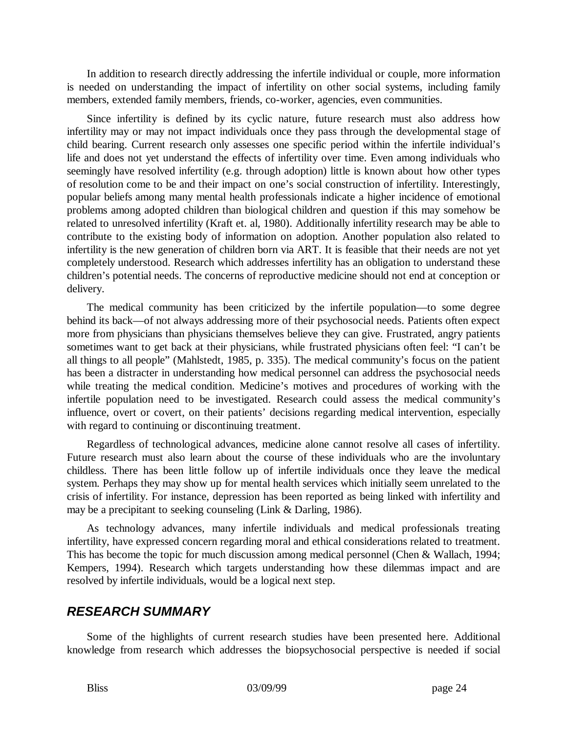In addition to research directly addressing the infertile individual or couple, more information is needed on understanding the impact of infertility on other social systems, including family members, extended family members, friends, co-worker, agencies, even communities.

Since infertility is defined by its cyclic nature, future research must also address how infertility may or may not impact individuals once they pass through the developmental stage of child bearing. Current research only assesses one specific period within the infertile individual's life and does not yet understand the effects of infertility over time. Even among individuals who seemingly have resolved infertility (e.g. through adoption) little is known about how other types of resolution come to be and their impact on one's social construction of infertility. Interestingly, popular beliefs among many mental health professionals indicate a higher incidence of emotional problems among adopted children than biological children and question if this may somehow be related to unresolved infertility (Kraft et. al, 1980). Additionally infertility research may be able to contribute to the existing body of information on adoption. Another population also related to infertility is the new generation of children born via ART. It is feasible that their needs are not yet completely understood. Research which addresses infertility has an obligation to understand these children's potential needs. The concerns of reproductive medicine should not end at conception or delivery.

The medical community has been criticized by the infertile population—to some degree behind its back—of not always addressing more of their psychosocial needs. Patients often expect more from physicians than physicians themselves believe they can give. Frustrated, angry patients sometimes want to get back at their physicians, while frustrated physicians often feel: "I can't be all things to all people" (Mahlstedt, 1985, p. 335). The medical community's focus on the patient has been a distracter in understanding how medical personnel can address the psychosocial needs while treating the medical condition. Medicine's motives and procedures of working with the infertile population need to be investigated. Research could assess the medical community's influence, overt or covert, on their patients' decisions regarding medical intervention, especially with regard to continuing or discontinuing treatment.

Regardless of technological advances, medicine alone cannot resolve all cases of infertility. Future research must also learn about the course of these individuals who are the involuntary childless. There has been little follow up of infertile individuals once they leave the medical system. Perhaps they may show up for mental health services which initially seem unrelated to the crisis of infertility. For instance, depression has been reported as being linked with infertility and may be a precipitant to seeking counseling (Link & Darling, 1986).

As technology advances, many infertile individuals and medical professionals treating infertility, have expressed concern regarding moral and ethical considerations related to treatment. This has become the topic for much discussion among medical personnel (Chen & Wallach, 1994; Kempers, 1994). Research which targets understanding how these dilemmas impact and are resolved by infertile individuals, would be a logical next step.

## ***RESEARCH SUMMARY***

Some of the highlights of current research studies have been presented here. Additional knowledge from research which addresses the biopsychosocial perspective is needed if social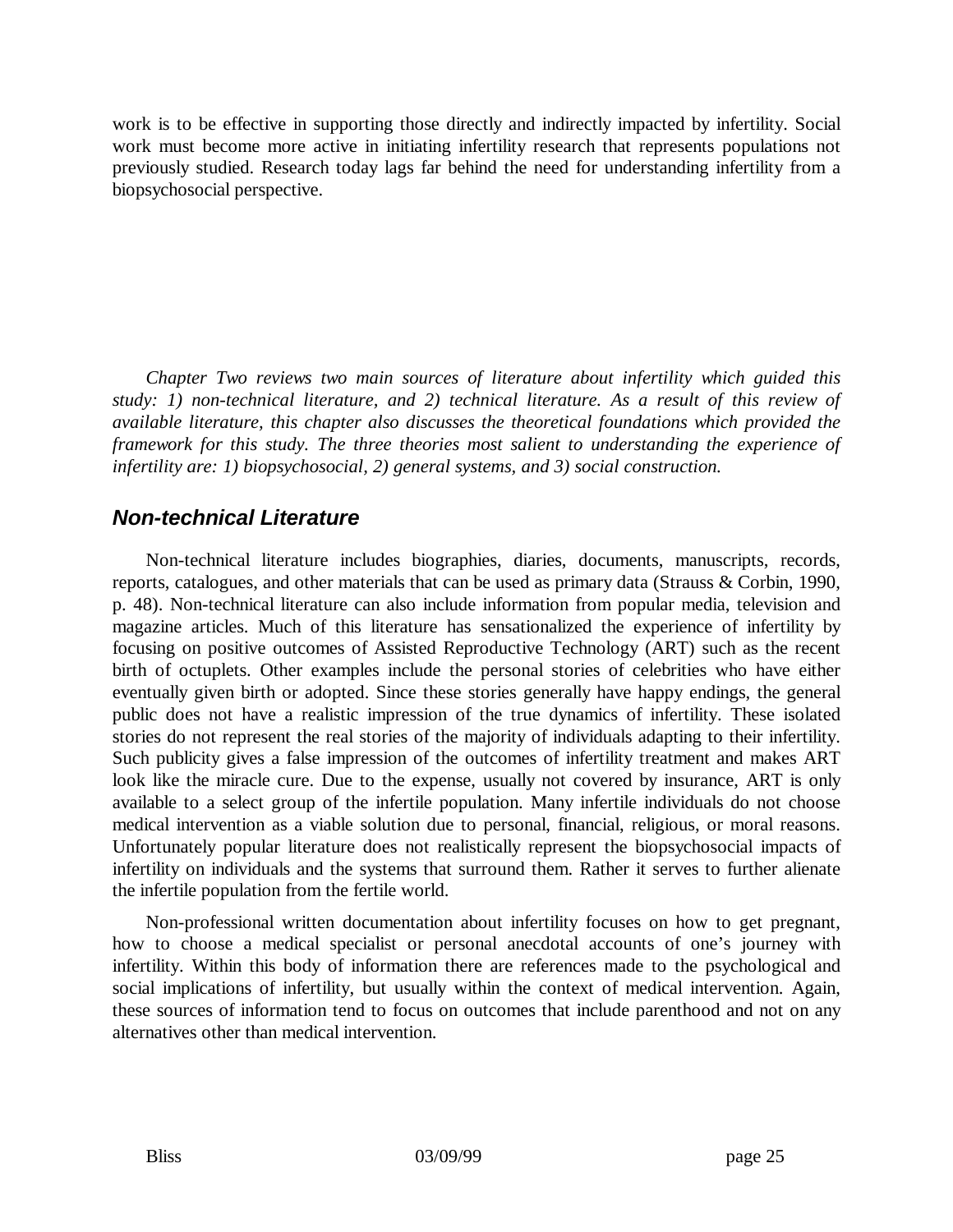work is to be effective in supporting those directly and indirectly impacted by infertility. Social work must become more active in initiating infertility research that represents populations not previously studied. Research today lags far behind the need for understanding infertility from a biopsychosocial perspective.

*Chapter Two reviews two main sources of literature about infertility which guided this study: 1) non-technical literature, and 2) technical literature. As a result of this review of available literature, this chapter also discusses the theoretical foundations which provided the framework for this study. The three theories most salient to understanding the experience of infertility are: 1) biopsychosocial, 2) general systems, and 3) social construction.*

## Non-technical Literature

Non-technical literature includes biographies, diaries, documents, manuscripts, records, reports, catalogues, and other materials that can be used as primary data (Strauss & Corbin, 1990, p. 48). Non-technical literature can also include information from popular media, television and magazine articles. Much of this literature has sensationalized the experience of infertility by focusing on positive outcomes of Assisted Reproductive Technology (ART) such as the recent birth of octuplets. Other examples include the personal stories of celebrities who have either eventually given birth or adopted. Since these stories generally have happy endings, the general public does not have a realistic impression of the true dynamics of infertility. These isolated stories do not represent the real stories of the majority of individuals adapting to their infertility. Such publicity gives a false impression of the outcomes of infertility treatment and makes ART look like the miracle cure. Due to the expense, usually not covered by insurance, ART is only available to a select group of the infertile population. Many infertile individuals do not choose medical intervention as a viable solution due to personal, financial, religious, or moral reasons. Unfortunately popular literature does not realistically represent the biopsychosocial impacts of infertility on individuals and the systems that surround them. Rather it serves to further alienate the infertile population from the fertile world.

Non-professional written documentation about infertility focuses on how to get pregnant, how to choose a medical specialist or personal anecdotal accounts of one's journey with infertility. Within this body of information there are references made to the psychological and social implications of infertility, but usually within the context of medical intervention. Again, these sources of information tend to focus on outcomes that include parenthood and not on any alternatives other than medical intervention.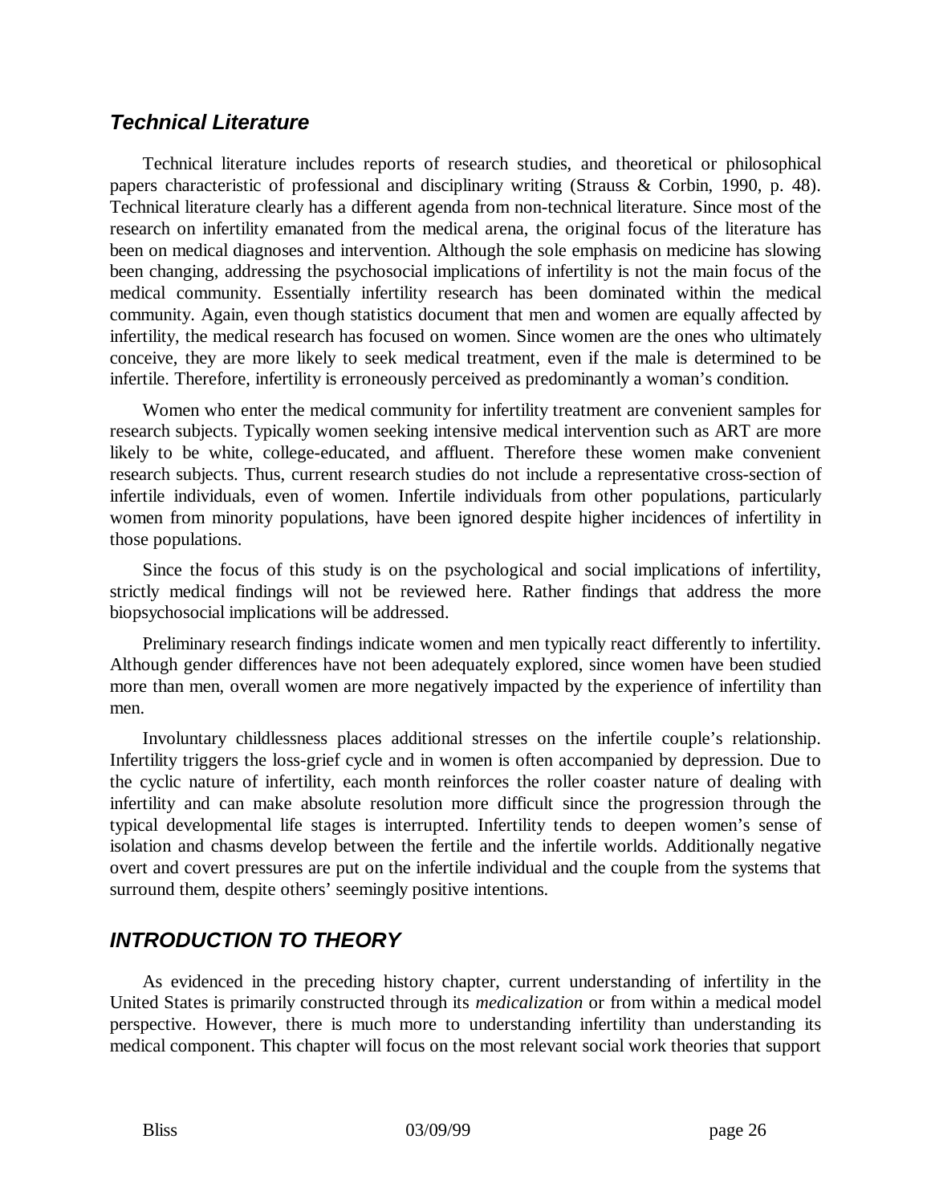### *Technical Literature*

Technical literature includes reports of research studies, and theoretical or philosophical papers characteristic of professional and disciplinary writing (Strauss & Corbin, 1990, p. 48). Technical literature clearly has a different agenda from non-technical literature. Since most of the research on infertility emanated from the medical arena, the original focus of the literature has been on medical diagnoses and intervention. Although the sole emphasis on medicine has slowing been changing, addressing the psychosocial implications of infertility is not the main focus of the medical community. Essentially infertility research has been dominated within the medical community. Again, even though statistics document that men and women are equally affected by infertility, the medical research has focused on women. Since women are the ones who ultimately conceive, they are more likely to seek medical treatment, even if the male is determined to be infertile. Therefore, infertility is erroneously perceived as predominantly a woman's condition.

Women who enter the medical community for infertility treatment are convenient samples for research subjects. Typically women seeking intensive medical intervention such as ART are more likely to be white, college-educated, and affluent. Therefore these women make convenient research subjects. Thus, current research studies do not include a representative cross-section of infertile individuals, even of women. Infertile individuals from other populations, particularly women from minority populations, have been ignored despite higher incidences of infertility in those populations.

Since the focus of this study is on the psychological and social implications of infertility, strictly medical findings will not be reviewed here. Rather findings that address the more biopsychosocial implications will be addressed.

Preliminary research findings indicate women and men typically react differently to infertility. Although gender differences have not been adequately explored, since women have been studied more than men, overall women are more negatively impacted by the experience of infertility than men.

Involuntary childlessness places additional stresses on the infertile couple's relationship. Infertility triggers the loss-grief cycle and in women is often accompanied by depression. Due to the cyclic nature of infertility, each month reinforces the roller coaster nature of dealing with infertility and can make absolute resolution more difficult since the progression through the typical developmental life stages is interrupted. Infertility tends to deepen women's sense of isolation and chasms develop between the fertile and the infertile worlds. Additionally negative overt and covert pressures are put on the infertile individual and the couple from the systems that surround them, despite others' seemingly positive intentions.

## *INTRODUCTION TO THEORY*

As evidenced in the preceding history chapter, current understanding of infertility in the United States is primarily constructed through its *medicalization* or from within a medical model perspective. However, there is much more to understanding infertility than understanding its medical component. This chapter will focus on the most relevant social work theories that support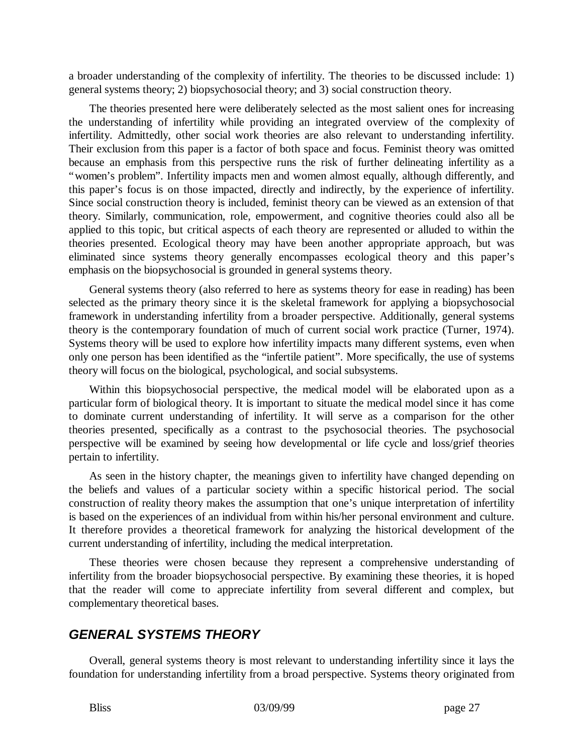a broader understanding of the complexity of infertility. The theories to be discussed include: 1) general systems theory; 2) biopsychosocial theory; and 3) social construction theory.

The theories presented here were deliberately selected as the most salient ones for increasing the understanding of infertility while providing an integrated overview of the complexity of infertility. Admittedly, other social work theories are also relevant to understanding infertility. Their exclusion from this paper is a factor of both space and focus. Feminist theory was omitted because an emphasis from this perspective runs the risk of further delineating infertility as a "women's problem". Infertility impacts men and women almost equally, although differently, and this paper's focus is on those impacted, directly and indirectly, by the experience of infertility. Since social construction theory is included, feminist theory can be viewed as an extension of that theory. Similarly, communication, role, empowerment, and cognitive theories could also all be applied to this topic, but critical aspects of each theory are represented or alluded to within the theories presented. Ecological theory may have been another appropriate approach, but was eliminated since systems theory generally encompasses ecological theory and this paper's emphasis on the biopsychosocial is grounded in general systems theory.

General systems theory (also referred to here as systems theory for ease in reading) has been selected as the primary theory since it is the skeletal framework for applying a biopsychosocial framework in understanding infertility from a broader perspective. Additionally, general systems theory is the contemporary foundation of much of current social work practice (Turner, 1974). Systems theory will be used to explore how infertility impacts many different systems, even when only one person has been identified as the "infertile patient". More specifically, the use of systems theory will focus on the biological, psychological, and social subsystems.

Within this biopsychosocial perspective, the medical model will be elaborated upon as a particular form of biological theory. It is important to situate the medical model since it has come to dominate current understanding of infertility. It will serve as a comparison for the other theories presented, specifically as a contrast to the psychosocial theories. The psychosocial perspective will be examined by seeing how developmental or life cycle and loss/grief theories pertain to infertility.

As seen in the history chapter, the meanings given to infertility have changed depending on the beliefs and values of a particular society within a specific historical period. The social construction of reality theory makes the assumption that one's unique interpretation of infertility is based on the experiences of an individual from within his/her personal environment and culture. It therefore provides a theoretical framework for analyzing the historical development of the current understanding of infertility, including the medical interpretation.

These theories were chosen because they represent a comprehensive understanding of infertility from the broader biopsychosocial perspective. By examining these theories, it is hoped that the reader will come to appreciate infertility from several different and complex, but complementary theoretical bases.

## *GENERAL SYSTEMS THEORY*

Overall, general systems theory is most relevant to understanding infertility since it lays the foundation for understanding infertility from a broad perspective. Systems theory originated from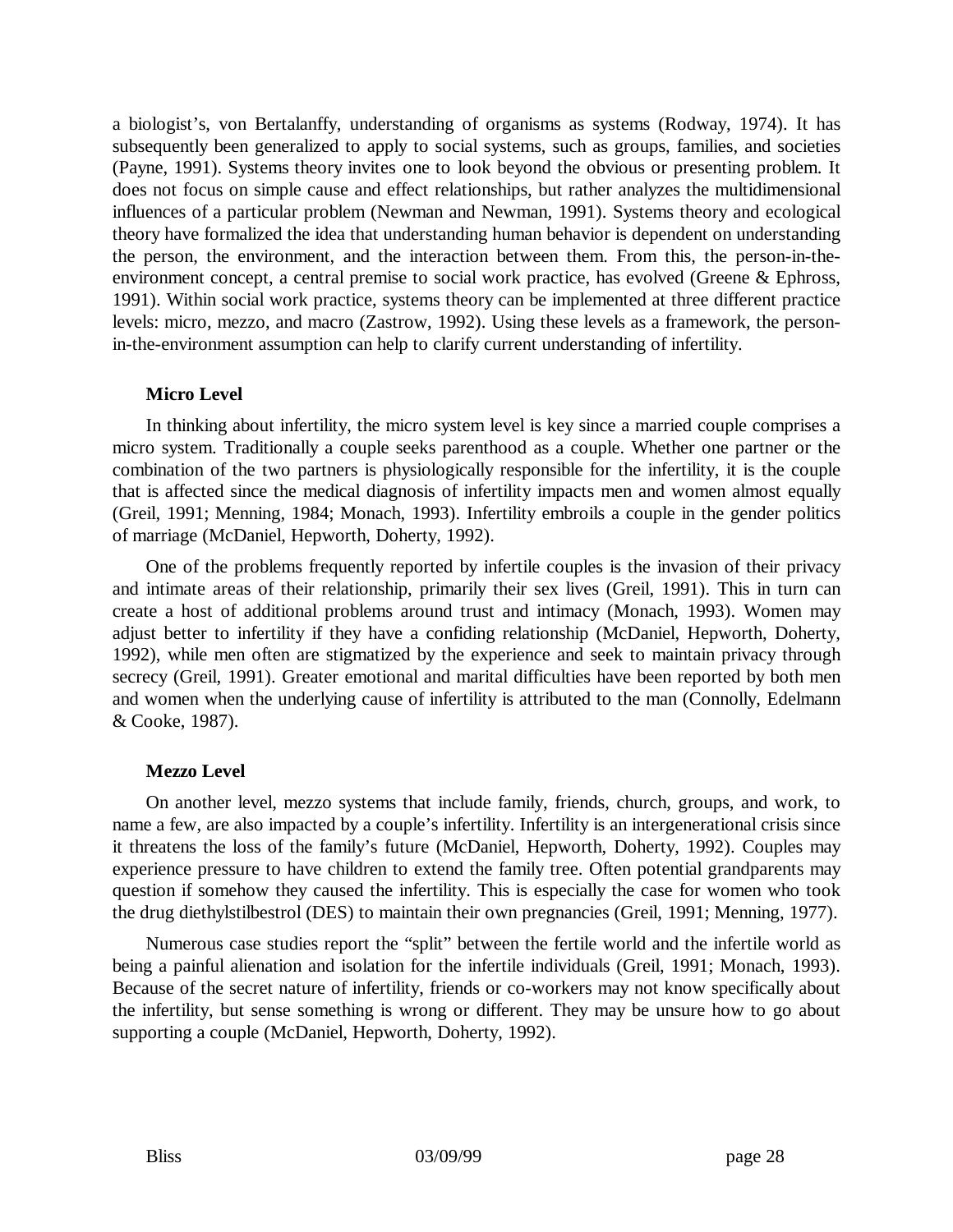a biologist's, von Bertalanffy, understanding of organisms as systems (Rodway, 1974). It has subsequently been generalized to apply to social systems, such as groups, families, and societies (Payne, 1991). Systems theory invites one to look beyond the obvious or presenting problem. It does not focus on simple cause and effect relationships, but rather analyzes the multidimensional influences of a particular problem (Newman and Newman, 1991). Systems theory and ecological theory have formalized the idea that understanding human behavior is dependent on understanding the person, the environment, and the interaction between them. From this, the person-in-the-environment concept, a central premise to social work practice, has evolved (Greene & Ephross, 1991). Within social work practice, systems theory can be implemented at three different practice levels: micro, mezzo, and macro (Zastrow, 1992). Using these levels as a framework, the person-in-the-environment assumption can help to clarify current understanding of infertility.

### Micro Level

In thinking about infertility, the micro system level is key since a married couple comprises a micro system. Traditionally a couple seeks parenthood as a couple. Whether one partner or the combination of the two partners is physiologically responsible for the infertility, it is the couple that is affected since the medical diagnosis of infertility impacts men and women almost equally (Greil, 1991; Menning, 1984; Monach, 1993). Infertility embroils a couple in the gender politics of marriage (McDaniel, Hepworth, Doherty, 1992).

One of the problems frequently reported by infertile couples is the invasion of their privacy and intimate areas of their relationship, primarily their sex lives (Greil, 1991). This in turn can create a host of additional problems around trust and intimacy (Monach, 1993). Women may adjust better to infertility if they have a confiding relationship (McDaniel, Hepworth, Doherty, 1992), while men often are stigmatized by the experience and seek to maintain privacy through secrecy (Greil, 1991). Greater emotional and marital difficulties have been reported by both men and women when the underlying cause of infertility is attributed to the man (Connolly, Edelmann & Cooke, 1987).

### Mezzo Level

On another level, mezzo systems that include family, friends, church, groups, and work, to name a few, are also impacted by a couple's infertility. Infertility is an intergenerational crisis since it threatens the loss of the family's future (McDaniel, Hepworth, Doherty, 1992). Couples may experience pressure to have children to extend the family tree. Often potential grandparents may question if somehow they caused the infertility. This is especially the case for women who took the drug diethylstilbestrol (DES) to maintain their own pregnancies (Greil, 1991; Menning, 1977).

Numerous case studies report the "split" between the fertile world and the infertile world as being a painful alienation and isolation for the infertile individuals (Greil, 1991; Monach, 1993). Because of the secret nature of infertility, friends or co-workers may not know specifically about the infertility, but sense something is wrong or different. They may be unsure how to go about supporting a couple (McDaniel, Hepworth, Doherty, 1992).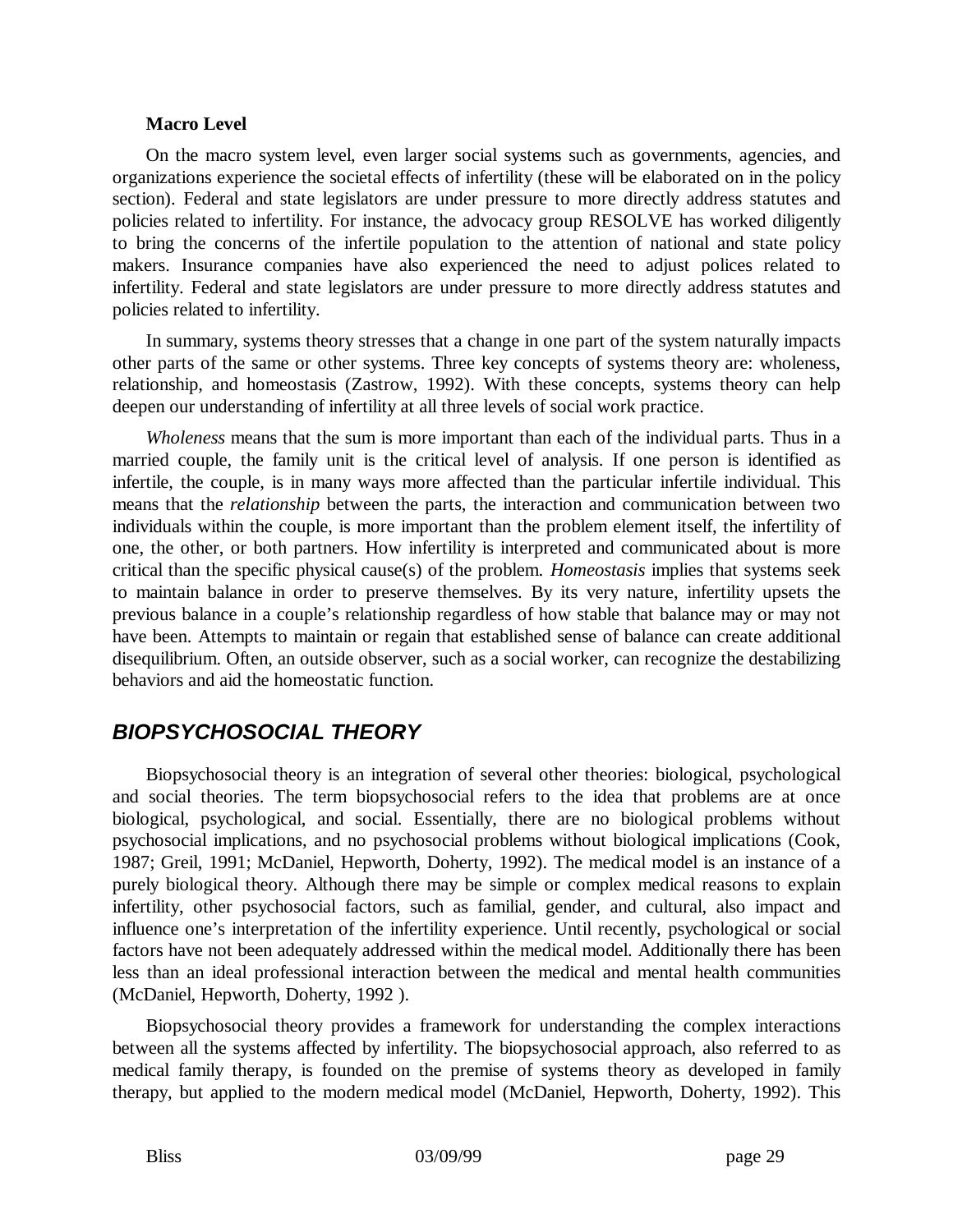### Macro Level

On the macro system level, even larger social systems such as governments, agencies, and organizations experience the societal effects of infertility (these will be elaborated on in the policy section). Federal and state legislators are under pressure to more directly address statutes and policies related to infertility. For instance, the advocacy group RESOLVE has worked diligently to bring the concerns of the infertile population to the attention of national and state policy makers. Insurance companies have also experienced the need to adjust polices related to infertility. Federal and state legislators are under pressure to more directly address statutes and policies related to infertility.

In summary, systems theory stresses that a change in one part of the system naturally impacts other parts of the same or other systems. Three key concepts of systems theory are: wholeness, relationship, and homeostasis (Zastrow, 1992). With these concepts, systems theory can help deepen our understanding of infertility at all three levels of social work practice.

*Wholeness* means that the sum is more important than each of the individual parts. Thus in a married couple, the family unit is the critical level of analysis. If one person is identified as infertile, the couple, is in many ways more affected than the particular infertile individual. This means that the *relationship* between the parts, the interaction and communication between two individuals within the couple, is more important than the problem element itself, the infertility of one, the other, or both partners. How infertility is interpreted and communicated about is more critical than the specific physical cause(s) of the problem. *Homeostasis* implies that systems seek to maintain balance in order to preserve themselves. By its very nature, infertility upsets the previous balance in a couple's relationship regardless of how stable that balance may or may not have been. Attempts to maintain or regain that established sense of balance can create additional disequilibrium. Often, an outside observer, such as a social worker, can recognize the destabilizing behaviors and aid the homeostatic function.

## *BIOPSYCHOSOCIAL THEORY*

Biopsychosocial theory is an integration of several other theories: biological, psychological and social theories. The term biopsychosocial refers to the idea that problems are at once biological, psychological, and social. Essentially, there are no biological problems without psychosocial implications, and no psychosocial problems without biological implications (Cook, 1987; Greil, 1991; McDaniel, Hepworth, Doherty, 1992). The medical model is an instance of a purely biological theory. Although there may be simple or complex medical reasons to explain infertility, other psychosocial factors, such as familial, gender, and cultural, also impact and influence one's interpretation of the infertility experience. Until recently, psychological or social factors have not been adequately addressed within the medical model. Additionally there has been less than an ideal professional interaction between the medical and mental health communities (McDaniel, Hepworth, Doherty, 1992 ).

Biopsychosocial theory provides a framework for understanding the complex interactions between all the systems affected by infertility. The biopsychosocial approach, also referred to as medical family therapy, is founded on the premise of systems theory as developed in family therapy, but applied to the modern medical model (McDaniel, Hepworth, Doherty, 1992). This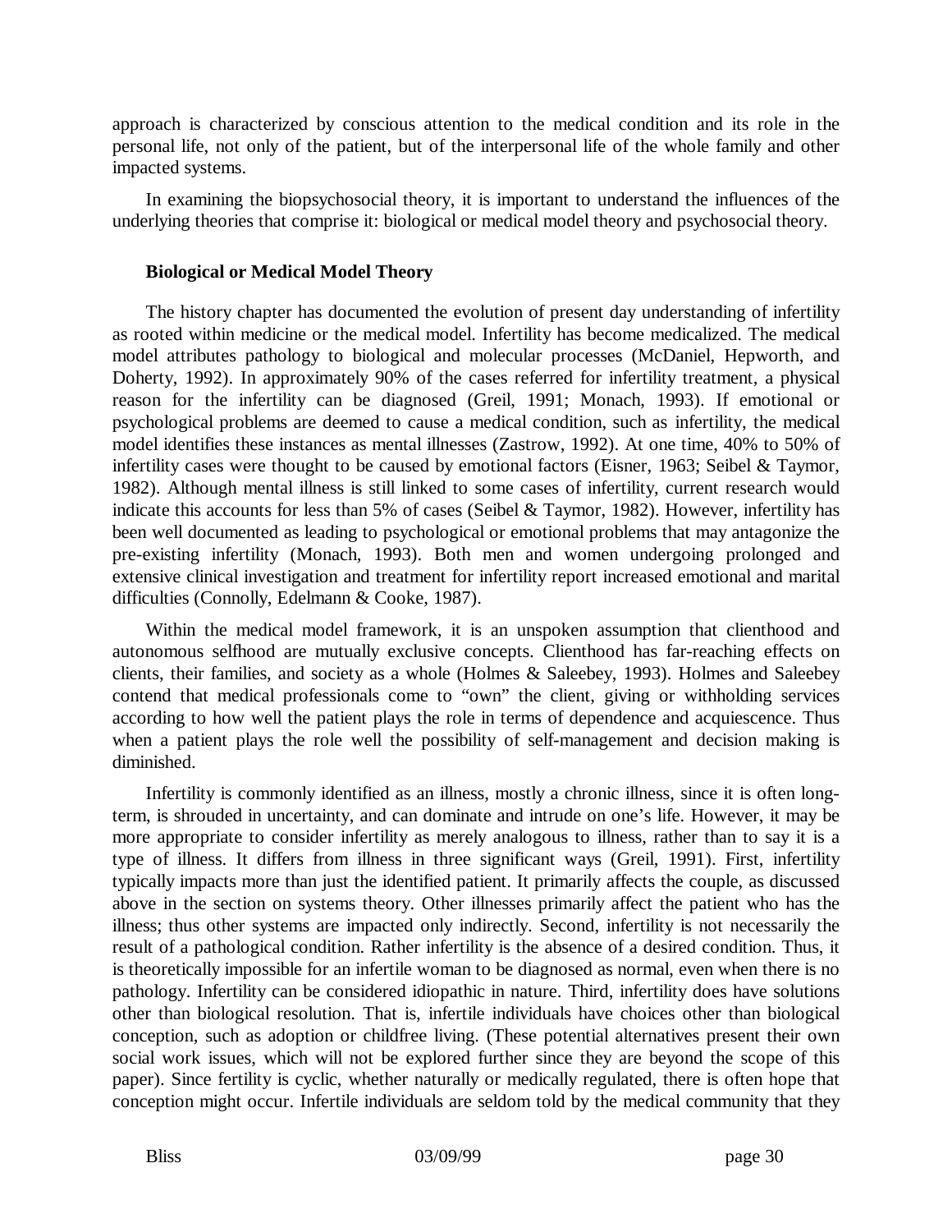approach is characterized by conscious attention to the medical condition and its role in the personal life, not only of the patient, but of the interpersonal life of the whole family and other impacted systems.

In examining the biopsychosocial theory, it is important to understand the influences of the underlying theories that comprise it: biological or medical model theory and psychosocial theory.

### Biological or Medical Model Theory

The history chapter has documented the evolution of present day understanding of infertility as rooted within medicine or the medical model. Infertility has become medicalized. The medical model attributes pathology to biological and molecular processes (McDaniel, Hepworth, and Doherty, 1992). In approximately 90% of the cases referred for infertility treatment, a physical reason for the infertility can be diagnosed (Greil, 1991; Monach, 1993). If emotional or psychological problems are deemed to cause a medical condition, such as infertility, the medical model identifies these instances as mental illnesses (Zastrow, 1992). At one time, 40% to 50% of infertility cases were thought to be caused by emotional factors (Eisner, 1963; Seibel & Taymor, 1982). Although mental illness is still linked to some cases of infertility, current research would indicate this accounts for less than 5% of cases (Seibel & Taymor, 1982). However, infertility has been well documented as leading to psychological or emotional problems that may antagonize the pre-existing infertility (Monach, 1993). Both men and women undergoing prolonged and extensive clinical investigation and treatment for infertility report increased emotional and marital difficulties (Connolly, Edelmann & Cooke, 1987).

Within the medical model framework, it is an unspoken assumption that clienthood and autonomous selfhood are mutually exclusive concepts. Clienthood has far-reaching effects on clients, their families, and society as a whole (Holmes & Saleebey, 1993). Holmes and Saleebey contend that medical professionals come to "own" the client, giving or withholding services according to how well the patient plays the role in terms of dependence and acquiescence. Thus when a patient plays the role well the possibility of self-management and decision making is diminished.

Infertility is commonly identified as an illness, mostly a chronic illness, since it is often long-term, is shrouded in uncertainty, and can dominate and intrude on one's life. However, it may be more appropriate to consider infertility as merely analogous to illness, rather than to say it is a type of illness. It differs from illness in three significant ways (Greil, 1991). First, infertility typically impacts more than just the identified patient. It primarily affects the couple, as discussed above in the section on systems theory. Other illnesses primarily affect the patient who has the illness; thus other systems are impacted only indirectly. Second, infertility is not necessarily the result of a pathological condition. Rather infertility is the absence of a desired condition. Thus, it is theoretically impossible for an infertile woman to be diagnosed as normal, even when there is no pathology. Infertility can be considered idiopathic in nature. Third, infertility does have solutions other than biological resolution. That is, infertile individuals have choices other than biological conception, such as adoption or childfree living. (These potential alternatives present their own social work issues, which will not be explored further since they are beyond the scope of this paper). Since fertility is cyclic, whether naturally or medically regulated, there is often hope that conception might occur. Infertile individuals are seldom told by the medical community that they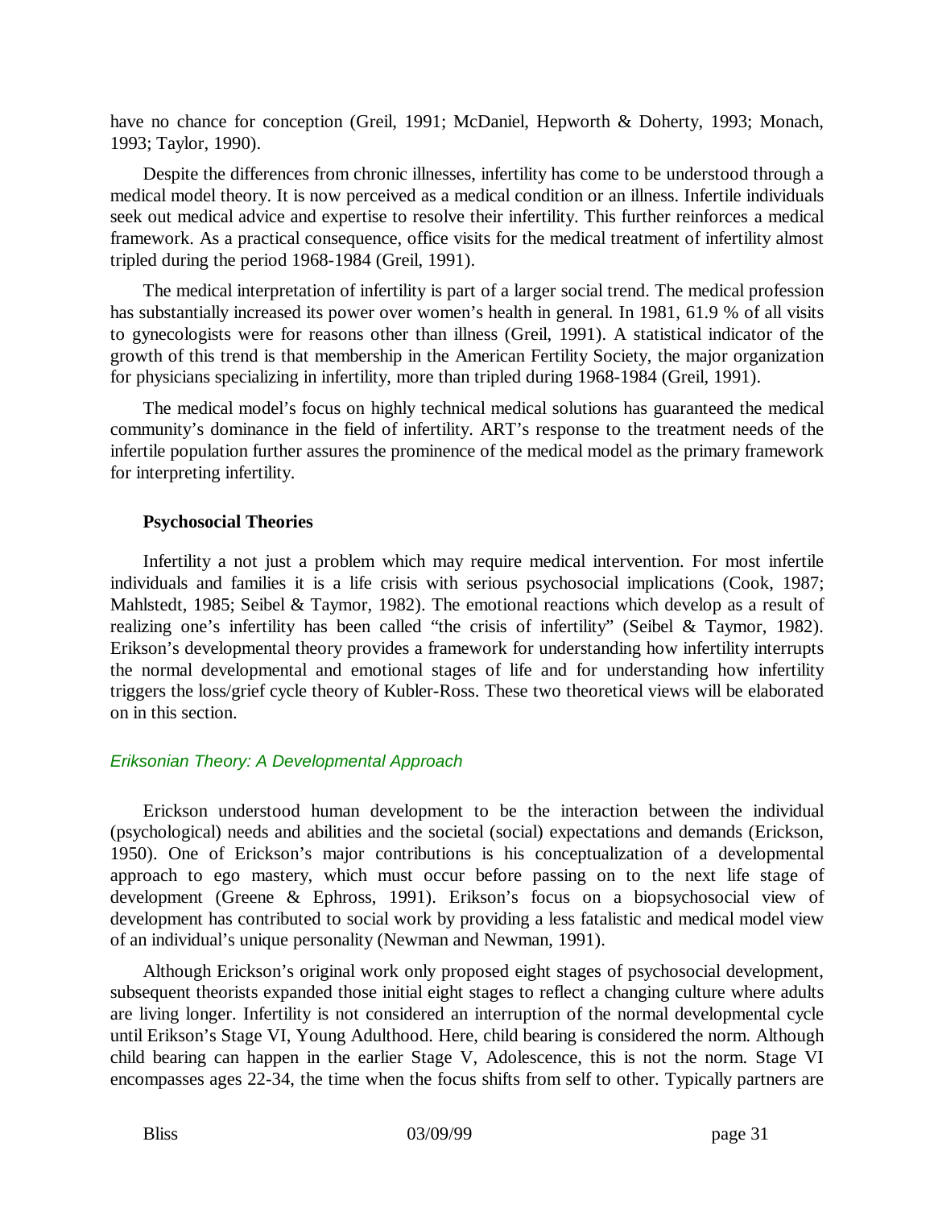have no chance for conception (Greil, 1991; McDaniel, Hepworth & Doherty, 1993; Monach, 1993; Taylor, 1990).

Despite the differences from chronic illnesses, infertility has come to be understood through a medical model theory. It is now perceived as a medical condition or an illness. Infertile individuals seek out medical advice and expertise to resolve their infertility. This further reinforces a medical framework. As a practical consequence, office visits for the medical treatment of infertility almost tripled during the period 1968-1984 (Greil, 1991).

The medical interpretation of infertility is part of a larger social trend. The medical profession has substantially increased its power over women's health in general. In 1981, 61.9 % of all visits to gynecologists were for reasons other than illness (Greil, 1991). A statistical indicator of the growth of this trend is that membership in the American Fertility Society, the major organization for physicians specializing in infertility, more than tripled during 1968-1984 (Greil, 1991).

The medical model's focus on highly technical medical solutions has guaranteed the medical community's dominance in the field of infertility. ART's response to the treatment needs of the infertile population further assures the prominence of the medical model as the primary framework for interpreting infertility.

### Psychosocial Theories

Infertility a not just a problem which may require medical intervention. For most infertile individuals and families it is a life crisis with serious psychosocial implications (Cook, 1987; Mahlstedt, 1985; Seibel & Taymor, 1982). The emotional reactions which develop as a result of realizing one's infertility has been called "the crisis of infertility" (Seibel & Taymor, 1982). Erikson's developmental theory provides a framework for understanding how infertility interrupts the normal developmental and emotional stages of life and for understanding how infertility triggers the loss/grief cycle theory of Kubler-Ross. These two theoretical views will be elaborated on in this section.

#### *Eriksonian Theory: A Developmental Approach*

Erickson understood human development to be the interaction between the individual (psychological) needs and abilities and the societal (social) expectations and demands (Erickson, 1950). One of Erickson's major contributions is his conceptualization of a developmental approach to ego mastery, which must occur before passing on to the next life stage of development (Greene & Ephross, 1991). Erikson's focus on a biopsychosocial view of development has contributed to social work by providing a less fatalistic and medical model view of an individual's unique personality (Newman and Newman, 1991).

Although Erickson's original work only proposed eight stages of psychosocial development, subsequent theorists expanded those initial eight stages to reflect a changing culture where adults are living longer. Infertility is not considered an interruption of the normal developmental cycle until Erikson's Stage VI, Young Adulthood. Here, child bearing is considered the norm. Although child bearing can happen in the earlier Stage V, Adolescence, this is not the norm. Stage VI encompasses ages 22-34, the time when the focus shifts from self to other. Typically partners are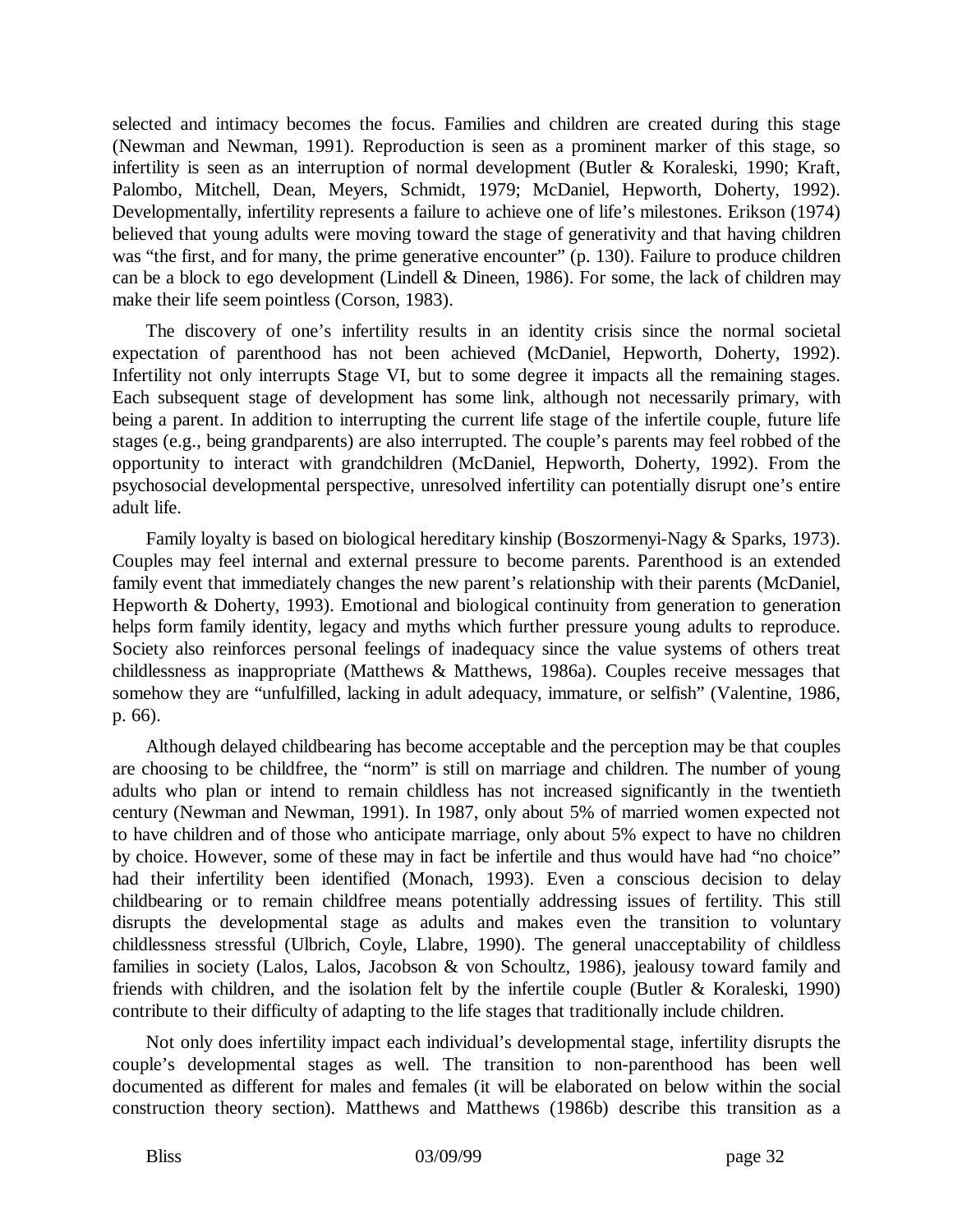selected and intimacy becomes the focus. Families and children are created during this stage (Newman and Newman, 1991). Reproduction is seen as a prominent marker of this stage, so infertility is seen as an interruption of normal development (Butler & Koraleski, 1990; Kraft, Palombo, Mitchell, Dean, Meyers, Schmidt, 1979; McDaniel, Hepworth, Doherty, 1992). Developmentally, infertility represents a failure to achieve one of life's milestones. Erikson (1974) believed that young adults were moving toward the stage of generativity and that having children was "the first, and for many, the prime generative encounter" (p. 130). Failure to produce children can be a block to ego development (Lindell & Dineen, 1986). For some, the lack of children may make their life seem pointless (Corson, 1983).

The discovery of one's infertility results in an identity crisis since the normal societal expectation of parenthood has not been achieved (McDaniel, Hepworth, Doherty, 1992). Infertility not only interrupts Stage VI, but to some degree it impacts all the remaining stages. Each subsequent stage of development has some link, although not necessarily primary, with being a parent. In addition to interrupting the current life stage of the infertile couple, future life stages (e.g., being grandparents) are also interrupted. The couple's parents may feel robbed of the opportunity to interact with grandchildren (McDaniel, Hepworth, Doherty, 1992). From the psychosocial developmental perspective, unresolved infertility can potentially disrupt one's entire adult life.

Family loyalty is based on biological hereditary kinship (Boszormenyi-Nagy & Sparks, 1973). Couples may feel internal and external pressure to become parents. Parenthood is an extended family event that immediately changes the new parent's relationship with their parents (McDaniel, Hepworth & Doherty, 1993). Emotional and biological continuity from generation to generation helps form family identity, legacy and myths which further pressure young adults to reproduce. Society also reinforces personal feelings of inadequacy since the value systems of others treat childlessness as inappropriate (Matthews & Matthews, 1986a). Couples receive messages that somehow they are "unfulfilled, lacking in adult adequacy, immature, or selfish" (Valentine, 1986, p. 66).

Although delayed childbearing has become acceptable and the perception may be that couples are choosing to be childfree, the "norm" is still on marriage and children. The number of young adults who plan or intend to remain childless has not increased significantly in the twentieth century (Newman and Newman, 1991). In 1987, only about 5% of married women expected not to have children and of those who anticipate marriage, only about 5% expect to have no children by choice. However, some of these may in fact be infertile and thus would have had "no choice" had their infertility been identified (Monach, 1993). Even a conscious decision to delay childbearing or to remain childfree means potentially addressing issues of fertility. This still disrupts the developmental stage as adults and makes even the transition to voluntary childlessness stressful (Ulbrich, Coyle, Llabre, 1990). The general unacceptability of childless families in society (Lalos, Lalos, Jacobson & von Schoultz, 1986), jealousy toward family and friends with children, and the isolation felt by the infertile couple (Butler & Koraleski, 1990) contribute to their difficulty of adapting to the life stages that traditionally include children.

Not only does infertility impact each individual's developmental stage, infertility disrupts the couple's developmental stages as well. The transition to non-parenthood has been well documented as different for males and females (it will be elaborated on below within the social construction theory section). Matthews and Matthews (1986b) describe this transition as a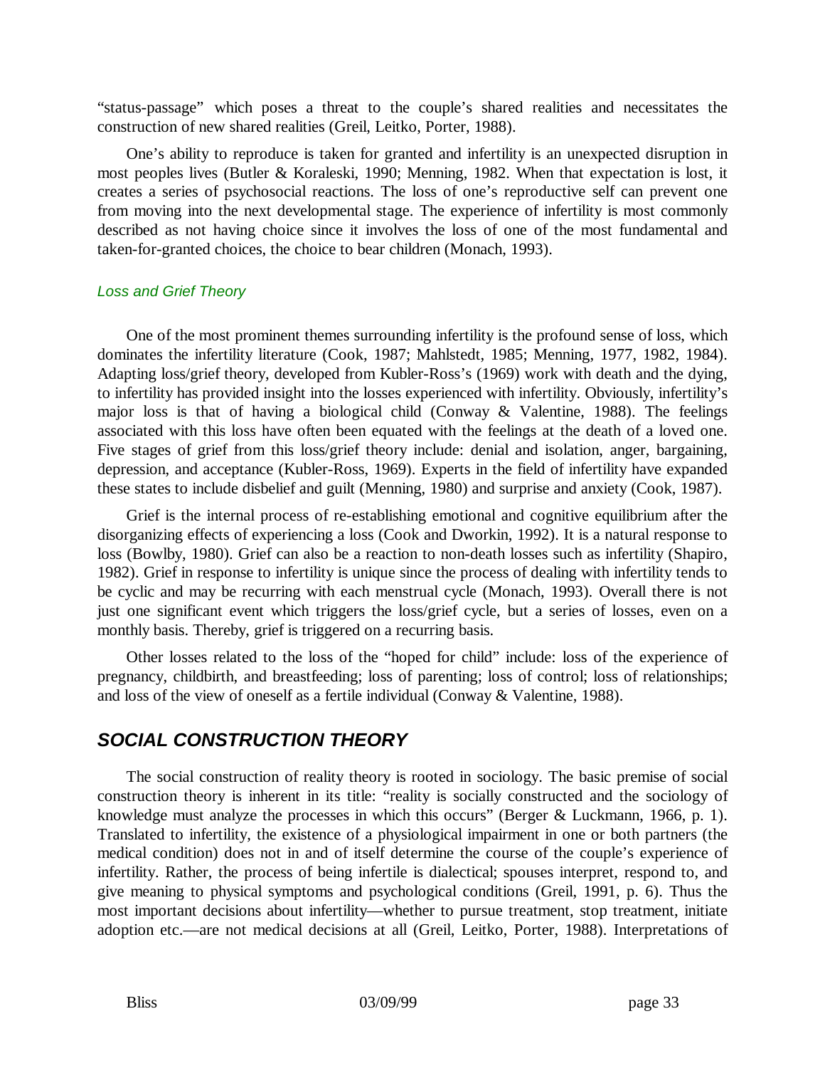"status-passage" which poses a threat to the couple's shared realities and necessitates the construction of new shared realities (Greil, Leitko, Porter, 1988).

One's ability to reproduce is taken for granted and infertility is an unexpected disruption in most peoples lives (Butler & Koraleski, 1990; Menning, 1982. When that expectation is lost, it creates a series of psychosocial reactions. The loss of one's reproductive self can prevent one from moving into the next developmental stage. The experience of infertility is most commonly described as not having choice since it involves the loss of one of the most fundamental and taken-for-granted choices, the choice to bear children (Monach, 1993).

### *Loss and Grief Theory*

One of the most prominent themes surrounding infertility is the profound sense of loss, which dominates the infertility literature (Cook, 1987; Mahlstedt, 1985; Menning, 1977, 1982, 1984). Adapting loss/grief theory, developed from Kubler-Ross's (1969) work with death and the dying, to infertility has provided insight into the losses experienced with infertility. Obviously, infertility's major loss is that of having a biological child (Conway & Valentine, 1988). The feelings associated with this loss have often been equated with the feelings at the death of a loved one. Five stages of grief from this loss/grief theory include: denial and isolation, anger, bargaining, depression, and acceptance (Kubler-Ross, 1969). Experts in the field of infertility have expanded these states to include disbelief and guilt (Menning, 1980) and surprise and anxiety (Cook, 1987).

Grief is the internal process of re-establishing emotional and cognitive equilibrium after the disorganizing effects of experiencing a loss (Cook and Dworkin, 1992). It is a natural response to loss (Bowlby, 1980). Grief can also be a reaction to non-death losses such as infertility (Shapiro, 1982). Grief in response to infertility is unique since the process of dealing with infertility tends to be cyclic and may be recurring with each menstrual cycle (Monach, 1993). Overall there is not just one significant event which triggers the loss/grief cycle, but a series of losses, even on a monthly basis. Thereby, grief is triggered on a recurring basis.

Other losses related to the loss of the "hoped for child" include: loss of the experience of pregnancy, childbirth, and breastfeeding; loss of parenting; loss of control; loss of relationships; and loss of the view of oneself as a fertile individual (Conway & Valentine, 1988).

## ***SOCIAL CONSTRUCTION THEORY***

The social construction of reality theory is rooted in sociology. The basic premise of social construction theory is inherent in its title: "reality is socially constructed and the sociology of knowledge must analyze the processes in which this occurs" (Berger & Luckmann, 1966, p. 1). Translated to infertility, the existence of a physiological impairment in one or both partners (the medical condition) does not in and of itself determine the course of the couple's experience of infertility. Rather, the process of being infertile is dialectical; spouses interpret, respond to, and give meaning to physical symptoms and psychological conditions (Greil, 1991, p. 6). Thus the most important decisions about infertility—whether to pursue treatment, stop treatment, initiate adoption etc.—are not medical decisions at all (Greil, Leitko, Porter, 1988). Interpretations of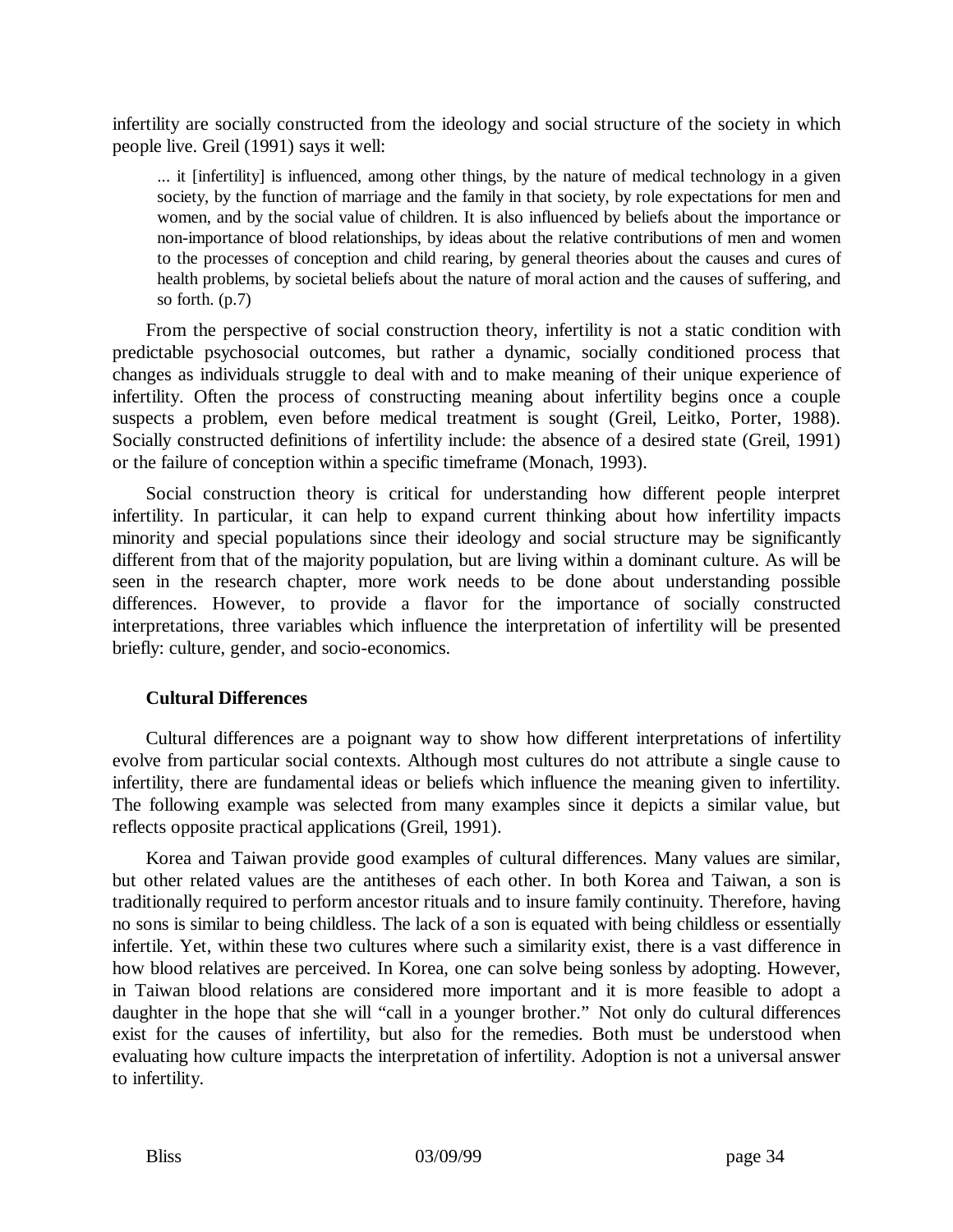infertility are socially constructed from the ideology and social structure of the society in which people live. Greil (1991) says it well:

> ... it [infertility] is influenced, among other things, by the nature of medical technology in a given society, by the function of marriage and the family in that society, by role expectations for men and women, and by the social value of children. It is also influenced by beliefs about the importance or non-importance of blood relationships, by ideas about the relative contributions of men and women to the processes of conception and child rearing, by general theories about the causes and cures of health problems, by societal beliefs about the nature of moral action and the causes of suffering, and so forth. (p.7)

From the perspective of social construction theory, infertility is not a static condition with predictable psychosocial outcomes, but rather a dynamic, socially conditioned process that changes as individuals struggle to deal with and to make meaning of their unique experience of infertility. Often the process of constructing meaning about infertility begins once a couple suspects a problem, even before medical treatment is sought (Greil, Leitko, Porter, 1988). Socially constructed definitions of infertility include: the absence of a desired state (Greil, 1991) or the failure of conception within a specific timeframe (Monach, 1993).

Social construction theory is critical for understanding how different people interpret infertility. In particular, it can help to expand current thinking about how infertility impacts minority and special populations since their ideology and social structure may be significantly different from that of the majority population, but are living within a dominant culture. As will be seen in the research chapter, more work needs to be done about understanding possible differences. However, to provide a flavor for the importance of socially constructed interpretations, three variables which influence the interpretation of infertility will be presented briefly: culture, gender, and socio-economics.

### Cultural Differences

Cultural differences are a poignant way to show how different interpretations of infertility evolve from particular social contexts. Although most cultures do not attribute a single cause to infertility, there are fundamental ideas or beliefs which influence the meaning given to infertility. The following example was selected from many examples since it depicts a similar value, but reflects opposite practical applications (Greil, 1991).

Korea and Taiwan provide good examples of cultural differences. Many values are similar, but other related values are the antitheses of each other. In both Korea and Taiwan, a son is traditionally required to perform ancestor rituals and to insure family continuity. Therefore, having no sons is similar to being childless. The lack of a son is equated with being childless or essentially infertile. Yet, within these two cultures where such a similarity exist, there is a vast difference in how blood relatives are perceived. In Korea, one can solve being sonless by adopting. However, in Taiwan blood relations are considered more important and it is more feasible to adopt a daughter in the hope that she will "call in a younger brother." Not only do cultural differences exist for the causes of infertility, but also for the remedies. Both must be understood when evaluating how culture impacts the interpretation of infertility. Adoption is not a universal answer to infertility.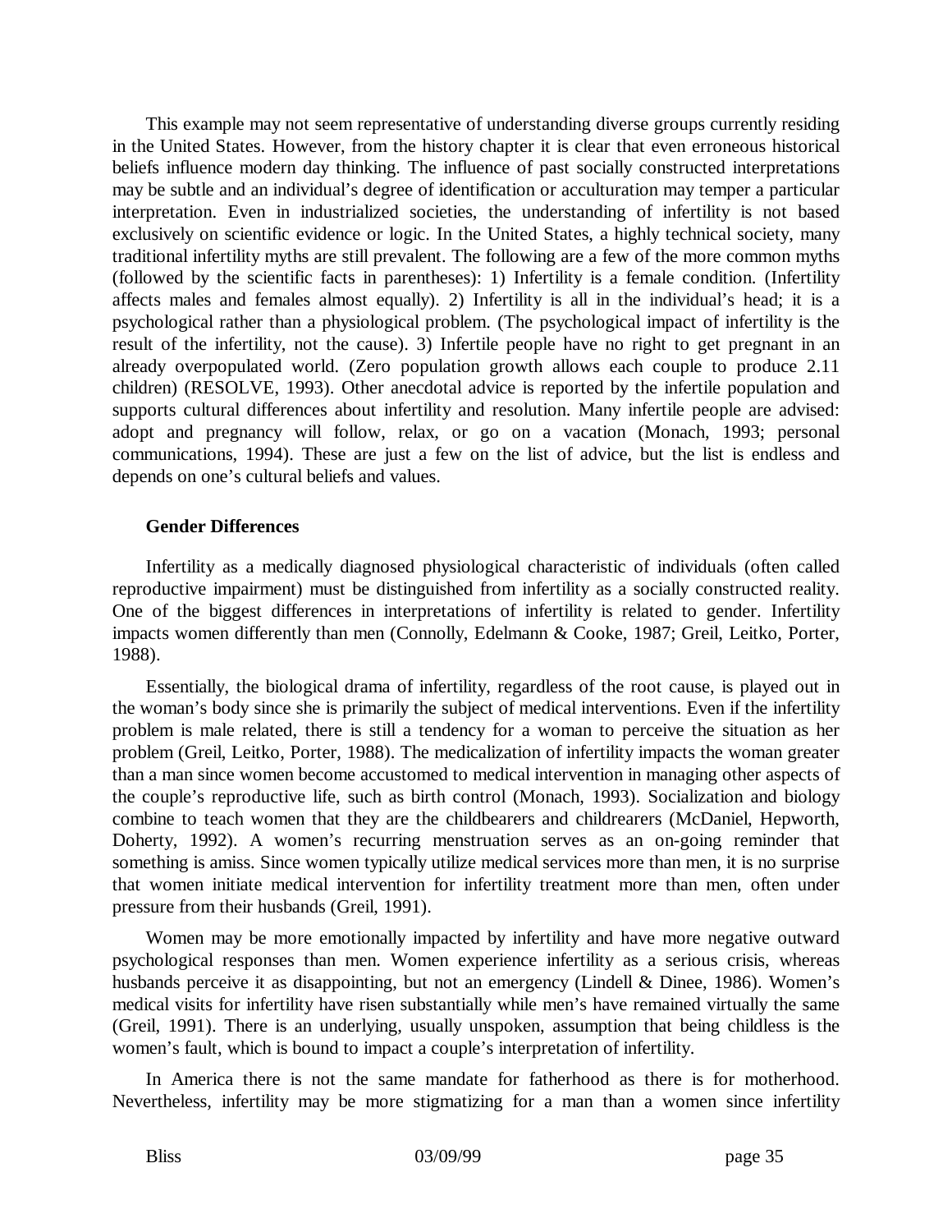This example may not seem representative of understanding diverse groups currently residing in the United States. However, from the history chapter it is clear that even erroneous historical beliefs influence modern day thinking. The influence of past socially constructed interpretations may be subtle and an individual's degree of identification or acculturation may temper a particular interpretation. Even in industrialized societies, the understanding of infertility is not based exclusively on scientific evidence or logic. In the United States, a highly technical society, many traditional infertility myths are still prevalent. The following are a few of the more common myths (followed by the scientific facts in parentheses): 1) Infertility is a female condition. (Infertility affects males and females almost equally). 2) Infertility is all in the individual's head; it is a psychological rather than a physiological problem. (The psychological impact of infertility is the result of the infertility, not the cause). 3) Infertile people have no right to get pregnant in an already overpopulated world. (Zero population growth allows each couple to produce 2.11 children) (RESOLVE, 1993). Other anecdotal advice is reported by the infertile population and supports cultural differences about infertility and resolution. Many infertile people are advised: adopt and pregnancy will follow, relax, or go on a vacation (Monach, 1993; personal communications, 1994). These are just a few on the list of advice, but the list is endless and depends on one's cultural beliefs and values.

**Gender Differences**

Infertility as a medically diagnosed physiological characteristic of individuals (often called reproductive impairment) must be distinguished from infertility as a socially constructed reality. One of the biggest differences in interpretations of infertility is related to gender. Infertility impacts women differently than men (Connolly, Edelmann & Cooke, 1987; Greil, Leitko, Porter, 1988).

Essentially, the biological drama of infertility, regardless of the root cause, is played out in the woman's body since she is primarily the subject of medical interventions. Even if the infertility problem is male related, there is still a tendency for a woman to perceive the situation as her problem (Greil, Leitko, Porter, 1988). The medicalization of infertility impacts the woman greater than a man since women become accustomed to medical intervention in managing other aspects of the couple's reproductive life, such as birth control (Monach, 1993). Socialization and biology combine to teach women that they are the childbearers and childrearers (McDaniel, Hepworth, Doherty, 1992). A women's recurring menstruation serves as an on-going reminder that something is amiss. Since women typically utilize medical services more than men, it is no surprise that women initiate medical intervention for infertility treatment more than men, often under pressure from their husbands (Greil, 1991).

Women may be more emotionally impacted by infertility and have more negative outward psychological responses than men. Women experience infertility as a serious crisis, whereas husbands perceive it as disappointing, but not an emergency (Lindell & Dinee, 1986). Women's medical visits for infertility have risen substantially while men's have remained virtually the same (Greil, 1991). There is an underlying, usually unspoken, assumption that being childless is the women's fault, which is bound to impact a couple's interpretation of infertility.

In America there is not the same mandate for fatherhood as there is for motherhood. Nevertheless, infertility may be more stigmatizing for a man than a women since infertility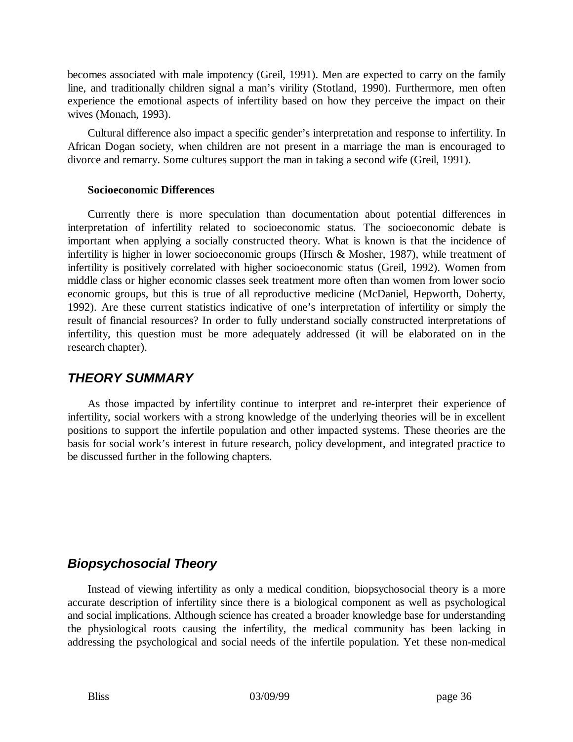becomes associated with male impotency (Greil, 1991). Men are expected to carry on the family line, and traditionally children signal a man's virility (Stotland, 1990). Furthermore, men often experience the emotional aspects of infertility based on how they perceive the impact on their wives (Monach, 1993).

Cultural difference also impact a specific gender's interpretation and response to infertility. In African Dogan society, when children are not present in a marriage the man is encouraged to divorce and remarry. Some cultures support the man in taking a second wife (Greil, 1991).

#### Socioeconomic Differences

Currently there is more speculation than documentation about potential differences in interpretation of infertility related to socioeconomic status. The socioeconomic debate is important when applying a socially constructed theory. What is known is that the incidence of infertility is higher in lower socioeconomic groups (Hirsch & Mosher, 1987), while treatment of infertility is positively correlated with higher socioeconomic status (Greil, 1992). Women from middle class or higher economic classes seek treatment more often than women from lower socio economic groups, but this is true of all reproductive medicine (McDaniel, Hepworth, Doherty, 1992). Are these current statistics indicative of one's interpretation of infertility or simply the result of financial resources? In order to fully understand socially constructed interpretations of infertility, this question must be more adequately addressed (it will be elaborated on in the research chapter).

## *THEORY SUMMARY*

As those impacted by infertility continue to interpret and re-interpret their experience of infertility, social workers with a strong knowledge of the underlying theories will be in excellent positions to support the infertile population and other impacted systems. These theories are the basis for social work's interest in future research, policy development, and integrated practice to be discussed further in the following chapters.

## *Biopsychosocial Theory*

Instead of viewing infertility as only a medical condition, biopsychosocial theory is a more accurate description of infertility since there is a biological component as well as psychological and social implications. Although science has created a broader knowledge base for understanding the physiological roots causing the infertility, the medical community has been lacking in addressing the psychological and social needs of the infertile population. Yet these non-medical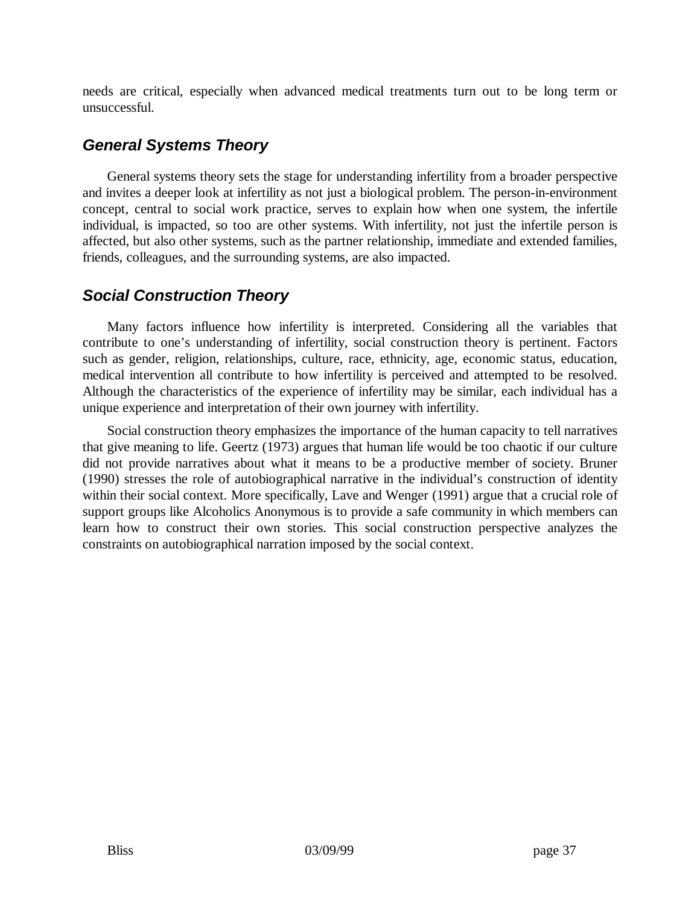needs are critical, especially when advanced medical treatments turn out to be long term or unsuccessful.

## *General Systems Theory*

General systems theory sets the stage for understanding infertility from a broader perspective and invites a deeper look at infertility as not just a biological problem. The person-in-environment concept, central to social work practice, serves to explain how when one system, the infertile individual, is impacted, so too are other systems. With infertility, not just the infertile person is affected, but also other systems, such as the partner relationship, immediate and extended families, friends, colleagues, and the surrounding systems, are also impacted.

## *Social Construction Theory*

Many factors influence how infertility is interpreted. Considering all the variables that contribute to one's understanding of infertility, social construction theory is pertinent. Factors such as gender, religion, relationships, culture, race, ethnicity, age, economic status, education, medical intervention all contribute to how infertility is perceived and attempted to be resolved. Although the characteristics of the experience of infertility may be similar, each individual has a unique experience and interpretation of their own journey with infertility.

Social construction theory emphasizes the importance of the human capacity to tell narratives that give meaning to life. Geertz (1973) argues that human life would be too chaotic if our culture did not provide narratives about what it means to be a productive member of society. Bruner (1990) stresses the role of autobiographical narrative in the individual's construction of identity within their social context. More specifically, Lave and Wenger (1991) argue that a crucial role of support groups like Alcoholics Anonymous is to provide a safe community in which members can learn how to construct their own stories. This social construction perspective analyzes the constraints on autobiographical narration imposed by the social context.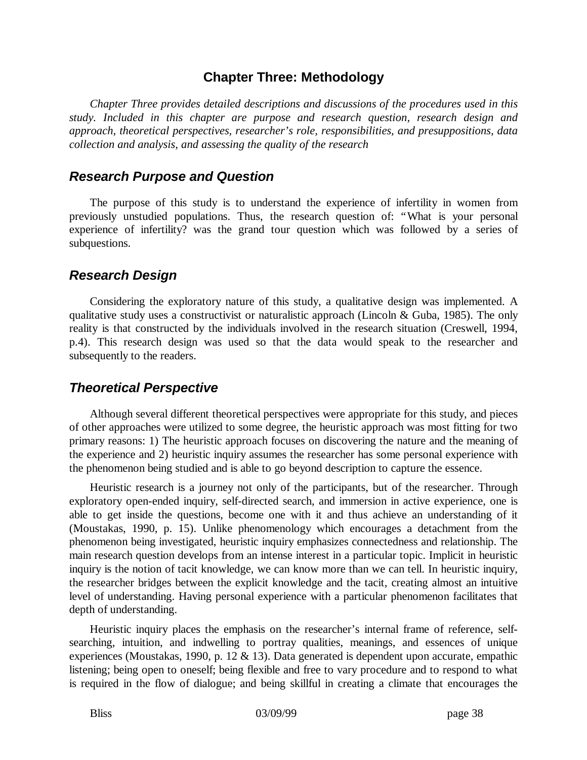## Chapter Three: Methodology

*Chapter Three provides detailed descriptions and discussions of the procedures used in this study. Included in this chapter are purpose and research question, research design and approach, theoretical perspectives, researcher's role, responsibilities, and presuppositions, data collection and analysis, and assessing the quality of the research*

### *Research Purpose and Question*

The purpose of this study is to understand the experience of infertility in women from previously unstudied populations. Thus, the research question of: "What is your personal experience of infertility? was the grand tour question which was followed by a series of subquestions.

### *Research Design*

Considering the exploratory nature of this study, a qualitative design was implemented. A qualitative study uses a constructivist or naturalistic approach (Lincoln & Guba, 1985). The only reality is that constructed by the individuals involved in the research situation (Creswell, 1994, p.4). This research design was used so that the data would speak to the researcher and subsequently to the readers.

### *Theoretical Perspective*

Although several different theoretical perspectives were appropriate for this study, and pieces of other approaches were utilized to some degree, the heuristic approach was most fitting for two primary reasons: 1) The heuristic approach focuses on discovering the nature and the meaning of the experience and 2) heuristic inquiry assumes the researcher has some personal experience with the phenomenon being studied and is able to go beyond description to capture the essence.

Heuristic research is a journey not only of the participants, but of the researcher. Through exploratory open-ended inquiry, self-directed search, and immersion in active experience, one is able to get inside the questions, become one with it and thus achieve an understanding of it (Moustakas, 1990, p. 15). Unlike phenomenology which encourages a detachment from the phenomenon being investigated, heuristic inquiry emphasizes connectedness and relationship. The main research question develops from an intense interest in a particular topic. Implicit in heuristic inquiry is the notion of tacit knowledge, we can know more than we can tell. In heuristic inquiry, the researcher bridges between the explicit knowledge and the tacit, creating almost an intuitive level of understanding. Having personal experience with a particular phenomenon facilitates that depth of understanding.

Heuristic inquiry places the emphasis on the researcher's internal frame of reference, self-searching, intuition, and indwelling to portray qualities, meanings, and essences of unique experiences (Moustakas, 1990, p. 12 & 13). Data generated is dependent upon accurate, empathic listening; being open to oneself; being flexible and free to vary procedure and to respond to what is required in the flow of dialogue; and being skillful in creating a climate that encourages the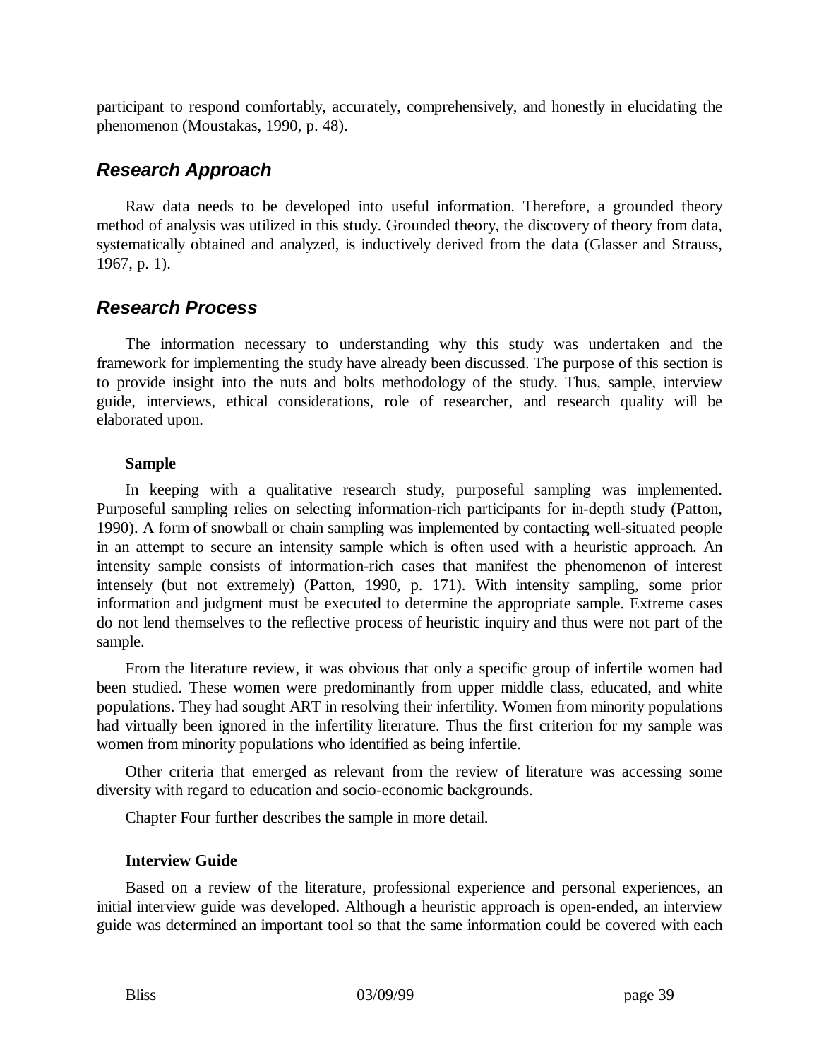participant to respond comfortably, accurately, comprehensively, and honestly in elucidating the phenomenon (Moustakas, 1990, p. 48).

## *Research Approach*

Raw data needs to be developed into useful information. Therefore, a grounded theory method of analysis was utilized in this study. Grounded theory, the discovery of theory from data, systematically obtained and analyzed, is inductively derived from the data (Glasser and Strauss, 1967, p. 1).

## *Research Process*

The information necessary to understanding why this study was undertaken and the framework for implementing the study have already been discussed. The purpose of this section is to provide insight into the nuts and bolts methodology of the study. Thus, sample, interview guide, interviews, ethical considerations, role of researcher, and research quality will be elaborated upon.

### Sample

In keeping with a qualitative research study, purposeful sampling was implemented. Purposeful sampling relies on selecting information-rich participants for in-depth study (Patton, 1990). A form of snowball or chain sampling was implemented by contacting well-situated people in an attempt to secure an intensity sample which is often used with a heuristic approach. An intensity sample consists of information-rich cases that manifest the phenomenon of interest intensely (but not extremely) (Patton, 1990, p. 171). With intensity sampling, some prior information and judgment must be executed to determine the appropriate sample. Extreme cases do not lend themselves to the reflective process of heuristic inquiry and thus were not part of the sample.

From the literature review, it was obvious that only a specific group of infertile women had been studied. These women were predominantly from upper middle class, educated, and white populations. They had sought ART in resolving their infertility. Women from minority populations had virtually been ignored in the infertility literature. Thus the first criterion for my sample was women from minority populations who identified as being infertile.

Other criteria that emerged as relevant from the review of literature was accessing some diversity with regard to education and socio-economic backgrounds.

Chapter Four further describes the sample in more detail.

### Interview Guide

Based on a review of the literature, professional experience and personal experiences, an initial interview guide was developed. Although a heuristic approach is open-ended, an interview guide was determined an important tool so that the same information could be covered with each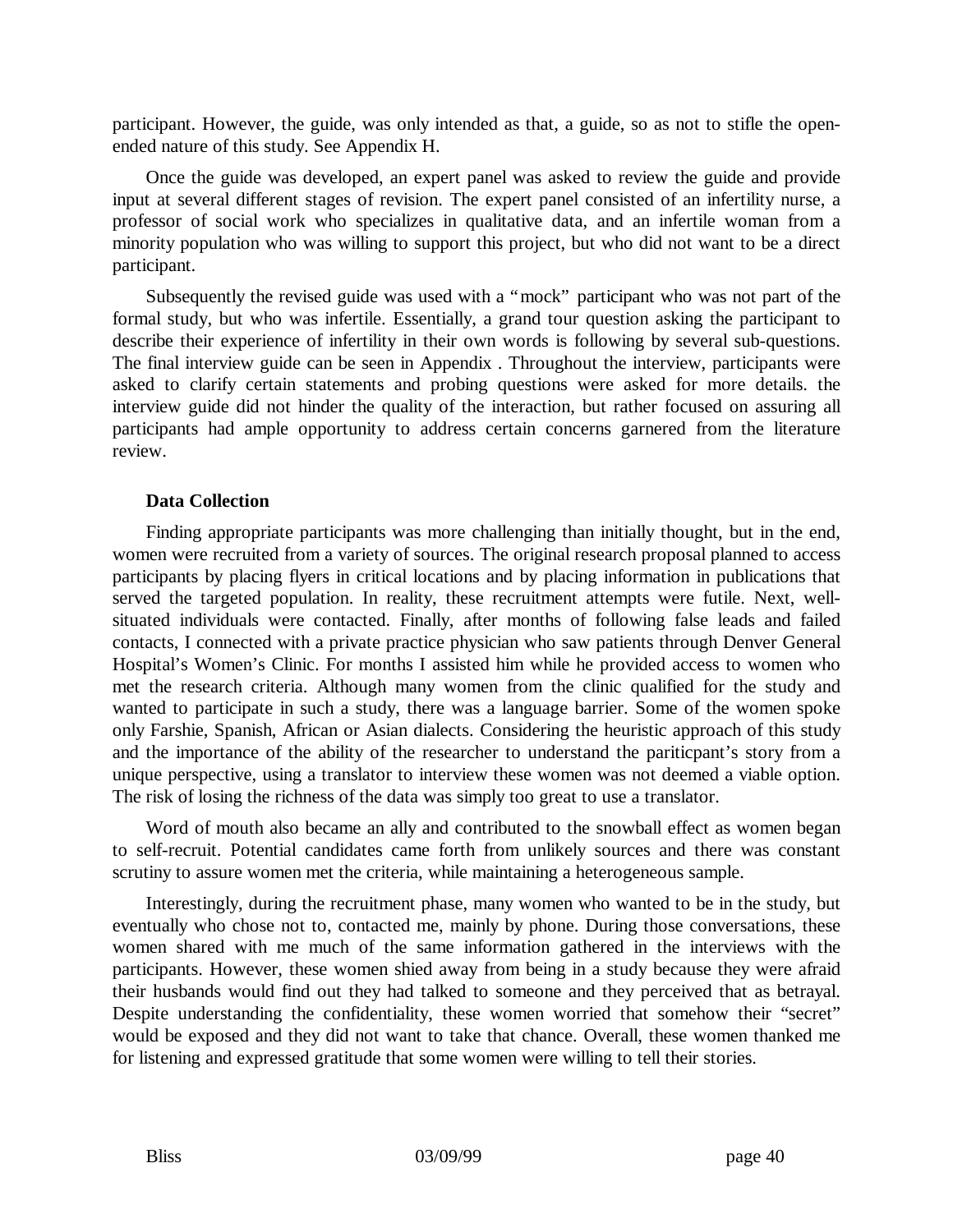participant. However, the guide, was only intended as that, a guide, so as not to stifle the open-ended nature of this study. See Appendix H.

Once the guide was developed, an expert panel was asked to review the guide and provide input at several different stages of revision. The expert panel consisted of an infertility nurse, a professor of social work who specializes in qualitative data, and an infertile woman from a minority population who was willing to support this project, but who did not want to be a direct participant.

Subsequently the revised guide was used with a "mock" participant who was not part of the formal study, but who was infertile. Essentially, a grand tour question asking the participant to describe their experience of infertility in their own words is following by several sub-questions. The final interview guide can be seen in Appendix . Throughout the interview, participants were asked to clarify certain statements and probing questions were asked for more details. the interview guide did not hinder the quality of the interaction, but rather focused on assuring all participants had ample opportunity to address certain concerns garnered from the literature review.

### Data Collection

Finding appropriate participants was more challenging than initially thought, but in the end, women were recruited from a variety of sources. The original research proposal planned to access participants by placing flyers in critical locations and by placing information in publications that served the targeted population. In reality, these recruitment attempts were futile. Next, well-situated individuals were contacted. Finally, after months of following false leads and failed contacts, I connected with a private practice physician who saw patients through Denver General Hospital's Women's Clinic. For months I assisted him while he provided access to women who met the research criteria. Although many women from the clinic qualified for the study and wanted to participate in such a study, there was a language barrier. Some of the women spoke only Farshie, Spanish, African or Asian dialects. Considering the heuristic approach of this study and the importance of the ability of the researcher to understand the pariticpant's story from a unique perspective, using a translator to interview these women was not deemed a viable option. The risk of losing the richness of the data was simply too great to use a translator.

Word of mouth also became an ally and contributed to the snowball effect as women began to self-recruit. Potential candidates came forth from unlikely sources and there was constant scrutiny to assure women met the criteria, while maintaining a heterogeneous sample.

Interestingly, during the recruitment phase, many women who wanted to be in the study, but eventually who chose not to, contacted me, mainly by phone. During those conversations, these women shared with me much of the same information gathered in the interviews with the participants. However, these women shied away from being in a study because they were afraid their husbands would find out they had talked to someone and they perceived that as betrayal. Despite understanding the confidentiality, these women worried that somehow their "secret" would be exposed and they did not want to take that chance. Overall, these women thanked me for listening and expressed gratitude that some women were willing to tell their stories.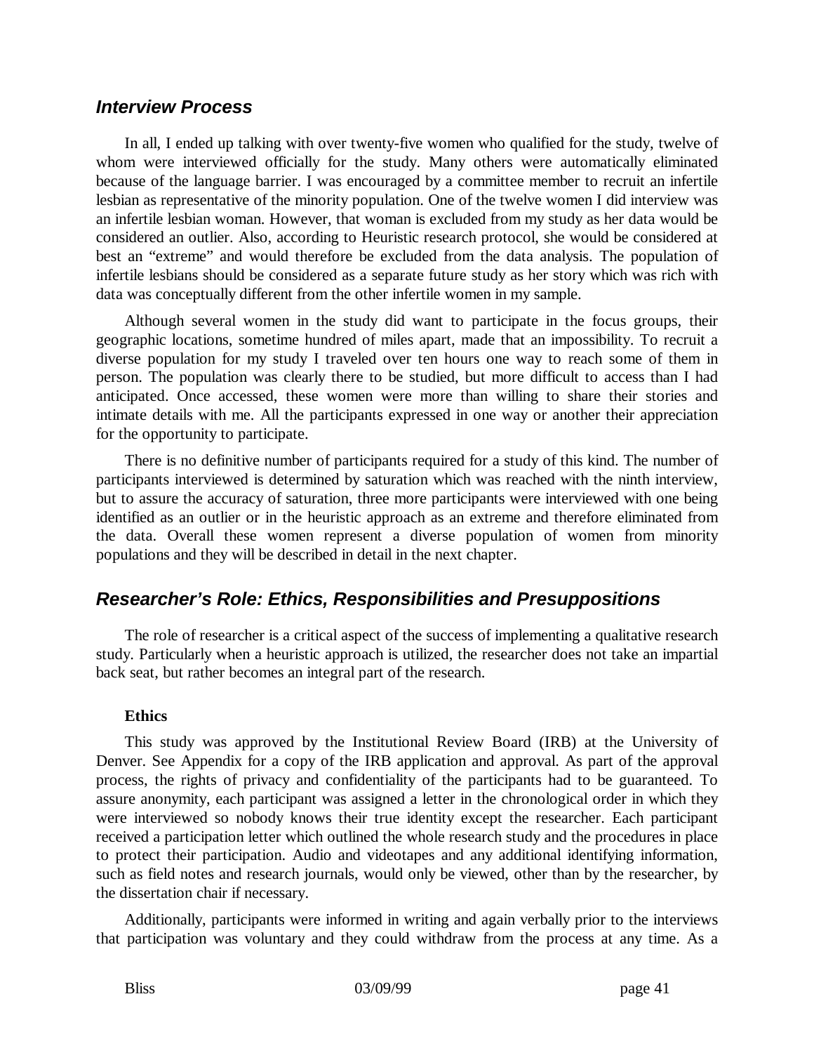## *Interview Process*

In all, I ended up talking with over twenty-five women who qualified for the study, twelve of whom were interviewed officially for the study. Many others were automatically eliminated because of the language barrier. I was encouraged by a committee member to recruit an infertile lesbian as representative of the minority population. One of the twelve women I did interview was an infertile lesbian woman. However, that woman is excluded from my study as her data would be considered an outlier. Also, according to Heuristic research protocol, she would be considered at best an "extreme" and would therefore be excluded from the data analysis. The population of infertile lesbians should be considered as a separate future study as her story which was rich with data was conceptually different from the other infertile women in my sample.

Although several women in the study did want to participate in the focus groups, their geographic locations, sometime hundred of miles apart, made that an impossibility. To recruit a diverse population for my study I traveled over ten hours one way to reach some of them in person. The population was clearly there to be studied, but more difficult to access than I had anticipated. Once accessed, these women were more than willing to share their stories and intimate details with me. All the participants expressed in one way or another their appreciation for the opportunity to participate.

There is no definitive number of participants required for a study of this kind. The number of participants interviewed is determined by saturation which was reached with the ninth interview, but to assure the accuracy of saturation, three more participants were interviewed with one being identified as an outlier or in the heuristic approach as an extreme and therefore eliminated from the data. Overall these women represent a diverse population of women from minority populations and they will be described in detail in the next chapter.

## *Researcher's Role: Ethics, Responsibilities and Presuppositions*

The role of researcher is a critical aspect of the success of implementing a qualitative research study. Particularly when a heuristic approach is utilized, the researcher does not take an impartial back seat, but rather becomes an integral part of the research.

### Ethics

This study was approved by the Institutional Review Board (IRB) at the University of Denver. See Appendix for a copy of the IRB application and approval. As part of the approval process, the rights of privacy and confidentiality of the participants had to be guaranteed. To assure anonymity, each participant was assigned a letter in the chronological order in which they were interviewed so nobody knows their true identity except the researcher. Each participant received a participation letter which outlined the whole research study and the procedures in place to protect their participation. Audio and videotapes and any additional identifying information, such as field notes and research journals, would only be viewed, other than by the researcher, by the dissertation chair if necessary.

Additionally, participants were informed in writing and again verbally prior to the interviews that participation was voluntary and they could withdraw from the process at any time. As a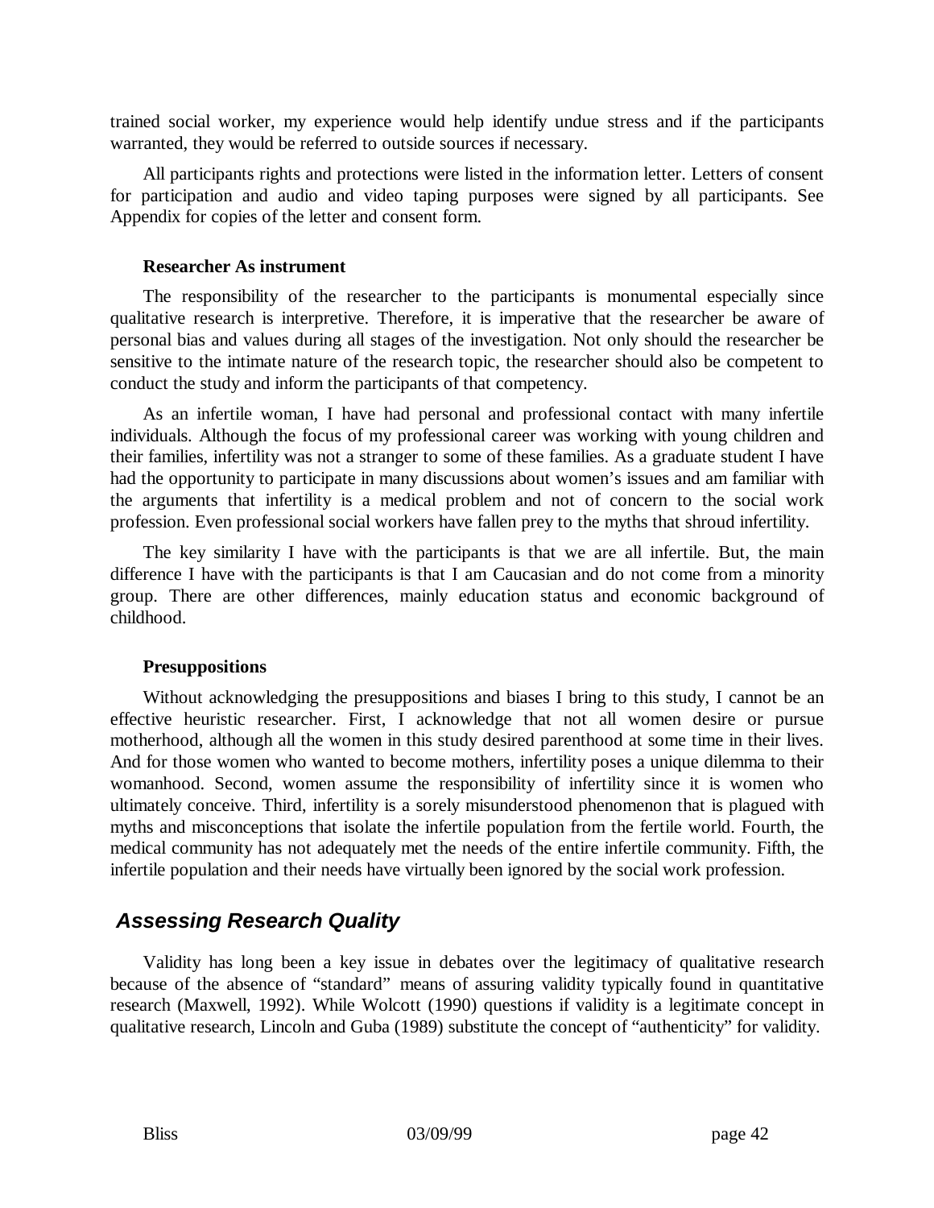trained social worker, my experience would help identify undue stress and if the participants warranted, they would be referred to outside sources if necessary.

All participants rights and protections were listed in the information letter. Letters of consent for participation and audio and video taping purposes were signed by all participants. See Appendix for copies of the letter and consent form.

### Researcher As instrument

The responsibility of the researcher to the participants is monumental especially since qualitative research is interpretive. Therefore, it is imperative that the researcher be aware of personal bias and values during all stages of the investigation. Not only should the researcher be sensitive to the intimate nature of the research topic, the researcher should also be competent to conduct the study and inform the participants of that competency.

As an infertile woman, I have had personal and professional contact with many infertile individuals. Although the focus of my professional career was working with young children and their families, infertility was not a stranger to some of these families. As a graduate student I have had the opportunity to participate in many discussions about women's issues and am familiar with the arguments that infertility is a medical problem and not of concern to the social work profession. Even professional social workers have fallen prey to the myths that shroud infertility.

The key similarity I have with the participants is that we are all infertile. But, the main difference I have with the participants is that I am Caucasian and do not come from a minority group. There are other differences, mainly education status and economic background of childhood.

### Presuppositions

Without acknowledging the presuppositions and biases I bring to this study, I cannot be an effective heuristic researcher. First, I acknowledge that not all women desire or pursue motherhood, although all the women in this study desired parenthood at some time in their lives. And for those women who wanted to become mothers, infertility poses a unique dilemma to their womanhood. Second, women assume the responsibility of infertility since it is women who ultimately conceive. Third, infertility is a sorely misunderstood phenomenon that is plagued with myths and misconceptions that isolate the infertile population from the fertile world. Fourth, the medical community has not adequately met the needs of the entire infertile community. Fifth, the infertile population and their needs have virtually been ignored by the social work profession.

## *Assessing Research Quality*

Validity has long been a key issue in debates over the legitimacy of qualitative research because of the absence of "standard" means of assuring validity typically found in quantitative research (Maxwell, 1992). While Wolcott (1990) questions if validity is a legitimate concept in qualitative research, Lincoln and Guba (1989) substitute the concept of "authenticity" for validity.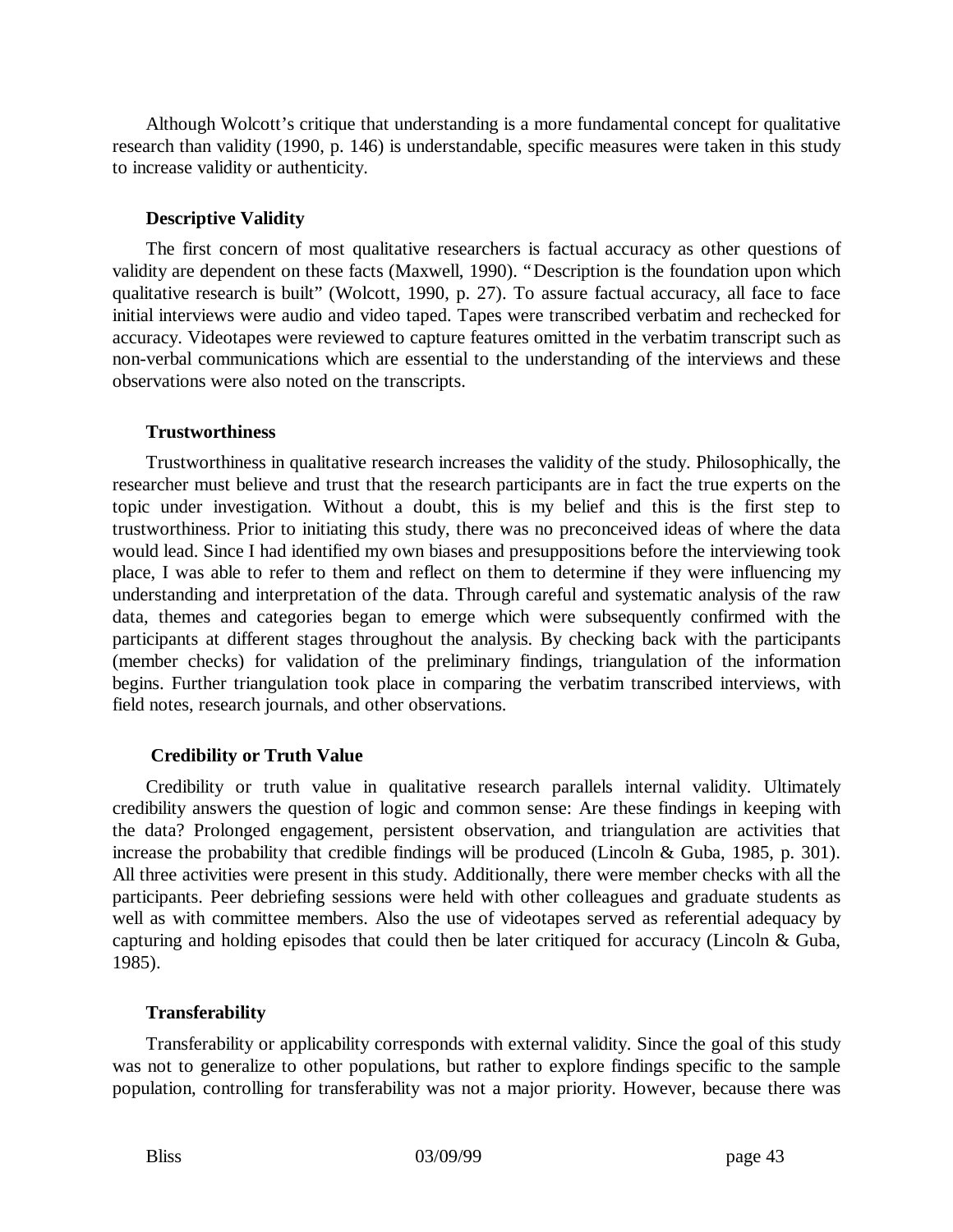Although Wolcott's critique that understanding is a more fundamental concept for qualitative research than validity (1990, p. 146) is understandable, specific measures were taken in this study to increase validity or authenticity.

### Descriptive Validity

The first concern of most qualitative researchers is factual accuracy as other questions of validity are dependent on these facts (Maxwell, 1990). "Description is the foundation upon which qualitative research is built" (Wolcott, 1990, p. 27). To assure factual accuracy, all face to face initial interviews were audio and video taped. Tapes were transcribed verbatim and rechecked for accuracy. Videotapes were reviewed to capture features omitted in the verbatim transcript such as non-verbal communications which are essential to the understanding of the interviews and these observations were also noted on the transcripts.

### Trustworthiness

Trustworthiness in qualitative research increases the validity of the study. Philosophically, the researcher must believe and trust that the research participants are in fact the true experts on the topic under investigation. Without a doubt, this is my belief and this is the first step to trustworthiness. Prior to initiating this study, there was no preconceived ideas of where the data would lead. Since I had identified my own biases and presuppositions before the interviewing took place, I was able to refer to them and reflect on them to determine if they were influencing my understanding and interpretation of the data. Through careful and systematic analysis of the raw data, themes and categories began to emerge which were subsequently confirmed with the participants at different stages throughout the analysis. By checking back with the participants (member checks) for validation of the preliminary findings, triangulation of the information begins. Further triangulation took place in comparing the verbatim transcribed interviews, with field notes, research journals, and other observations.

### Credibility or Truth Value

Credibility or truth value in qualitative research parallels internal validity. Ultimately credibility answers the question of logic and common sense: Are these findings in keeping with the data? Prolonged engagement, persistent observation, and triangulation are activities that increase the probability that credible findings will be produced (Lincoln & Guba, 1985, p. 301). All three activities were present in this study. Additionally, there were member checks with all the participants. Peer debriefing sessions were held with other colleagues and graduate students as well as with committee members. Also the use of videotapes served as referential adequacy by capturing and holding episodes that could then be later critiqued for accuracy (Lincoln & Guba, 1985).

### Transferability

Transferability or applicability corresponds with external validity. Since the goal of this study was not to generalize to other populations, but rather to explore findings specific to the sample population, controlling for transferability was not a major priority. However, because there was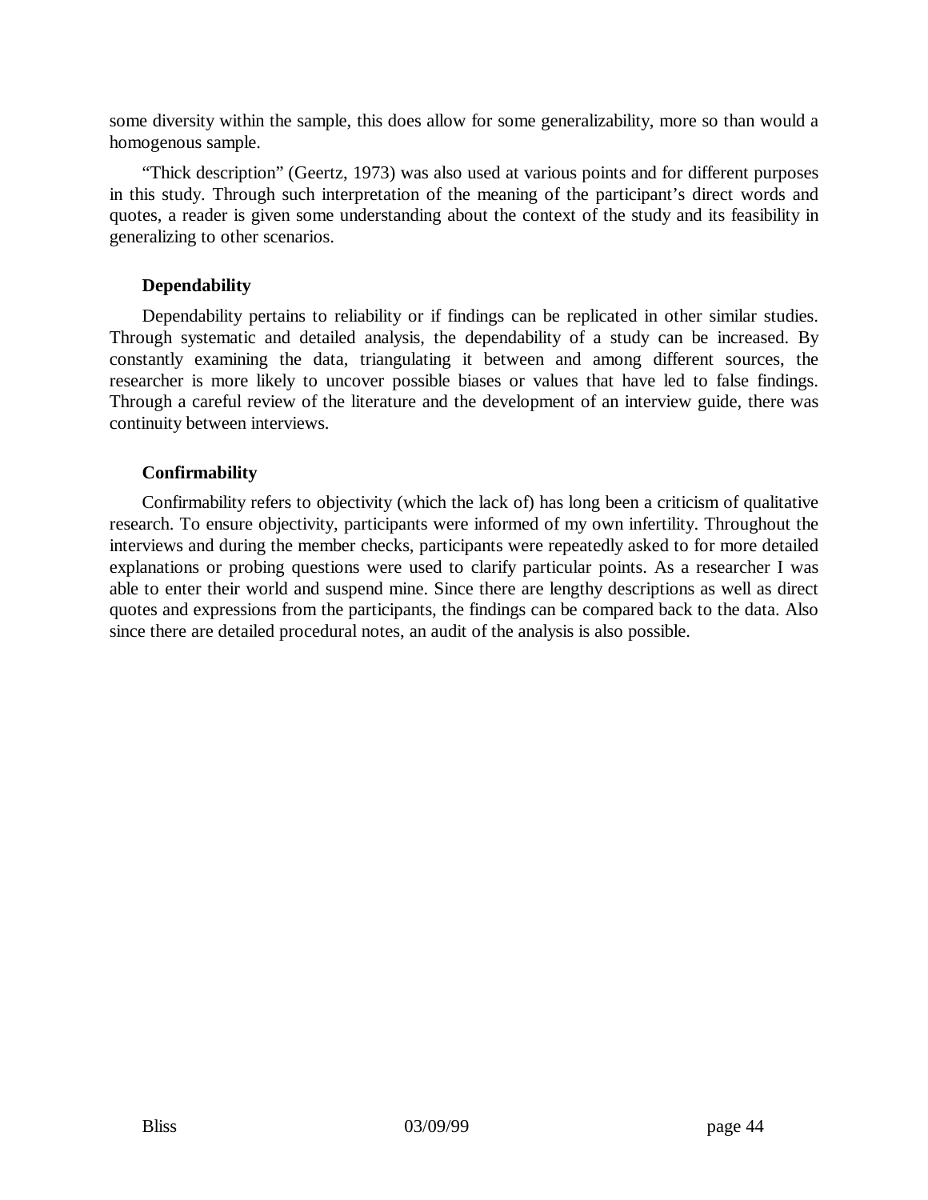some diversity within the sample, this does allow for some generalizability, more so than would a homogenous sample.

"Thick description" (Geertz, 1973) was also used at various points and for different purposes in this study. Through such interpretation of the meaning of the participant's direct words and quotes, a reader is given some understanding about the context of the study and its feasibility in generalizing to other scenarios.

### Dependability

Dependability pertains to reliability or if findings can be replicated in other similar studies. Through systematic and detailed analysis, the dependability of a study can be increased. By constantly examining the data, triangulating it between and among different sources, the researcher is more likely to uncover possible biases or values that have led to false findings. Through a careful review of the literature and the development of an interview guide, there was continuity between interviews.

### Confirmability

Confirmability refers to objectivity (which the lack of) has long been a criticism of qualitative research. To ensure objectivity, participants were informed of my own infertility. Throughout the interviews and during the member checks, participants were repeatedly asked to for more detailed explanations or probing questions were used to clarify particular points. As a researcher I was able to enter their world and suspend mine. Since there are lengthy descriptions as well as direct quotes and expressions from the participants, the findings can be compared back to the data. Also since there are detailed procedural notes, an audit of the analysis is also possible.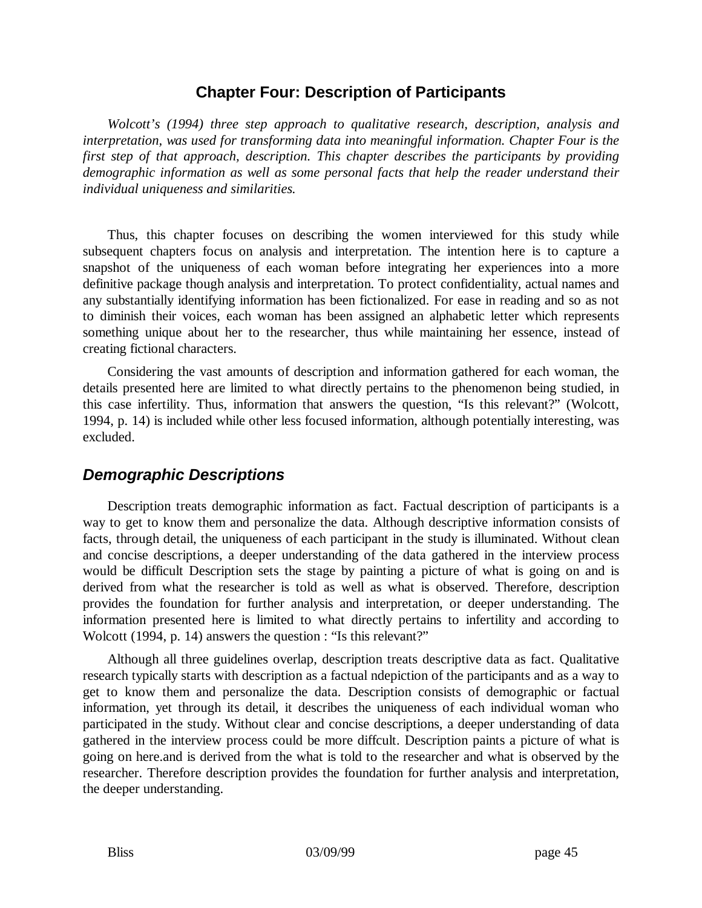# Chapter Four: Description of Participants

*Wolcott's (1994) three step approach to qualitative research, description, analysis and interpretation, was used for transforming data into meaningful information. Chapter Four is the first step of that approach, description. This chapter describes the participants by providing demographic information as well as some personal facts that help the reader understand their individual uniqueness and similarities.*

Thus, this chapter focuses on describing the women interviewed for this study while subsequent chapters focus on analysis and interpretation. The intention here is to capture a snapshot of the uniqueness of each woman before integrating her experiences into a more definitive package though analysis and interpretation. To protect confidentiality, actual names and any substantially identifying information has been fictionalized. For ease in reading and so as not to diminish their voices, each woman has been assigned an alphabetic letter which represents something unique about her to the researcher, thus while maintaining her essence, instead of creating fictional characters.

Considering the vast amounts of description and information gathered for each woman, the details presented here are limited to what directly pertains to the phenomenon being studied, in this case infertility. Thus, information that answers the question, "Is this relevant?" (Wolcott, 1994, p. 14) is included while other less focused information, although potentially interesting, was excluded.

## *Demographic Descriptions*

Description treats demographic information as fact. Factual description of participants is a way to get to know them and personalize the data. Although descriptive information consists of facts, through detail, the uniqueness of each participant in the study is illuminated. Without clean and concise descriptions, a deeper understanding of the data gathered in the interview process would be difficult Description sets the stage by painting a picture of what is going on and is derived from what the researcher is told as well as what is observed. Therefore, description provides the foundation for further analysis and interpretation, or deeper understanding. The information presented here is limited to what directly pertains to infertility and according to Wolcott (1994, p. 14) answers the question : "Is this relevant?"

Although all three guidelines overlap, description treats descriptive data as fact. Qualitative research typically starts with description as a factual ndepiction of the participants and as a way to get to know them and personalize the data. Description consists of demographic or factual information, yet through its detail, it describes the uniqueness of each individual woman who participated in the study. Without clear and concise descriptions, a deeper understanding of data gathered in the interview process could be more diffcult. Description paints a picture of what is going on here.and is derived from the what is told to the researcher and what is observed by the researcher. Therefore description provides the foundation for further analysis and interpretation, the deeper understanding.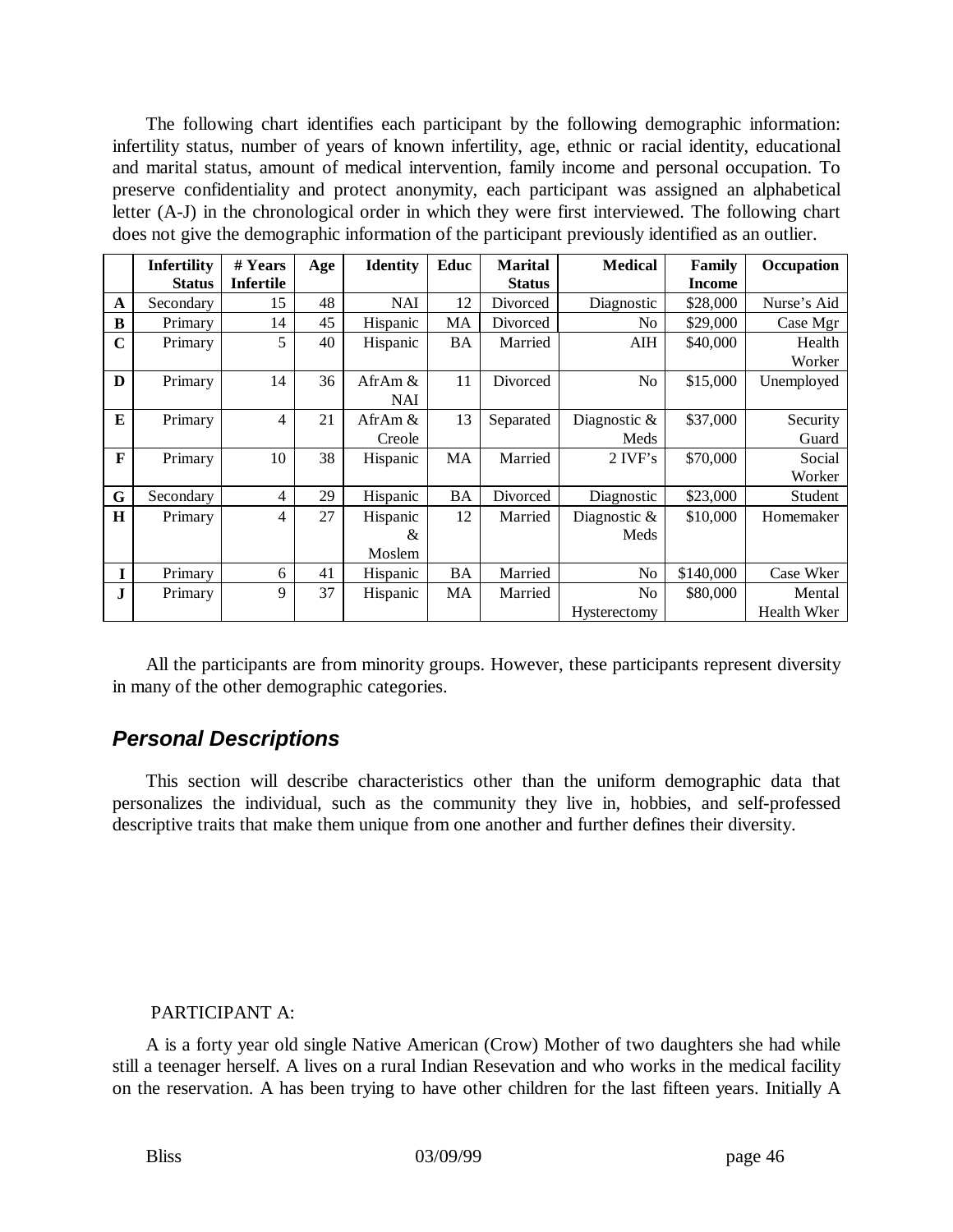The following chart identifies each participant by the following demographic information: infertility status, number of years of known infertility, age, ethnic or racial identity, educational and marital status, amount of medical intervention, family income and personal occupation. To preserve confidentiality and protect anonymity, each participant was assigned an alphabetical letter (A-J) in the chronological order in which they were first interviewed. The following chart does not give the demographic information of the participant previously identified as an outlier.

| | Infertility Status | # Years Infertile | Age | Identity | Educ | Marital Status | Medical | Family Income | Occupation |
|---|---|---|---|---|---|---|---|---|---|
| **A** | Secondary | 15 | 48 | NAI | 12 | Divorced | Diagnostic | $28,000 | Nurse's Aid |
| **B** | Primary | 14 | 45 | Hispanic | MA | Divorced | No | $29,000 | Case Mgr |
| **C** | Primary | 5 | 40 | Hispanic | BA | Married | AIH | $40,000 | Health Worker |
| **D** | Primary | 14 | 36 | AfrAm & NAI | 11 | Divorced | No | $15,000 | Unemployed |
| **E** | Primary | 4 | 21 | AfrAm & Creole | 13 | Separated | Diagnostic & Meds | $37,000 | Security Guard |
| **F** | Primary | 10 | 38 | Hispanic | MA | Married | 2 IVF's | $70,000 | Social Worker |
| **G** | Secondary | 4 | 29 | Hispanic | BA | Divorced | Diagnostic | $23,000 | Student |
| **H** | Primary | 4 | 27 | Hispanic & Moslem | 12 | Married | Diagnostic & Meds | $10,000 | Homemaker |
| **I** | Primary | 6 | 41 | Hispanic | BA | Married | No | $140,000 | Case Wker |
| **J** | Primary | 9 | 37 | Hispanic | MA | Married | No Hysterectomy | $80,000 | Mental Health Wker |

All the participants are from minority groups. However, these participants represent diversity in many of the other demographic categories.

## *Personal Descriptions*

This section will describe characteristics other than the uniform demographic data that personalizes the individual, such as the community they live in, hobbies, and self-professed descriptive traits that make them unique from one another and further defines their diversity.

PARTICIPANT A:

A is a forty year old single Native American (Crow) Mother of two daughters she had while still a teenager herself. A lives on a rural Indian Resevation and who works in the medical facility on the reservation. A has been trying to have other children for the last fifteen years. Initially A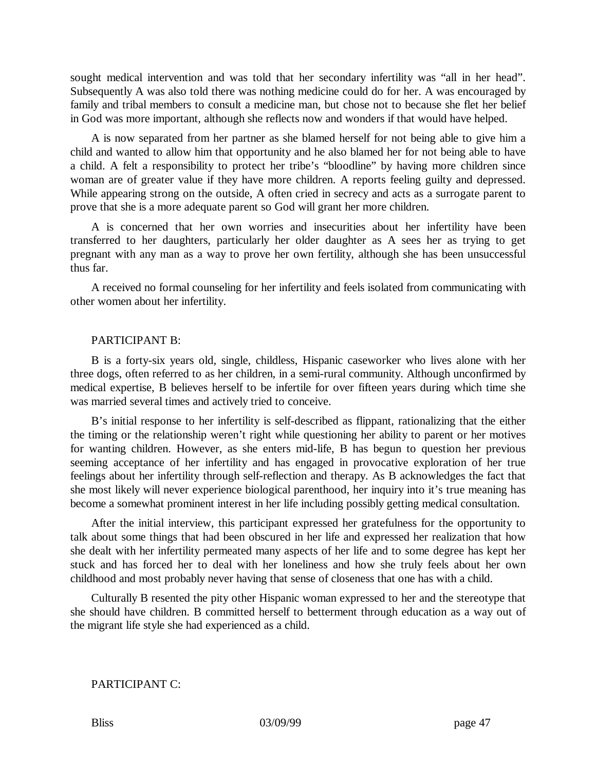sought medical intervention and was told that her secondary infertility was "all in her head". Subsequently A was also told there was nothing medicine could do for her. A was encouraged by family and tribal members to consult a medicine man, but chose not to because she flet her belief in God was more important, although she reflects now and wonders if that would have helped.

A is now separated from her partner as she blamed herself for not being able to give him a child and wanted to allow him that opportunity and he also blamed her for not being able to have a child. A felt a responsibility to protect her tribe's "bloodline" by having more children since woman are of greater value if they have more children. A reports feeling guilty and depressed. While appearing strong on the outside, A often cried in secrecy and acts as a surrogate parent to prove that she is a more adequate parent so God will grant her more children.

A is concerned that her own worries and insecurities about her infertility have been transferred to her daughters, particularly her older daughter as A sees her as trying to get pregnant with any man as a way to prove her own fertility, although she has been unsuccessful thus far.

A received no formal counseling for her infertility and feels isolated from communicating with other women about her infertility.

PARTICIPANT B:

B is a forty-six years old, single, childless, Hispanic caseworker who lives alone with her three dogs, often referred to as her children, in a semi-rural community. Although unconfirmed by medical expertise, B believes herself to be infertile for over fifteen years during which time she was married several times and actively tried to conceive.

B's initial response to her infertility is self-described as flippant, rationalizing that the either the timing or the relationship weren't right while questioning her ability to parent or her motives for wanting children. However, as she enters mid-life, B has begun to question her previous seeming acceptance of her infertility and has engaged in provocative exploration of her true feelings about her infertility through self-reflection and therapy. As B acknowledges the fact that she most likely will never experience biological parenthood, her inquiry into it's true meaning has become a somewhat prominent interest in her life including possibly getting medical consultation.

After the initial interview, this participant expressed her gratefulness for the opportunity to talk about some things that had been obscured in her life and expressed her realization that how she dealt with her infertility permeated many aspects of her life and to some degree has kept her stuck and has forced her to deal with her loneliness and how she truly feels about her own childhood and most probably never having that sense of closeness that one has with a child.

Culturally B resented the pity other Hispanic woman expressed to her and the stereotype that she should have children. B committed herself to betterment through education as a way out of the migrant life style she had experienced as a child.

PARTICIPANT C: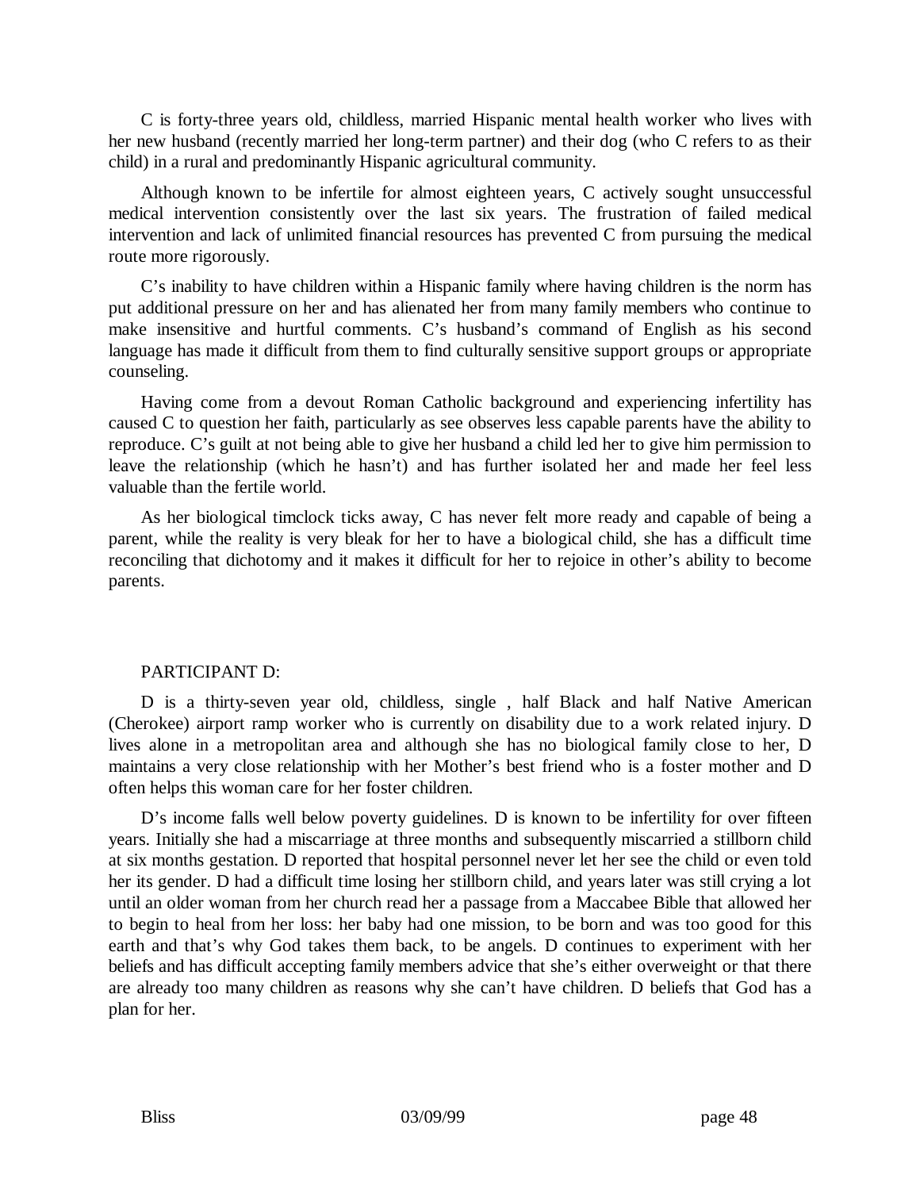C is forty-three years old, childless, married Hispanic mental health worker who lives with her new husband (recently married her long-term partner) and their dog (who C refers to as their child) in a rural and predominantly Hispanic agricultural community.

Although known to be infertile for almost eighteen years, C actively sought unsuccessful medical intervention consistently over the last six years. The frustration of failed medical intervention and lack of unlimited financial resources has prevented C from pursuing the medical route more rigorously.

C's inability to have children within a Hispanic family where having children is the norm has put additional pressure on her and has alienated her from many family members who continue to make insensitive and hurtful comments. C's husband's command of English as his second language has made it difficult from them to find culturally sensitive support groups or appropriate counseling.

Having come from a devout Roman Catholic background and experiencing infertility has caused C to question her faith, particularly as see observes less capable parents have the ability to reproduce. C's guilt at not being able to give her husband a child led her to give him permission to leave the relationship (which he hasn't) and has further isolated her and made her feel less valuable than the fertile world.

As her biological timclock ticks away, C has never felt more ready and capable of being a parent, while the reality is very bleak for her to have a biological child, she has a difficult time reconciling that dichotomy and it makes it difficult for her to rejoice in other's ability to become parents.

PARTICIPANT D:

D is a thirty-seven year old, childless, single , half Black and half Native American (Cherokee) airport ramp worker who is currently on disability due to a work related injury. D lives alone in a metropolitan area and although she has no biological family close to her, D maintains a very close relationship with her Mother's best friend who is a foster mother and D often helps this woman care for her foster children.

D's income falls well below poverty guidelines. D is known to be infertility for over fifteen years. Initially she had a miscarriage at three months and subsequently miscarried a stillborn child at six months gestation. D reported that hospital personnel never let her see the child or even told her its gender. D had a difficult time losing her stillborn child, and years later was still crying a lot until an older woman from her church read her a passage from a Maccabee Bible that allowed her to begin to heal from her loss: her baby had one mission, to be born and was too good for this earth and that's why God takes them back, to be angels. D continues to experiment with her beliefs and has difficult accepting family members advice that she's either overweight or that there are already too many children as reasons why she can't have children. D beliefs that God has a plan for her.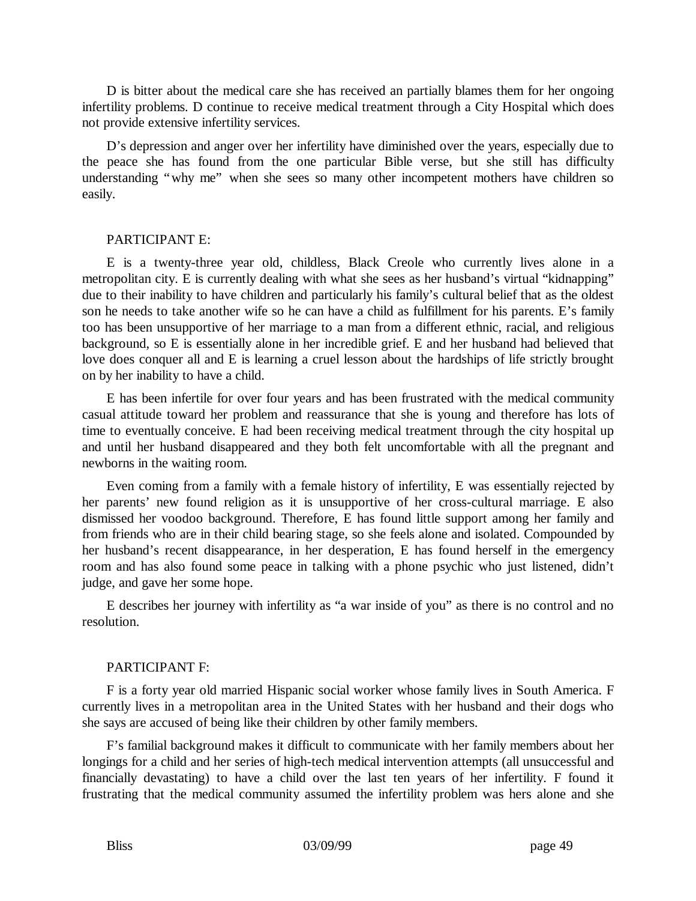D is bitter about the medical care she has received an partially blames them for her ongoing infertility problems. D continue to receive medical treatment through a City Hospital which does not provide extensive infertility services.

D's depression and anger over her infertility have diminished over the years, especially due to the peace she has found from the one particular Bible verse, but she still has difficulty understanding "why me" when she sees so many other incompetent mothers have children so easily.

PARTICIPANT E:

E is a twenty-three year old, childless, Black Creole who currently lives alone in a metropolitan city. E is currently dealing with what she sees as her husband's virtual "kidnapping" due to their inability to have children and particularly his family's cultural belief that as the oldest son he needs to take another wife so he can have a child as fulfillment for his parents. E's family too has been unsupportive of her marriage to a man from a different ethnic, racial, and religious background, so E is essentially alone in her incredible grief. E and her husband had believed that love does conquer all and E is learning a cruel lesson about the hardships of life strictly brought on by her inability to have a child.

E has been infertile for over four years and has been frustrated with the medical community casual attitude toward her problem and reassurance that she is young and therefore has lots of time to eventually conceive. E had been receiving medical treatment through the city hospital up and until her husband disappeared and they both felt uncomfortable with all the pregnant and newborns in the waiting room.

Even coming from a family with a female history of infertility, E was essentially rejected by her parents' new found religion as it is unsupportive of her cross-cultural marriage. E also dismissed her voodoo background. Therefore, E has found little support among her family and from friends who are in their child bearing stage, so she feels alone and isolated. Compounded by her husband's recent disappearance, in her desperation, E has found herself in the emergency room and has also found some peace in talking with a phone psychic who just listened, didn't judge, and gave her some hope.

E describes her journey with infertility as "a war inside of you" as there is no control and no resolution.

PARTICIPANT F:

F is a forty year old married Hispanic social worker whose family lives in South America. F currently lives in a metropolitan area in the United States with her husband and their dogs who she says are accused of being like their children by other family members.

F's familial background makes it difficult to communicate with her family members about her longings for a child and her series of high-tech medical intervention attempts (all unsuccessful and financially devastating) to have a child over the last ten years of her infertility. F found it frustrating that the medical community assumed the infertility problem was hers alone and she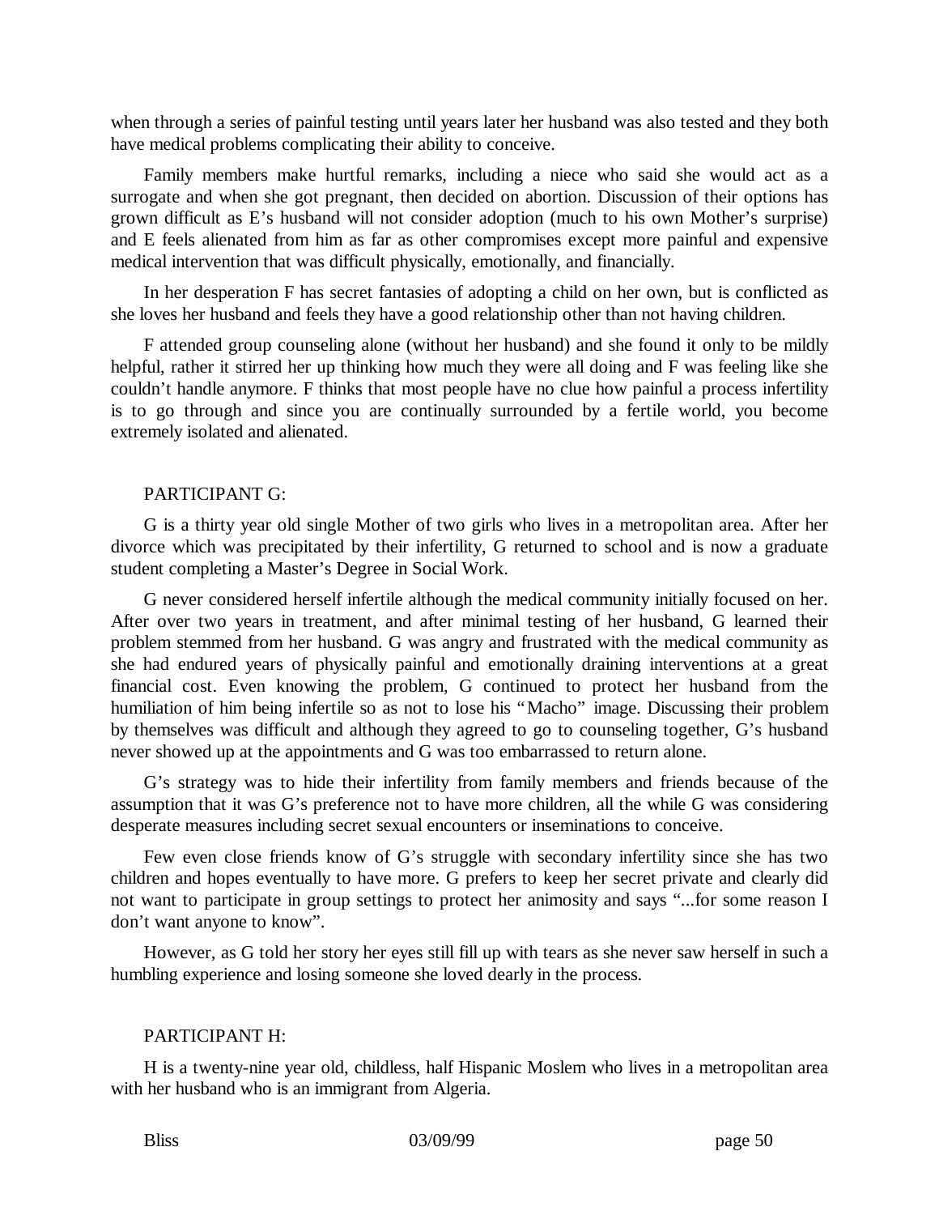when through a series of painful testing until years later her husband was also tested and they both have medical problems complicating their ability to conceive.

Family members make hurtful remarks, including a niece who said she would act as a surrogate and when she got pregnant, then decided on abortion. Discussion of their options has grown difficult as E's husband will not consider adoption (much to his own Mother's surprise) and E feels alienated from him as far as other compromises except more painful and expensive medical intervention that was difficult physically, emotionally, and financially.

In her desperation F has secret fantasies of adopting a child on her own, but is conflicted as she loves her husband and feels they have a good relationship other than not having children.

F attended group counseling alone (without her husband) and she found it only to be mildly helpful, rather it stirred her up thinking how much they were all doing and F was feeling like she couldn't handle anymore. F thinks that most people have no clue how painful a process infertility is to go through and since you are continually surrounded by a fertile world, you become extremely isolated and alienated.

PARTICIPANT G:

G is a thirty year old single Mother of two girls who lives in a metropolitan area. After her divorce which was precipitated by their infertility, G returned to school and is now a graduate student completing a Master's Degree in Social Work.

G never considered herself infertile although the medical community initially focused on her. After over two years in treatment, and after minimal testing of her husband, G learned their problem stemmed from her husband. G was angry and frustrated with the medical community as she had endured years of physically painful and emotionally draining interventions at a great financial cost. Even knowing the problem, G continued to protect her husband from the humiliation of him being infertile so as not to lose his "Macho" image. Discussing their problem by themselves was difficult and although they agreed to go to counseling together, G's husband never showed up at the appointments and G was too embarrassed to return alone.

G's strategy was to hide their infertility from family members and friends because of the assumption that it was G's preference not to have more children, all the while G was considering desperate measures including secret sexual encounters or inseminations to conceive.

Few even close friends know of G's struggle with secondary infertility since she has two children and hopes eventually to have more. G prefers to keep her secret private and clearly did not want to participate in group settings to protect her animosity and says "...for some reason I don't want anyone to know".

However, as G told her story her eyes still fill up with tears as she never saw herself in such a humbling experience and losing someone she loved dearly in the process.

PARTICIPANT H:

H is a twenty-nine year old, childless, half Hispanic Moslem who lives in a metropolitan area with her husband who is an immigrant from Algeria.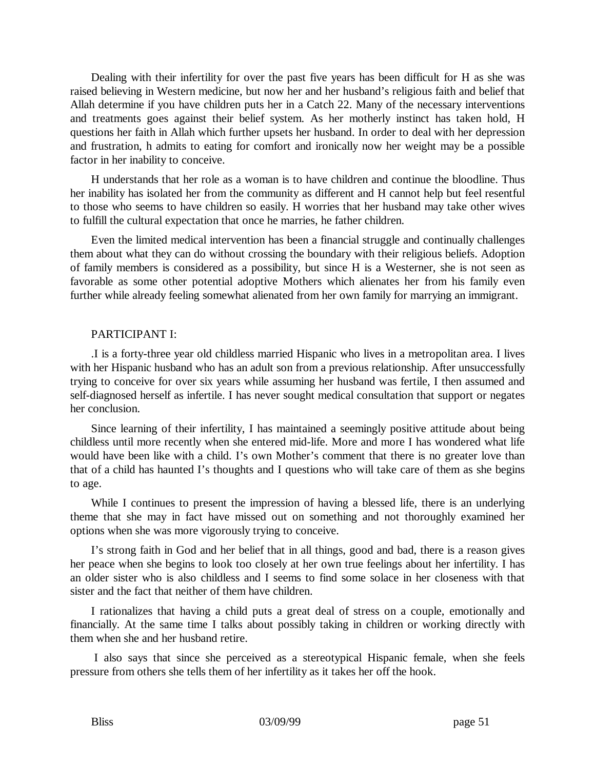Dealing with their infertility for over the past five years has been difficult for H as she was raised believing in Western medicine, but now her and her husband's religious faith and belief that Allah determine if you have children puts her in a Catch 22. Many of the necessary interventions and treatments goes against their belief system. As her motherly instinct has taken hold, H questions her faith in Allah which further upsets her husband. In order to deal with her depression and frustration, h admits to eating for comfort and ironically now her weight may be a possible factor in her inability to conceive.

H understands that her role as a woman is to have children and continue the bloodline. Thus her inability has isolated her from the community as different and H cannot help but feel resentful to those who seems to have children so easily. H worries that her husband may take other wives to fulfill the cultural expectation that once he marries, he father children.

Even the limited medical intervention has been a financial struggle and continually challenges them about what they can do without crossing the boundary with their religious beliefs. Adoption of family members is considered as a possibility, but since H is a Westerner, she is not seen as favorable as some other potential adoptive Mothers which alienates her from his family even further while already feeling somewhat alienated from her own family for marrying an immigrant.

PARTICIPANT I:

.I is a forty-three year old childless married Hispanic who lives in a metropolitan area. I lives with her Hispanic husband who has an adult son from a previous relationship. After unsuccessfully trying to conceive for over six years while assuming her husband was fertile, I then assumed and self-diagnosed herself as infertile. I has never sought medical consultation that support or negates her conclusion.

Since learning of their infertility, I has maintained a seemingly positive attitude about being childless until more recently when she entered mid-life. More and more I has wondered what life would have been like with a child. I's own Mother's comment that there is no greater love than that of a child has haunted I's thoughts and I questions who will take care of them as she begins to age.

While I continues to present the impression of having a blessed life, there is an underlying theme that she may in fact have missed out on something and not thoroughly examined her options when she was more vigorously trying to conceive.

I's strong faith in God and her belief that in all things, good and bad, there is a reason gives her peace when she begins to look too closely at her own true feelings about her infertility. I has an older sister who is also childless and I seems to find some solace in her closeness with that sister and the fact that neither of them have children.

I rationalizes that having a child puts a great deal of stress on a couple, emotionally and financially. At the same time I talks about possibly taking in children or working directly with them when she and her husband retire.

I also says that since she perceived as a stereotypical Hispanic female, when she feels pressure from others she tells them of her infertility as it takes her off the hook.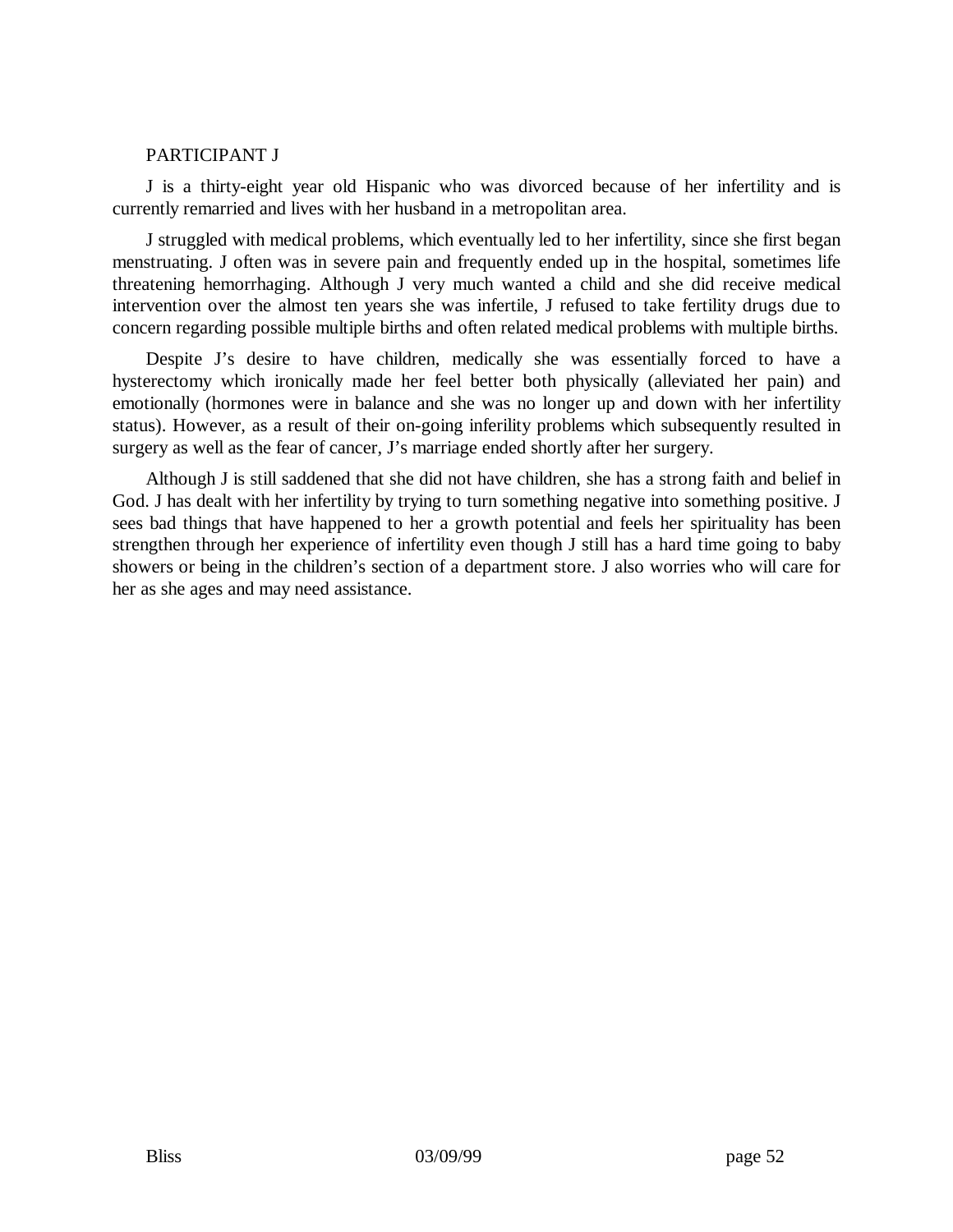## PARTICIPANT J

J is a thirty-eight year old Hispanic who was divorced because of her infertility and is currently remarried and lives with her husband in a metropolitan area.

J struggled with medical problems, which eventually led to her infertility, since she first began menstruating. J often was in severe pain and frequently ended up in the hospital, sometimes life threatening hemorrhaging. Although J very much wanted a child and she did receive medical intervention over the almost ten years she was infertile, J refused to take fertility drugs due to concern regarding possible multiple births and often related medical problems with multiple births.

Despite J's desire to have children, medically she was essentially forced to have a hysterectomy which ironically made her feel better both physically (alleviated her pain) and emotionally (hormones were in balance and she was no longer up and down with her infertility status). However, as a result of their on-going inferility problems which subsequently resulted in surgery as well as the fear of cancer, J's marriage ended shortly after her surgery.

Although J is still saddened that she did not have children, she has a strong faith and belief in God. J has dealt with her infertility by trying to turn something negative into something positive. J sees bad things that have happened to her a growth potential and feels her spirituality has been strengthen through her experience of infertility even though J still has a hard time going to baby showers or being in the children's section of a department store. J also worries who will care for her as she ages and may need assistance.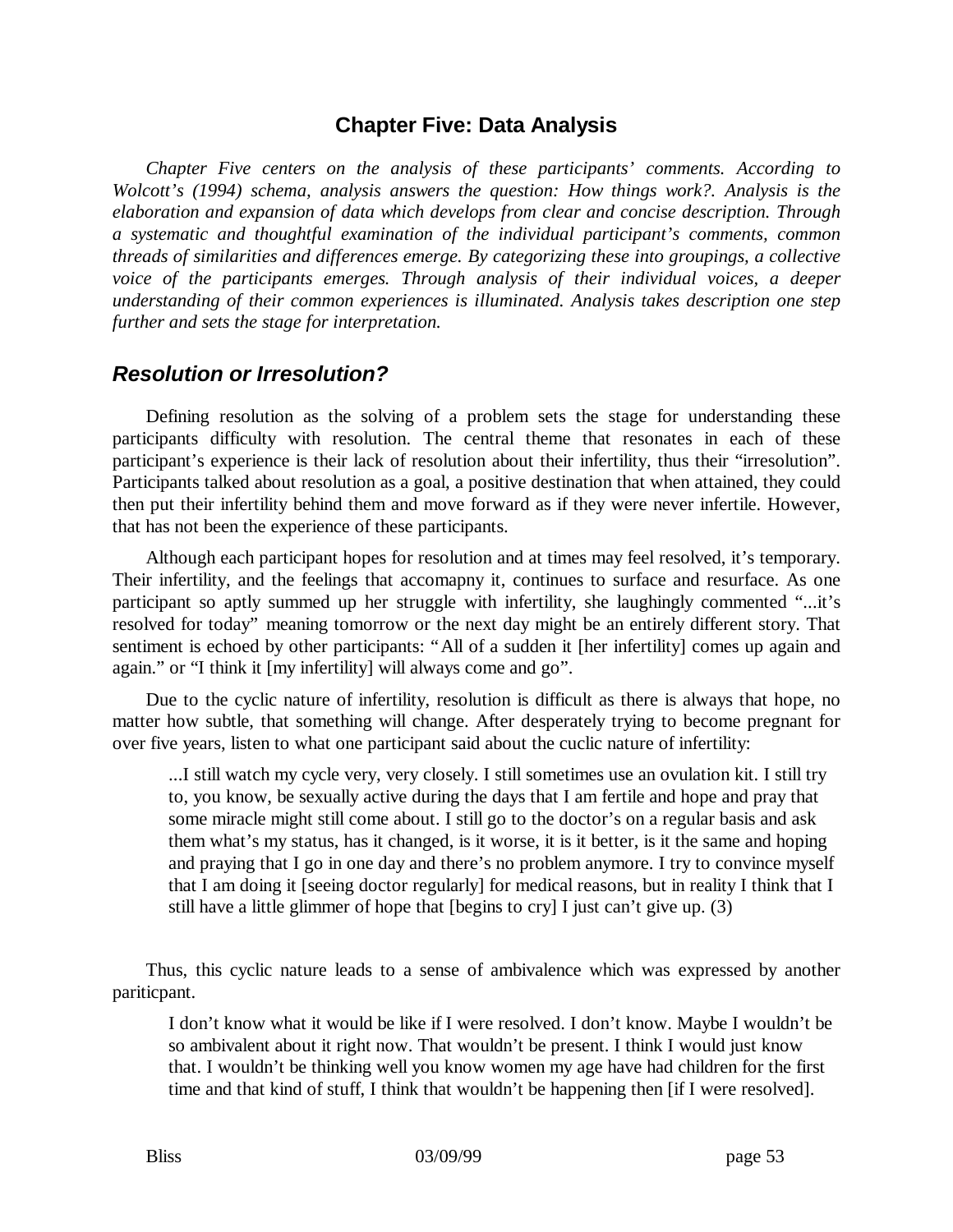# Chapter Five: Data Analysis

*Chapter Five centers on the analysis of these participants' comments. According to Wolcott's (1994) schema, analysis answers the question: How things work?. Analysis is the elaboration and expansion of data which develops from clear and concise description. Through a systematic and thoughtful examination of the individual participant's comments, common threads of similarities and differences emerge. By categorizing these into groupings, a collective voice of the participants emerges. Through analysis of their individual voices, a deeper understanding of their common experiences is illuminated. Analysis takes description one step further and sets the stage for interpretation.*

## *Resolution or Irresolution?*

Defining resolution as the solving of a problem sets the stage for understanding these participants difficulty with resolution. The central theme that resonates in each of these participant's experience is their lack of resolution about their infertility, thus their "irresolution". Participants talked about resolution as a goal, a positive destination that when attained, they could then put their infertility behind them and move forward as if they were never infertile. However, that has not been the experience of these participants.

Although each participant hopes for resolution and at times may feel resolved, it's temporary. Their infertility, and the feelings that accomapny it, continues to surface and resurface. As one participant so aptly summed up her struggle with infertility, she laughingly commented "...it's resolved for today" meaning tomorrow or the next day might be an entirely different story. That sentiment is echoed by other participants: "All of a sudden it [her infertility] comes up again and again." or "I think it [my infertility] will always come and go".

Due to the cyclic nature of infertility, resolution is difficult as there is always that hope, no matter how subtle, that something will change. After desperately trying to become pregnant for over five years, listen to what one participant said about the cuclic nature of infertility:

> ...I still watch my cycle very, very closely. I still sometimes use an ovulation kit. I still try to, you know, be sexually active during the days that I am fertile and hope and pray that some miracle might still come about. I still go to the doctor's on a regular basis and ask them what's my status, has it changed, is it worse, it is it better, is it the same and hoping and praying that I go in one day and there's no problem anymore. I try to convince myself that I am doing it [seeing doctor regularly] for medical reasons, but in reality I think that I still have a little glimmer of hope that [begins to cry] I just can't give up. (3)

Thus, this cyclic nature leads to a sense of ambivalence which was expressed by another pariticpant.

> I don't know what it would be like if I were resolved. I don't know. Maybe I wouldn't be so ambivalent about it right now. That wouldn't be present. I think I would just know that. I wouldn't be thinking well you know women my age have had children for the first time and that kind of stuff, I think that wouldn't be happening then [if I were resolved].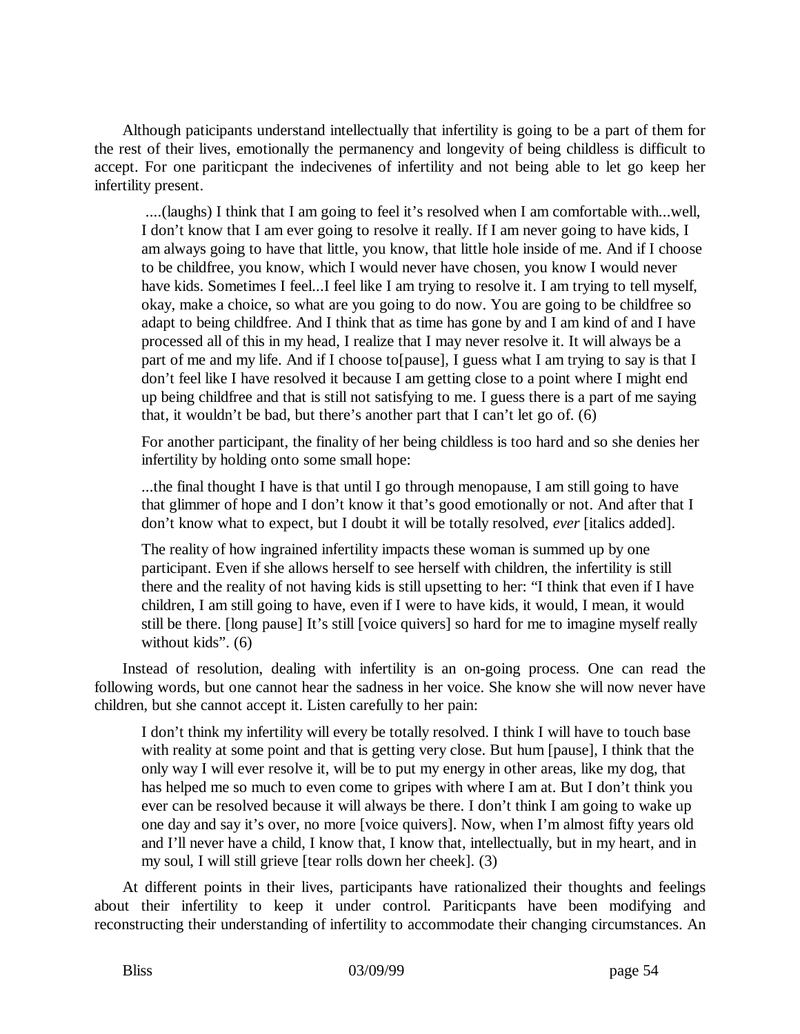Although paticipants understand intellectually that infertility is going to be a part of them for the rest of their lives, emotionally the permanency and longevity of being childless is difficult to accept. For one pariticpant the indecivenes of infertility and not being able to let go keep her infertility present.

> ....(laughs) I think that I am going to feel it's resolved when I am comfortable with...well, I don't know that I am ever going to resolve it really. If I am never going to have kids, I am always going to have that little, you know, that little hole inside of me. And if I choose to be childfree, you know, which I would never have chosen, you know I would never have kids. Sometimes I feel...I feel like I am trying to resolve it. I am trying to tell myself, okay, make a choice, so what are you going to do now. You are going to be childfree so adapt to being childfree. And I think that as time has gone by and I am kind of and I have processed all of this in my head, I realize that I may never resolve it. It will always be a part of me and my life. And if I choose to[pause], I guess what I am trying to say is that I don't feel like I have resolved it because I am getting close to a point where I might end up being childfree and that is still not satisfying to me. I guess there is a part of me saying that, it wouldn't be bad, but there's another part that I can't let go of. (6)
>
> For another participant, the finality of her being childless is too hard and so she denies her infertility by holding onto some small hope:
>
> ...the final thought I have is that until I go through menopause, I am still going to have that glimmer of hope and I don't know it that's good emotionally or not. And after that I don't know what to expect, but I doubt it will be totally resolved, *ever* [italics added].
>
> The reality of how ingrained infertility impacts these woman is summed up by one participant. Even if she allows herself to see herself with children, the infertility is still there and the reality of not having kids is still upsetting to her: "I think that even if I have children, I am still going to have, even if I were to have kids, it would, I mean, it would still be there. [long pause] It's still [voice quivers] so hard for me to imagine myself really without kids". (6)

Instead of resolution, dealing with infertility is an on-going process. One can read the following words, but one cannot hear the sadness in her voice. She know she will now never have children, but she cannot accept it. Listen carefully to her pain:

> I don't think my infertility will every be totally resolved. I think I will have to touch base with reality at some point and that is getting very close. But hum [pause], I think that the only way I will ever resolve it, will be to put my energy in other areas, like my dog, that has helped me so much to even come to gripes with where I am at. But I don't think you ever can be resolved because it will always be there. I don't think I am going to wake up one day and say it's over, no more [voice quivers]. Now, when I'm almost fifty years old and I'll never have a child, I know that, I know that, intellectually, but in my heart, and in my soul, I will still grieve [tear rolls down her cheek]. (3)

At different points in their lives, participants have rationalized their thoughts and feelings about their infertility to keep it under control. Pariticpants have been modifying and reconstructing their understanding of infertility to accommodate their changing circumstances. An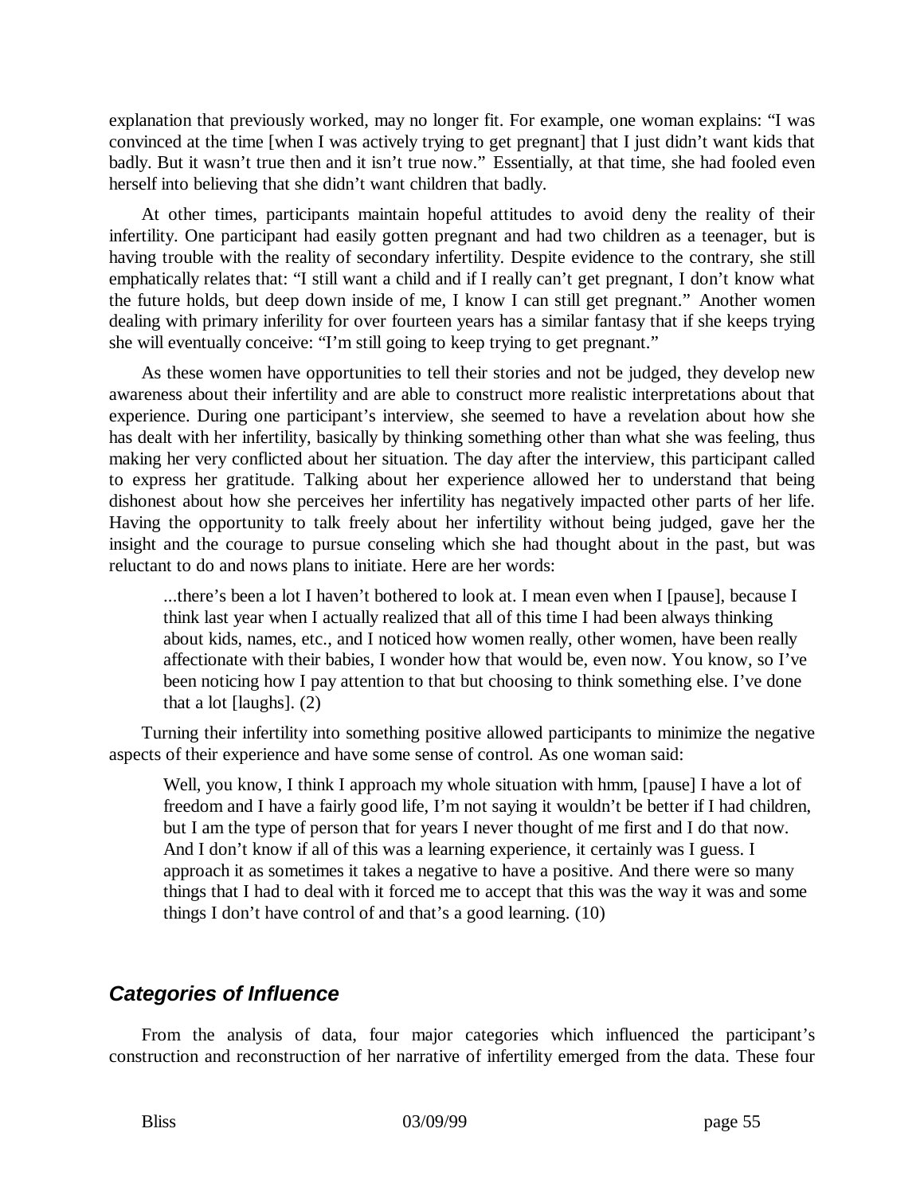explanation that previously worked, may no longer fit. For example, one woman explains: "I was convinced at the time [when I was actively trying to get pregnant] that I just didn't want kids that badly. But it wasn't true then and it isn't true now." Essentially, at that time, she had fooled even herself into believing that she didn't want children that badly.

At other times, participants maintain hopeful attitudes to avoid deny the reality of their infertility. One participant had easily gotten pregnant and had two children as a teenager, but is having trouble with the reality of secondary infertility. Despite evidence to the contrary, she still emphatically relates that: "I still want a child and if I really can't get pregnant, I don't know what the future holds, but deep down inside of me, I know I can still get pregnant." Another women dealing with primary inferility for over fourteen years has a similar fantasy that if she keeps trying she will eventually conceive: "I'm still going to keep trying to get pregnant."

As these women have opportunities to tell their stories and not be judged, they develop new awareness about their infertility and are able to construct more realistic interpretations about that experience. During one participant's interview, she seemed to have a revelation about how she has dealt with her infertility, basically by thinking something other than what she was feeling, thus making her very conflicted about her situation. The day after the interview, this participant called to express her gratitude. Talking about her experience allowed her to understand that being dishonest about how she perceives her infertility has negatively impacted other parts of her life. Having the opportunity to talk freely about her infertility without being judged, gave her the insight and the courage to pursue conseling which she had thought about in the past, but was reluctant to do and nows plans to initiate. Here are her words:

> ...there's been a lot I haven't bothered to look at. I mean even when I [pause], because I think last year when I actually realized that all of this time I had been always thinking about kids, names, etc., and I noticed how women really, other women, have been really affectionate with their babies, I wonder how that would be, even now. You know, so I've been noticing how I pay attention to that but choosing to think something else. I've done that a lot [laughs]. (2)

Turning their infertility into something positive allowed participants to minimize the negative aspects of their experience and have some sense of control. As one woman said:

> Well, you know, I think I approach my whole situation with hmm, [pause] I have a lot of freedom and I have a fairly good life, I'm not saying it wouldn't be better if I had children, but I am the type of person that for years I never thought of me first and I do that now. And I don't know if all of this was a learning experience, it certainly was I guess. I approach it as sometimes it takes a negative to have a positive. And there were so many things that I had to deal with it forced me to accept that this was the way it was and some things I don't have control of and that's a good learning. (10)

## *Categories of Influence*

From the analysis of data, four major categories which influenced the participant's construction and reconstruction of her narrative of infertility emerged from the data. These four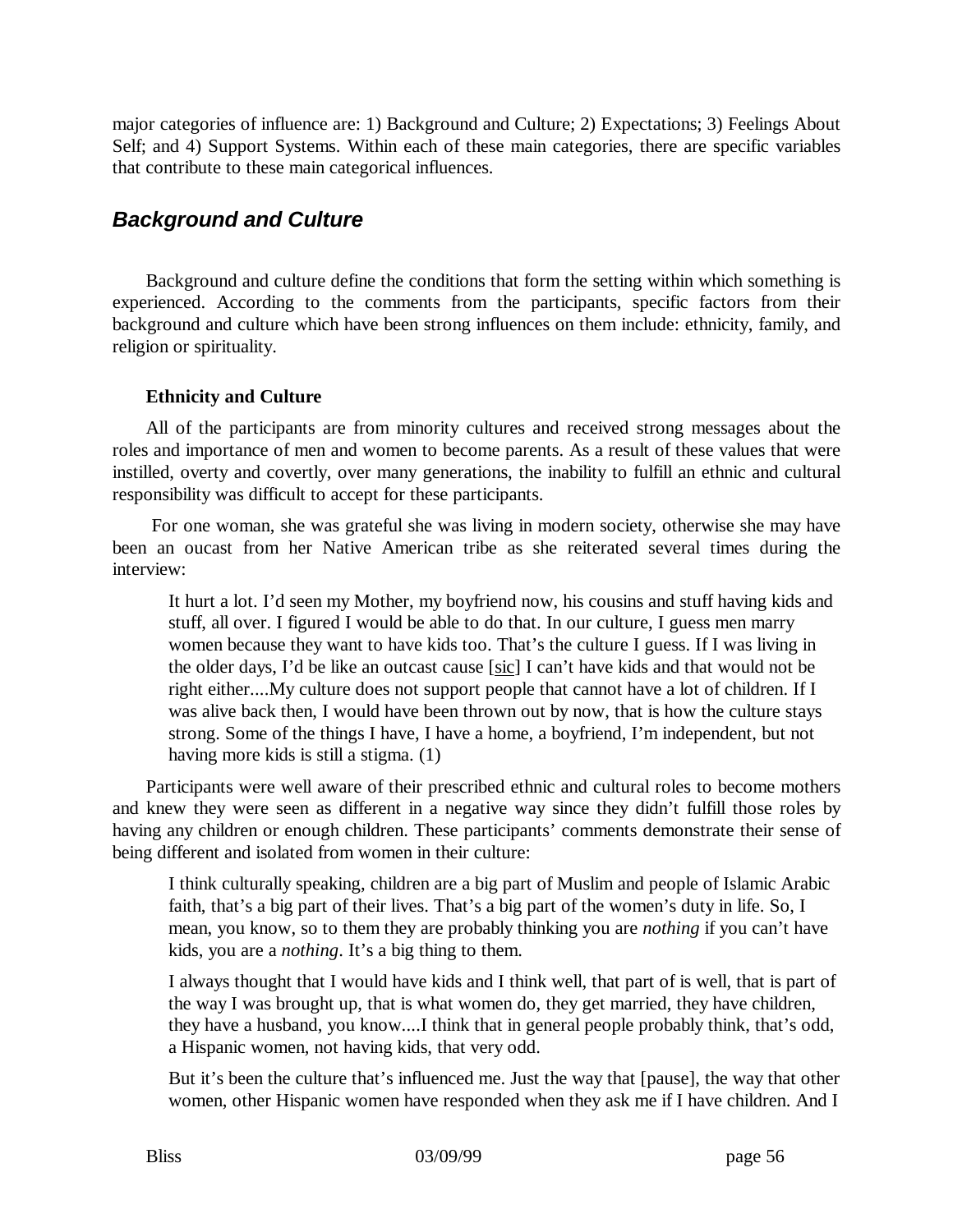major categories of influence are: 1) Background and Culture; 2) Expectations; 3) Feelings About Self; and 4) Support Systems. Within each of these main categories, there are specific variables that contribute to these main categorical influences.

## *Background and Culture*

Background and culture define the conditions that form the setting within which something is experienced. According to the comments from the participants, specific factors from their background and culture which have been strong influences on them include: ethnicity, family, and religion or spirituality.

### Ethnicity and Culture

All of the participants are from minority cultures and received strong messages about the roles and importance of men and women to become parents. As a result of these values that were instilled, overty and covertly, over many generations, the inability to fulfill an ethnic and cultural responsibility was difficult to accept for these participants.

For one woman, she was grateful she was living in modern society, otherwise she may have been an oucast from her Native American tribe as she reiterated several times during the interview:

> It hurt a lot. I'd seen my Mother, my boyfriend now, his cousins and stuff having kids and stuff, all over. I figured I would be able to do that. In our culture, I guess men marry women because they want to have kids too. That's the culture I guess. If I was living in the older days, I'd be like an outcast cause [sic] I can't have kids and that would not be right either....My culture does not support people that cannot have a lot of children. If I was alive back then, I would have been thrown out by now, that is how the culture stays strong. Some of the things I have, I have a home, a boyfriend, I'm independent, but not having more kids is still a stigma. (1)

Participants were well aware of their prescribed ethnic and cultural roles to become mothers and knew they were seen as different in a negative way since they didn't fulfill those roles by having any children or enough children. These participants' comments demonstrate their sense of being different and isolated from women in their culture:

> I think culturally speaking, children are a big part of Muslim and people of Islamic Arabic faith, that's a big part of their lives. That's a big part of the women's duty in life. So, I mean, you know, so to them they are probably thinking you are *nothing* if you can't have kids, you are a *nothing*. It's a big thing to them.

> I always thought that I would have kids and I think well, that part of is well, that is part of the way I was brought up, that is what women do, they get married, they have children, they have a husband, you know....I think that in general people probably think, that's odd, a Hispanic women, not having kids, that very odd.

> But it's been the culture that's influenced me. Just the way that [pause], the way that other women, other Hispanic women have responded when they ask me if I have children. And I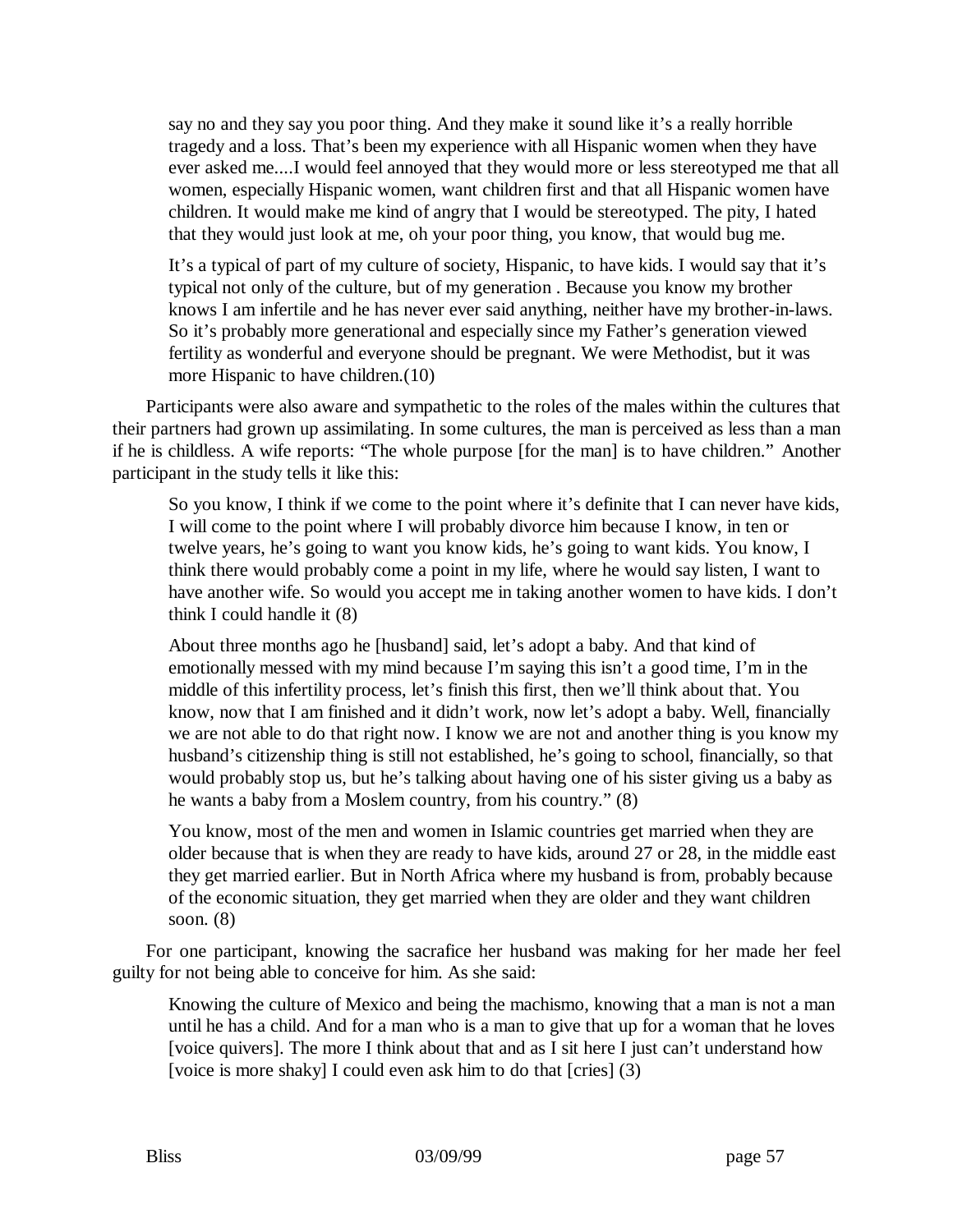> say no and they say you poor thing. And they make it sound like it's a really horrible tragedy and a loss. That's been my experience with all Hispanic women when they have ever asked me....I would feel annoyed that they would more or less stereotyped me that all women, especially Hispanic women, want children first and that all Hispanic women have children. It would make me kind of angry that I would be stereotyped. The pity, I hated that they would just look at me, oh your poor thing, you know, that would bug me.
>
> It's a typical of part of my culture of society, Hispanic, to have kids. I would say that it's typical not only of the culture, but of my generation . Because you know my brother knows I am infertile and he has never ever said anything, neither have my brother-in-laws. So it's probably more generational and especially since my Father's generation viewed fertility as wonderful and everyone should be pregnant. We were Methodist, but it was more Hispanic to have children.(10)

Participants were also aware and sympathetic to the roles of the males within the cultures that their partners had grown up assimilating. In some cultures, the man is perceived as less than a man if he is childless. A wife reports: "The whole purpose [for the man] is to have children." Another participant in the study tells it like this:

> So you know, I think if we come to the point where it's definite that I can never have kids, I will come to the point where I will probably divorce him because I know, in ten or twelve years, he's going to want you know kids, he's going to want kids. You know, I think there would probably come a point in my life, where he would say listen, I want to have another wife. So would you accept me in taking another women to have kids. I don't think I could handle it (8)
>
> About three months ago he [husband] said, let's adopt a baby. And that kind of emotionally messed with my mind because I'm saying this isn't a good time, I'm in the middle of this infertility process, let's finish this first, then we'll think about that. You know, now that I am finished and it didn't work, now let's adopt a baby. Well, financially we are not able to do that right now. I know we are not and another thing is you know my husband's citizenship thing is still not established, he's going to school, financially, so that would probably stop us, but he's talking about having one of his sister giving us a baby as he wants a baby from a Moslem country, from his country." (8)
>
> You know, most of the men and women in Islamic countries get married when they are older because that is when they are ready to have kids, around 27 or 28, in the middle east they get married earlier. But in North Africa where my husband is from, probably because of the economic situation, they get married when they are older and they want children soon. (8)

For one participant, knowing the sacrafice her husband was making for her made her feel guilty for not being able to conceive for him. As she said:

> Knowing the culture of Mexico and being the machismo, knowing that a man is not a man until he has a child. And for a man who is a man to give that up for a woman that he loves [voice quivers]. The more I think about that and as I sit here I just can't understand how [voice is more shaky] I could even ask him to do that [cries] (3)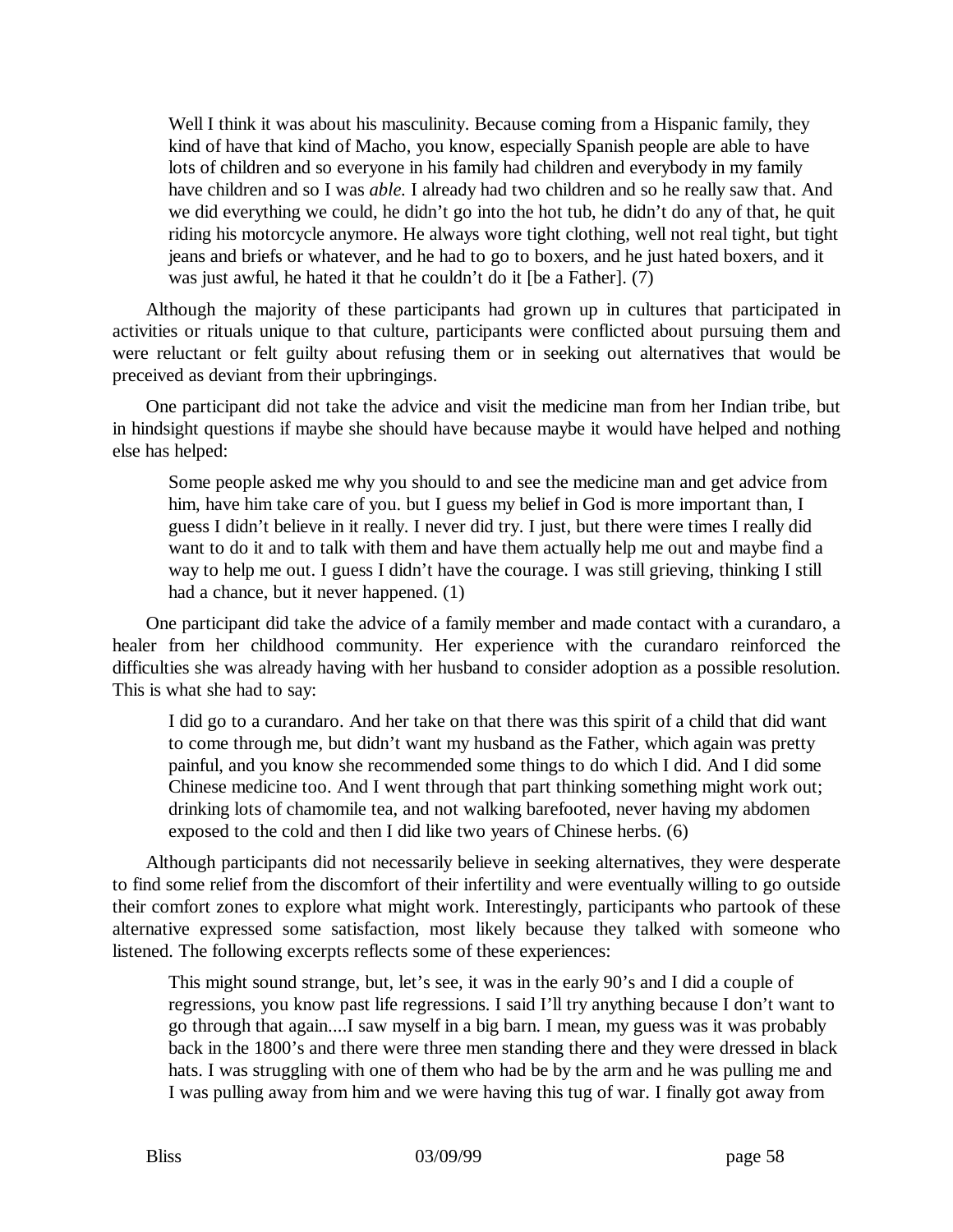> Well I think it was about his masculinity. Because coming from a Hispanic family, they kind of have that kind of Macho, you know, especially Spanish people are able to have lots of children and so everyone in his family had children and everybody in my family have children and so I was *able.* I already had two children and so he really saw that. And we did everything we could, he didn't go into the hot tub, he didn't do any of that, he quit riding his motorcycle anymore. He always wore tight clothing, well not real tight, but tight jeans and briefs or whatever, and he had to go to boxers, and he just hated boxers, and it was just awful, he hated it that he couldn't do it [be a Father]. (7)

Although the majority of these participants had grown up in cultures that participated in activities or rituals unique to that culture, participants were conflicted about pursuing them and were reluctant or felt guilty about refusing them or in seeking out alternatives that would be preceived as deviant from their upbringings.

One participant did not take the advice and visit the medicine man from her Indian tribe, but in hindsight questions if maybe she should have because maybe it would have helped and nothing else has helped:

> Some people asked me why you should to and see the medicine man and get advice from him, have him take care of you. but I guess my belief in God is more important than, I guess I didn't believe in it really. I never did try. I just, but there were times I really did want to do it and to talk with them and have them actually help me out and maybe find a way to help me out. I guess I didn't have the courage. I was still grieving, thinking I still had a chance, but it never happened. (1)

One participant did take the advice of a family member and made contact with a curandaro, a healer from her childhood community. Her experience with the curandaro reinforced the difficulties she was already having with her husband to consider adoption as a possible resolution. This is what she had to say:

> I did go to a curandaro. And her take on that there was this spirit of a child that did want to come through me, but didn't want my husband as the Father, which again was pretty painful, and you know she recommended some things to do which I did. And I did some Chinese medicine too. And I went through that part thinking something might work out; drinking lots of chamomile tea, and not walking barefooted, never having my abdomen exposed to the cold and then I did like two years of Chinese herbs. (6)

Although participants did not necessarily believe in seeking alternatives, they were desperate to find some relief from the discomfort of their infertility and were eventually willing to go outside their comfort zones to explore what might work. Interestingly, participants who partook of these alternative expressed some satisfaction, most likely because they talked with someone who listened. The following excerpts reflects some of these experiences:

> This might sound strange, but, let's see, it was in the early 90's and I did a couple of regressions, you know past life regressions. I said I'll try anything because I don't want to go through that again....I saw myself in a big barn. I mean, my guess was it was probably back in the 1800's and there were three men standing there and they were dressed in black hats. I was struggling with one of them who had be by the arm and he was pulling me and I was pulling away from him and we were having this tug of war. I finally got away from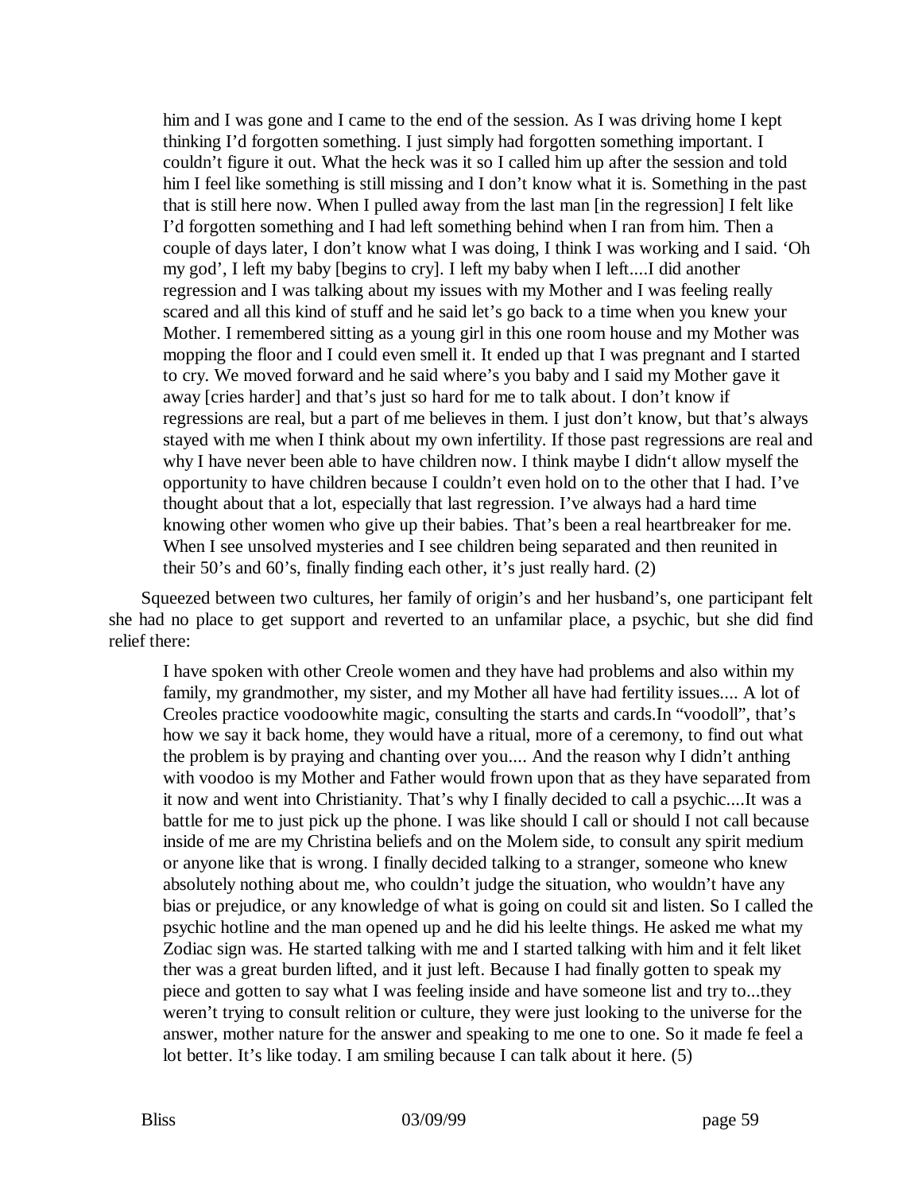> him and I was gone and I came to the end of the session. As I was driving home I kept thinking I'd forgotten something. I just simply had forgotten something important. I couldn't figure it out. What the heck was it so I called him up after the session and told him I feel like something is still missing and I don't know what it is. Something in the past that is still here now. When I pulled away from the last man [in the regression] I felt like I'd forgotten something and I had left something behind when I ran from him. Then a couple of days later, I don't know what I was doing, I think I was working and I said. 'Oh my god', I left my baby [begins to cry]. I left my baby when I left....I did another regression and I was talking about my issues with my Mother and I was feeling really scared and all this kind of stuff and he said let's go back to a time when you knew your Mother. I remembered sitting as a young girl in this one room house and my Mother was mopping the floor and I could even smell it. It ended up that I was pregnant and I started to cry. We moved forward and he said where's you baby and I said my Mother gave it away [cries harder] and that's just so hard for me to talk about. I don't know if regressions are real, but a part of me believes in them. I just don't know, but that's always stayed with me when I think about my own infertility. If those past regressions are real and why I have never been able to have children now. I think maybe I didn't allow myself the opportunity to have children because I couldn't even hold on to the other that I had. I've thought about that a lot, especially that last regression. I've always had a hard time knowing other women who give up their babies. That's been a real heartbreaker for me. When I see unsolved mysteries and I see children being separated and then reunited in their 50's and 60's, finally finding each other, it's just really hard. (2)

Squeezed between two cultures, her family of origin's and her husband's, one participant felt she had no place to get support and reverted to an unfamilar place, a psychic, but she did find relief there:

> I have spoken with other Creole women and they have had problems and also within my family, my grandmother, my sister, and my Mother all have had fertility issues.... A lot of Creoles practice voodoowhite magic, consulting the starts and cards.In "voodoll", that's how we say it back home, they would have a ritual, more of a ceremony, to find out what the problem is by praying and chanting over you.... And the reason why I didn't anthing with voodoo is my Mother and Father would frown upon that as they have separated from it now and went into Christianity. That's why I finally decided to call a psychic....It was a battle for me to just pick up the phone. I was like should I call or should I not call because inside of me are my Christina beliefs and on the Molem side, to consult any spirit medium or anyone like that is wrong. I finally decided talking to a stranger, someone who knew absolutely nothing about me, who couldn't judge the situation, who wouldn't have any bias or prejudice, or any knowledge of what is going on could sit and listen. So I called the psychic hotline and the man opened up and he did his leelte things. He asked me what my Zodiac sign was. He started talking with me and I started talking with him and it felt liket ther was a great burden lifted, and it just left. Because I had finally gotten to speak my piece and gotten to say what I was feeling inside and have someone list and try to...they weren't trying to consult relition or culture, they were just looking to the universe for the answer, mother nature for the answer and speaking to me one to one. So it made fe feel a lot better. It's like today. I am smiling because I can talk about it here. (5)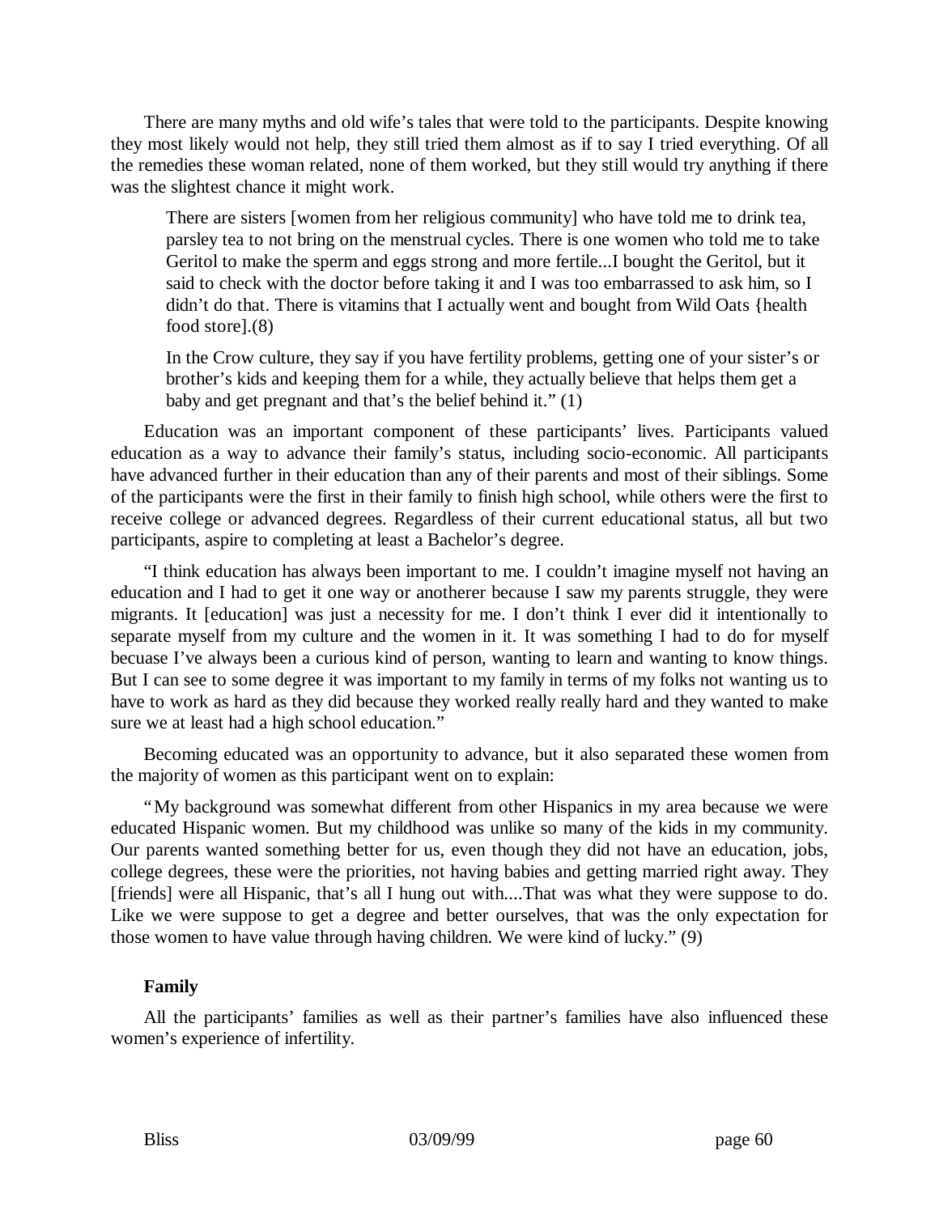There are many myths and old wife's tales that were told to the participants. Despite knowing they most likely would not help, they still tried them almost as if to say I tried everything. Of all the remedies these woman related, none of them worked, but they still would try anything if there was the slightest chance it might work.

> There are sisters [women from her religious community] who have told me to drink tea, parsley tea to not bring on the menstrual cycles. There is one women who told me to take Geritol to make the sperm and eggs strong and more fertile...I bought the Geritol, but it said to check with the doctor before taking it and I was too embarrassed to ask him, so I didn't do that. There is vitamins that I actually went and bought from Wild Oats {health food store].(8)
>
> In the Crow culture, they say if you have fertility problems, getting one of your sister's or brother's kids and keeping them for a while, they actually believe that helps them get a baby and get pregnant and that's the belief behind it." (1)

Education was an important component of these participants' lives. Participants valued education as a way to advance their family's status, including socio-economic. All participants have advanced further in their education than any of their parents and most of their siblings. Some of the participants were the first in their family to finish high school, while others were the first to receive college or advanced degrees. Regardless of their current educational status, all but two participants, aspire to completing at least a Bachelor's degree.

"I think education has always been important to me. I couldn't imagine myself not having an education and I had to get it one way or anotherer because I saw my parents struggle, they were migrants. It [education] was just a necessity for me. I don't think I ever did it intentionally to separate myself from my culture and the women in it. It was something I had to do for myself becuase I've always been a curious kind of person, wanting to learn and wanting to know things. But I can see to some degree it was important to my family in terms of my folks not wanting us to have to work as hard as they did because they worked really really hard and they wanted to make sure we at least had a high school education."

Becoming educated was an opportunity to advance, but it also separated these women from the majority of women as this participant went on to explain:

"My background was somewhat different from other Hispanics in my area because we were educated Hispanic women. But my childhood was unlike so many of the kids in my community. Our parents wanted something better for us, even though they did not have an education, jobs, college degrees, these were the priorities, not having babies and getting married right away. They [friends] were all Hispanic, that's all I hung out with....That was what they were suppose to do. Like we were suppose to get a degree and better ourselves, that was the only expectation for those women to have value through having children. We were kind of lucky." (9)

**Family**

All the participants' families as well as their partner's families have also influenced these women's experience of infertility.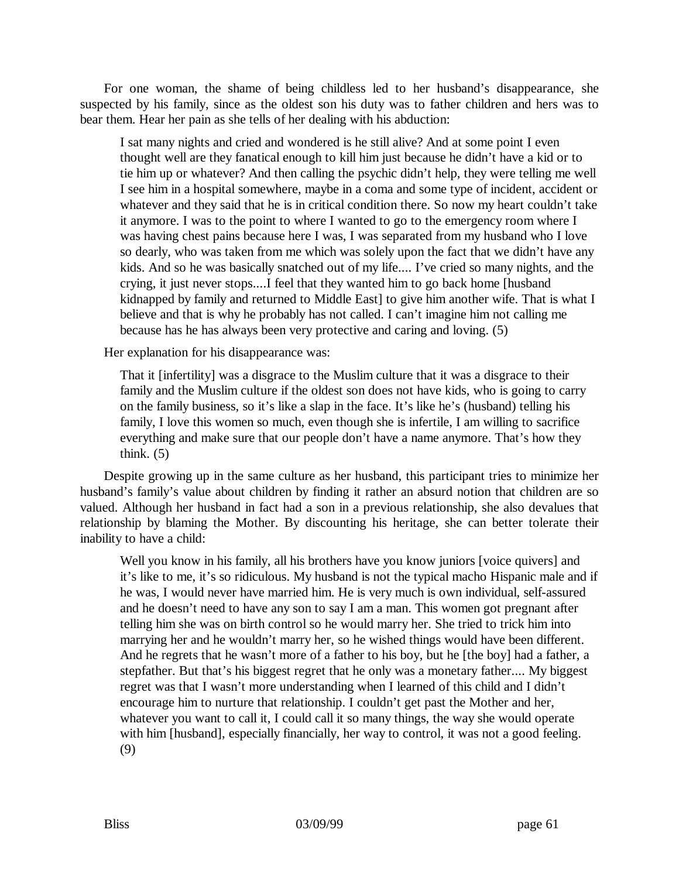For one woman, the shame of being childless led to her husband's disappearance, she suspected by his family, since as the oldest son his duty was to father children and hers was to bear them. Hear her pain as she tells of her dealing with his abduction:

> I sat many nights and cried and wondered is he still alive? And at some point I even thought well are they fanatical enough to kill him just because he didn't have a kid or to tie him up or whatever? And then calling the psychic didn't help, they were telling me well I see him in a hospital somewhere, maybe in a coma and some type of incident, accident or whatever and they said that he is in critical condition there. So now my heart couldn't take it anymore. I was to the point to where I wanted to go to the emergency room where I was having chest pains because here I was, I was separated from my husband who I love so dearly, who was taken from me which was solely upon the fact that we didn't have any kids. And so he was basically snatched out of my life.... I've cried so many nights, and the crying, it just never stops....I feel that they wanted him to go back home [husband kidnapped by family and returned to Middle East] to give him another wife. That is what I believe and that is why he probably has not called. I can't imagine him not calling me because has he has always been very protective and caring and loving. (5)

Her explanation for his disappearance was:

> That it [infertility] was a disgrace to the Muslim culture that it was a disgrace to their family and the Muslim culture if the oldest son does not have kids, who is going to carry on the family business, so it's like a slap in the face. It's like he's (husband) telling his family, I love this women so much, even though she is infertile, I am willing to sacrifice everything and make sure that our people don't have a name anymore. That's how they think. (5)

Despite growing up in the same culture as her husband, this participant tries to minimize her husband's family's value about children by finding it rather an absurd notion that children are so valued. Although her husband in fact had a son in a previous relationship, she also devalues that relationship by blaming the Mother. By discounting his heritage, she can better tolerate their inability to have a child:

> Well you know in his family, all his brothers have you know juniors [voice quivers] and it's like to me, it's so ridiculous. My husband is not the typical macho Hispanic male and if he was, I would never have married him. He is very much is own individual, self-assured and he doesn't need to have any son to say I am a man. This women got pregnant after telling him she was on birth control so he would marry her. She tried to trick him into marrying her and he wouldn't marry her, so he wished things would have been different. And he regrets that he wasn't more of a father to his boy, but he [the boy] had a father, a stepfather. But that's his biggest regret that he only was a monetary father.... My biggest regret was that I wasn't more understanding when I learned of this child and I didn't encourage him to nurture that relationship. I couldn't get past the Mother and her, whatever you want to call it, I could call it so many things, the way she would operate with him [husband], especially financially, her way to control, it was not a good feeling. (9)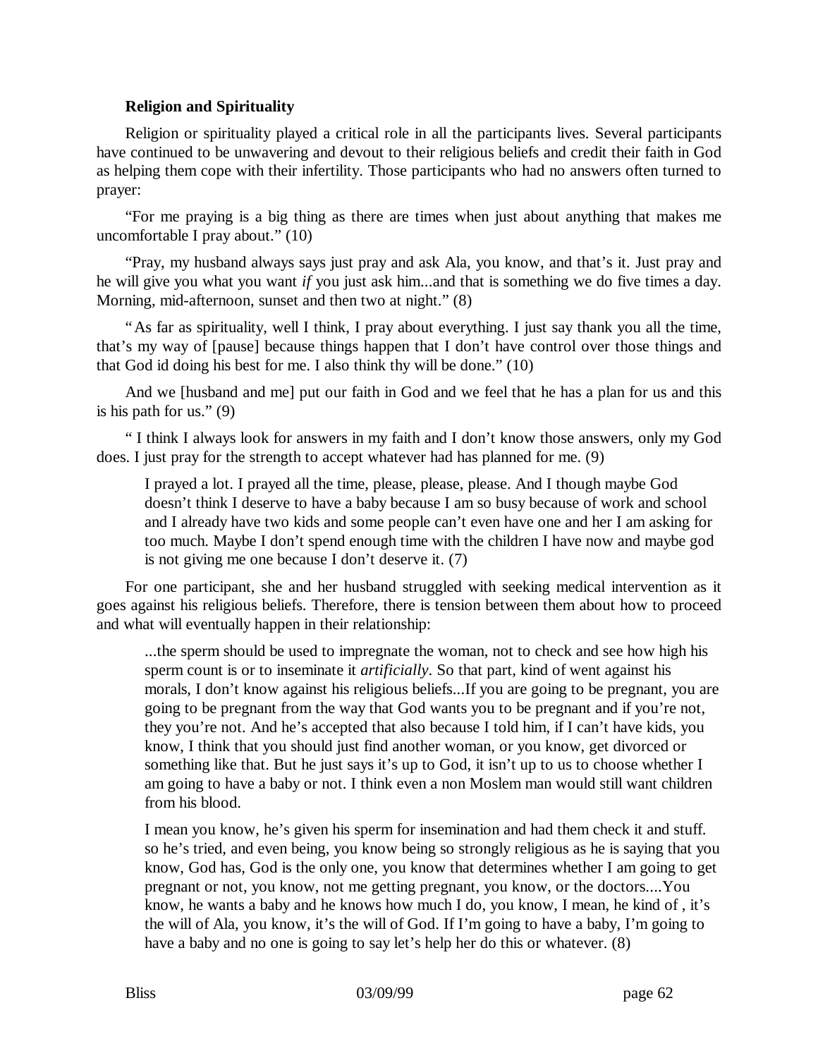**Religion and Spirituality**

Religion or spirituality played a critical role in all the participants lives. Several participants have continued to be unwavering and devout to their religious beliefs and credit their faith in God as helping them cope with their infertility. Those participants who had no answers often turned to prayer:

"For me praying is a big thing as there are times when just about anything that makes me uncomfortable I pray about." (10)

"Pray, my husband always says just pray and ask Ala, you know, and that's it. Just pray and he will give you what you want *if* you just ask him...and that is something we do five times a day. Morning, mid-afternoon, sunset and then two at night." (8)

"As far as spirituality, well I think, I pray about everything. I just say thank you all the time, that's my way of [pause] because things happen that I don't have control over those things and that God id doing his best for me. I also think thy will be done." (10)

And we [husband and me] put our faith in God and we feel that he has a plan for us and this is his path for us." (9)

" I think I always look for answers in my faith and I don't know those answers, only my God does. I just pray for the strength to accept whatever had has planned for me. (9)

> I prayed a lot. I prayed all the time, please, please, please. And I though maybe God doesn't think I deserve to have a baby because I am so busy because of work and school and I already have two kids and some people can't even have one and her I am asking for too much. Maybe I don't spend enough time with the children I have now and maybe god is not giving me one because I don't deserve it. (7)

For one participant, she and her husband struggled with seeking medical intervention as it goes against his religious beliefs. Therefore, there is tension between them about how to proceed and what will eventually happen in their relationship:

> ...the sperm should be used to impregnate the woman, not to check and see how high his sperm count is or to inseminate it *artificially*. So that part, kind of went against his morals, I don't know against his religious beliefs...If you are going to be pregnant, you are going to be pregnant from the way that God wants you to be pregnant and if you're not, they you're not. And he's accepted that also because I told him, if I can't have kids, you know, I think that you should just find another woman, or you know, get divorced or something like that. But he just says it's up to God, it isn't up to us to choose whether I am going to have a baby or not. I think even a non Moslem man would still want children from his blood.
>
> I mean you know, he's given his sperm for insemination and had them check it and stuff. so he's tried, and even being, you know being so strongly religious as he is saying that you know, God has, God is the only one, you know that determines whether I am going to get pregnant or not, you know, not me getting pregnant, you know, or the doctors....You know, he wants a baby and he knows how much I do, you know, I mean, he kind of , it's the will of Ala, you know, it's the will of God. If I'm going to have a baby, I'm going to have a baby and no one is going to say let's help her do this or whatever. (8)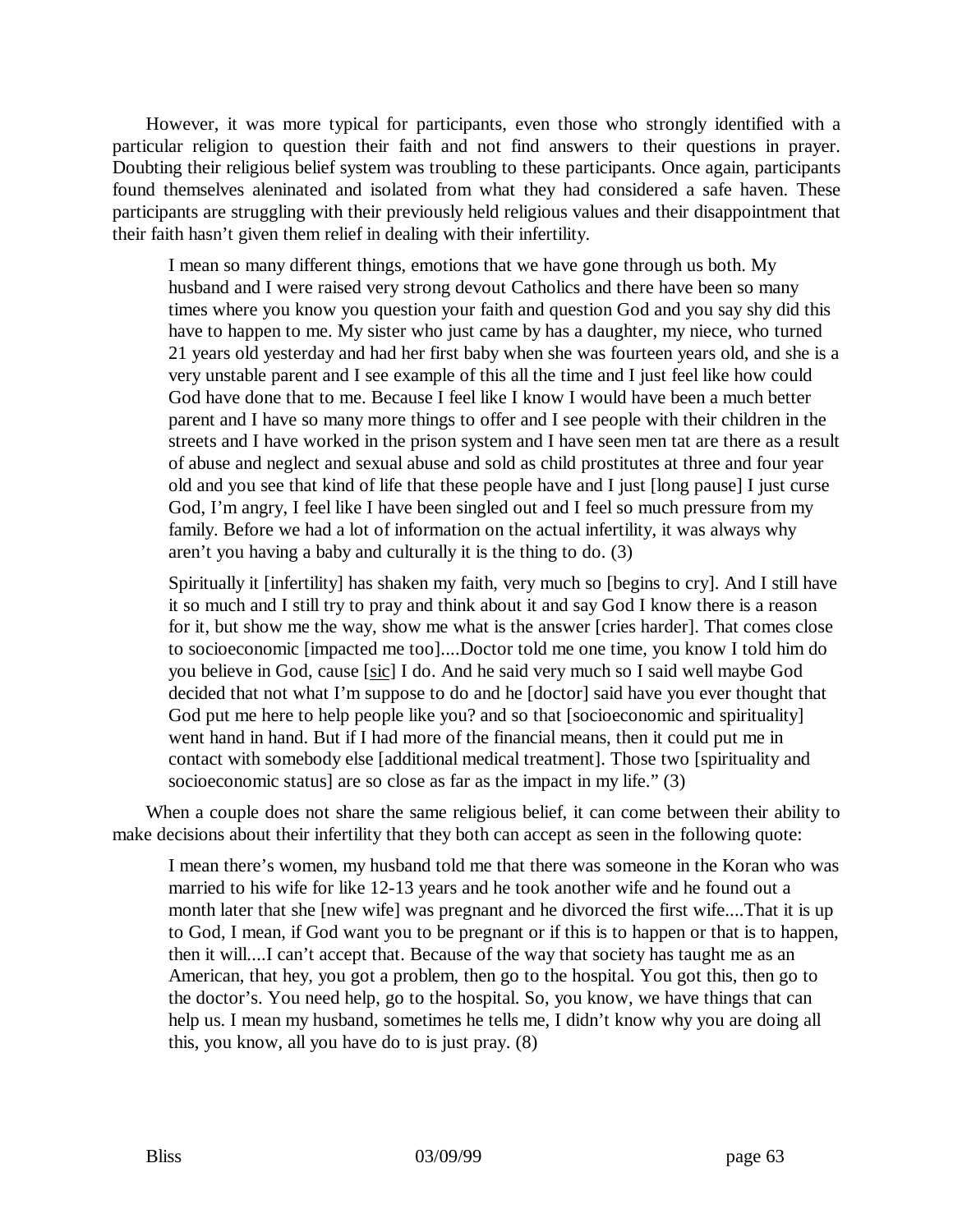However, it was more typical for participants, even those who strongly identified with a particular religion to question their faith and not find answers to their questions in prayer. Doubting their religious belief system was troubling to these participants. Once again, participants found themselves aleninated and isolated from what they had considered a safe haven. These participants are struggling with their previously held religious values and their disappointment that their faith hasn't given them relief in dealing with their infertility.

> I mean so many different things, emotions that we have gone through us both. My husband and I were raised very strong devout Catholics and there have been so many times where you know you question your faith and question God and you say shy did this have to happen to me. My sister who just came by has a daughter, my niece, who turned 21 years old yesterday and had her first baby when she was fourteen years old, and she is a very unstable parent and I see example of this all the time and I just feel like how could God have done that to me. Because I feel like I know I would have been a much better parent and I have so many more things to offer and I see people with their children in the streets and I have worked in the prison system and I have seen men tat are there as a result of abuse and neglect and sexual abuse and sold as child prostitutes at three and four year old and you see that kind of life that these people have and I just [long pause] I just curse God, I'm angry, I feel like I have been singled out and I feel so much pressure from my family. Before we had a lot of information on the actual infertility, it was always why aren't you having a baby and culturally it is the thing to do. (3)

> Spiritually it [infertility] has shaken my faith, very much so [begins to cry]. And I still have it so much and I still try to pray and think about it and say God I know there is a reason for it, but show me the way, show me what is the answer [cries harder]. That comes close to socioeconomic [impacted me too]....Doctor told me one time, you know I told him do you believe in God, cause [sic] I do. And he said very much so I said well maybe God decided that not what I'm suppose to do and he [doctor] said have you ever thought that God put me here to help people like you? and so that [socioeconomic and spirituality] went hand in hand. But if I had more of the financial means, then it could put me in contact with somebody else [additional medical treatment]. Those two [spirituality and socioeconomic status] are so close as far as the impact in my life." (3)

When a couple does not share the same religious belief, it can come between their ability to make decisions about their infertility that they both can accept as seen in the following quote:

> I mean there's women, my husband told me that there was someone in the Koran who was married to his wife for like 12-13 years and he took another wife and he found out a month later that she [new wife] was pregnant and he divorced the first wife....That it is up to God, I mean, if God want you to be pregnant or if this is to happen or that is to happen, then it will....I can't accept that. Because of the way that society has taught me as an American, that hey, you got a problem, then go to the hospital. You got this, then go to the doctor's. You need help, go to the hospital. So, you know, we have things that can help us. I mean my husband, sometimes he tells me, I didn't know why you are doing all this, you know, all you have do to is just pray. (8)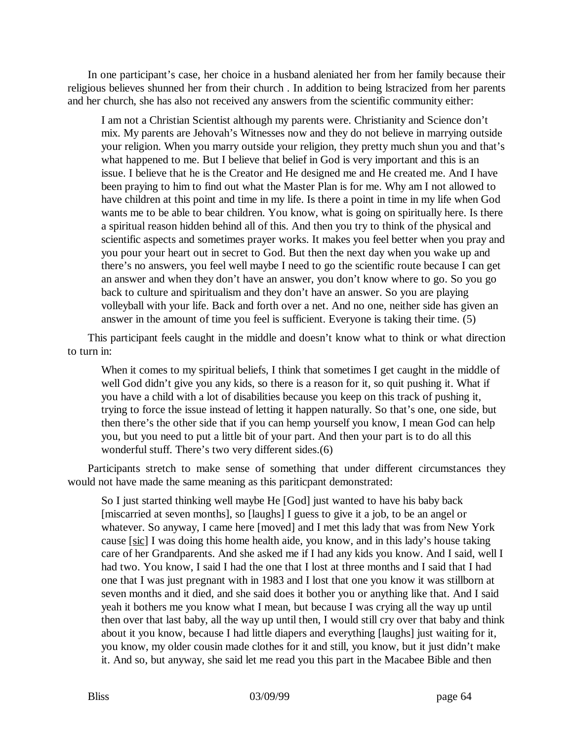In one participant's case, her choice in a husband aleniated her from her family because their religious believes shunned her from their church . In addition to being lstracized from her parents and her church, she has also not received any answers from the scientific community either:

> I am not a Christian Scientist although my parents were. Christianity and Science don't mix. My parents are Jehovah's Witnesses now and they do not believe in marrying outside your religion. When you marry outside your religion, they pretty much shun you and that's what happened to me. But I believe that belief in God is very important and this is an issue. I believe that he is the Creator and He designed me and He created me. And I have been praying to him to find out what the Master Plan is for me. Why am I not allowed to have children at this point and time in my life. Is there a point in time in my life when God wants me to be able to bear children. You know, what is going on spiritually here. Is there a spiritual reason hidden behind all of this. And then you try to think of the physical and scientific aspects and sometimes prayer works. It makes you feel better when you pray and you pour your heart out in secret to God. But then the next day when you wake up and there's no answers, you feel well maybe I need to go the scientific route because I can get an answer and when they don't have an answer, you don't know where to go. So you go back to culture and spiritualism and they don't have an answer. So you are playing volleyball with your life. Back and forth over a net. And no one, neither side has given an answer in the amount of time you feel is sufficient. Everyone is taking their time. (5)

This participant feels caught in the middle and doesn't know what to think or what direction to turn in:

> When it comes to my spiritual beliefs, I think that sometimes I get caught in the middle of well God didn't give you any kids, so there is a reason for it, so quit pushing it. What if you have a child with a lot of disabilities because you keep on this track of pushing it, trying to force the issue instead of letting it happen naturally. So that's one, one side, but then there's the other side that if you can hemp yourself you know, I mean God can help you, but you need to put a little bit of your part. And then your part is to do all this wonderful stuff. There's two very different sides.(6)

Participants stretch to make sense of something that under different circumstances they would not have made the same meaning as this pariticpant demonstrated:

> So I just started thinking well maybe He [God] just wanted to have his baby back [miscarried at seven months], so [laughs] I guess to give it a job, to be an angel or whatever. So anyway, I came here [moved] and I met this lady that was from New York cause [sic] I was doing this home health aide, you know, and in this lady's house taking care of her Grandparents. And she asked me if I had any kids you know. And I said, well I had two. You know, I said I had the one that I lost at three months and I said that I had one that I was just pregnant with in 1983 and I lost that one you know it was stillborn at seven months and it died, and she said does it bother you or anything like that. And I said yeah it bothers me you know what I mean, but because I was crying all the way up until then over that last baby, all the way up until then, I would still cry over that baby and think about it you know, because I had little diapers and everything [laughs] just waiting for it, you know, my older cousin made clothes for it and still, you know, but it just didn't make it. And so, but anyway, she said let me read you this part in the Macabee Bible and then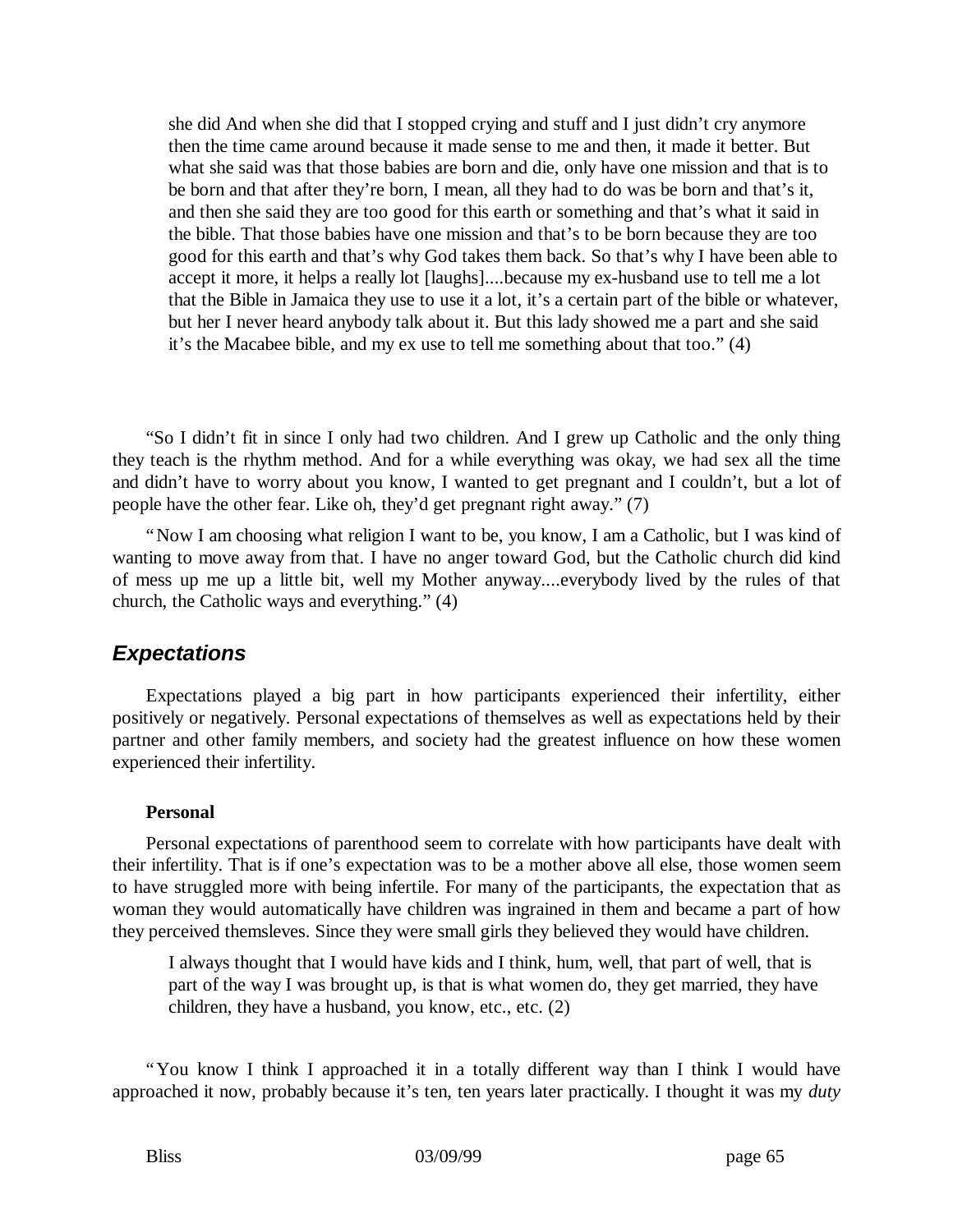> she did And when she did that I stopped crying and stuff and I just didn't cry anymore then the time came around because it made sense to me and then, it made it better. But what she said was that those babies are born and die, only have one mission and that is to be born and that after they're born, I mean, all they had to do was be born and that's it, and then she said they are too good for this earth or something and that's what it said in the bible. That those babies have one mission and that's to be born because they are too good for this earth and that's why God takes them back. So that's why I have been able to accept it more, it helps a really lot [laughs]....because my ex-husband use to tell me a lot that the Bible in Jamaica they use to use it a lot, it's a certain part of the bible or whatever, but her I never heard anybody talk about it. But this lady showed me a part and she said it's the Macabee bible, and my ex use to tell me something about that too." (4)

"So I didn't fit in since I only had two children. And I grew up Catholic and the only thing they teach is the rhythm method. And for a while everything was okay, we had sex all the time and didn't have to worry about you know, I wanted to get pregnant and I couldn't, but a lot of people have the other fear. Like oh, they'd get pregnant right away." (7)

"Now I am choosing what religion I want to be, you know, I am a Catholic, but I was kind of wanting to move away from that. I have no anger toward God, but the Catholic church did kind of mess up me up a little bit, well my Mother anyway....everybody lived by the rules of that church, the Catholic ways and everything." (4)

## ***Expectations***

Expectations played a big part in how participants experienced their infertility, either positively or negatively. Personal expectations of themselves as well as expectations held by their partner and other family members, and society had the greatest influence on how these women experienced their infertility.

### **Personal**

Personal expectations of parenthood seem to correlate with how participants have dealt with their infertility. That is if one's expectation was to be a mother above all else, those women seem to have struggled more with being infertile. For many of the participants, the expectation that as woman they would automatically have children was ingrained in them and became a part of how they perceived themsleves. Since they were small girls they believed they would have children.

> I always thought that I would have kids and I think, hum, well, that part of well, that is part of the way I was brought up, is that is what women do, they get married, they have children, they have a husband, you know, etc., etc. (2)

"You know I think I approached it in a totally different way than I think I would have approached it now, probably because it's ten, ten years later practically. I thought it was my *duty*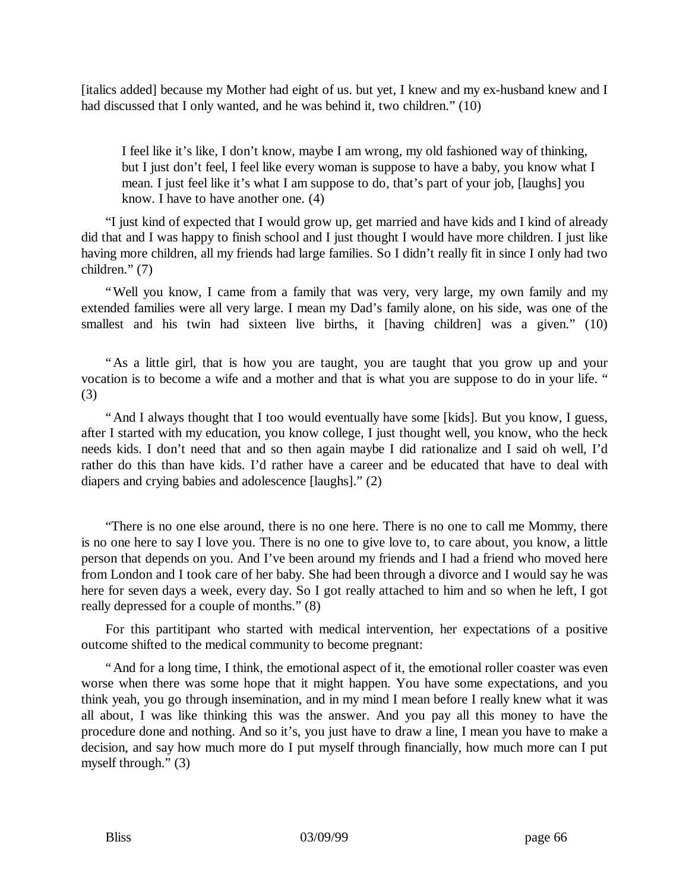[italics added] because my Mother had eight of us. but yet, I knew and my ex-husband knew and I had discussed that I only wanted, and he was behind it, two children." (10)

> I feel like it's like, I don't know, maybe I am wrong, my old fashioned way of thinking, but I just don't feel, I feel like every woman is suppose to have a baby, you know what I mean. I just feel like it's what I am suppose to do, that's part of your job, [laughs] you know. I have to have another one. (4)

"I just kind of expected that I would grow up, get married and have kids and I kind of already did that and I was happy to finish school and I just thought I would have more children. I just like having more children, all my friends had large families. So I didn't really fit in since I only had two children." (7)

"Well you know, I came from a family that was very, very large, my own family and my extended families were all very large. I mean my Dad's family alone, on his side, was one of the smallest and his twin had sixteen live births, it [having children] was a given." (10)

"As a little girl, that is how you are taught, you are taught that you grow up and your vocation is to become a wife and a mother and that is what you are suppose to do in your life. " (3)

"And I always thought that I too would eventually have some [kids]. But you know, I guess, after I started with my education, you know college, I just thought well, you know, who the heck needs kids. I don't need that and so then again maybe I did rationalize and I said oh well, I'd rather do this than have kids. I'd rather have a career and be educated that have to deal with diapers and crying babies and adolescence [laughs]." (2)

"There is no one else around, there is no one here. There is no one to call me Mommy, there is no one here to say I love you. There is no one to give love to, to care about, you know, a little person that depends on you. And I've been around my friends and I had a friend who moved here from London and I took care of her baby. She had been through a divorce and I would say he was here for seven days a week, every day. So I got really attached to him and so when he left, I got really depressed for a couple of months." (8)

For this partitipant who started with medical intervention, her expectations of a positive outcome shifted to the medical community to become pregnant:

"And for a long time, I think, the emotional aspect of it, the emotional roller coaster was even worse when there was some hope that it might happen. You have some expectations, and you think yeah, you go through insemination, and in my mind I mean before I really knew what it was all about, I was like thinking this was the answer. And you pay all this money to have the procedure done and nothing. And so it's, you just have to draw a line, I mean you have to make a decision, and say how much more do I put myself through financially, how much more can I put myself through." (3)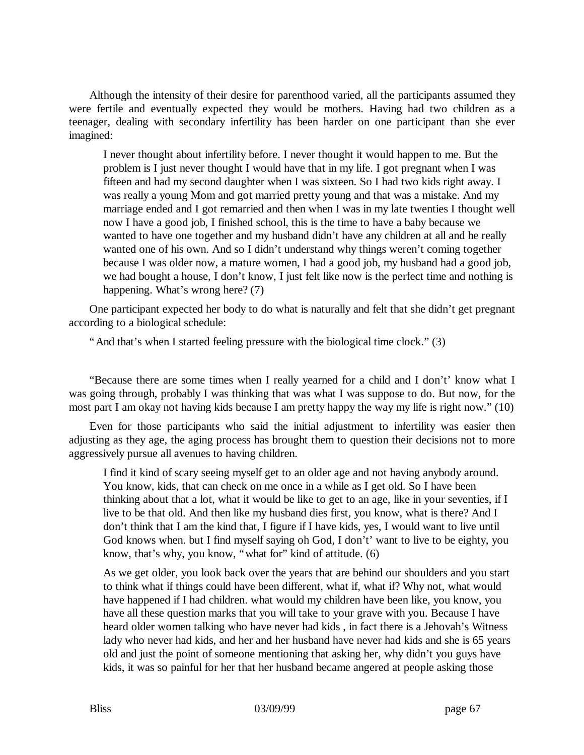Although the intensity of their desire for parenthood varied, all the participants assumed they were fertile and eventually expected they would be mothers. Having had two children as a teenager, dealing with secondary infertility has been harder on one participant than she ever imagined:

> I never thought about infertility before. I never thought it would happen to me. But the problem is I just never thought I would have that in my life. I got pregnant when I was fifteen and had my second daughter when I was sixteen. So I had two kids right away. I was really a young Mom and got married pretty young and that was a mistake. And my marriage ended and I got remarried and then when I was in my late twenties I thought well now I have a good job, I finished school, this is the time to have a baby because we wanted to have one together and my husband didn't have any children at all and he really wanted one of his own. And so I didn't understand why things weren't coming together because I was older now, a mature women, I had a good job, my husband had a good job, we had bought a house, I don't know, I just felt like now is the perfect time and nothing is happening. What's wrong here? (7)

One participant expected her body to do what is naturally and felt that she didn't get pregnant according to a biological schedule:

"And that's when I started feeling pressure with the biological time clock." (3)

"Because there are some times when I really yearned for a child and I don't' know what I was going through, probably I was thinking that was what I was suppose to do. But now, for the most part I am okay not having kids because I am pretty happy the way my life is right now." (10)

Even for those participants who said the initial adjustment to infertility was easier then adjusting as they age, the aging process has brought them to question their decisions not to more aggressively pursue all avenues to having children.

> I find it kind of scary seeing myself get to an older age and not having anybody around. You know, kids, that can check on me once in a while as I get old. So I have been thinking about that a lot, what it would be like to get to an age, like in your seventies, if I live to be that old. And then like my husband dies first, you know, what is there? And I don't think that I am the kind that, I figure if I have kids, yes, I would want to live until God knows when. but I find myself saying oh God, I don't' want to live to be eighty, you know, that's why, you know, "what for" kind of attitude. (6)

> As we get older, you look back over the years that are behind our shoulders and you start to think what if things could have been different, what if, what if? Why not, what would have happened if I had children. what would my children have been like, you know, you have all these question marks that you will take to your grave with you. Because I have heard older women talking who have never had kids , in fact there is a Jehovah's Witness lady who never had kids, and her and her husband have never had kids and she is 65 years old and just the point of someone mentioning that asking her, why didn't you guys have kids, it was so painful for her that her husband became angered at people asking those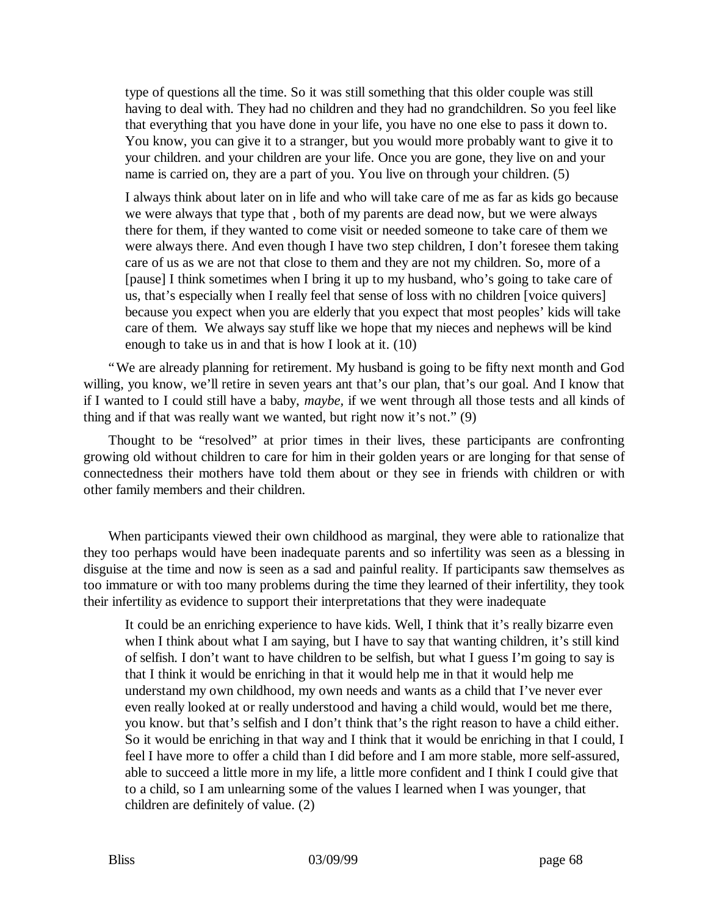> type of questions all the time. So it was still something that this older couple was still having to deal with. They had no children and they had no grandchildren. So you feel like that everything that you have done in your life, you have no one else to pass it down to. You know, you can give it to a stranger, but you would more probably want to give it to your children. and your children are your life. Once you are gone, they live on and your name is carried on, they are a part of you. You live on through your children. (5)

> I always think about later on in life and who will take care of me as far as kids go because we were always that type that , both of my parents are dead now, but we were always there for them, if they wanted to come visit or needed someone to take care of them we were always there. And even though I have two step children, I don't foresee them taking care of us as we are not that close to them and they are not my children. So, more of a [pause] I think sometimes when I bring it up to my husband, who's going to take care of us, that's especially when I really feel that sense of loss with no children [voice quivers] because you expect when you are elderly that you expect that most peoples' kids will take care of them. We always say stuff like we hope that my nieces and nephews will be kind enough to take us in and that is how I look at it. (10)

"We are already planning for retirement. My husband is going to be fifty next month and God willing, you know, we'll retire in seven years ant that's our plan, that's our goal. And I know that if I wanted to I could still have a baby, *maybe,* if we went through all those tests and all kinds of thing and if that was really want we wanted, but right now it's not." (9)

Thought to be "resolved" at prior times in their lives, these participants are confronting growing old without children to care for him in their golden years or are longing for that sense of connectedness their mothers have told them about or they see in friends with children or with other family members and their children.

When participants viewed their own childhood as marginal, they were able to rationalize that they too perhaps would have been inadequate parents and so infertility was seen as a blessing in disguise at the time and now is seen as a sad and painful reality. If participants saw themselves as too immature or with too many problems during the time they learned of their infertility, they took their infertility as evidence to support their interpretations that they were inadequate

> It could be an enriching experience to have kids. Well, I think that it's really bizarre even when I think about what I am saying, but I have to say that wanting children, it's still kind of selfish. I don't want to have children to be selfish, but what I guess I'm going to say is that I think it would be enriching in that it would help me in that it would help me understand my own childhood, my own needs and wants as a child that I've never ever even really looked at or really understood and having a child would, would bet me there, you know. but that's selfish and I don't think that's the right reason to have a child either. So it would be enriching in that way and I think that it would be enriching in that I could, I feel I have more to offer a child than I did before and I am more stable, more self-assured, able to succeed a little more in my life, a little more confident and I think I could give that to a child, so I am unlearning some of the values I learned when I was younger, that children are definitely of value. (2)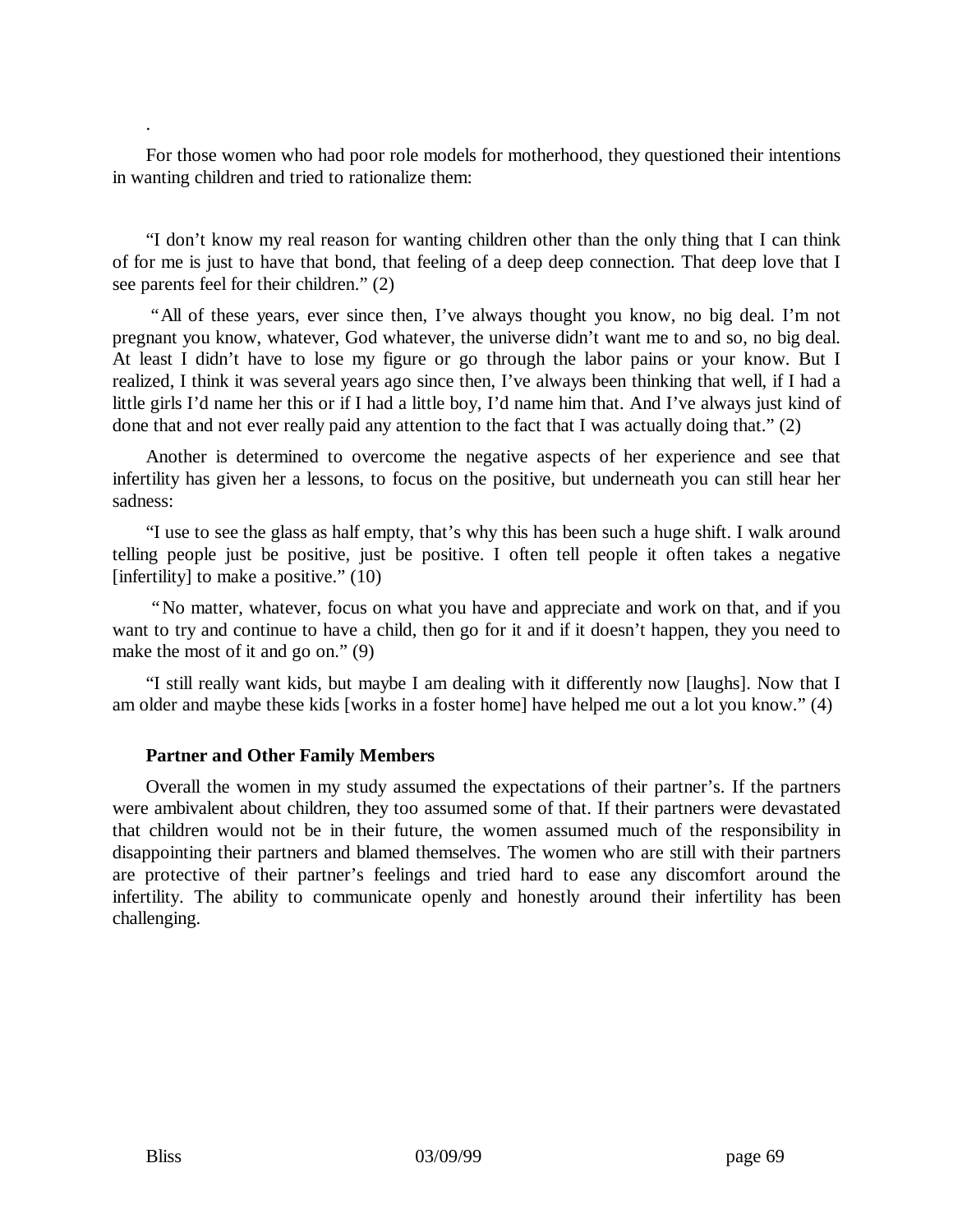.

For those women who had poor role models for motherhood, they questioned their intentions in wanting children and tried to rationalize them:

"I don't know my real reason for wanting children other than the only thing that I can think of for me is just to have that bond, that feeling of a deep deep connection. That deep love that I see parents feel for their children." (2)

"All of these years, ever since then, I've always thought you know, no big deal. I'm not pregnant you know, whatever, God whatever, the universe didn't want me to and so, no big deal. At least I didn't have to lose my figure or go through the labor pains or your know. But I realized, I think it was several years ago since then, I've always been thinking that well, if I had a little girls I'd name her this or if I had a little boy, I'd name him that. And I've always just kind of done that and not ever really paid any attention to the fact that I was actually doing that." (2)

Another is determined to overcome the negative aspects of her experience and see that infertility has given her a lessons, to focus on the positive, but underneath you can still hear her sadness:

"I use to see the glass as half empty, that's why this has been such a huge shift. I walk around telling people just be positive, just be positive. I often tell people it often takes a negative [infertility] to make a positive." (10)

"No matter, whatever, focus on what you have and appreciate and work on that, and if you want to try and continue to have a child, then go for it and if it doesn't happen, they you need to make the most of it and go on." (9)

"I still really want kids, but maybe I am dealing with it differently now [laughs]. Now that I am older and maybe these kids [works in a foster home] have helped me out a lot you know." (4)

**Partner and Other Family Members**

Overall the women in my study assumed the expectations of their partner's. If the partners were ambivalent about children, they too assumed some of that. If their partners were devastated that children would not be in their future, the women assumed much of the responsibility in disappointing their partners and blamed themselves. The women who are still with their partners are protective of their partner's feelings and tried hard to ease any discomfort around the infertility. The ability to communicate openly and honestly around their infertility has been challenging.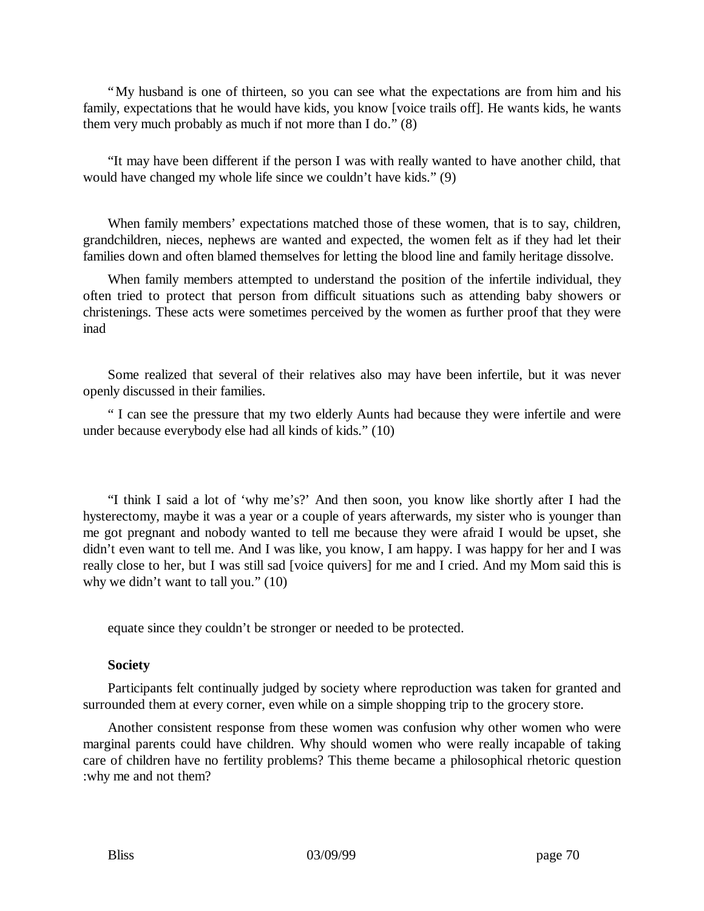"My husband is one of thirteen, so you can see what the expectations are from him and his family, expectations that he would have kids, you know [voice trails off]. He wants kids, he wants them very much probably as much if not more than I do." (8)

"It may have been different if the person I was with really wanted to have another child, that would have changed my whole life since we couldn't have kids." (9)

When family members' expectations matched those of these women, that is to say, children, grandchildren, nieces, nephews are wanted and expected, the women felt as if they had let their families down and often blamed themselves for letting the blood line and family heritage dissolve.

When family members attempted to understand the position of the infertile individual, they often tried to protect that person from difficult situations such as attending baby showers or christenings. These acts were sometimes perceived by the women as further proof that they were inad

Some realized that several of their relatives also may have been infertile, but it was never openly discussed in their families.

" I can see the pressure that my two elderly Aunts had because they were infertile and were under because everybody else had all kinds of kids." (10)

"I think I said a lot of 'why me's?' And then soon, you know like shortly after I had the hysterectomy, maybe it was a year or a couple of years afterwards, my sister who is younger than me got pregnant and nobody wanted to tell me because they were afraid I would be upset, she didn't even want to tell me. And I was like, you know, I am happy. I was happy for her and I was really close to her, but I was still sad [voice quivers] for me and I cried. And my Mom said this is why we didn't want to tall you." (10)

equate since they couldn't be stronger or needed to be protected.

**Society**

Participants felt continually judged by society where reproduction was taken for granted and surrounded them at every corner, even while on a simple shopping trip to the grocery store.

Another consistent response from these women was confusion why other women who were marginal parents could have children. Why should women who were really incapable of taking care of children have no fertility problems? This theme became a philosophical rhetoric question :why me and not them?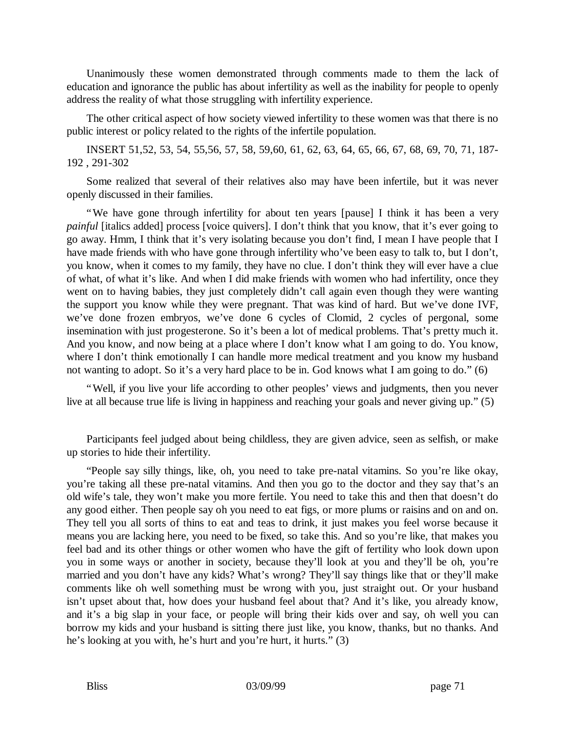Unanimously these women demonstrated through comments made to them the lack of education and ignorance the public has about infertility as well as the inability for people to openly address the reality of what those struggling with infertility experience.

The other critical aspect of how society viewed infertility to these women was that there is no public interest or policy related to the rights of the infertile population.

INSERT 51,52, 53, 54, 55,56, 57, 58, 59,60, 61, 62, 63, 64, 65, 66, 67, 68, 69, 70, 71, 187-192 , 291-302

Some realized that several of their relatives also may have been infertile, but it was never openly discussed in their families.

"We have gone through infertility for about ten years [pause] I think it has been a very *painful* [italics added] process [voice quivers]. I don't think that you know, that it's ever going to go away. Hmm, I think that it's very isolating because you don't find, I mean I have people that I have made friends with who have gone through infertility who've been easy to talk to, but I don't, you know, when it comes to my family, they have no clue. I don't think they will ever have a clue of what, of what it's like. And when I did make friends with women who had infertility, once they went on to having babies, they just completely didn't call again even though they were wanting the support you know while they were pregnant. That was kind of hard. But we've done IVF, we've done frozen embryos, we've done 6 cycles of Clomid, 2 cycles of pergonal, some insemination with just progesterone. So it's been a lot of medical problems. That's pretty much it. And you know, and now being at a place where I don't know what I am going to do. You know, where I don't think emotionally I can handle more medical treatment and you know my husband not wanting to adopt. So it's a very hard place to be in. God knows what I am going to do." (6)

"Well, if you live your life according to other peoples' views and judgments, then you never live at all because true life is living in happiness and reaching your goals and never giving up." (5)

Participants feel judged about being childless, they are given advice, seen as selfish, or make up stories to hide their infertility.

"People say silly things, like, oh, you need to take pre-natal vitamins. So you're like okay, you're taking all these pre-natal vitamins. And then you go to the doctor and they say that's an old wife's tale, they won't make you more fertile. You need to take this and then that doesn't do any good either. Then people say oh you need to eat figs, or more plums or raisins and on and on. They tell you all sorts of thins to eat and teas to drink, it just makes you feel worse because it means you are lacking here, you need to be fixed, so take this. And so you're like, that makes you feel bad and its other things or other women who have the gift of fertility who look down upon you in some ways or another in society, because they'll look at you and they'll be oh, you're married and you don't have any kids? What's wrong? They'll say things like that or they'll make comments like oh well something must be wrong with you, just straight out. Or your husband isn't upset about that, how does your husband feel about that? And it's like, you already know, and it's a big slap in your face, or people will bring their kids over and say, oh well you can borrow my kids and your husband is sitting there just like, you know, thanks, but no thanks. And he's looking at you with, he's hurt and you're hurt, it hurts." (3)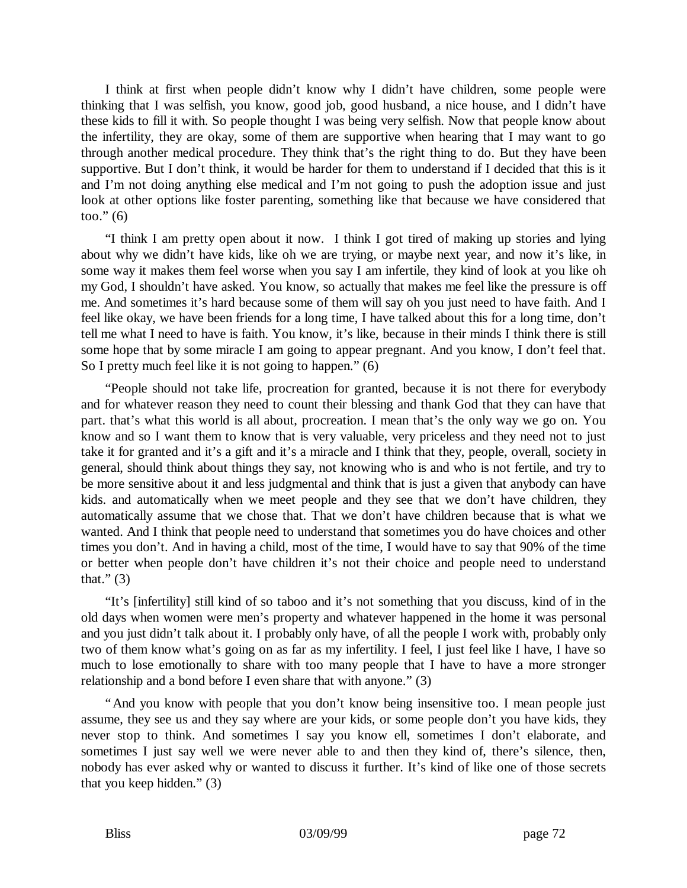I think at first when people didn't know why I didn't have children, some people were thinking that I was selfish, you know, good job, good husband, a nice house, and I didn't have these kids to fill it with. So people thought I was being very selfish. Now that people know about the infertility, they are okay, some of them are supportive when hearing that I may want to go through another medical procedure. They think that's the right thing to do. But they have been supportive. But I don't think, it would be harder for them to understand if I decided that this is it and I'm not doing anything else medical and I'm not going to push the adoption issue and just look at other options like foster parenting, something like that because we have considered that too." (6)

"I think I am pretty open about it now. I think I got tired of making up stories and lying about why we didn't have kids, like oh we are trying, or maybe next year, and now it's like, in some way it makes them feel worse when you say I am infertile, they kind of look at you like oh my God, I shouldn't have asked. You know, so actually that makes me feel like the pressure is off me. And sometimes it's hard because some of them will say oh you just need to have faith. And I feel like okay, we have been friends for a long time, I have talked about this for a long time, don't tell me what I need to have is faith. You know, it's like, because in their minds I think there is still some hope that by some miracle I am going to appear pregnant. And you know, I don't feel that. So I pretty much feel like it is not going to happen." (6)

"People should not take life, procreation for granted, because it is not there for everybody and for whatever reason they need to count their blessing and thank God that they can have that part. that's what this world is all about, procreation. I mean that's the only way we go on. You know and so I want them to know that is very valuable, very priceless and they need not to just take it for granted and it's a gift and it's a miracle and I think that they, people, overall, society in general, should think about things they say, not knowing who is and who is not fertile, and try to be more sensitive about it and less judgmental and think that is just a given that anybody can have kids. and automatically when we meet people and they see that we don't have children, they automatically assume that we chose that. That we don't have children because that is what we wanted. And I think that people need to understand that sometimes you do have choices and other times you don't. And in having a child, most of the time, I would have to say that 90% of the time or better when people don't have children it's not their choice and people need to understand that." (3)

"It's [infertility] still kind of so taboo and it's not something that you discuss, kind of in the old days when women were men's property and whatever happened in the home it was personal and you just didn't talk about it. I probably only have, of all the people I work with, probably only two of them know what's going on as far as my infertility. I feel, I just feel like I have, I have so much to lose emotionally to share with too many people that I have to have a more stronger relationship and a bond before I even share that with anyone." (3)

"And you know with people that you don't know being insensitive too. I mean people just assume, they see us and they say where are your kids, or some people don't you have kids, they never stop to think. And sometimes I say you know ell, sometimes I don't elaborate, and sometimes I just say well we were never able to and then they kind of, there's silence, then, nobody has ever asked why or wanted to discuss it further. It's kind of like one of those secrets that you keep hidden." (3)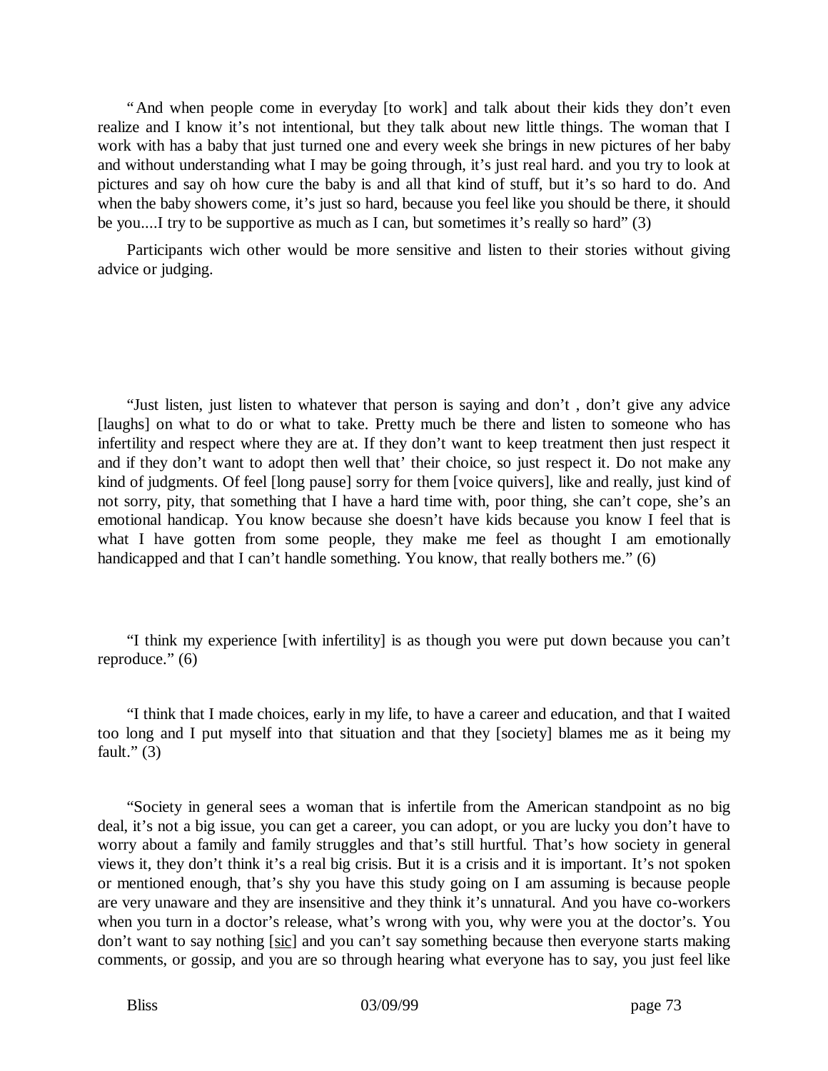"And when people come in everyday [to work] and talk about their kids they don't even realize and I know it's not intentional, but they talk about new little things. The woman that I work with has a baby that just turned one and every week she brings in new pictures of her baby and without understanding what I may be going through, it's just real hard. and you try to look at pictures and say oh how cure the baby is and all that kind of stuff, but it's so hard to do. And when the baby showers come, it's just so hard, because you feel like you should be there, it should be you....I try to be supportive as much as I can, but sometimes it's really so hard" (3)

Participants wich other would be more sensitive and listen to their stories without giving advice or judging.

"Just listen, just listen to whatever that person is saying and don't , don't give any advice [laughs] on what to do or what to take. Pretty much be there and listen to someone who has infertility and respect where they are at. If they don't want to keep treatment then just respect it and if they don't want to adopt then well that' their choice, so just respect it. Do not make any kind of judgments. Of feel [long pause] sorry for them [voice quivers], like and really, just kind of not sorry, pity, that something that I have a hard time with, poor thing, she can't cope, she's an emotional handicap. You know because she doesn't have kids because you know I feel that is what I have gotten from some people, they make me feel as thought I am emotionally handicapped and that I can't handle something. You know, that really bothers me." (6)

"I think my experience [with infertility] is as though you were put down because you can't reproduce." (6)

"I think that I made choices, early in my life, to have a career and education, and that I waited too long and I put myself into that situation and that they [society] blames me as it being my fault." (3)

"Society in general sees a woman that is infertile from the American standpoint as no big deal, it's not a big issue, you can get a career, you can adopt, or you are lucky you don't have to worry about a family and family struggles and that's still hurtful. That's how society in general views it, they don't think it's a real big crisis. But it is a crisis and it is important. It's not spoken or mentioned enough, that's shy you have this study going on I am assuming is because people are very unaware and they are insensitive and they think it's unnatural. And you have co-workers when you turn in a doctor's release, what's wrong with you, why were you at the doctor's. You don't want to say nothing [sic] and you can't say something because then everyone starts making comments, or gossip, and you are so through hearing what everyone has to say, you just feel like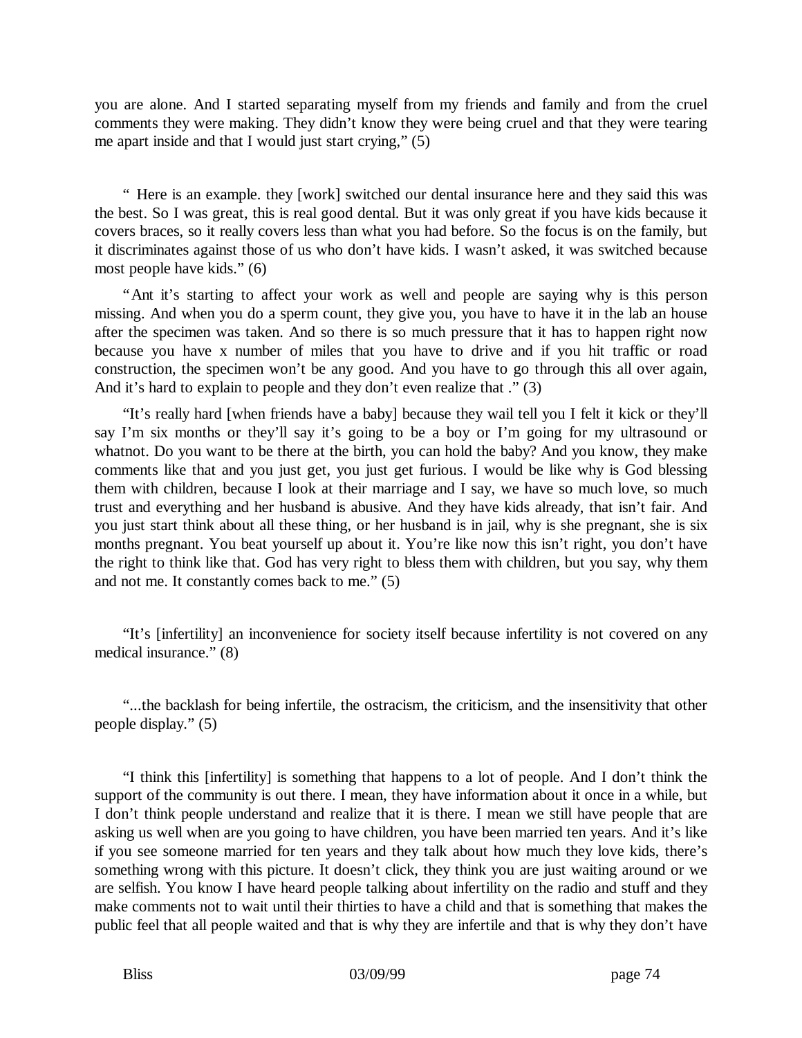you are alone. And I started separating myself from my friends and family and from the cruel comments they were making. They didn't know they were being cruel and that they were tearing me apart inside and that I would just start crying," (5)

" Here is an example. they [work] switched our dental insurance here and they said this was the best. So I was great, this is real good dental. But it was only great if you have kids because it covers braces, so it really covers less than what you had before. So the focus is on the family, but it discriminates against those of us who don't have kids. I wasn't asked, it was switched because most people have kids." (6)

"Ant it's starting to affect your work as well and people are saying why is this person missing. And when you do a sperm count, they give you, you have to have it in the lab an house after the specimen was taken. And so there is so much pressure that it has to happen right now because you have x number of miles that you have to drive and if you hit traffic or road construction, the specimen won't be any good. And you have to go through this all over again, And it's hard to explain to people and they don't even realize that ." (3)

"It's really hard [when friends have a baby] because they wail tell you I felt it kick or they'll say I'm six months or they'll say it's going to be a boy or I'm going for my ultrasound or whatnot. Do you want to be there at the birth, you can hold the baby? And you know, they make comments like that and you just get, you just get furious. I would be like why is God blessing them with children, because I look at their marriage and I say, we have so much love, so much trust and everything and her husband is abusive. And they have kids already, that isn't fair. And you just start think about all these thing, or her husband is in jail, why is she pregnant, she is six months pregnant. You beat yourself up about it. You're like now this isn't right, you don't have the right to think like that. God has very right to bless them with children, but you say, why them and not me. It constantly comes back to me." (5)

"It's [infertility] an inconvenience for society itself because infertility is not covered on any medical insurance." (8)

"...the backlash for being infertile, the ostracism, the criticism, and the insensitivity that other people display." (5)

"I think this [infertility] is something that happens to a lot of people. And I don't think the support of the community is out there. I mean, they have information about it once in a while, but I don't think people understand and realize that it is there. I mean we still have people that are asking us well when are you going to have children, you have been married ten years. And it's like if you see someone married for ten years and they talk about how much they love kids, there's something wrong with this picture. It doesn't click, they think you are just waiting around or we are selfish. You know I have heard people talking about infertility on the radio and stuff and they make comments not to wait until their thirties to have a child and that is something that makes the public feel that all people waited and that is why they are infertile and that is why they don't have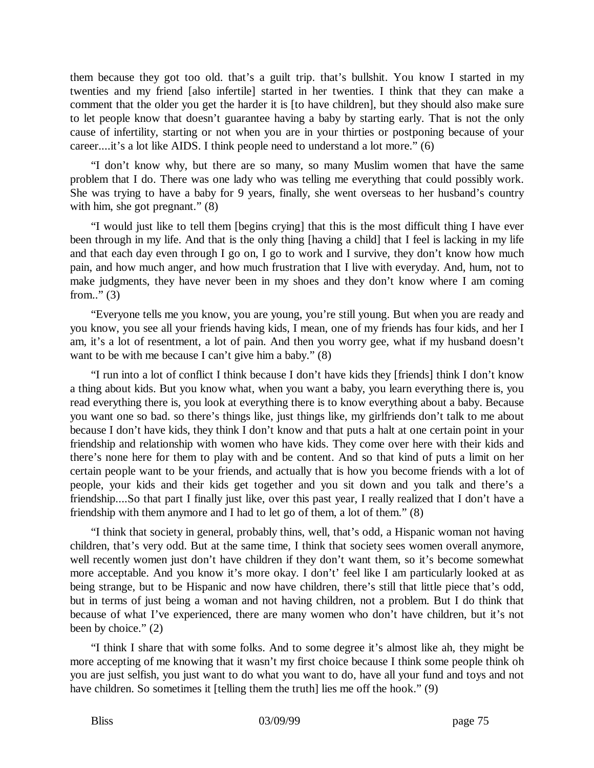them because they got too old. that's a guilt trip. that's bullshit. You know I started in my twenties and my friend [also infertile] started in her twenties. I think that they can make a comment that the older you get the harder it is [to have children], but they should also make sure to let people know that doesn't guarantee having a baby by starting early. That is not the only cause of infertility, starting or not when you are in your thirties or postponing because of your career....it's a lot like AIDS. I think people need to understand a lot more." (6)

"I don't know why, but there are so many, so many Muslim women that have the same problem that I do. There was one lady who was telling me everything that could possibly work. She was trying to have a baby for 9 years, finally, she went overseas to her husband's country with him, she got pregnant." (8)

"I would just like to tell them [begins crying] that this is the most difficult thing I have ever been through in my life. And that is the only thing [having a child] that I feel is lacking in my life and that each day even through I go on, I go to work and I survive, they don't know how much pain, and how much anger, and how much frustration that I live with everyday. And, hum, not to make judgments, they have never been in my shoes and they don't know where I am coming from.." (3)

"Everyone tells me you know, you are young, you're still young. But when you are ready and you know, you see all your friends having kids, I mean, one of my friends has four kids, and her I am, it's a lot of resentment, a lot of pain. And then you worry gee, what if my husband doesn't want to be with me because I can't give him a baby." (8)

"I run into a lot of conflict I think because I don't have kids they [friends] think I don't know a thing about kids. But you know what, when you want a baby, you learn everything there is, you read everything there is, you look at everything there is to know everything about a baby. Because you want one so bad. so there's things like, just things like, my girlfriends don't talk to me about because I don't have kids, they think I don't know and that puts a halt at one certain point in your friendship and relationship with women who have kids. They come over here with their kids and there's none here for them to play with and be content. And so that kind of puts a limit on her certain people want to be your friends, and actually that is how you become friends with a lot of people, your kids and their kids get together and you sit down and you talk and there's a friendship....So that part I finally just like, over this past year, I really realized that I don't have a friendship with them anymore and I had to let go of them, a lot of them." (8)

"I think that society in general, probably thins, well, that's odd, a Hispanic woman not having children, that's very odd. But at the same time, I think that society sees women overall anymore, well recently women just don't have children if they don't want them, so it's become somewhat more acceptable. And you know it's more okay. I don't' feel like I am particularly looked at as being strange, but to be Hispanic and now have children, there's still that little piece that's odd, but in terms of just being a woman and not having children, not a problem. But I do think that because of what I've experienced, there are many women who don't have children, but it's not been by choice." (2)

"I think I share that with some folks. And to some degree it's almost like ah, they might be more accepting of me knowing that it wasn't my first choice because I think some people think oh you are just selfish, you just want to do what you want to do, have all your fund and toys and not have children. So sometimes it [telling them the truth] lies me off the hook." (9)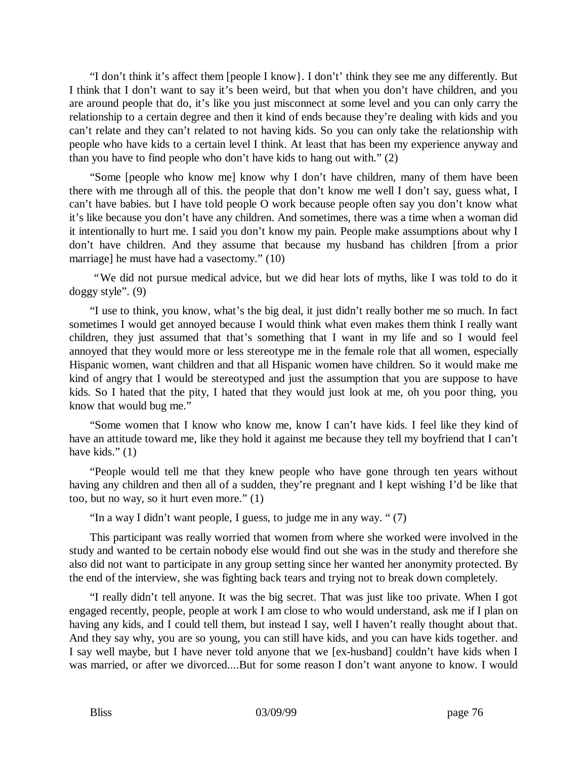"I don't think it's affect them [people I know}. I don't' think they see me any differently. But I think that I don't want to say it's been weird, but that when you don't have children, and you are around people that do, it's like you just misconnect at some level and you can only carry the relationship to a certain degree and then it kind of ends because they're dealing with kids and you can't relate and they can't related to not having kids. So you can only take the relationship with people who have kids to a certain level I think. At least that has been my experience anyway and than you have to find people who don't have kids to hang out with." (2)

"Some [people who know me] know why I don't have children, many of them have been there with me through all of this. the people that don't know me well I don't say, guess what, I can't have babies. but I have told people O work because people often say you don't know what it's like because you don't have any children. And sometimes, there was a time when a woman did it intentionally to hurt me. I said you don't know my pain. People make assumptions about why I don't have children. And they assume that because my husband has children [from a prior marriage] he must have had a vasectomy." (10)

"We did not pursue medical advice, but we did hear lots of myths, like I was told to do it doggy style". (9)

"I use to think, you know, what's the big deal, it just didn't really bother me so much. In fact sometimes I would get annoyed because I would think what even makes them think I really want children, they just assumed that that's something that I want in my life and so I would feel annoyed that they would more or less stereotype me in the female role that all women, especially Hispanic women, want children and that all Hispanic women have children. So it would make me kind of angry that I would be stereotyped and just the assumption that you are suppose to have kids. So I hated that the pity, I hated that they would just look at me, oh you poor thing, you know that would bug me."

"Some women that I know who know me, know I can't have kids. I feel like they kind of have an attitude toward me, like they hold it against me because they tell my boyfriend that I can't have kids." (1)

"People would tell me that they knew people who have gone through ten years without having any children and then all of a sudden, they're pregnant and I kept wishing I'd be like that too, but no way, so it hurt even more." (1)

"In a way I didn't want people, I guess, to judge me in any way. " (7)

This participant was really worried that women from where she worked were involved in the study and wanted to be certain nobody else would find out she was in the study and therefore she also did not want to participate in any group setting since her wanted her anonymity protected. By the end of the interview, she was fighting back tears and trying not to break down completely.

"I really didn't tell anyone. It was the big secret. That was just like too private. When I got engaged recently, people, people at work I am close to who would understand, ask me if I plan on having any kids, and I could tell them, but instead I say, well I haven't really thought about that. And they say why, you are so young, you can still have kids, and you can have kids together. and I say well maybe, but I have never told anyone that we [ex-husband] couldn't have kids when I was married, or after we divorced....But for some reason I don't want anyone to know. I would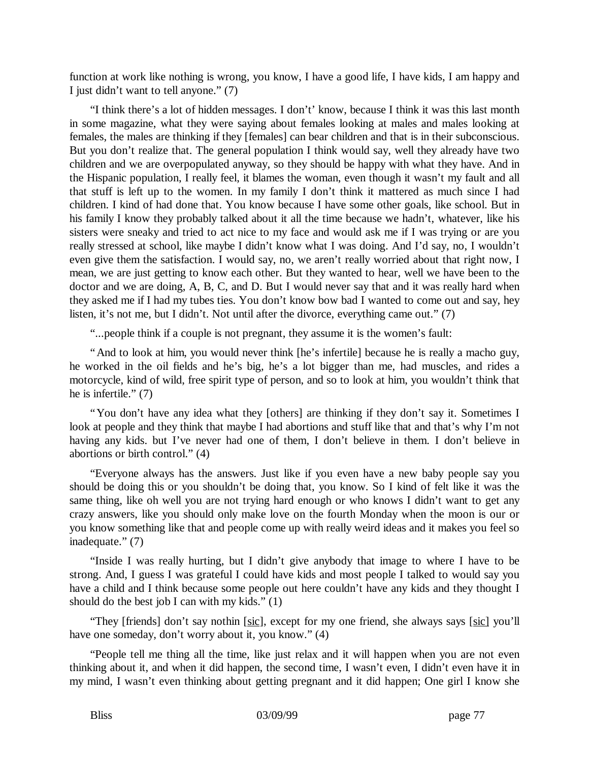function at work like nothing is wrong, you know, I have a good life, I have kids, I am happy and I just didn't want to tell anyone." (7)

"I think there's a lot of hidden messages. I don't' know, because I think it was this last month in some magazine, what they were saying about females looking at males and males looking at females, the males are thinking if they [females] can bear children and that is in their subconscious. But you don't realize that. The general population I think would say, well they already have two children and we are overpopulated anyway, so they should be happy with what they have. And in the Hispanic population, I really feel, it blames the woman, even though it wasn't my fault and all that stuff is left up to the women. In my family I don't think it mattered as much since I had children. I kind of had done that. You know because I have some other goals, like school. But in his family I know they probably talked about it all the time because we hadn't, whatever, like his sisters were sneaky and tried to act nice to my face and would ask me if I was trying or are you really stressed at school, like maybe I didn't know what I was doing. And I'd say, no, I wouldn't even give them the satisfaction. I would say, no, we aren't really worried about that right now, I mean, we are just getting to know each other. But they wanted to hear, well we have been to the doctor and we are doing, A, B, C, and D. But I would never say that and it was really hard when they asked me if I had my tubes ties. You don't know bow bad I wanted to come out and say, hey listen, it's not me, but I didn't. Not until after the divorce, everything came out." (7)

"...people think if a couple is not pregnant, they assume it is the women's fault:

"And to look at him, you would never think [he's infertile] because he is really a macho guy, he worked in the oil fields and he's big, he's a lot bigger than me, had muscles, and rides a motorcycle, kind of wild, free spirit type of person, and so to look at him, you wouldn't think that he is infertile." (7)

"You don't have any idea what they [others] are thinking if they don't say it. Sometimes I look at people and they think that maybe I had abortions and stuff like that and that's why I'm not having any kids. but I've never had one of them, I don't believe in them. I don't believe in abortions or birth control." (4)

"Everyone always has the answers. Just like if you even have a new baby people say you should be doing this or you shouldn't be doing that, you know. So I kind of felt like it was the same thing, like oh well you are not trying hard enough or who knows I didn't want to get any crazy answers, like you should only make love on the fourth Monday when the moon is our or you know something like that and people come up with really weird ideas and it makes you feel so inadequate." (7)

"Inside I was really hurting, but I didn't give anybody that image to where I have to be strong. And, I guess I was grateful I could have kids and most people I talked to would say you have a child and I think because some people out here couldn't have any kids and they thought I should do the best job I can with my kids." (1)

"They [friends] don't say nothin [sic], except for my one friend, she always says [sic] you'll have one someday, don't worry about it, you know." (4)

"People tell me thing all the time, like just relax and it will happen when you are not even thinking about it, and when it did happen, the second time, I wasn't even, I didn't even have it in my mind, I wasn't even thinking about getting pregnant and it did happen; One girl I know she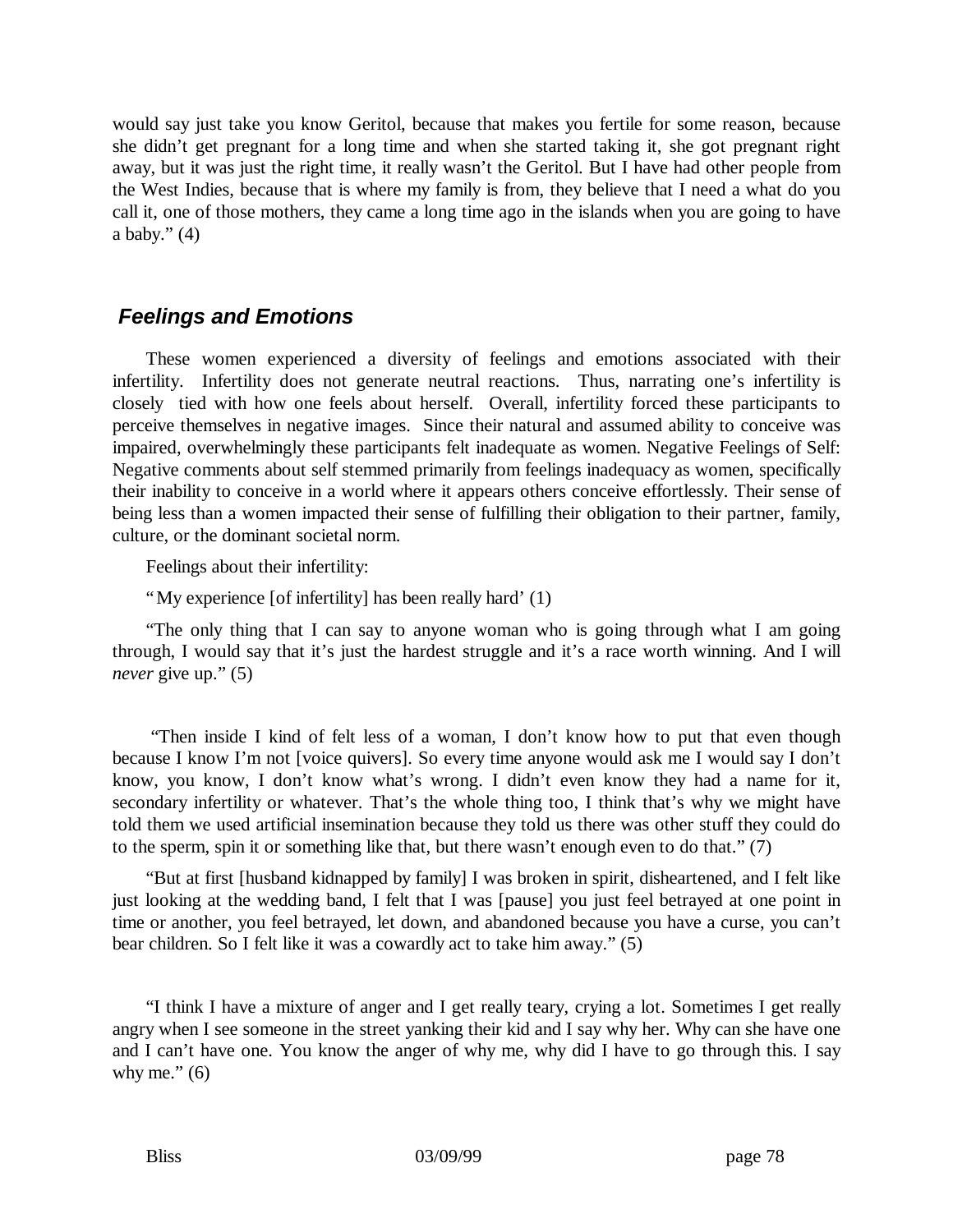would say just take you know Geritol, because that makes you fertile for some reason, because she didn't get pregnant for a long time and when she started taking it, she got pregnant right away, but it was just the right time, it really wasn't the Geritol. But I have had other people from the West Indies, because that is where my family is from, they believe that I need a what do you call it, one of those mothers, they came a long time ago in the islands when you are going to have a baby." (4)

## *Feelings and Emotions*

These women experienced a diversity of feelings and emotions associated with their infertility. Infertility does not generate neutral reactions. Thus, narrating one's infertility is closely tied with how one feels about herself. Overall, infertility forced these participants to perceive themselves in negative images. Since their natural and assumed ability to conceive was impaired, overwhelmingly these participants felt inadequate as women. Negative Feelings of Self: Negative comments about self stemmed primarily from feelings inadequacy as women, specifically their inability to conceive in a world where it appears others conceive effortlessly. Their sense of being less than a women impacted their sense of fulfilling their obligation to their partner, family, culture, or the dominant societal norm.

Feelings about their infertility:

"My experience [of infertility] has been really hard' (1)

"The only thing that I can say to anyone woman who is going through what I am going through, I would say that it's just the hardest struggle and it's a race worth winning. And I will *never* give up." (5)

"Then inside I kind of felt less of a woman, I don't know how to put that even though because I know I'm not [voice quivers]. So every time anyone would ask me I would say I don't know, you know, I don't know what's wrong. I didn't even know they had a name for it, secondary infertility or whatever. That's the whole thing too, I think that's why we might have told them we used artificial insemination because they told us there was other stuff they could do to the sperm, spin it or something like that, but there wasn't enough even to do that." (7)

"But at first [husband kidnapped by family] I was broken in spirit, disheartened, and I felt like just looking at the wedding band, I felt that I was [pause] you just feel betrayed at one point in time or another, you feel betrayed, let down, and abandoned because you have a curse, you can't bear children. So I felt like it was a cowardly act to take him away." (5)

"I think I have a mixture of anger and I get really teary, crying a lot. Sometimes I get really angry when I see someone in the street yanking their kid and I say why her. Why can she have one and I can't have one. You know the anger of why me, why did I have to go through this. I say why me." (6)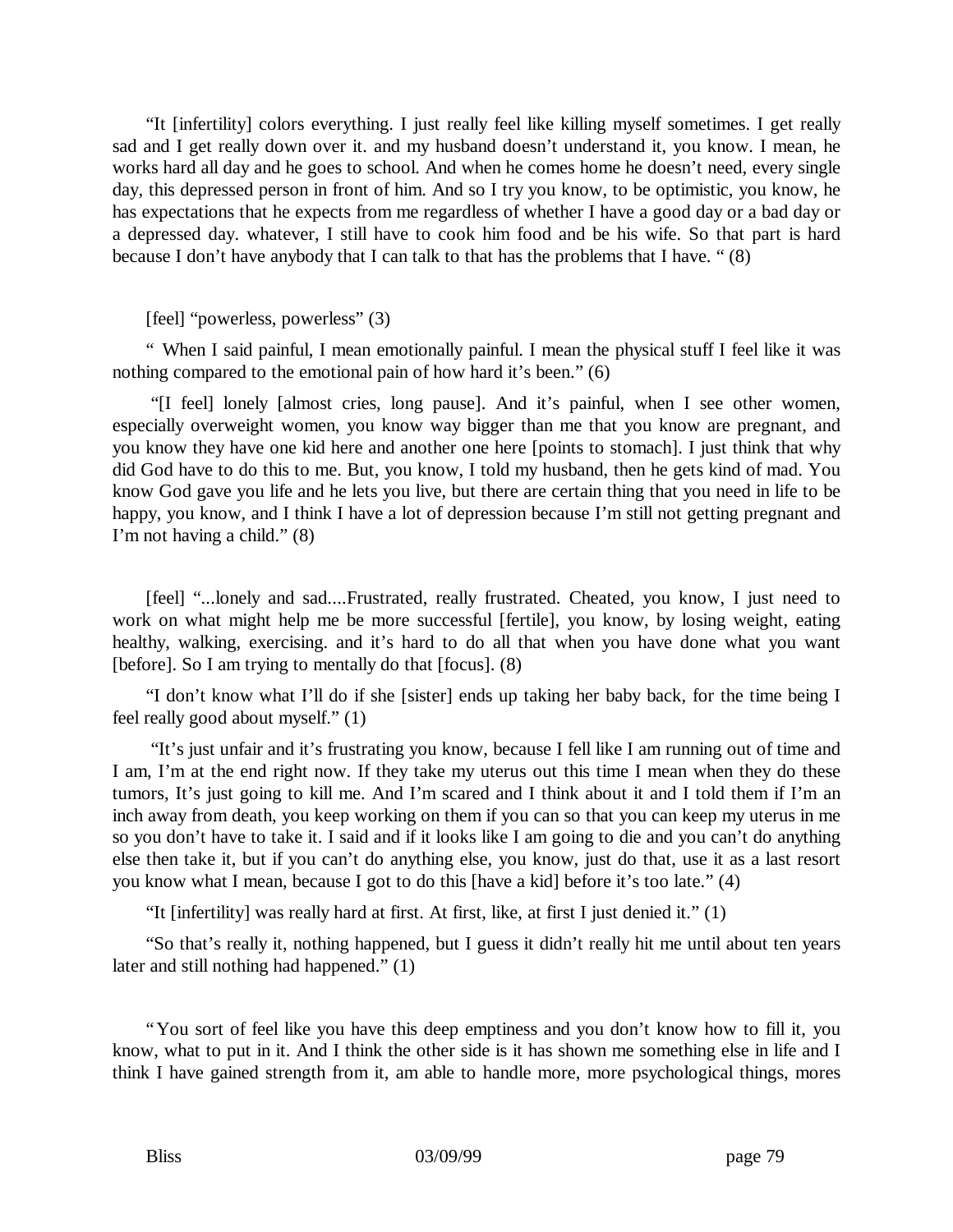"It [infertility] colors everything. I just really feel like killing myself sometimes. I get really sad and I get really down over it. and my husband doesn't understand it, you know. I mean, he works hard all day and he goes to school. And when he comes home he doesn't need, every single day, this depressed person in front of him. And so I try you know, to be optimistic, you know, he has expectations that he expects from me regardless of whether I have a good day or a bad day or a depressed day. whatever, I still have to cook him food and be his wife. So that part is hard because I don't have anybody that I can talk to that has the problems that I have. " (8)

[feel] "powerless, powerless" (3)

" When I said painful, I mean emotionally painful. I mean the physical stuff I feel like it was nothing compared to the emotional pain of how hard it's been." (6)

"[I feel] lonely [almost cries, long pause]. And it's painful, when I see other women, especially overweight women, you know way bigger than me that you know are pregnant, and you know they have one kid here and another one here [points to stomach]. I just think that why did God have to do this to me. But, you know, I told my husband, then he gets kind of mad. You know God gave you life and he lets you live, but there are certain thing that you need in life to be happy, you know, and I think I have a lot of depression because I'm still not getting pregnant and I'm not having a child." (8)

[feel] "...lonely and sad....Frustrated, really frustrated. Cheated, you know, I just need to work on what might help me be more successful [fertile], you know, by losing weight, eating healthy, walking, exercising. and it's hard to do all that when you have done what you want [before]. So I am trying to mentally do that [focus]. (8)

"I don't know what I'll do if she [sister] ends up taking her baby back, for the time being I feel really good about myself." (1)

"It's just unfair and it's frustrating you know, because I fell like I am running out of time and I am, I'm at the end right now. If they take my uterus out this time I mean when they do these tumors, It's just going to kill me. And I'm scared and I think about it and I told them if I'm an inch away from death, you keep working on them if you can so that you can keep my uterus in me so you don't have to take it. I said and if it looks like I am going to die and you can't do anything else then take it, but if you can't do anything else, you know, just do that, use it as a last resort you know what I mean, because I got to do this [have a kid] before it's too late." (4)

"It [infertility] was really hard at first. At first, like, at first I just denied it." (1)

"So that's really it, nothing happened, but I guess it didn't really hit me until about ten years later and still nothing had happened." (1)

"You sort of feel like you have this deep emptiness and you don't know how to fill it, you know, what to put in it. And I think the other side is it has shown me something else in life and I think I have gained strength from it, am able to handle more, more psychological things, mores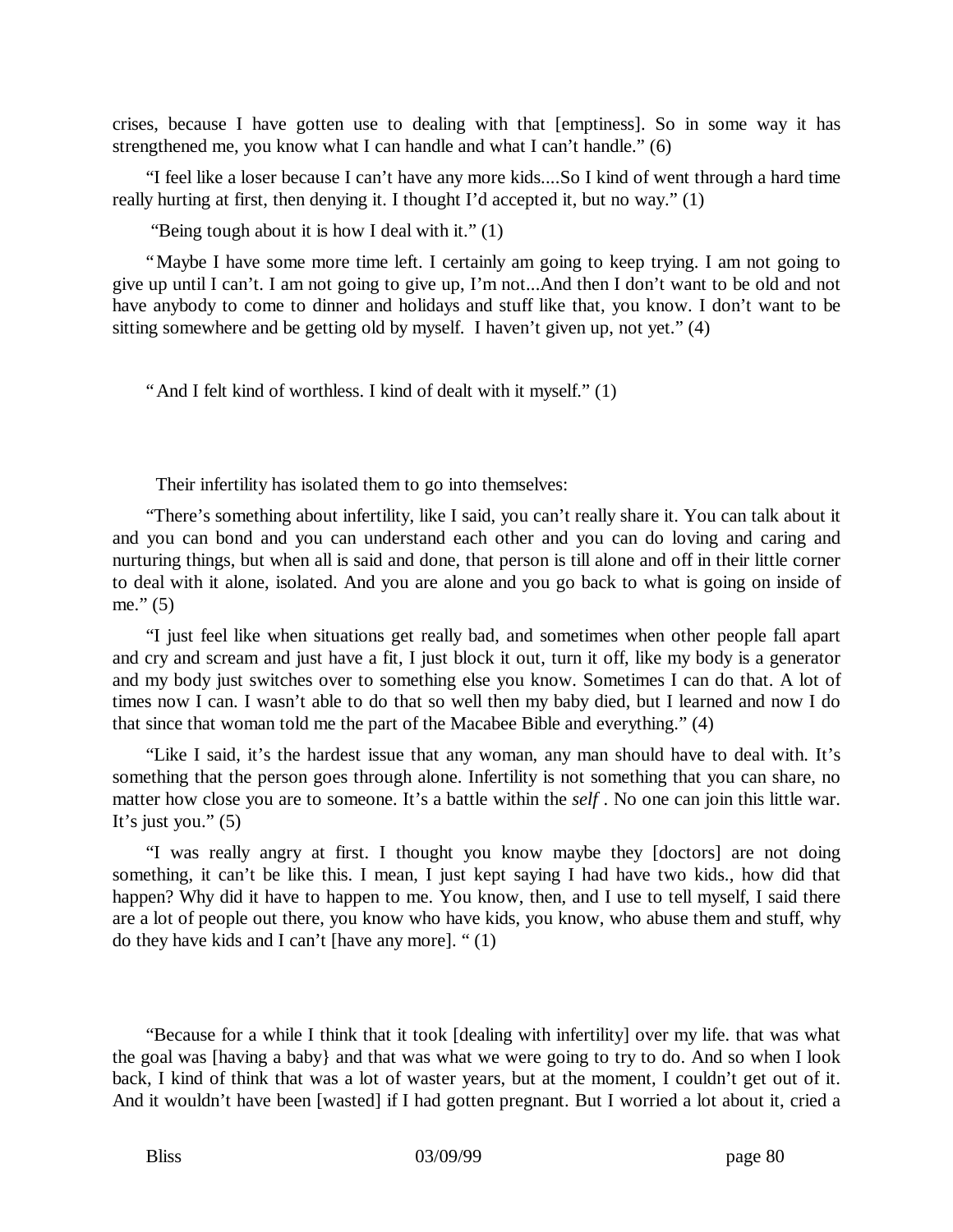crises, because I have gotten use to dealing with that [emptiness]. So in some way it has strengthened me, you know what I can handle and what I can't handle." (6)

"I feel like a loser because I can't have any more kids....So I kind of went through a hard time really hurting at first, then denying it. I thought I'd accepted it, but no way." (1)

"Being tough about it is how I deal with it." (1)

"Maybe I have some more time left. I certainly am going to keep trying. I am not going to give up until I can't. I am not going to give up, I'm not...And then I don't want to be old and not have anybody to come to dinner and holidays and stuff like that, you know. I don't want to be sitting somewhere and be getting old by myself. I haven't given up, not yet." (4)

"And I felt kind of worthless. I kind of dealt with it myself." (1)

Their infertility has isolated them to go into themselves:

"There's something about infertility, like I said, you can't really share it. You can talk about it and you can bond and you can understand each other and you can do loving and caring and nurturing things, but when all is said and done, that person is till alone and off in their little corner to deal with it alone, isolated. And you are alone and you go back to what is going on inside of me." (5)

"I just feel like when situations get really bad, and sometimes when other people fall apart and cry and scream and just have a fit, I just block it out, turn it off, like my body is a generator and my body just switches over to something else you know. Sometimes I can do that. A lot of times now I can. I wasn't able to do that so well then my baby died, but I learned and now I do that since that woman told me the part of the Macabee Bible and everything." (4)

"Like I said, it's the hardest issue that any woman, any man should have to deal with. It's something that the person goes through alone. Infertility is not something that you can share, no matter how close you are to someone. It's a battle within the *self* . No one can join this little war. It's just you." (5)

"I was really angry at first. I thought you know maybe they [doctors] are not doing something, it can't be like this. I mean, I just kept saying I had have two kids., how did that happen? Why did it have to happen to me. You know, then, and I use to tell myself, I said there are a lot of people out there, you know who have kids, you know, who abuse them and stuff, why do they have kids and I can't [have any more]. " (1)

"Because for a while I think that it took [dealing with infertility] over my life. that was what the goal was [having a baby} and that was what we were going to try to do. And so when I look back, I kind of think that was a lot of waster years, but at the moment, I couldn't get out of it. And it wouldn't have been [wasted] if I had gotten pregnant. But I worried a lot about it, cried a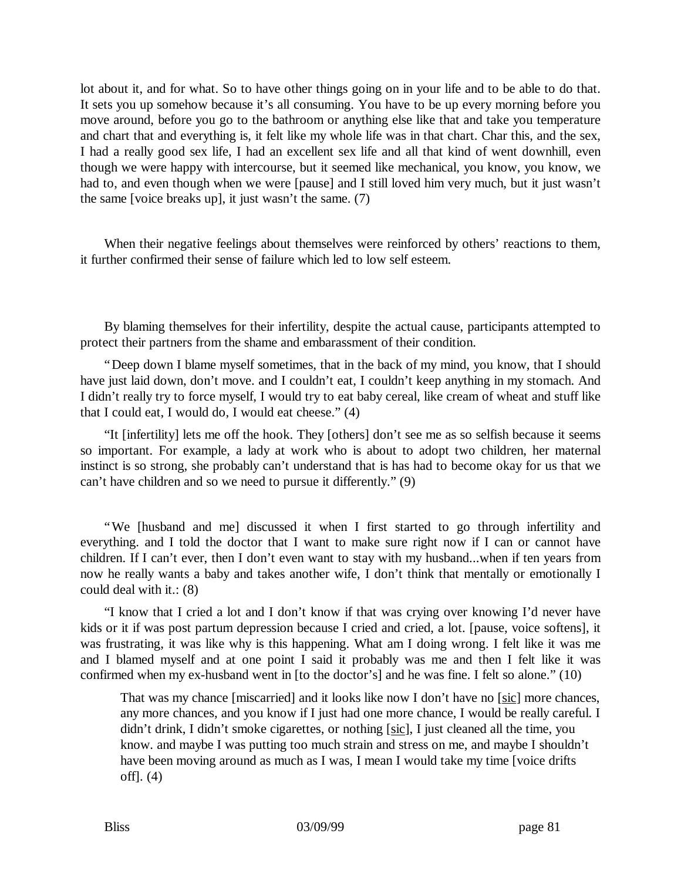lot about it, and for what. So to have other things going on in your life and to be able to do that. It sets you up somehow because it's all consuming. You have to be up every morning before you move around, before you go to the bathroom or anything else like that and take you temperature and chart that and everything is, it felt like my whole life was in that chart. Char this, and the sex, I had a really good sex life, I had an excellent sex life and all that kind of went downhill, even though we were happy with intercourse, but it seemed like mechanical, you know, you know, we had to, and even though when we were [pause] and I still loved him very much, but it just wasn't the same [voice breaks up], it just wasn't the same. (7)

When their negative feelings about themselves were reinforced by others' reactions to them, it further confirmed their sense of failure which led to low self esteem.

By blaming themselves for their infertility, despite the actual cause, participants attempted to protect their partners from the shame and embarassment of their condition.

"Deep down I blame myself sometimes, that in the back of my mind, you know, that I should have just laid down, don't move. and I couldn't eat, I couldn't keep anything in my stomach. And I didn't really try to force myself, I would try to eat baby cereal, like cream of wheat and stuff like that I could eat, I would do, I would eat cheese." (4)

"It [infertility] lets me off the hook. They [others] don't see me as so selfish because it seems so important. For example, a lady at work who is about to adopt two children, her maternal instinct is so strong, she probably can't understand that is has had to become okay for us that we can't have children and so we need to pursue it differently." (9)

"We [husband and me] discussed it when I first started to go through infertility and everything. and I told the doctor that I want to make sure right now if I can or cannot have children. If I can't ever, then I don't even want to stay with my husband...when if ten years from now he really wants a baby and takes another wife, I don't think that mentally or emotionally I could deal with it.: (8)

"I know that I cried a lot and I don't know if that was crying over knowing I'd never have kids or it if was post partum depression because I cried and cried, a lot. [pause, voice softens], it was frustrating, it was like why is this happening. What am I doing wrong. I felt like it was me and I blamed myself and at one point I said it probably was me and then I felt like it was confirmed when my ex-husband went in [to the doctor's] and he was fine. I felt so alone." (10)

> That was my chance [miscarried] and it looks like now I don't have no [sic] more chances, any more chances, and you know if I just had one more chance, I would be really careful. I didn't drink, I didn't smoke cigarettes, or nothing [sic], I just cleaned all the time, you know. and maybe I was putting too much strain and stress on me, and maybe I shouldn't have been moving around as much as I was, I mean I would take my time [voice drifts off]. (4)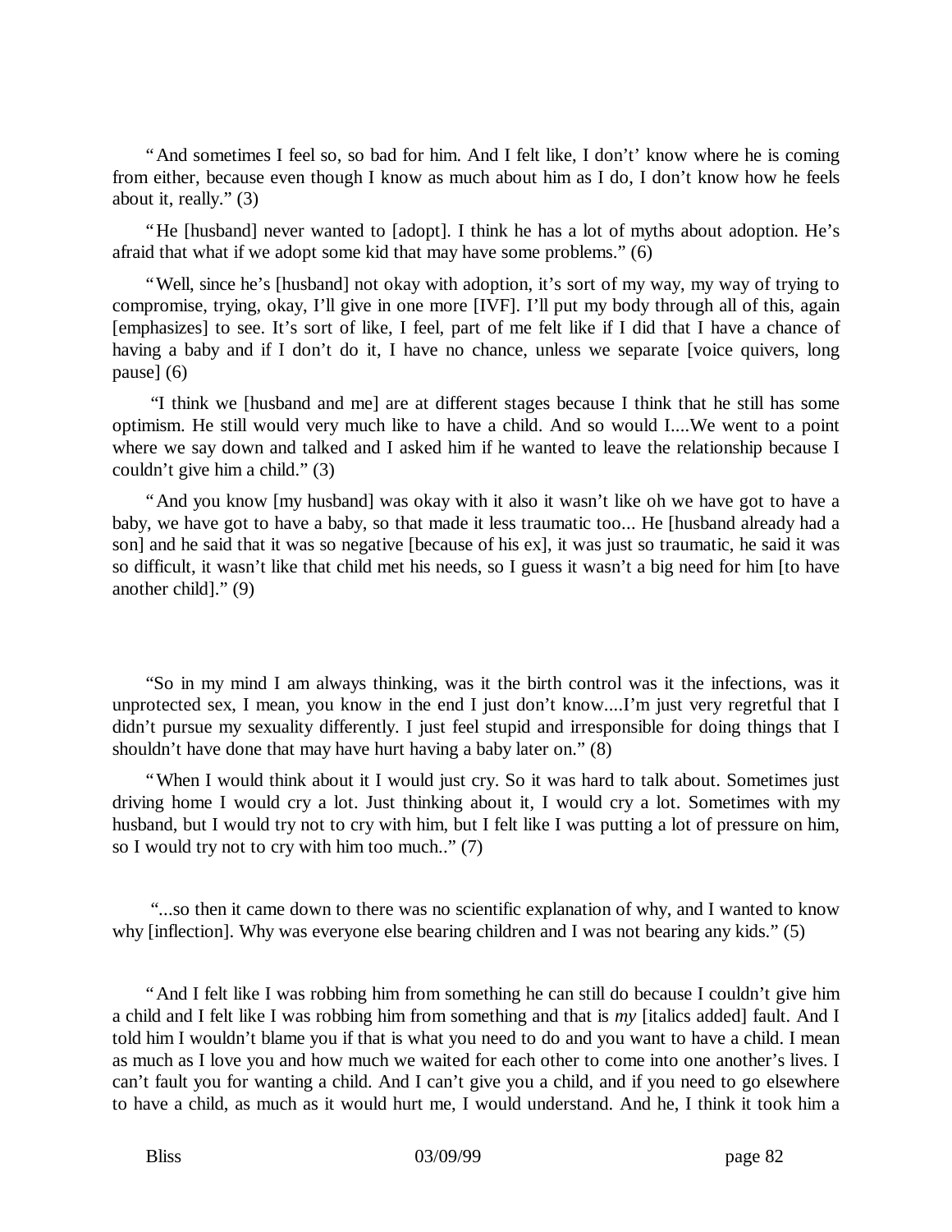"And sometimes I feel so, so bad for him. And I felt like, I don't' know where he is coming from either, because even though I know as much about him as I do, I don't know how he feels about it, really." (3)

"He [husband] never wanted to [adopt]. I think he has a lot of myths about adoption. He's afraid that what if we adopt some kid that may have some problems." (6)

"Well, since he's [husband] not okay with adoption, it's sort of my way, my way of trying to compromise, trying, okay, I'll give in one more [IVF]. I'll put my body through all of this, again [emphasizes] to see. It's sort of like, I feel, part of me felt like if I did that I have a chance of having a baby and if I don't do it, I have no chance, unless we separate [voice quivers, long pause] (6)

"I think we [husband and me] are at different stages because I think that he still has some optimism. He still would very much like to have a child. And so would I....We went to a point where we say down and talked and I asked him if he wanted to leave the relationship because I couldn't give him a child." (3)

"And you know [my husband] was okay with it also it wasn't like oh we have got to have a baby, we have got to have a baby, so that made it less traumatic too... He [husband already had a son] and he said that it was so negative [because of his ex], it was just so traumatic, he said it was so difficult, it wasn't like that child met his needs, so I guess it wasn't a big need for him [to have another child]." (9)

"So in my mind I am always thinking, was it the birth control was it the infections, was it unprotected sex, I mean, you know in the end I just don't know....I'm just very regretful that I didn't pursue my sexuality differently. I just feel stupid and irresponsible for doing things that I shouldn't have done that may have hurt having a baby later on." (8)

"When I would think about it I would just cry. So it was hard to talk about. Sometimes just driving home I would cry a lot. Just thinking about it, I would cry a lot. Sometimes with my husband, but I would try not to cry with him, but I felt like I was putting a lot of pressure on him, so I would try not to cry with him too much.." (7)

"...so then it came down to there was no scientific explanation of why, and I wanted to know why [inflection]. Why was everyone else bearing children and I was not bearing any kids." (5)

"And I felt like I was robbing him from something he can still do because I couldn't give him a child and I felt like I was robbing him from something and that is *my* [italics added] fault. And I told him I wouldn't blame you if that is what you need to do and you want to have a child. I mean as much as I love you and how much we waited for each other to come into one another's lives. I can't fault you for wanting a child. And I can't give you a child, and if you need to go elsewhere to have a child, as much as it would hurt me, I would understand. And he, I think it took him a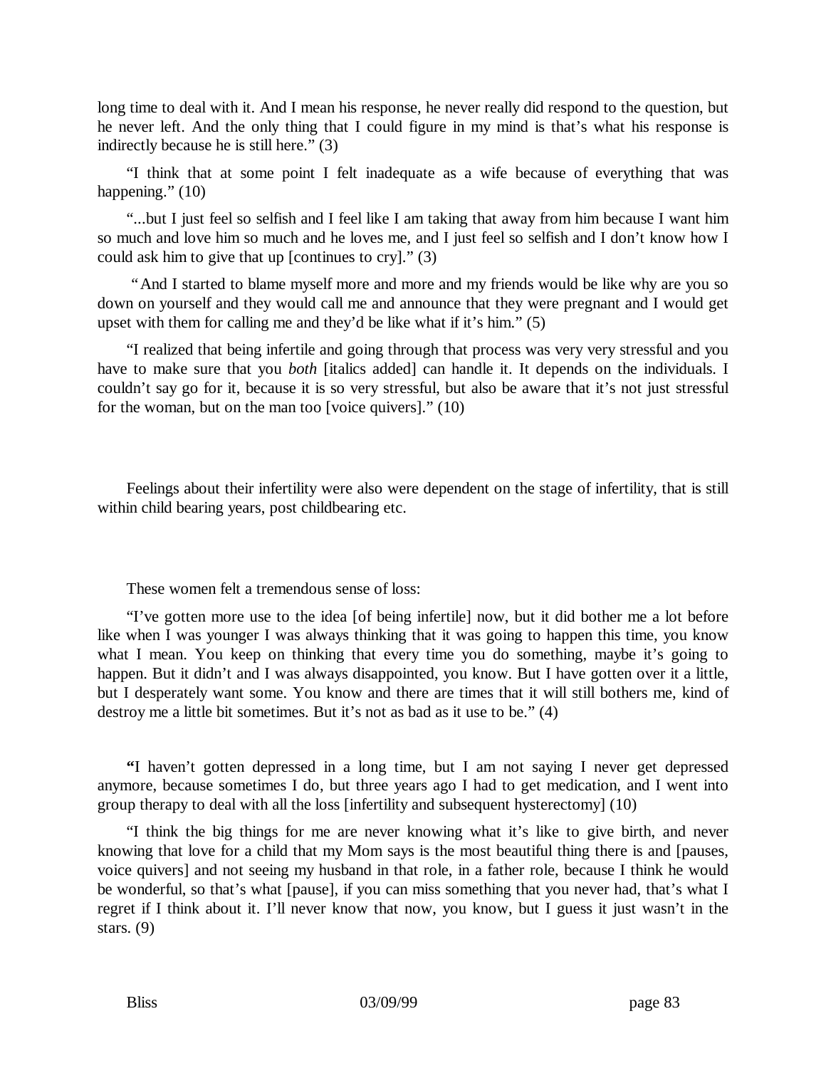long time to deal with it. And I mean his response, he never really did respond to the question, but he never left. And the only thing that I could figure in my mind is that's what his response is indirectly because he is still here." (3)

"I think that at some point I felt inadequate as a wife because of everything that was happening." (10)

"...but I just feel so selfish and I feel like I am taking that away from him because I want him so much and love him so much and he loves me, and I just feel so selfish and I don't know how I could ask him to give that up [continues to cry]." (3)

"And I started to blame myself more and more and my friends would be like why are you so down on yourself and they would call me and announce that they were pregnant and I would get upset with them for calling me and they'd be like what if it's him." (5)

"I realized that being infertile and going through that process was very very stressful and you have to make sure that you *both* [italics added] can handle it. It depends on the individuals. I couldn't say go for it, because it is so very stressful, but also be aware that it's not just stressful for the woman, but on the man too [voice quivers]." (10)

Feelings about their infertility were also were dependent on the stage of infertility, that is still within child bearing years, post childbearing etc.

These women felt a tremendous sense of loss:

"I've gotten more use to the idea [of being infertile] now, but it did bother me a lot before like when I was younger I was always thinking that it was going to happen this time, you know what I mean. You keep on thinking that every time you do something, maybe it's going to happen. But it didn't and I was always disappointed, you know. But I have gotten over it a little, but I desperately want some. You know and there are times that it will still bothers me, kind of destroy me a little bit sometimes. But it's not as bad as it use to be." (4)

**"**I haven't gotten depressed in a long time, but I am not saying I never get depressed anymore, because sometimes I do, but three years ago I had to get medication, and I went into group therapy to deal with all the loss [infertility and subsequent hysterectomy] (10)

"I think the big things for me are never knowing what it's like to give birth, and never knowing that love for a child that my Mom says is the most beautiful thing there is and [pauses, voice quivers] and not seeing my husband in that role, in a father role, because I think he would be wonderful, so that's what [pause], if you can miss something that you never had, that's what I regret if I think about it. I'll never know that now, you know, but I guess it just wasn't in the stars. (9)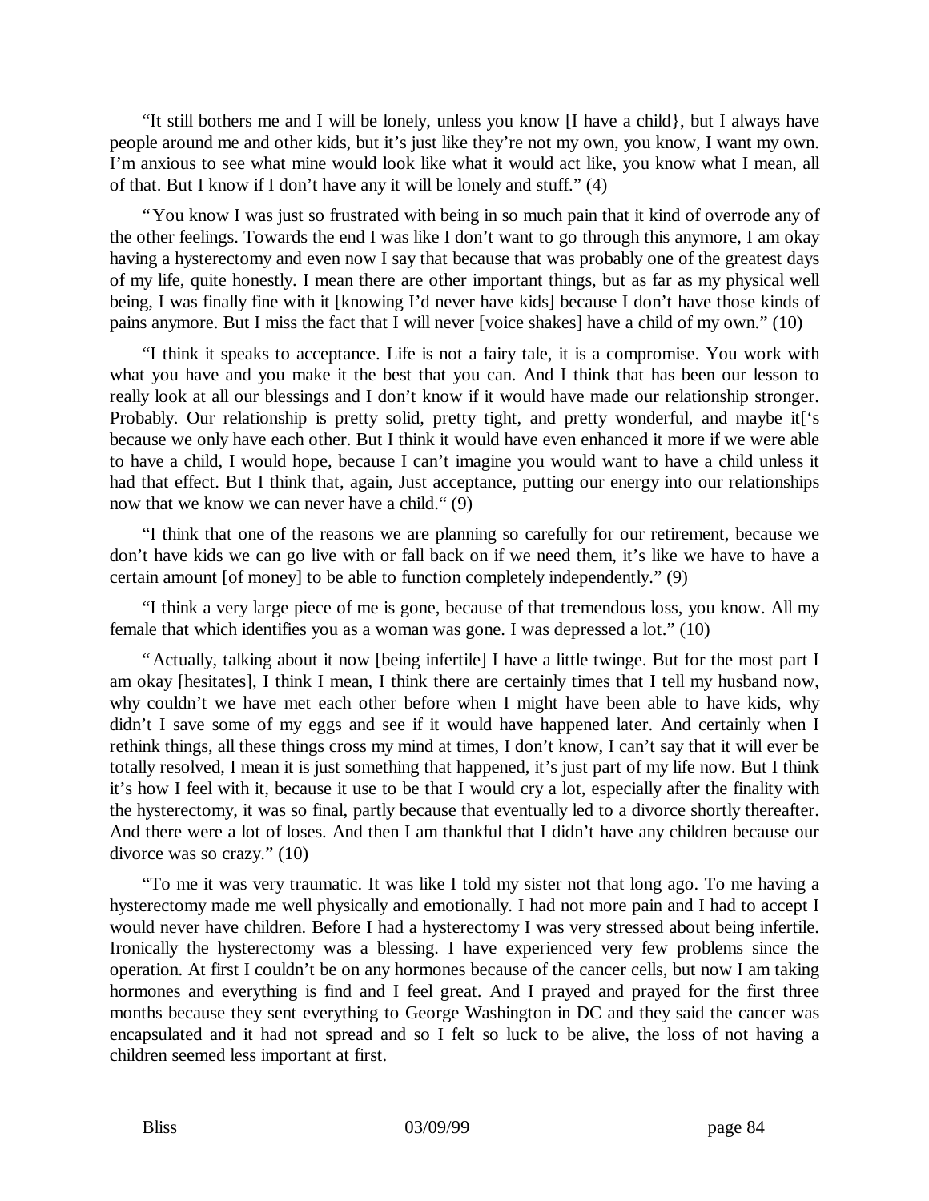"It still bothers me and I will be lonely, unless you know [I have a child}, but I always have people around me and other kids, but it's just like they're not my own, you know, I want my own. I'm anxious to see what mine would look like what it would act like, you know what I mean, all of that. But I know if I don't have any it will be lonely and stuff." (4)

"You know I was just so frustrated with being in so much pain that it kind of overrode any of the other feelings. Towards the end I was like I don't want to go through this anymore, I am okay having a hysterectomy and even now I say that because that was probably one of the greatest days of my life, quite honestly. I mean there are other important things, but as far as my physical well being, I was finally fine with it [knowing I'd never have kids] because I don't have those kinds of pains anymore. But I miss the fact that I will never [voice shakes] have a child of my own." (10)

"I think it speaks to acceptance. Life is not a fairy tale, it is a compromise. You work with what you have and you make it the best that you can. And I think that has been our lesson to really look at all our blessings and I don't know if it would have made our relationship stronger. Probably. Our relationship is pretty solid, pretty tight, and pretty wonderful, and maybe it['s because we only have each other. But I think it would have even enhanced it more if we were able to have a child, I would hope, because I can't imagine you would want to have a child unless it had that effect. But I think that, again, Just acceptance, putting our energy into our relationships now that we know we can never have a child." (9)

"I think that one of the reasons we are planning so carefully for our retirement, because we don't have kids we can go live with or fall back on if we need them, it's like we have to have a certain amount [of money] to be able to function completely independently." (9)

"I think a very large piece of me is gone, because of that tremendous loss, you know. All my female that which identifies you as a woman was gone. I was depressed a lot." (10)

"Actually, talking about it now [being infertile] I have a little twinge. But for the most part I am okay [hesitates], I think I mean, I think there are certainly times that I tell my husband now, why couldn't we have met each other before when I might have been able to have kids, why didn't I save some of my eggs and see if it would have happened later. And certainly when I rethink things, all these things cross my mind at times, I don't know, I can't say that it will ever be totally resolved, I mean it is just something that happened, it's just part of my life now. But I think it's how I feel with it, because it use to be that I would cry a lot, especially after the finality with the hysterectomy, it was so final, partly because that eventually led to a divorce shortly thereafter. And there were a lot of loses. And then I am thankful that I didn't have any children because our divorce was so crazy." (10)

"To me it was very traumatic. It was like I told my sister not that long ago. To me having a hysterectomy made me well physically and emotionally. I had not more pain and I had to accept I would never have children. Before I had a hysterectomy I was very stressed about being infertile. Ironically the hysterectomy was a blessing. I have experienced very few problems since the operation. At first I couldn't be on any hormones because of the cancer cells, but now I am taking hormones and everything is find and I feel great. And I prayed and prayed for the first three months because they sent everything to George Washington in DC and they said the cancer was encapsulated and it had not spread and so I felt so luck to be alive, the loss of not having a children seemed less important at first.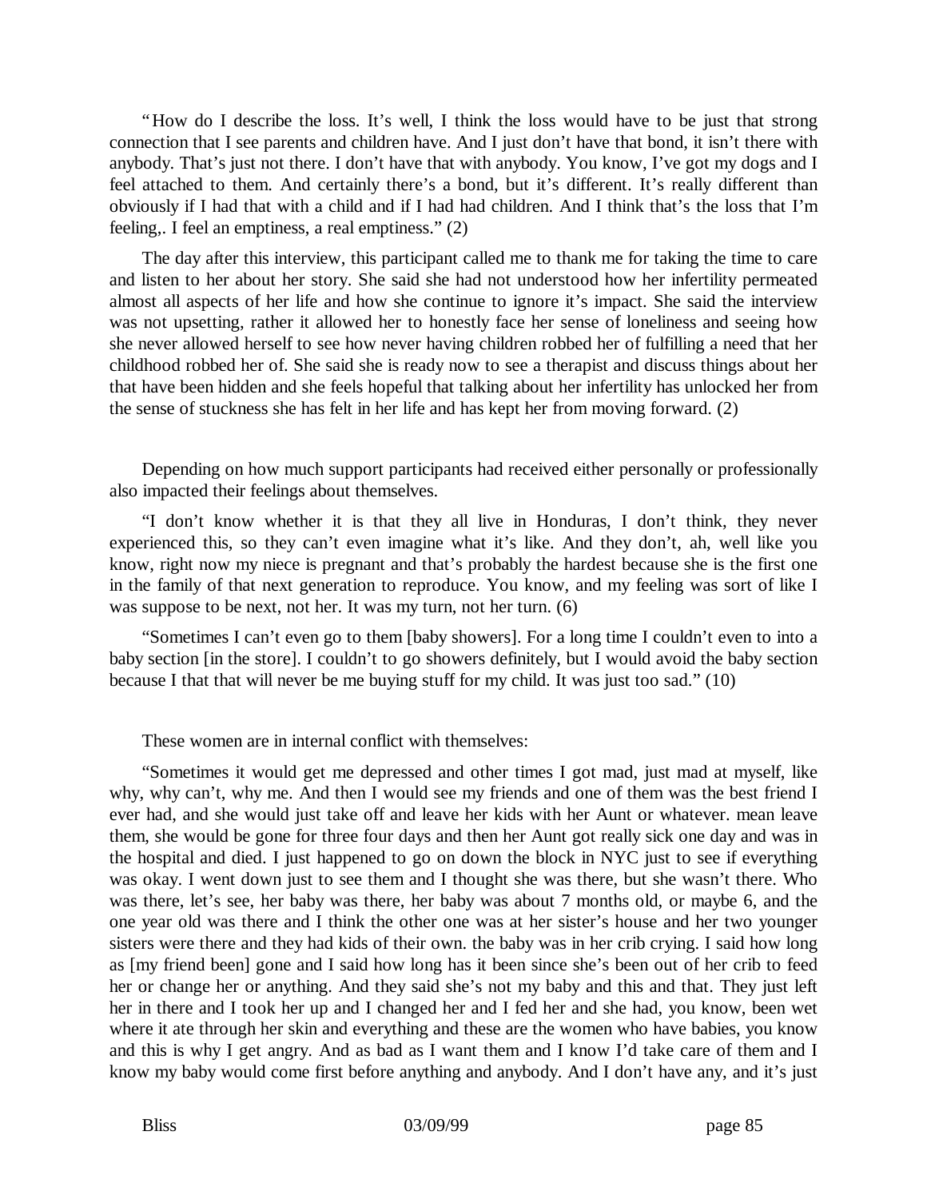"How do I describe the loss. It's well, I think the loss would have to be just that strong connection that I see parents and children have. And I just don't have that bond, it isn't there with anybody. That's just not there. I don't have that with anybody. You know, I've got my dogs and I feel attached to them. And certainly there's a bond, but it's different. It's really different than obviously if I had that with a child and if I had had children. And I think that's the loss that I'm feeling,. I feel an emptiness, a real emptiness." (2)

The day after this interview, this participant called me to thank me for taking the time to care and listen to her about her story. She said she had not understood how her infertility permeated almost all aspects of her life and how she continue to ignore it's impact. She said the interview was not upsetting, rather it allowed her to honestly face her sense of loneliness and seeing how she never allowed herself to see how never having children robbed her of fulfilling a need that her childhood robbed her of. She said she is ready now to see a therapist and discuss things about her that have been hidden and she feels hopeful that talking about her infertility has unlocked her from the sense of stuckness she has felt in her life and has kept her from moving forward. (2)

Depending on how much support participants had received either personally or professionally also impacted their feelings about themselves.

"I don't know whether it is that they all live in Honduras, I don't think, they never experienced this, so they can't even imagine what it's like. And they don't, ah, well like you know, right now my niece is pregnant and that's probably the hardest because she is the first one in the family of that next generation to reproduce. You know, and my feeling was sort of like I was suppose to be next, not her. It was my turn, not her turn. (6)

"Sometimes I can't even go to them [baby showers]. For a long time I couldn't even to into a baby section [in the store]. I couldn't to go showers definitely, but I would avoid the baby section because I that that will never be me buying stuff for my child. It was just too sad." (10)

These women are in internal conflict with themselves:

"Sometimes it would get me depressed and other times I got mad, just mad at myself, like why, why can't, why me. And then I would see my friends and one of them was the best friend I ever had, and she would just take off and leave her kids with her Aunt or whatever. mean leave them, she would be gone for three four days and then her Aunt got really sick one day and was in the hospital and died. I just happened to go on down the block in NYC just to see if everything was okay. I went down just to see them and I thought she was there, but she wasn't there. Who was there, let's see, her baby was there, her baby was about 7 months old, or maybe 6, and the one year old was there and I think the other one was at her sister's house and her two younger sisters were there and they had kids of their own. the baby was in her crib crying. I said how long as [my friend been] gone and I said how long has it been since she's been out of her crib to feed her or change her or anything. And they said she's not my baby and this and that. They just left her in there and I took her up and I changed her and I fed her and she had, you know, been wet where it ate through her skin and everything and these are the women who have babies, you know and this is why I get angry. And as bad as I want them and I know I'd take care of them and I know my baby would come first before anything and anybody. And I don't have any, and it's just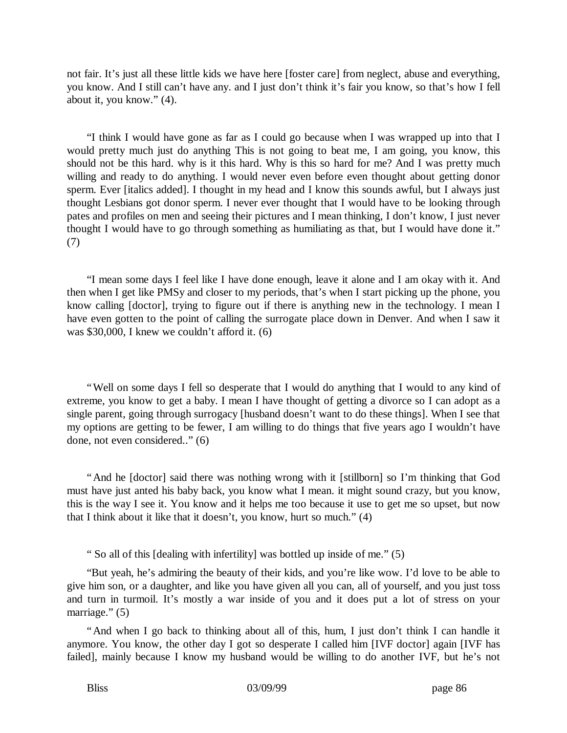not fair. It's just all these little kids we have here [foster care] from neglect, abuse and everything, you know. And I still can't have any. and I just don't think it's fair you know, so that's how I fell about it, you know." (4).

"I think I would have gone as far as I could go because when I was wrapped up into that I would pretty much just do anything This is not going to beat me, I am going, you know, this should not be this hard. why is it this hard. Why is this so hard for me? And I was pretty much willing and ready to do anything. I would never even before even thought about getting donor sperm. Ever [italics added]. I thought in my head and I know this sounds awful, but I always just thought Lesbians got donor sperm. I never ever thought that I would have to be looking through pates and profiles on men and seeing their pictures and I mean thinking, I don't know, I just never thought I would have to go through something as humiliating as that, but I would have done it." (7)

"I mean some days I feel like I have done enough, leave it alone and I am okay with it. And then when I get like PMSy and closer to my periods, that's when I start picking up the phone, you know calling [doctor], trying to figure out if there is anything new in the technology. I mean I have even gotten to the point of calling the surrogate place down in Denver. And when I saw it was $30,000, I knew we couldn't afford it. (6)

"Well on some days I fell so desperate that I would do anything that I would to any kind of extreme, you know to get a baby. I mean I have thought of getting a divorce so I can adopt as a single parent, going through surrogacy [husband doesn't want to do these things]. When I see that my options are getting to be fewer, I am willing to do things that five years ago I wouldn't have done, not even considered.." (6)

"And he [doctor] said there was nothing wrong with it [stillborn] so I'm thinking that God must have just anted his baby back, you know what I mean. it might sound crazy, but you know, this is the way I see it. You know and it helps me too because it use to get me so upset, but now that I think about it like that it doesn't, you know, hurt so much." (4)

" So all of this [dealing with infertility] was bottled up inside of me." (5)

"But yeah, he's admiring the beauty of their kids, and you're like wow. I'd love to be able to give him son, or a daughter, and like you have given all you can, all of yourself, and you just toss and turn in turmoil. It's mostly a war inside of you and it does put a lot of stress on your marriage." (5)

"And when I go back to thinking about all of this, hum, I just don't think I can handle it anymore. You know, the other day I got so desperate I called him [IVF doctor] again [IVF has failed], mainly because I know my husband would be willing to do another IVF, but he's not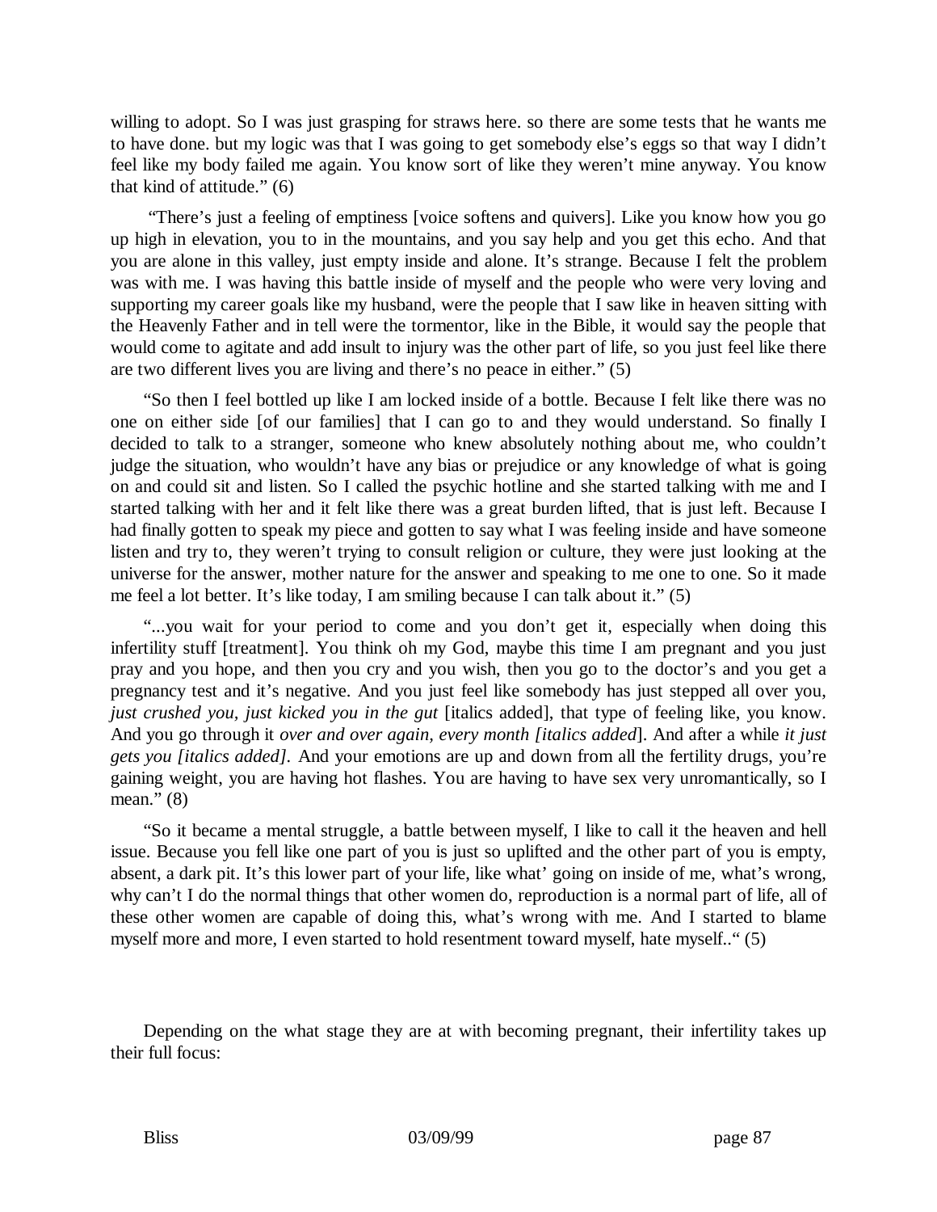willing to adopt. So I was just grasping for straws here. so there are some tests that he wants me to have done. but my logic was that I was going to get somebody else's eggs so that way I didn't feel like my body failed me again. You know sort of like they weren't mine anyway. You know that kind of attitude." (6)

"There's just a feeling of emptiness [voice softens and quivers]. Like you know how you go up high in elevation, you to in the mountains, and you say help and you get this echo. And that you are alone in this valley, just empty inside and alone. It's strange. Because I felt the problem was with me. I was having this battle inside of myself and the people who were very loving and supporting my career goals like my husband, were the people that I saw like in heaven sitting with the Heavenly Father and in tell were the tormentor, like in the Bible, it would say the people that would come to agitate and add insult to injury was the other part of life, so you just feel like there are two different lives you are living and there's no peace in either." (5)

"So then I feel bottled up like I am locked inside of a bottle. Because I felt like there was no one on either side [of our families] that I can go to and they would understand. So finally I decided to talk to a stranger, someone who knew absolutely nothing about me, who couldn't judge the situation, who wouldn't have any bias or prejudice or any knowledge of what is going on and could sit and listen. So I called the psychic hotline and she started talking with me and I started talking with her and it felt like there was a great burden lifted, that is just left. Because I had finally gotten to speak my piece and gotten to say what I was feeling inside and have someone listen and try to, they weren't trying to consult religion or culture, they were just looking at the universe for the answer, mother nature for the answer and speaking to me one to one. So it made me feel a lot better. It's like today, I am smiling because I can talk about it." (5)

"...you wait for your period to come and you don't get it, especially when doing this infertility stuff [treatment]. You think oh my God, maybe this time I am pregnant and you just pray and you hope, and then you cry and you wish, then you go to the doctor's and you get a pregnancy test and it's negative. And you just feel like somebody has just stepped all over you, *just crushed you, just kicked you in the gut* [italics added], that type of feeling like, you know. And you go through it *over and over again, every month [italics added*]. And after a while *it just gets you [italics added].* And your emotions are up and down from all the fertility drugs, you're gaining weight, you are having hot flashes. You are having to have sex very unromantically, so I mean." (8)

"So it became a mental struggle, a battle between myself, I like to call it the heaven and hell issue. Because you fell like one part of you is just so uplifted and the other part of you is empty, absent, a dark pit. It's this lower part of your life, like what' going on inside of me, what's wrong, why can't I do the normal things that other women do, reproduction is a normal part of life, all of these other women are capable of doing this, what's wrong with me. And I started to blame myself more and more, I even started to hold resentment toward myself, hate myself.." (5)

Depending on the what stage they are at with becoming pregnant, their infertility takes up their full focus: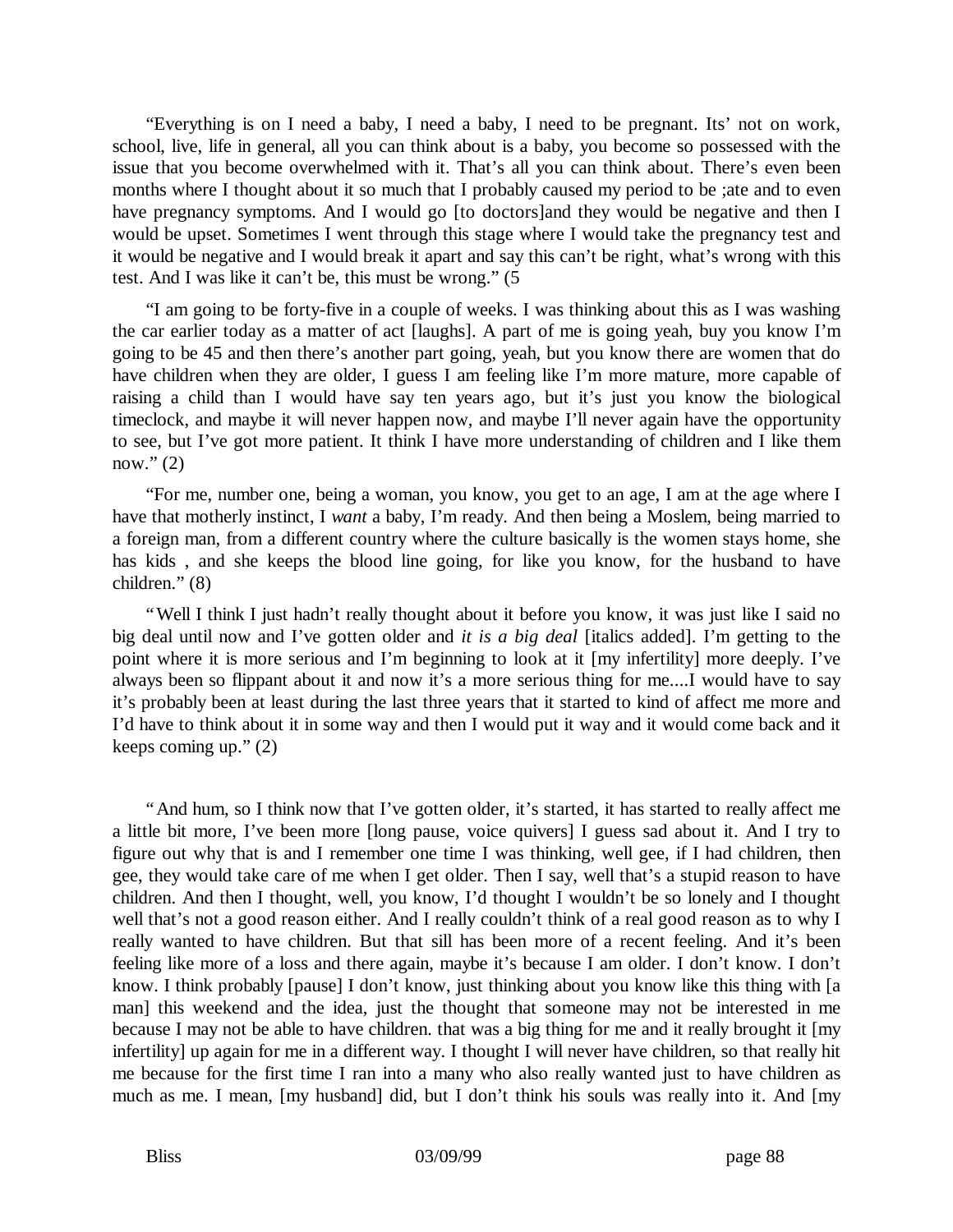"Everything is on I need a baby, I need a baby, I need to be pregnant. Its' not on work, school, live, life in general, all you can think about is a baby, you become so possessed with the issue that you become overwhelmed with it. That's all you can think about. There's even been months where I thought about it so much that I probably caused my period to be ;ate and to even have pregnancy symptoms. And I would go [to doctors]and they would be negative and then I would be upset. Sometimes I went through this stage where I would take the pregnancy test and it would be negative and I would break it apart and say this can't be right, what's wrong with this test. And I was like it can't be, this must be wrong." (5

"I am going to be forty-five in a couple of weeks. I was thinking about this as I was washing the car earlier today as a matter of act [laughs]. A part of me is going yeah, buy you know I'm going to be 45 and then there's another part going, yeah, but you know there are women that do have children when they are older, I guess I am feeling like I'm more mature, more capable of raising a child than I would have say ten years ago, but it's just you know the biological timeclock, and maybe it will never happen now, and maybe I'll never again have the opportunity to see, but I've got more patient. It think I have more understanding of children and I like them now." (2)

"For me, number one, being a woman, you know, you get to an age, I am at the age where I have that motherly instinct, I *want* a baby, I'm ready. And then being a Moslem, being married to a foreign man, from a different country where the culture basically is the women stays home, she has kids , and she keeps the blood line going, for like you know, for the husband to have children." (8)

"Well I think I just hadn't really thought about it before you know, it was just like I said no big deal until now and I've gotten older and *it is a big deal* [italics added]. I'm getting to the point where it is more serious and I'm beginning to look at it [my infertility] more deeply. I've always been so flippant about it and now it's a more serious thing for me....I would have to say it's probably been at least during the last three years that it started to kind of affect me more and I'd have to think about it in some way and then I would put it way and it would come back and it keeps coming up." (2)

"And hum, so I think now that I've gotten older, it's started, it has started to really affect me a little bit more, I've been more [long pause, voice quivers] I guess sad about it. And I try to figure out why that is and I remember one time I was thinking, well gee, if I had children, then gee, they would take care of me when I get older. Then I say, well that's a stupid reason to have children. And then I thought, well, you know, I'd thought I wouldn't be so lonely and I thought well that's not a good reason either. And I really couldn't think of a real good reason as to why I really wanted to have children. But that sill has been more of a recent feeling. And it's been feeling like more of a loss and there again, maybe it's because I am older. I don't know. I don't know. I think probably [pause] I don't know, just thinking about you know like this thing with [a man] this weekend and the idea, just the thought that someone may not be interested in me because I may not be able to have children. that was a big thing for me and it really brought it [my infertility] up again for me in a different way. I thought I will never have children, so that really hit me because for the first time I ran into a many who also really wanted just to have children as much as me. I mean, [my husband] did, but I don't think his souls was really into it. And [my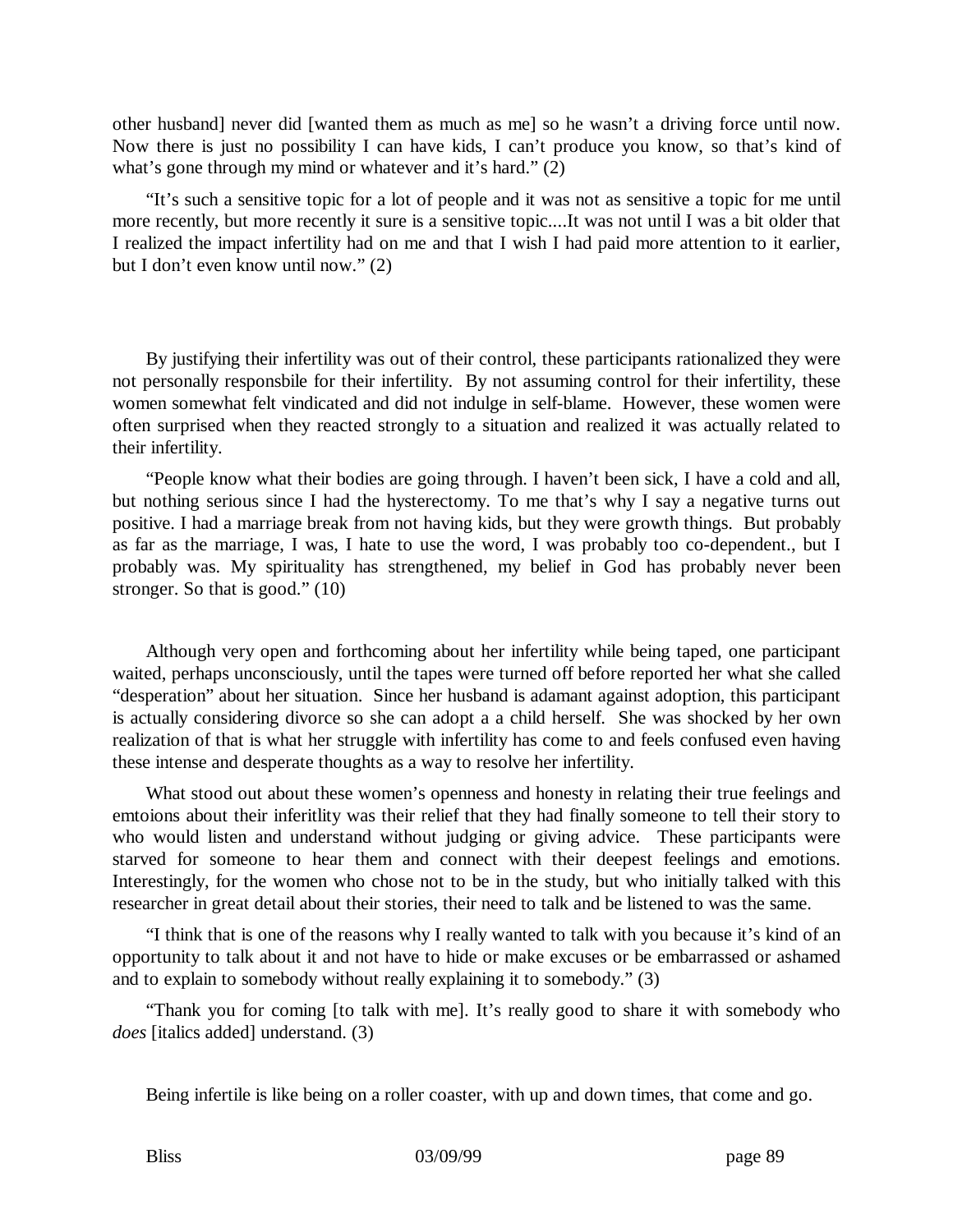other husband] never did [wanted them as much as me] so he wasn't a driving force until now. Now there is just no possibility I can have kids, I can't produce you know, so that's kind of what's gone through my mind or whatever and it's hard." (2)

"It's such a sensitive topic for a lot of people and it was not as sensitive a topic for me until more recently, but more recently it sure is a sensitive topic....It was not until I was a bit older that I realized the impact infertility had on me and that I wish I had paid more attention to it earlier, but I don't even know until now." (2)

By justifying their infertility was out of their control, these participants rationalized they were not personally responsbile for their infertility. By not assuming control for their infertility, these women somewhat felt vindicated and did not indulge in self-blame. However, these women were often surprised when they reacted strongly to a situation and realized it was actually related to their infertility.

"People know what their bodies are going through. I haven't been sick, I have a cold and all, but nothing serious since I had the hysterectomy. To me that's why I say a negative turns out positive. I had a marriage break from not having kids, but they were growth things. But probably as far as the marriage, I was, I hate to use the word, I was probably too co-dependent., but I probably was. My spirituality has strengthened, my belief in God has probably never been stronger. So that is good." (10)

Although very open and forthcoming about her infertility while being taped, one participant waited, perhaps unconsciously, until the tapes were turned off before reported her what she called "desperation" about her situation. Since her husband is adamant against adoption, this participant is actually considering divorce so she can adopt a a child herself. She was shocked by her own realization of that is what her struggle with infertility has come to and feels confused even having these intense and desperate thoughts as a way to resolve her infertility.

What stood out about these women's openness and honesty in relating their true feelings and emtoions about their inferitlity was their relief that they had finally someone to tell their story to who would listen and understand without judging or giving advice. These participants were starved for someone to hear them and connect with their deepest feelings and emotions. Interestingly, for the women who chose not to be in the study, but who initially talked with this researcher in great detail about their stories, their need to talk and be listened to was the same.

"I think that is one of the reasons why I really wanted to talk with you because it's kind of an opportunity to talk about it and not have to hide or make excuses or be embarrassed or ashamed and to explain to somebody without really explaining it to somebody." (3)

"Thank you for coming [to talk with me]. It's really good to share it with somebody who *does* [italics added] understand. (3)

Being infertile is like being on a roller coaster, with up and down times, that come and go.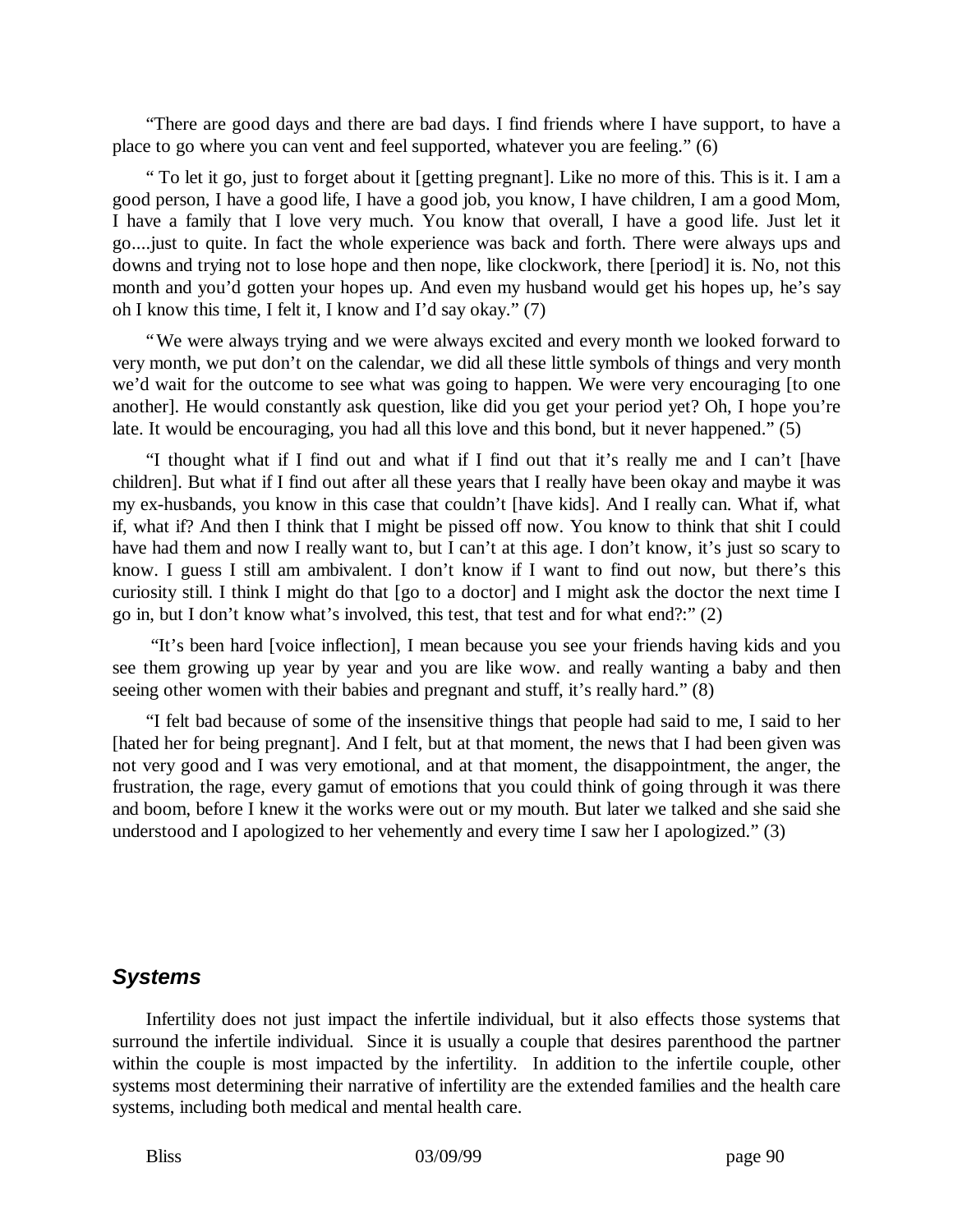"There are good days and there are bad days. I find friends where I have support, to have a place to go where you can vent and feel supported, whatever you are feeling." (6)

" To let it go, just to forget about it [getting pregnant]. Like no more of this. This is it. I am a good person, I have a good life, I have a good job, you know, I have children, I am a good Mom, I have a family that I love very much. You know that overall, I have a good life. Just let it go....just to quite. In fact the whole experience was back and forth. There were always ups and downs and trying not to lose hope and then nope, like clockwork, there [period] it is. No, not this month and you'd gotten your hopes up. And even my husband would get his hopes up, he's say oh I know this time, I felt it, I know and I'd say okay." (7)

"We were always trying and we were always excited and every month we looked forward to very month, we put don't on the calendar, we did all these little symbols of things and very month we'd wait for the outcome to see what was going to happen. We were very encouraging [to one another]. He would constantly ask question, like did you get your period yet? Oh, I hope you're late. It would be encouraging, you had all this love and this bond, but it never happened." (5)

"I thought what if I find out and what if I find out that it's really me and I can't [have children]. But what if I find out after all these years that I really have been okay and maybe it was my ex-husbands, you know in this case that couldn't [have kids]. And I really can. What if, what if, what if? And then I think that I might be pissed off now. You know to think that shit I could have had them and now I really want to, but I can't at this age. I don't know, it's just so scary to know. I guess I still am ambivalent. I don't know if I want to find out now, but there's this curiosity still. I think I might do that [go to a doctor] and I might ask the doctor the next time I go in, but I don't know what's involved, this test, that test and for what end?:" (2)

"It's been hard [voice inflection], I mean because you see your friends having kids and you see them growing up year by year and you are like wow. and really wanting a baby and then seeing other women with their babies and pregnant and stuff, it's really hard." (8)

"I felt bad because of some of the insensitive things that people had said to me, I said to her [hated her for being pregnant]. And I felt, but at that moment, the news that I had been given was not very good and I was very emotional, and at that moment, the disappointment, the anger, the frustration, the rage, every gamut of emotions that you could think of going through it was there and boom, before I knew it the works were out or my mouth. But later we talked and she said she understood and I apologized to her vehemently and every time I saw her I apologized." (3)

### *Systems*

Infertility does not just impact the infertile individual, but it also effects those systems that surround the infertile individual. Since it is usually a couple that desires parenthood the partner within the couple is most impacted by the infertility. In addition to the infertile couple, other systems most determining their narrative of infertility are the extended families and the health care systems, including both medical and mental health care.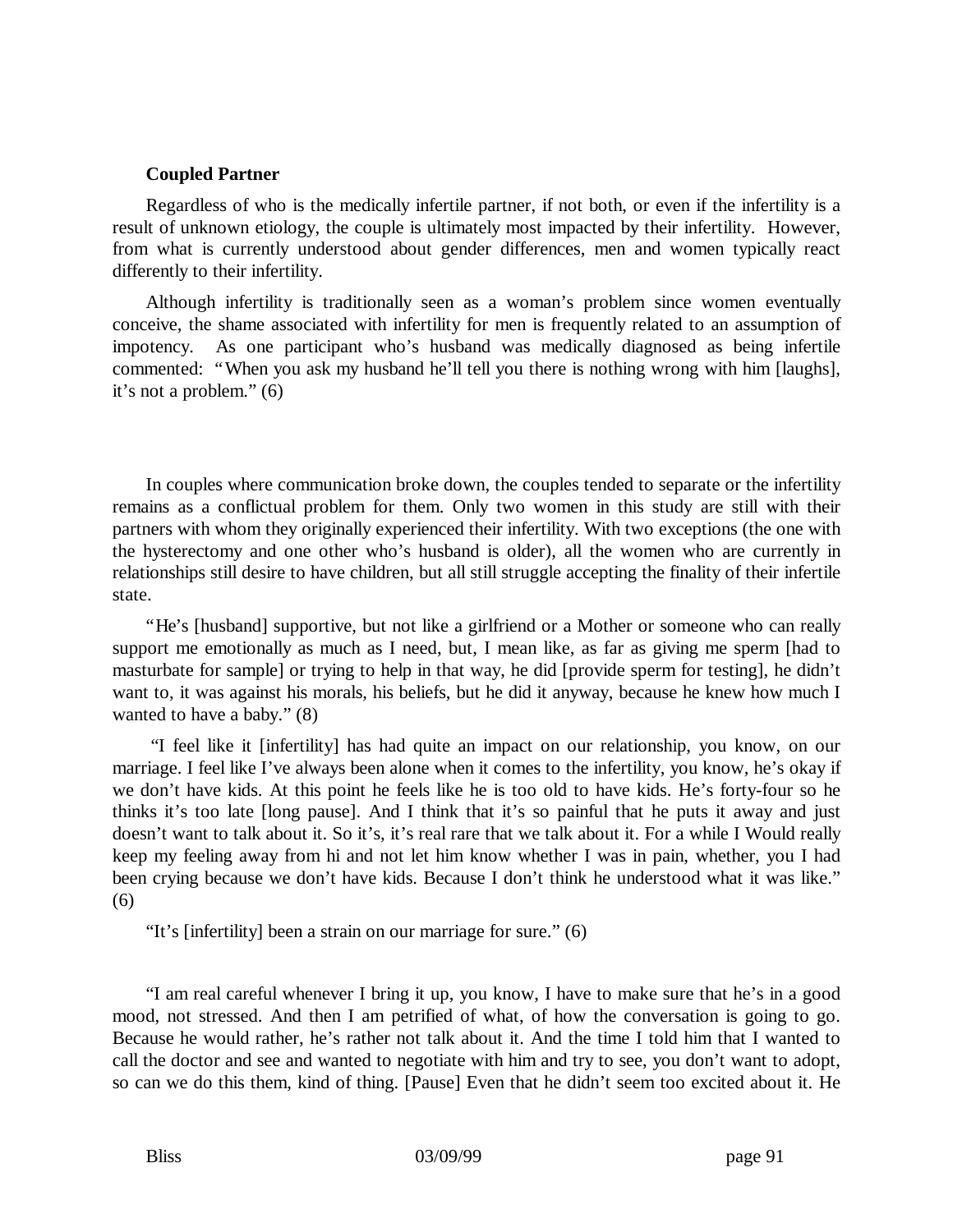**Coupled Partner**

Regardless of who is the medically infertile partner, if not both, or even if the infertility is a result of unknown etiology, the couple is ultimately most impacted by their infertility. However, from what is currently understood about gender differences, men and women typically react differently to their infertility.

Although infertility is traditionally seen as a woman's problem since women eventually conceive, the shame associated with infertility for men is frequently related to an assumption of impotency. As one participant who's husband was medically diagnosed as being infertile commented: "When you ask my husband he'll tell you there is nothing wrong with him [laughs], it's not a problem." (6)

In couples where communication broke down, the couples tended to separate or the infertility remains as a conflictual problem for them. Only two women in this study are still with their partners with whom they originally experienced their infertility. With two exceptions (the one with the hysterectomy and one other who's husband is older), all the women who are currently in relationships still desire to have children, but all still struggle accepting the finality of their infertile state.

"He's [husband] supportive, but not like a girlfriend or a Mother or someone who can really support me emotionally as much as I need, but, I mean like, as far as giving me sperm [had to masturbate for sample] or trying to help in that way, he did [provide sperm for testing], he didn't want to, it was against his morals, his beliefs, but he did it anyway, because he knew how much I wanted to have a baby." (8)

"I feel like it [infertility] has had quite an impact on our relationship, you know, on our marriage. I feel like I've always been alone when it comes to the infertility, you know, he's okay if we don't have kids. At this point he feels like he is too old to have kids. He's forty-four so he thinks it's too late [long pause]. And I think that it's so painful that he puts it away and just doesn't want to talk about it. So it's, it's real rare that we talk about it. For a while I Would really keep my feeling away from hi and not let him know whether I was in pain, whether, you I had been crying because we don't have kids. Because I don't think he understood what it was like." (6)

"It's [infertility] been a strain on our marriage for sure." (6)

"I am real careful whenever I bring it up, you know, I have to make sure that he's in a good mood, not stressed. And then I am petrified of what, of how the conversation is going to go. Because he would rather, he's rather not talk about it. And the time I told him that I wanted to call the doctor and see and wanted to negotiate with him and try to see, you don't want to adopt, so can we do this them, kind of thing. [Pause] Even that he didn't seem too excited about it. He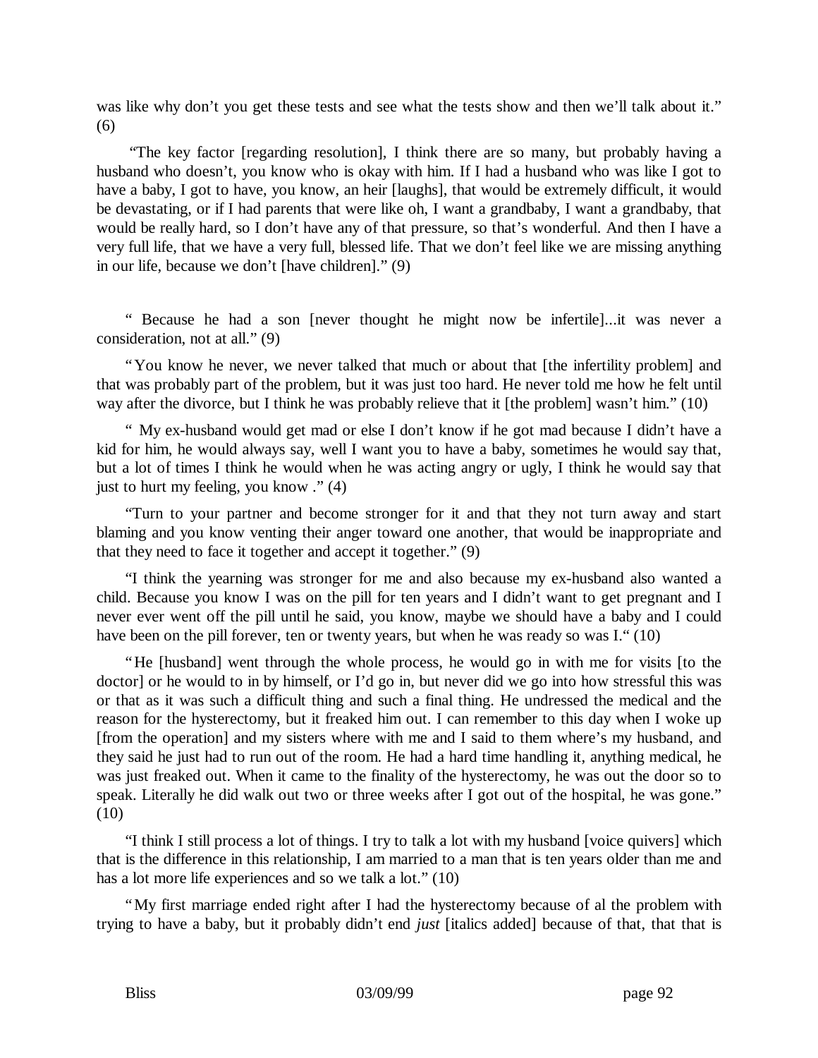was like why don't you get these tests and see what the tests show and then we'll talk about it." (6)

"The key factor [regarding resolution], I think there are so many, but probably having a husband who doesn't, you know who is okay with him. If I had a husband who was like I got to have a baby, I got to have, you know, an heir [laughs], that would be extremely difficult, it would be devastating, or if I had parents that were like oh, I want a grandbaby, I want a grandbaby, that would be really hard, so I don't have any of that pressure, so that's wonderful. And then I have a very full life, that we have a very full, blessed life. That we don't feel like we are missing anything in our life, because we don't [have children]." (9)

" Because he had a son [never thought he might now be infertile]...it was never a consideration, not at all." (9)

"You know he never, we never talked that much or about that [the infertility problem] and that was probably part of the problem, but it was just too hard. He never told me how he felt until way after the divorce, but I think he was probably relieve that it [the problem] wasn't him." (10)

" My ex-husband would get mad or else I don't know if he got mad because I didn't have a kid for him, he would always say, well I want you to have a baby, sometimes he would say that, but a lot of times I think he would when he was acting angry or ugly, I think he would say that just to hurt my feeling, you know ." (4)

"Turn to your partner and become stronger for it and that they not turn away and start blaming and you know venting their anger toward one another, that would be inappropriate and that they need to face it together and accept it together." (9)

"I think the yearning was stronger for me and also because my ex-husband also wanted a child. Because you know I was on the pill for ten years and I didn't want to get pregnant and I never ever went off the pill until he said, you know, maybe we should have a baby and I could have been on the pill forever, ten or twenty years, but when he was ready so was I." (10)

"He [husband] went through the whole process, he would go in with me for visits [to the doctor] or he would to in by himself, or I'd go in, but never did we go into how stressful this was or that as it was such a difficult thing and such a final thing. He undressed the medical and the reason for the hysterectomy, but it freaked him out. I can remember to this day when I woke up [from the operation] and my sisters where with me and I said to them where's my husband, and they said he just had to run out of the room. He had a hard time handling it, anything medical, he was just freaked out. When it came to the finality of the hysterectomy, he was out the door so to speak. Literally he did walk out two or three weeks after I got out of the hospital, he was gone." (10)

"I think I still process a lot of things. I try to talk a lot with my husband [voice quivers] which that is the difference in this relationship, I am married to a man that is ten years older than me and has a lot more life experiences and so we talk a lot." (10)

"My first marriage ended right after I had the hysterectomy because of al the problem with trying to have a baby, but it probably didn't end *just* [italics added] because of that, that that is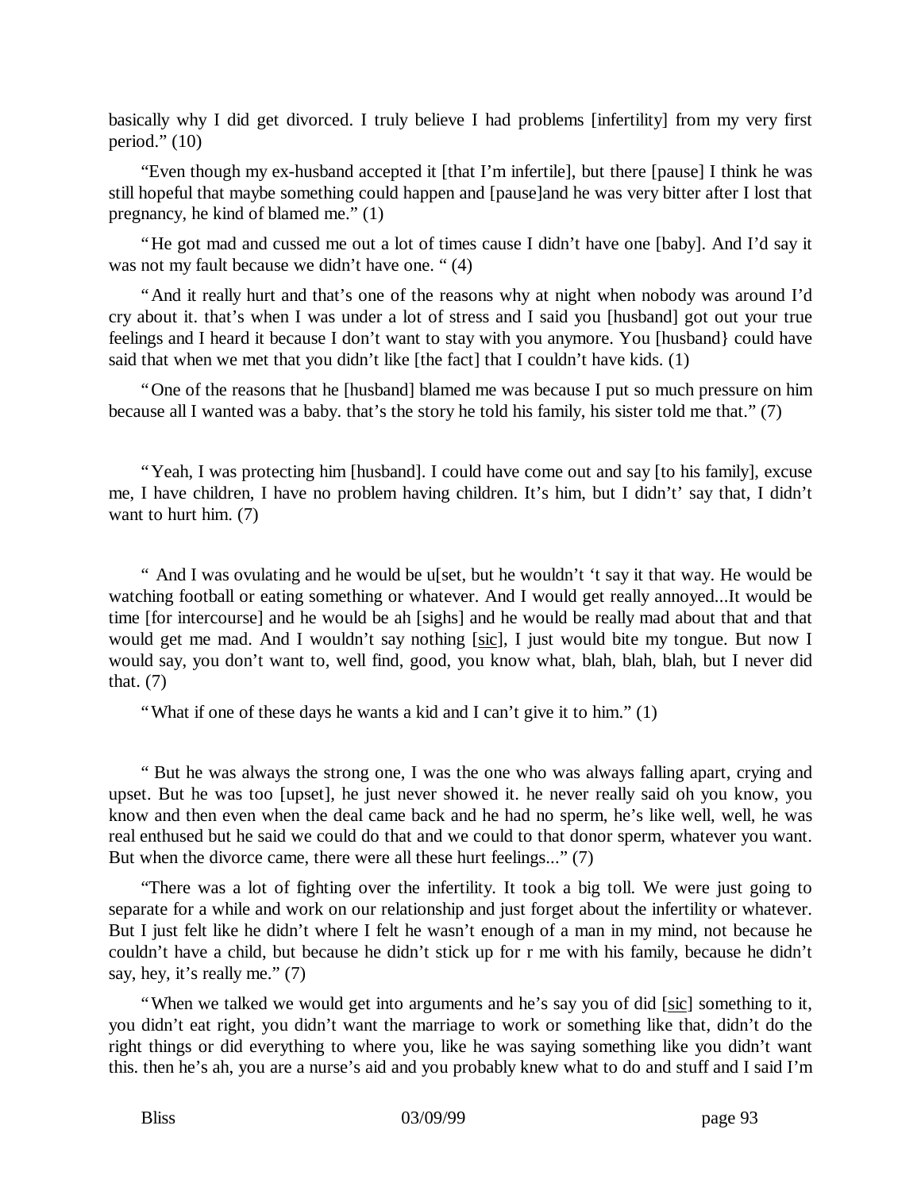basically why I did get divorced. I truly believe I had problems [infertility] from my very first period." (10)

"Even though my ex-husband accepted it [that I'm infertile], but there [pause] I think he was still hopeful that maybe something could happen and [pause]and he was very bitter after I lost that pregnancy, he kind of blamed me." (1)

"He got mad and cussed me out a lot of times cause I didn't have one [baby]. And I'd say it was not my fault because we didn't have one. " (4)

"And it really hurt and that's one of the reasons why at night when nobody was around I'd cry about it. that's when I was under a lot of stress and I said you [husband] got out your true feelings and I heard it because I don't want to stay with you anymore. You [husband} could have said that when we met that you didn't like [the fact] that I couldn't have kids. (1)

"One of the reasons that he [husband] blamed me was because I put so much pressure on him because all I wanted was a baby. that's the story he told his family, his sister told me that." (7)

"Yeah, I was protecting him [husband]. I could have come out and say [to his family], excuse me, I have children, I have no problem having children. It's him, but I didn't' say that, I didn't want to hurt him. (7)

" And I was ovulating and he would be u[set, but he wouldn't 't say it that way. He would be watching football or eating something or whatever. And I would get really annoyed...It would be time [for intercourse] and he would be ah [sighs] and he would be really mad about that and that would get me mad. And I wouldn't say nothing [sic], I just would bite my tongue. But now I would say, you don't want to, well find, good, you know what, blah, blah, blah, but I never did that. (7)

"What if one of these days he wants a kid and I can't give it to him." (1)

" But he was always the strong one, I was the one who was always falling apart, crying and upset. But he was too [upset], he just never showed it. he never really said oh you know, you know and then even when the deal came back and he had no sperm, he's like well, well, he was real enthused but he said we could do that and we could to that donor sperm, whatever you want. But when the divorce came, there were all these hurt feelings..." (7)

"There was a lot of fighting over the infertility. It took a big toll. We were just going to separate for a while and work on our relationship and just forget about the infertility or whatever. But I just felt like he didn't where I felt he wasn't enough of a man in my mind, not because he couldn't have a child, but because he didn't stick up for r me with his family, because he didn't say, hey, it's really me." (7)

"When we talked we would get into arguments and he's say you of did [sic] something to it, you didn't eat right, you didn't want the marriage to work or something like that, didn't do the right things or did everything to where you, like he was saying something like you didn't want this. then he's ah, you are a nurse's aid and you probably knew what to do and stuff and I said I'm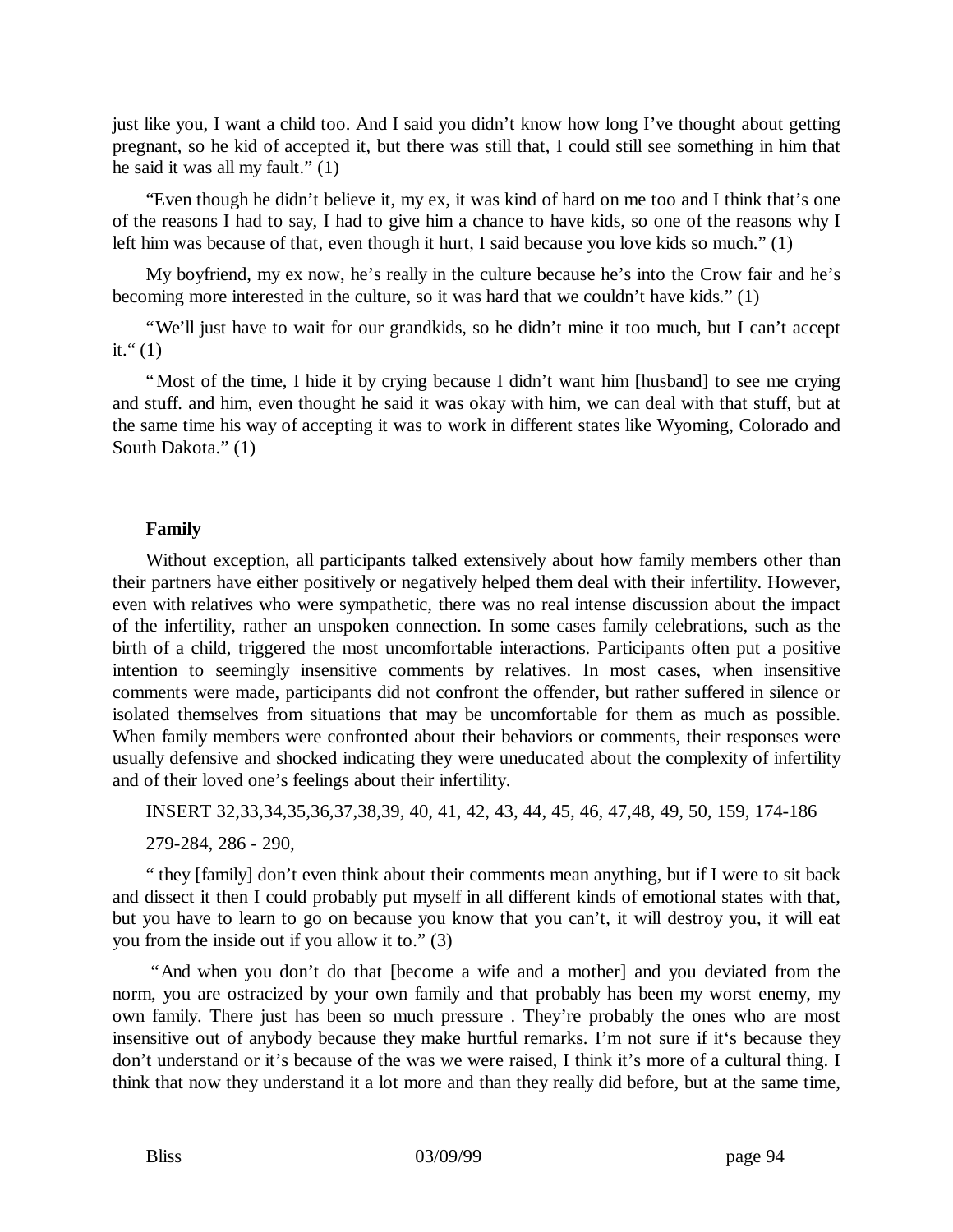just like you, I want a child too. And I said you didn't know how long I've thought about getting pregnant, so he kid of accepted it, but there was still that, I could still see something in him that he said it was all my fault." (1)

"Even though he didn't believe it, my ex, it was kind of hard on me too and I think that's one of the reasons I had to say, I had to give him a chance to have kids, so one of the reasons why I left him was because of that, even though it hurt, I said because you love kids so much." (1)

My boyfriend, my ex now, he's really in the culture because he's into the Crow fair and he's becoming more interested in the culture, so it was hard that we couldn't have kids." (1)

"We'll just have to wait for our grandkids, so he didn't mine it too much, but I can't accept it." (1)

"Most of the time, I hide it by crying because I didn't want him [husband] to see me crying and stuff. and him, even thought he said it was okay with him, we can deal with that stuff, but at the same time his way of accepting it was to work in different states like Wyoming, Colorado and South Dakota." (1)

**Family**

Without exception, all participants talked extensively about how family members other than their partners have either positively or negatively helped them deal with their infertility. However, even with relatives who were sympathetic, there was no real intense discussion about the impact of the infertility, rather an unspoken connection. In some cases family celebrations, such as the birth of a child, triggered the most uncomfortable interactions. Participants often put a positive intention to seemingly insensitive comments by relatives. In most cases, when insensitive comments were made, participants did not confront the offender, but rather suffered in silence or isolated themselves from situations that may be uncomfortable for them as much as possible. When family members were confronted about their behaviors or comments, their responses were usually defensive and shocked indicating they were uneducated about the complexity of infertility and of their loved one's feelings about their infertility.

INSERT 32,33,34,35,36,37,38,39, 40, 41, 42, 43, 44, 45, 46, 47,48, 49, 50, 159, 174-186

279-284, 286 - 290,

" they [family] don't even think about their comments mean anything, but if I were to sit back and dissect it then I could probably put myself in all different kinds of emotional states with that, but you have to learn to go on because you know that you can't, it will destroy you, it will eat you from the inside out if you allow it to." (3)

"And when you don't do that [become a wife and a mother] and you deviated from the norm, you are ostracized by your own family and that probably has been my worst enemy, my own family. There just has been so much pressure . They're probably the ones who are most insensitive out of anybody because they make hurtful remarks. I'm not sure if it's because they don't understand or it's because of the was we were raised, I think it's more of a cultural thing. I think that now they understand it a lot more and than they really did before, but at the same time,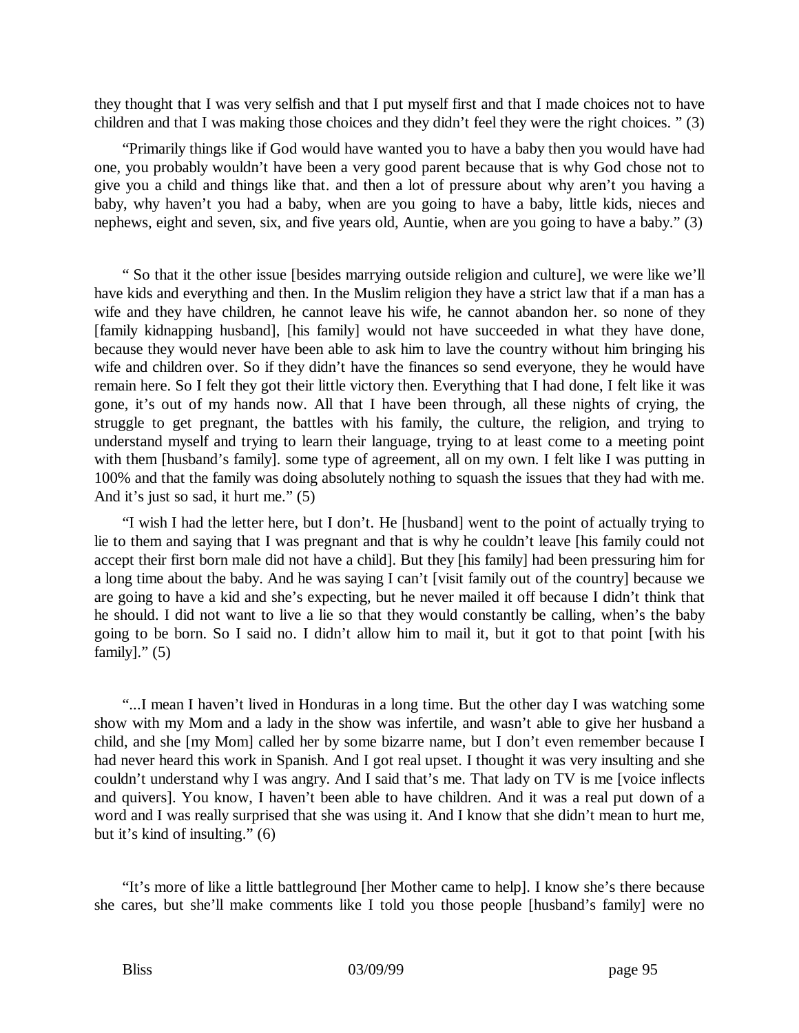they thought that I was very selfish and that I put myself first and that I made choices not to have children and that I was making those choices and they didn't feel they were the right choices. " (3)

"Primarily things like if God would have wanted you to have a baby then you would have had one, you probably wouldn't have been a very good parent because that is why God chose not to give you a child and things like that. and then a lot of pressure about why aren't you having a baby, why haven't you had a baby, when are you going to have a baby, little kids, nieces and nephews, eight and seven, six, and five years old, Auntie, when are you going to have a baby." (3)

" So that it the other issue [besides marrying outside religion and culture], we were like we'll have kids and everything and then. In the Muslim religion they have a strict law that if a man has a wife and they have children, he cannot leave his wife, he cannot abandon her. so none of they [family kidnapping husband], [his family] would not have succeeded in what they have done, because they would never have been able to ask him to lave the country without him bringing his wife and children over. So if they didn't have the finances so send everyone, they he would have remain here. So I felt they got their little victory then. Everything that I had done, I felt like it was gone, it's out of my hands now. All that I have been through, all these nights of crying, the struggle to get pregnant, the battles with his family, the culture, the religion, and trying to understand myself and trying to learn their language, trying to at least come to a meeting point with them [husband's family]. some type of agreement, all on my own. I felt like I was putting in 100% and that the family was doing absolutely nothing to squash the issues that they had with me. And it's just so sad, it hurt me." (5)

"I wish I had the letter here, but I don't. He [husband] went to the point of actually trying to lie to them and saying that I was pregnant and that is why he couldn't leave [his family could not accept their first born male did not have a child]. But they [his family] had been pressuring him for a long time about the baby. And he was saying I can't [visit family out of the country] because we are going to have a kid and she's expecting, but he never mailed it off because I didn't think that he should. I did not want to live a lie so that they would constantly be calling, when's the baby going to be born. So I said no. I didn't allow him to mail it, but it got to that point [with his family]." (5)

"...I mean I haven't lived in Honduras in a long time. But the other day I was watching some show with my Mom and a lady in the show was infertile, and wasn't able to give her husband a child, and she [my Mom] called her by some bizarre name, but I don't even remember because I had never heard this work in Spanish. And I got real upset. I thought it was very insulting and she couldn't understand why I was angry. And I said that's me. That lady on TV is me [voice inflects and quivers]. You know, I haven't been able to have children. And it was a real put down of a word and I was really surprised that she was using it. And I know that she didn't mean to hurt me, but it's kind of insulting." (6)

"It's more of like a little battleground [her Mother came to help]. I know she's there because she cares, but she'll make comments like I told you those people [husband's family] were no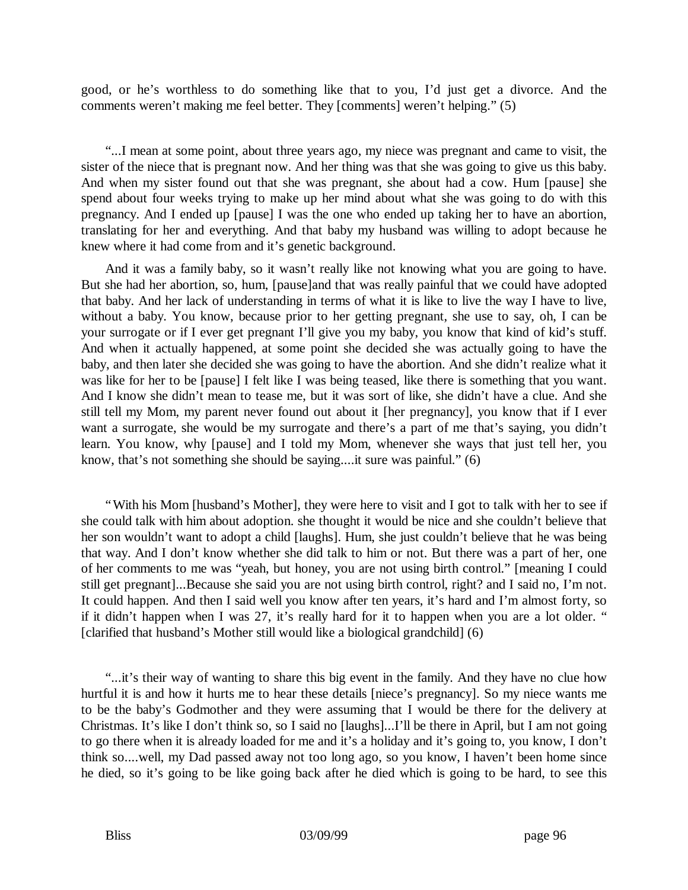good, or he's worthless to do something like that to you, I'd just get a divorce. And the comments weren't making me feel better. They [comments] weren't helping." (5)

"...I mean at some point, about three years ago, my niece was pregnant and came to visit, the sister of the niece that is pregnant now. And her thing was that she was going to give us this baby. And when my sister found out that she was pregnant, she about had a cow. Hum [pause] she spend about four weeks trying to make up her mind about what she was going to do with this pregnancy. And I ended up [pause] I was the one who ended up taking her to have an abortion, translating for her and everything. And that baby my husband was willing to adopt because he knew where it had come from and it's genetic background.

And it was a family baby, so it wasn't really like not knowing what you are going to have. But she had her abortion, so, hum, [pause]and that was really painful that we could have adopted that baby. And her lack of understanding in terms of what it is like to live the way I have to live, without a baby. You know, because prior to her getting pregnant, she use to say, oh, I can be your surrogate or if I ever get pregnant I'll give you my baby, you know that kind of kid's stuff. And when it actually happened, at some point she decided she was actually going to have the baby, and then later she decided she was going to have the abortion. And she didn't realize what it was like for her to be [pause] I felt like I was being teased, like there is something that you want. And I know she didn't mean to tease me, but it was sort of like, she didn't have a clue. And she still tell my Mom, my parent never found out about it [her pregnancy], you know that if I ever want a surrogate, she would be my surrogate and there's a part of me that's saying, you didn't learn. You know, why [pause] and I told my Mom, whenever she ways that just tell her, you know, that's not something she should be saying....it sure was painful." (6)

"With his Mom [husband's Mother], they were here to visit and I got to talk with her to see if she could talk with him about adoption. she thought it would be nice and she couldn't believe that her son wouldn't want to adopt a child [laughs]. Hum, she just couldn't believe that he was being that way. And I don't know whether she did talk to him or not. But there was a part of her, one of her comments to me was "yeah, but honey, you are not using birth control." [meaning I could still get pregnant]...Because she said you are not using birth control, right? and I said no, I'm not. It could happen. And then I said well you know after ten years, it's hard and I'm almost forty, so if it didn't happen when I was 27, it's really hard for it to happen when you are a lot older. " [clarified that husband's Mother still would like a biological grandchild] (6)

"...it's their way of wanting to share this big event in the family. And they have no clue how hurtful it is and how it hurts me to hear these details [niece's pregnancy]. So my niece wants me to be the baby's Godmother and they were assuming that I would be there for the delivery at Christmas. It's like I don't think so, so I said no [laughs]...I'll be there in April, but I am not going to go there when it is already loaded for me and it's a holiday and it's going to, you know, I don't think so....well, my Dad passed away not too long ago, so you know, I haven't been home since he died, so it's going to be like going back after he died which is going to be hard, to see this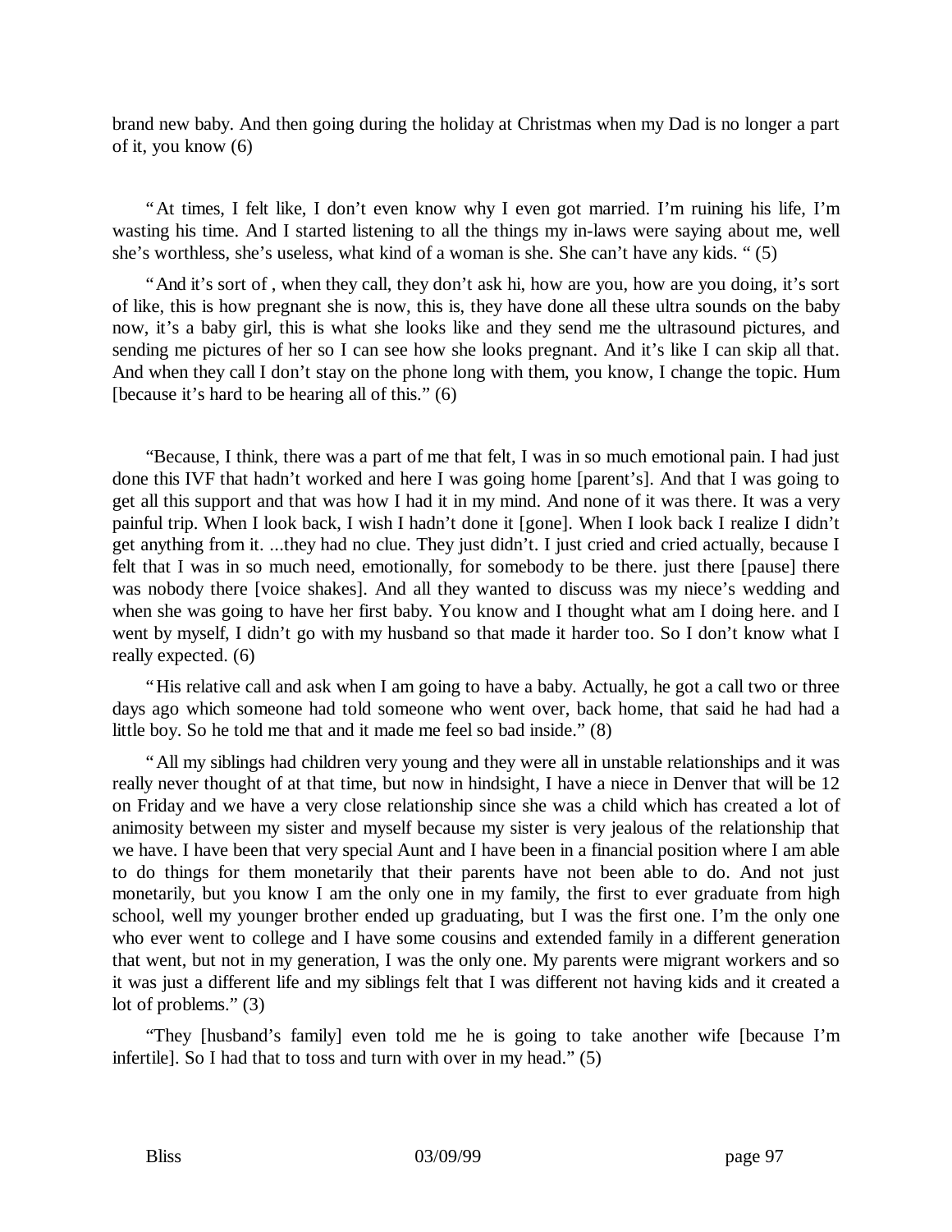brand new baby. And then going during the holiday at Christmas when my Dad is no longer a part of it, you know (6)

"At times, I felt like, I don't even know why I even got married. I'm ruining his life, I'm wasting his time. And I started listening to all the things my in-laws were saying about me, well she's worthless, she's useless, what kind of a woman is she. She can't have any kids. " (5)

"And it's sort of , when they call, they don't ask hi, how are you, how are you doing, it's sort of like, this is how pregnant she is now, this is, they have done all these ultra sounds on the baby now, it's a baby girl, this is what she looks like and they send me the ultrasound pictures, and sending me pictures of her so I can see how she looks pregnant. And it's like I can skip all that. And when they call I don't stay on the phone long with them, you know, I change the topic. Hum [because it's hard to be hearing all of this." (6)

"Because, I think, there was a part of me that felt, I was in so much emotional pain. I had just done this IVF that hadn't worked and here I was going home [parent's]. And that I was going to get all this support and that was how I had it in my mind. And none of it was there. It was a very painful trip. When I look back, I wish I hadn't done it [gone]. When I look back I realize I didn't get anything from it. ...they had no clue. They just didn't. I just cried and cried actually, because I felt that I was in so much need, emotionally, for somebody to be there. just there [pause] there was nobody there [voice shakes]. And all they wanted to discuss was my niece's wedding and when she was going to have her first baby. You know and I thought what am I doing here. and I went by myself, I didn't go with my husband so that made it harder too. So I don't know what I really expected. (6)

"His relative call and ask when I am going to have a baby. Actually, he got a call two or three days ago which someone had told someone who went over, back home, that said he had had a little boy. So he told me that and it made me feel so bad inside." (8)

"All my siblings had children very young and they were all in unstable relationships and it was really never thought of at that time, but now in hindsight, I have a niece in Denver that will be 12 on Friday and we have a very close relationship since she was a child which has created a lot of animosity between my sister and myself because my sister is very jealous of the relationship that we have. I have been that very special Aunt and I have been in a financial position where I am able to do things for them monetarily that their parents have not been able to do. And not just monetarily, but you know I am the only one in my family, the first to ever graduate from high school, well my younger brother ended up graduating, but I was the first one. I'm the only one who ever went to college and I have some cousins and extended family in a different generation that went, but not in my generation, I was the only one. My parents were migrant workers and so it was just a different life and my siblings felt that I was different not having kids and it created a lot of problems." (3)

"They [husband's family] even told me he is going to take another wife [because I'm infertile]. So I had that to toss and turn with over in my head." (5)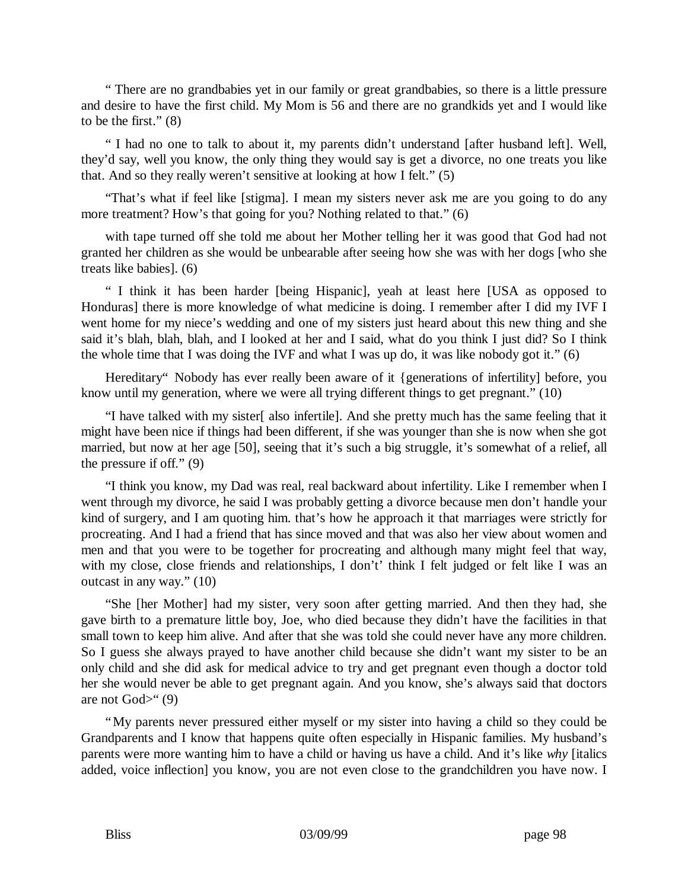" There are no grandbabies yet in our family or great grandbabies, so there is a little pressure and desire to have the first child. My Mom is 56 and there are no grandkids yet and I would like to be the first." (8)

" I had no one to talk to about it, my parents didn't understand [after husband left]. Well, they'd say, well you know, the only thing they would say is get a divorce, no one treats you like that. And so they really weren't sensitive at looking at how I felt." (5)

"That's what if feel like [stigma]. I mean my sisters never ask me are you going to do any more treatment? How's that going for you? Nothing related to that." (6)

with tape turned off she told me about her Mother telling her it was good that God had not granted her children as she would be unbearable after seeing how she was with her dogs [who she treats like babies]. (6)

" I think it has been harder [being Hispanic], yeah at least here [USA as opposed to Honduras] there is more knowledge of what medicine is doing. I remember after I did my IVF I went home for my niece's wedding and one of my sisters just heard about this new thing and she said it's blah, blah, blah, and I looked at her and I said, what do you think I just did? So I think the whole time that I was doing the IVF and what I was up do, it was like nobody got it." (6)

Hereditary" Nobody has ever really been aware of it {generations of infertility] before, you know until my generation, where we were all trying different things to get pregnant." (10)

"I have talked with my sister[ also infertile]. And she pretty much has the same feeling that it might have been nice if things had been different, if she was younger than she is now when she got married, but now at her age [50], seeing that it's such a big struggle, it's somewhat of a relief, all the pressure if off." (9)

"I think you know, my Dad was real, real backward about infertility. Like I remember when I went through my divorce, he said I was probably getting a divorce because men don't handle your kind of surgery, and I am quoting him. that's how he approach it that marriages were strictly for procreating. And I had a friend that has since moved and that was also her view about women and men and that you were to be together for procreating and although many might feel that way, with my close, close friends and relationships, I don't' think I felt judged or felt like I was an outcast in any way." (10)

"She [her Mother] had my sister, very soon after getting married. And then they had, she gave birth to a premature little boy, Joe, who died because they didn't have the facilities in that small town to keep him alive. And after that she was told she could never have any more children. So I guess she always prayed to have another child because she didn't want my sister to be an only child and she did ask for medical advice to try and get pregnant even though a doctor told her she would never be able to get pregnant again. And you know, she's always said that doctors are not God>" (9)

"My parents never pressured either myself or my sister into having a child so they could be Grandparents and I know that happens quite often especially in Hispanic families. My husband's parents were more wanting him to have a child or having us have a child. And it's like *why* [italics added, voice inflection] you know, you are not even close to the grandchildren you have now. I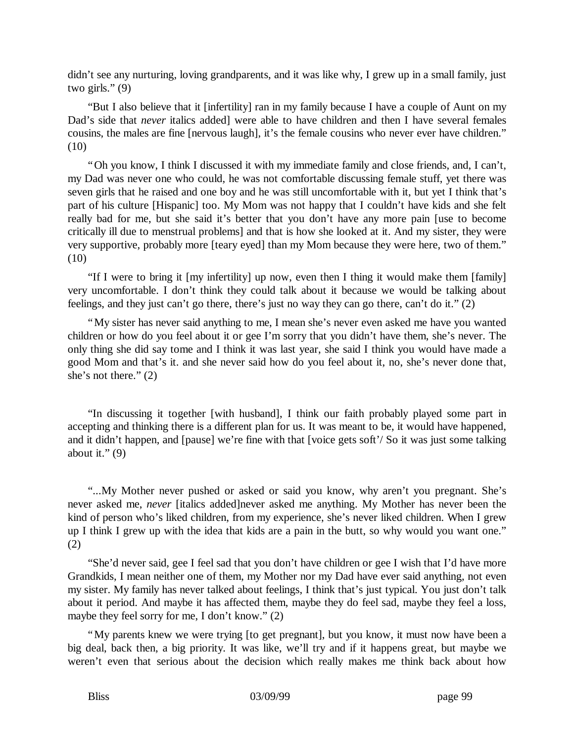didn't see any nurturing, loving grandparents, and it was like why, I grew up in a small family, just two girls." (9)

"But I also believe that it [infertility] ran in my family because I have a couple of Aunt on my Dad's side that *never* italics added] were able to have children and then I have several females cousins, the males are fine [nervous laugh], it's the female cousins who never ever have children." (10)

"Oh you know, I think I discussed it with my immediate family and close friends, and, I can't, my Dad was never one who could, he was not comfortable discussing female stuff, yet there was seven girls that he raised and one boy and he was still uncomfortable with it, but yet I think that's part of his culture [Hispanic] too. My Mom was not happy that I couldn't have kids and she felt really bad for me, but she said it's better that you don't have any more pain [use to become critically ill due to menstrual problems] and that is how she looked at it. And my sister, they were very supportive, probably more [teary eyed] than my Mom because they were here, two of them." (10)

"If I were to bring it [my infertility] up now, even then I thing it would make them [family] very uncomfortable. I don't think they could talk about it because we would be talking about feelings, and they just can't go there, there's just no way they can go there, can't do it." (2)

"My sister has never said anything to me, I mean she's never even asked me have you wanted children or how do you feel about it or gee I'm sorry that you didn't have them, she's never. The only thing she did say tome and I think it was last year, she said I think you would have made a good Mom and that's it. and she never said how do you feel about it, no, she's never done that, she's not there." (2)

"In discussing it together [with husband], I think our faith probably played some part in accepting and thinking there is a different plan for us. It was meant to be, it would have happened, and it didn't happen, and [pause] we're fine with that [voice gets soft'/ So it was just some talking about it." (9)

"...My Mother never pushed or asked or said you know, why aren't you pregnant. She's never asked me, *never* [italics added]never asked me anything. My Mother has never been the kind of person who's liked children, from my experience, she's never liked children. When I grew up I think I grew up with the idea that kids are a pain in the butt, so why would you want one." (2)

"She'd never said, gee I feel sad that you don't have children or gee I wish that I'd have more Grandkids, I mean neither one of them, my Mother nor my Dad have ever said anything, not even my sister. My family has never talked about feelings, I think that's just typical. You just don't talk about it period. And maybe it has affected them, maybe they do feel sad, maybe they feel a loss, maybe they feel sorry for me, I don't know." (2)

"My parents knew we were trying [to get pregnant], but you know, it must now have been a big deal, back then, a big priority. It was like, we'll try and if it happens great, but maybe we weren't even that serious about the decision which really makes me think back about how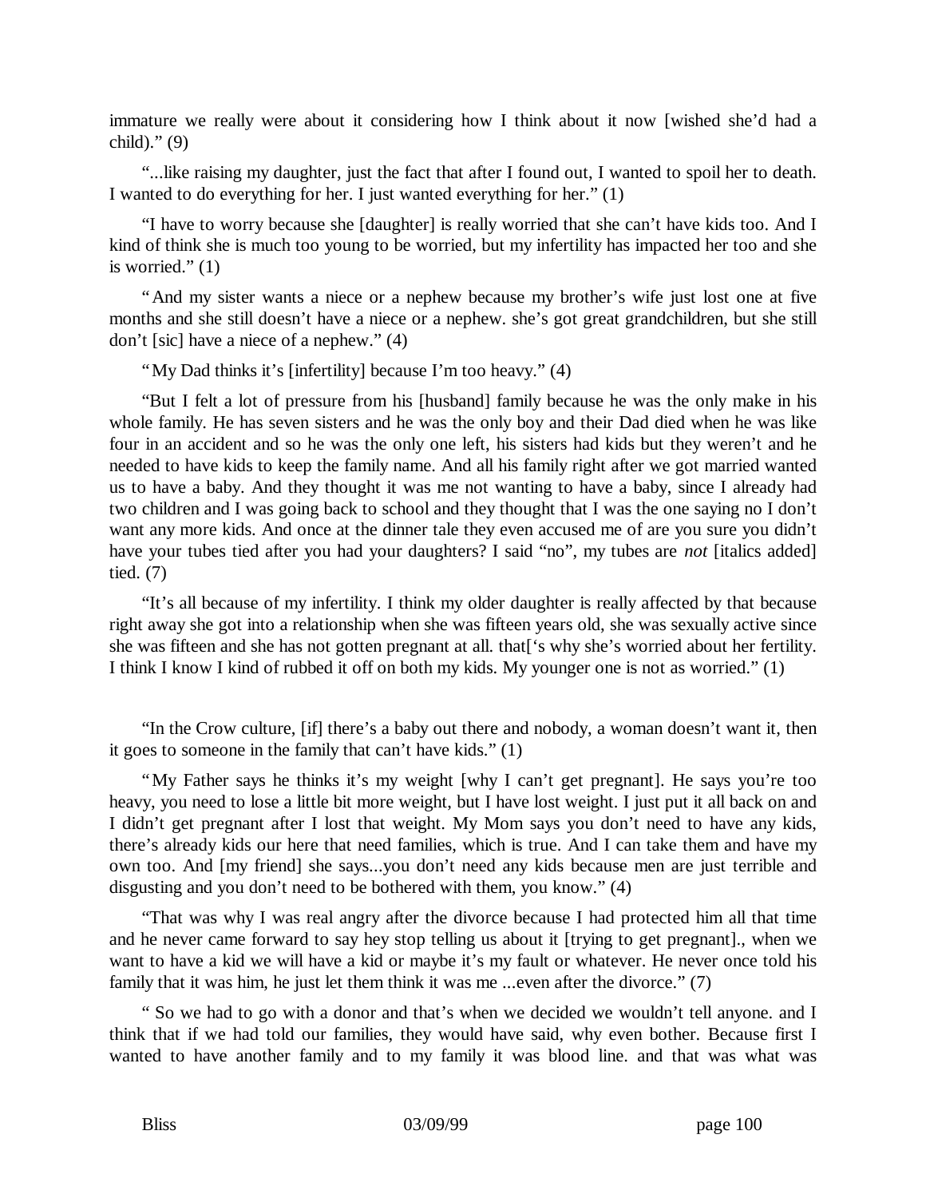immature we really were about it considering how I think about it now [wished she'd had a child)." (9)

"...like raising my daughter, just the fact that after I found out, I wanted to spoil her to death. I wanted to do everything for her. I just wanted everything for her." (1)

"I have to worry because she [daughter] is really worried that she can't have kids too. And I kind of think she is much too young to be worried, but my infertility has impacted her too and she is worried." (1)

"And my sister wants a niece or a nephew because my brother's wife just lost one at five months and she still doesn't have a niece or a nephew. she's got great grandchildren, but she still don't [sic] have a niece of a nephew." (4)

"My Dad thinks it's [infertility] because I'm too heavy." (4)

"But I felt a lot of pressure from his [husband] family because he was the only make in his whole family. He has seven sisters and he was the only boy and their Dad died when he was like four in an accident and so he was the only one left, his sisters had kids but they weren't and he needed to have kids to keep the family name. And all his family right after we got married wanted us to have a baby. And they thought it was me not wanting to have a baby, since I already had two children and I was going back to school and they thought that I was the one saying no I don't want any more kids. And once at the dinner tale they even accused me of are you sure you didn't have your tubes tied after you had your daughters? I said "no", my tubes are *not* [italics added] tied. (7)

"It's all because of my infertility. I think my older daughter is really affected by that because right away she got into a relationship when she was fifteen years old, she was sexually active since she was fifteen and she has not gotten pregnant at all. that['s why she's worried about her fertility. I think I know I kind of rubbed it off on both my kids. My younger one is not as worried." (1)

"In the Crow culture, [if] there's a baby out there and nobody, a woman doesn't want it, then it goes to someone in the family that can't have kids." (1)

"My Father says he thinks it's my weight [why I can't get pregnant]. He says you're too heavy, you need to lose a little bit more weight, but I have lost weight. I just put it all back on and I didn't get pregnant after I lost that weight. My Mom says you don't need to have any kids, there's already kids our here that need families, which is true. And I can take them and have my own too. And [my friend] she says...you don't need any kids because men are just terrible and disgusting and you don't need to be bothered with them, you know." (4)

"That was why I was real angry after the divorce because I had protected him all that time and he never came forward to say hey stop telling us about it [trying to get pregnant]., when we want to have a kid we will have a kid or maybe it's my fault or whatever. He never once told his family that it was him, he just let them think it was me ...even after the divorce." (7)

" So we had to go with a donor and that's when we decided we wouldn't tell anyone. and I think that if we had told our families, they would have said, why even bother. Because first I wanted to have another family and to my family it was blood line. and that was what was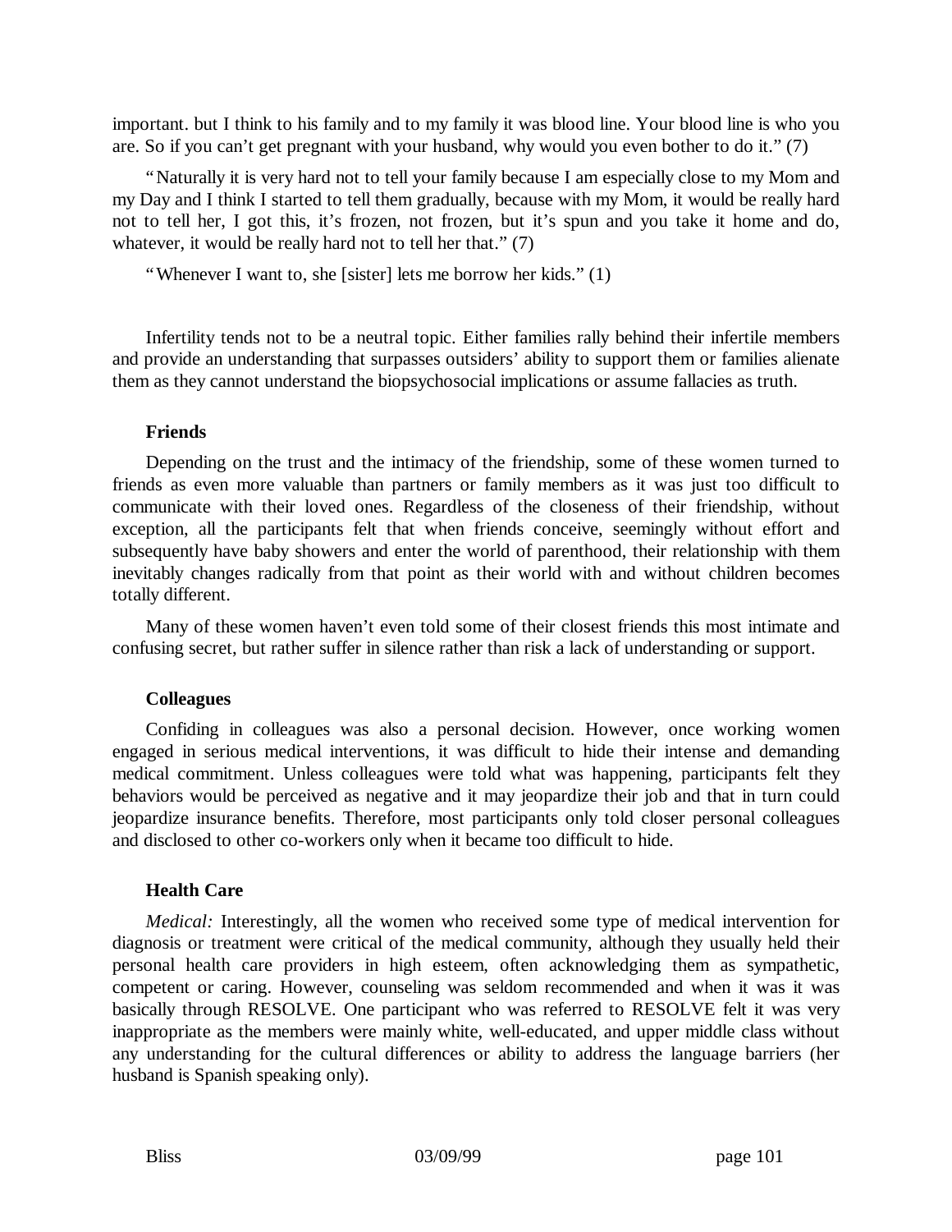important. but I think to his family and to my family it was blood line. Your blood line is who you are. So if you can't get pregnant with your husband, why would you even bother to do it." (7)

"Naturally it is very hard not to tell your family because I am especially close to my Mom and my Day and I think I started to tell them gradually, because with my Mom, it would be really hard not to tell her, I got this, it's frozen, not frozen, but it's spun and you take it home and do, whatever, it would be really hard not to tell her that." (7)

"Whenever I want to, she [sister] lets me borrow her kids." (1)

Infertility tends not to be a neutral topic. Either families rally behind their infertile members and provide an understanding that surpasses outsiders' ability to support them or families alienate them as they cannot understand the biopsychosocial implications or assume fallacies as truth.

### Friends

Depending on the trust and the intimacy of the friendship, some of these women turned to friends as even more valuable than partners or family members as it was just too difficult to communicate with their loved ones. Regardless of the closeness of their friendship, without exception, all the participants felt that when friends conceive, seemingly without effort and subsequently have baby showers and enter the world of parenthood, their relationship with them inevitably changes radically from that point as their world with and without children becomes totally different.

Many of these women haven't even told some of their closest friends this most intimate and confusing secret, but rather suffer in silence rather than risk a lack of understanding or support.

### Colleagues

Confiding in colleagues was also a personal decision. However, once working women engaged in serious medical interventions, it was difficult to hide their intense and demanding medical commitment. Unless colleagues were told what was happening, participants felt they behaviors would be perceived as negative and it may jeopardize their job and that in turn could jeopardize insurance benefits. Therefore, most participants only told closer personal colleagues and disclosed to other co-workers only when it became too difficult to hide.

### Health Care

*Medical:* Interestingly, all the women who received some type of medical intervention for diagnosis or treatment were critical of the medical community, although they usually held their personal health care providers in high esteem, often acknowledging them as sympathetic, competent or caring. However, counseling was seldom recommended and when it was it was basically through RESOLVE. One participant who was referred to RESOLVE felt it was very inappropriate as the members were mainly white, well-educated, and upper middle class without any understanding for the cultural differences or ability to address the language barriers (her husband is Spanish speaking only).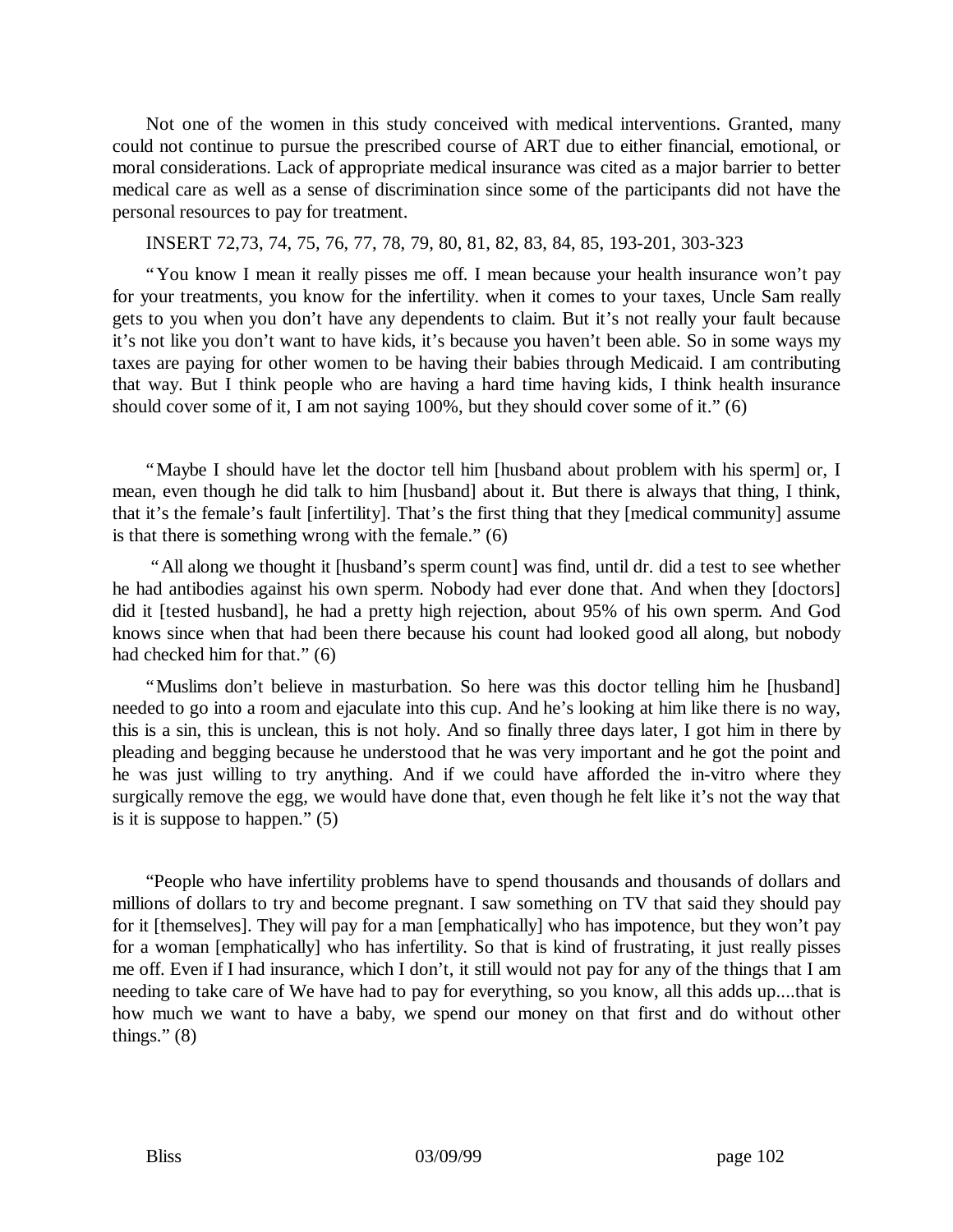Not one of the women in this study conceived with medical interventions. Granted, many could not continue to pursue the prescribed course of ART due to either financial, emotional, or moral considerations. Lack of appropriate medical insurance was cited as a major barrier to better medical care as well as a sense of discrimination since some of the participants did not have the personal resources to pay for treatment.

INSERT 72,73, 74, 75, 76, 77, 78, 79, 80, 81, 82, 83, 84, 85, 193-201, 303-323

"You know I mean it really pisses me off. I mean because your health insurance won't pay for your treatments, you know for the infertility. when it comes to your taxes, Uncle Sam really gets to you when you don't have any dependents to claim. But it's not really your fault because it's not like you don't want to have kids, it's because you haven't been able. So in some ways my taxes are paying for other women to be having their babies through Medicaid. I am contributing that way. But I think people who are having a hard time having kids, I think health insurance should cover some of it, I am not saying 100%, but they should cover some of it." (6)

"Maybe I should have let the doctor tell him [husband about problem with his sperm] or, I mean, even though he did talk to him [husband] about it. But there is always that thing, I think, that it's the female's fault [infertility]. That's the first thing that they [medical community] assume is that there is something wrong with the female." (6)

"All along we thought it [husband's sperm count] was find, until dr. did a test to see whether he had antibodies against his own sperm. Nobody had ever done that. And when they [doctors] did it [tested husband], he had a pretty high rejection, about 95% of his own sperm. And God knows since when that had been there because his count had looked good all along, but nobody had checked him for that." (6)

"Muslims don't believe in masturbation. So here was this doctor telling him he [husband] needed to go into a room and ejaculate into this cup. And he's looking at him like there is no way, this is a sin, this is unclean, this is not holy. And so finally three days later, I got him in there by pleading and begging because he understood that he was very important and he got the point and he was just willing to try anything. And if we could have afforded the in-vitro where they surgically remove the egg, we would have done that, even though he felt like it's not the way that is it is suppose to happen." (5)

"People who have infertility problems have to spend thousands and thousands of dollars and millions of dollars to try and become pregnant. I saw something on TV that said they should pay for it [themselves]. They will pay for a man [emphatically] who has impotence, but they won't pay for a woman [emphatically] who has infertility. So that is kind of frustrating, it just really pisses me off. Even if I had insurance, which I don't, it still would not pay for any of the things that I am needing to take care of We have had to pay for everything, so you know, all this adds up....that is how much we want to have a baby, we spend our money on that first and do without other things." (8)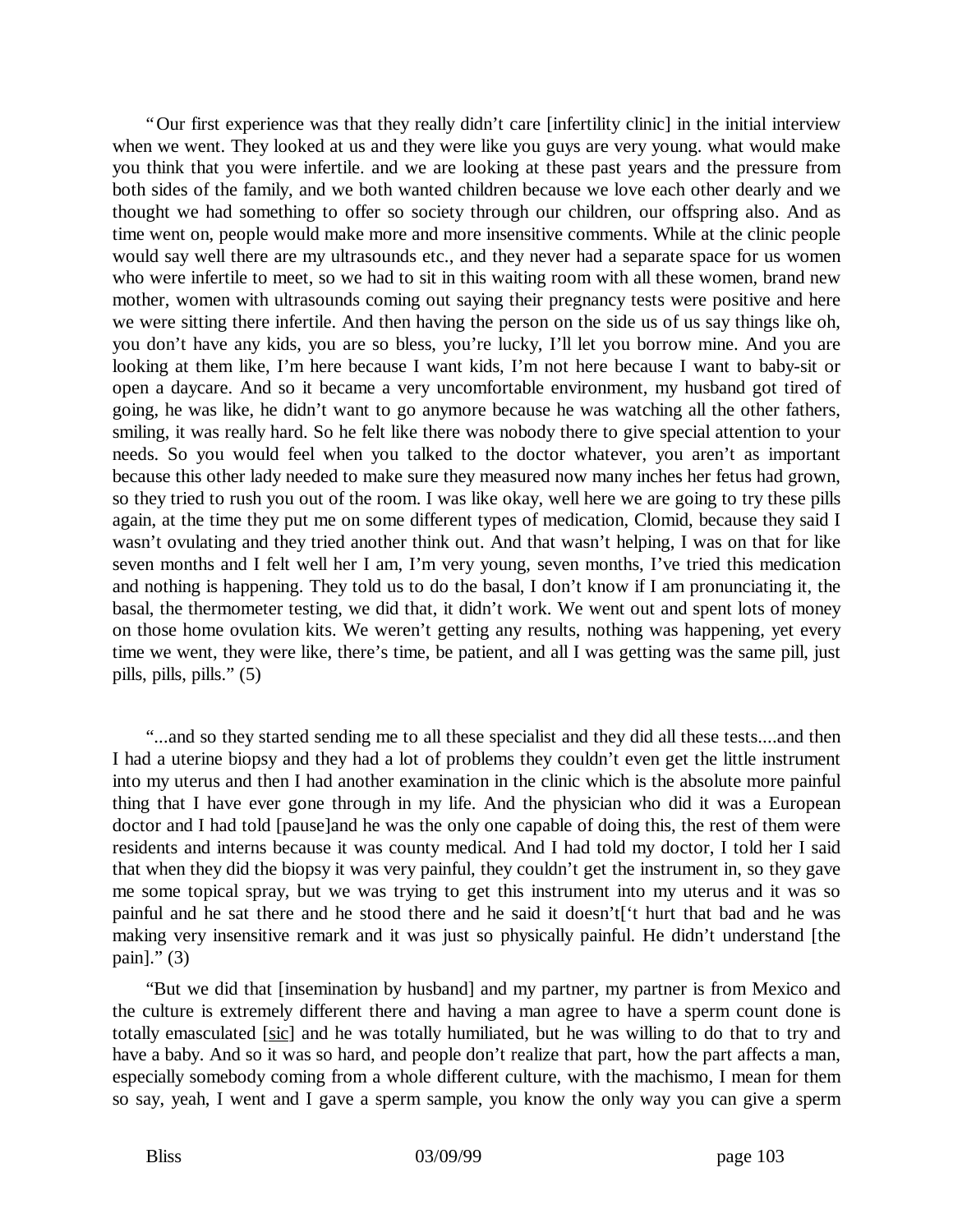"Our first experience was that they really didn't care [infertility clinic] in the initial interview when we went. They looked at us and they were like you guys are very young. what would make you think that you were infertile. and we are looking at these past years and the pressure from both sides of the family, and we both wanted children because we love each other dearly and we thought we had something to offer so society through our children, our offspring also. And as time went on, people would make more and more insensitive comments. While at the clinic people would say well there are my ultrasounds etc., and they never had a separate space for us women who were infertile to meet, so we had to sit in this waiting room with all these women, brand new mother, women with ultrasounds coming out saying their pregnancy tests were positive and here we were sitting there infertile. And then having the person on the side us of us say things like oh, you don't have any kids, you are so bless, you're lucky, I'll let you borrow mine. And you are looking at them like, I'm here because I want kids, I'm not here because I want to baby-sit or open a daycare. And so it became a very uncomfortable environment, my husband got tired of going, he was like, he didn't want to go anymore because he was watching all the other fathers, smiling, it was really hard. So he felt like there was nobody there to give special attention to your needs. So you would feel when you talked to the doctor whatever, you aren't as important because this other lady needed to make sure they measured now many inches her fetus had grown, so they tried to rush you out of the room. I was like okay, well here we are going to try these pills again, at the time they put me on some different types of medication, Clomid, because they said I wasn't ovulating and they tried another think out. And that wasn't helping, I was on that for like seven months and I felt well her I am, I'm very young, seven months, I've tried this medication and nothing is happening. They told us to do the basal, I don't know if I am pronunciating it, the basal, the thermometer testing, we did that, it didn't work. We went out and spent lots of money on those home ovulation kits. We weren't getting any results, nothing was happening, yet every time we went, they were like, there's time, be patient, and all I was getting was the same pill, just pills, pills, pills." (5)

"...and so they started sending me to all these specialist and they did all these tests....and then I had a uterine biopsy and they had a lot of problems they couldn't even get the little instrument into my uterus and then I had another examination in the clinic which is the absolute more painful thing that I have ever gone through in my life. And the physician who did it was a European doctor and I had told [pause]and he was the only one capable of doing this, the rest of them were residents and interns because it was county medical. And I had told my doctor, I told her I said that when they did the biopsy it was very painful, they couldn't get the instrument in, so they gave me some topical spray, but we was trying to get this instrument into my uterus and it was so painful and he sat there and he stood there and he said it doesn't['t hurt that bad and he was making very insensitive remark and it was just so physically painful. He didn't understand [the pain]." (3)

"But we did that [insemination by husband] and my partner, my partner is from Mexico and the culture is extremely different there and having a man agree to have a sperm count done is totally emasculated [sic] and he was totally humiliated, but he was willing to do that to try and have a baby. And so it was so hard, and people don't realize that part, how the part affects a man, especially somebody coming from a whole different culture, with the machismo, I mean for them so say, yeah, I went and I gave a sperm sample, you know the only way you can give a sperm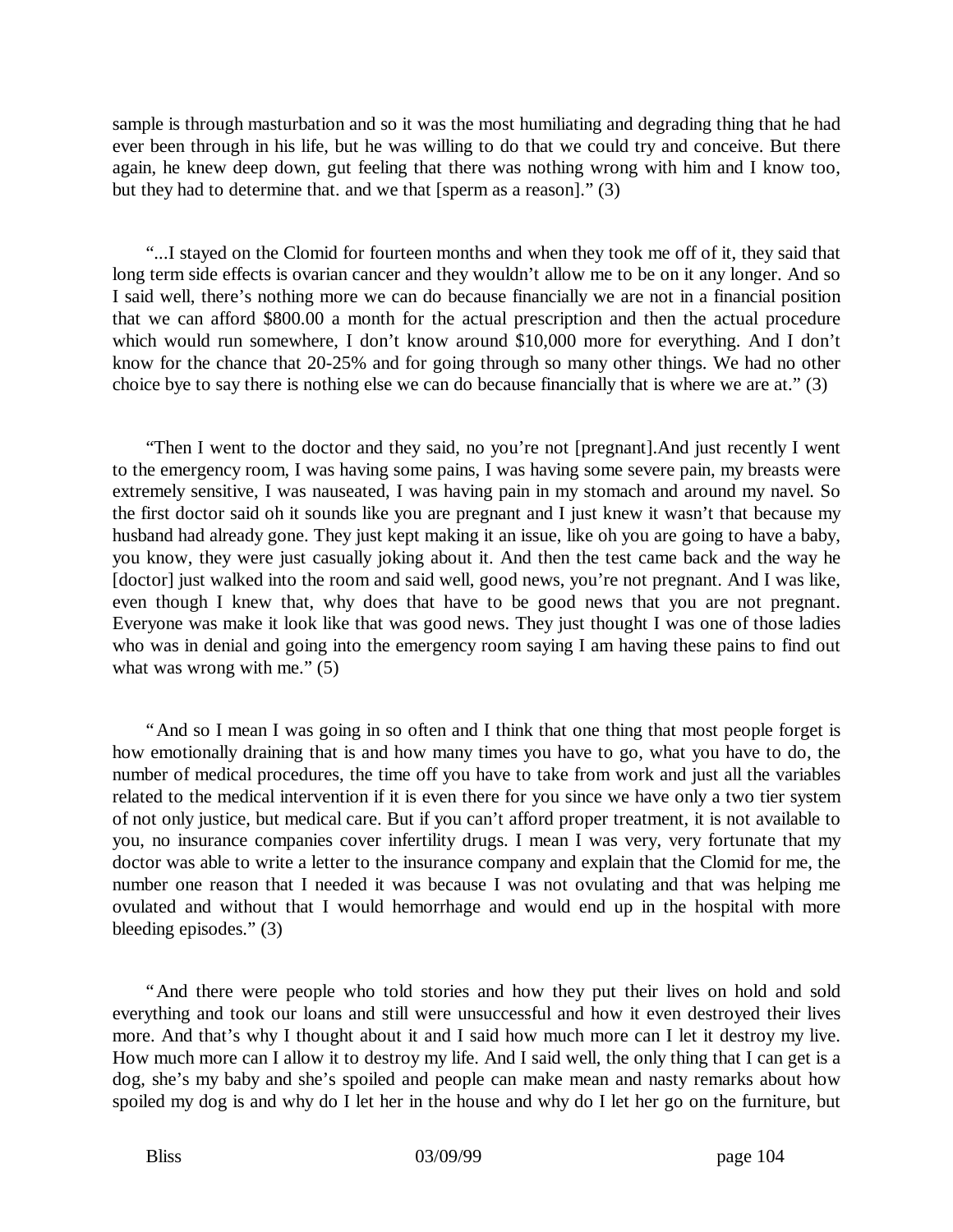sample is through masturbation and so it was the most humiliating and degrading thing that he had ever been through in his life, but he was willing to do that we could try and conceive. But there again, he knew deep down, gut feeling that there was nothing wrong with him and I know too, but they had to determine that. and we that [sperm as a reason]." (3)

"...I stayed on the Clomid for fourteen months and when they took me off of it, they said that long term side effects is ovarian cancer and they wouldn't allow me to be on it any longer. And so I said well, there's nothing more we can do because financially we are not in a financial position that we can afford $800.00 a month for the actual prescription and then the actual procedure which would run somewhere, I don't know around $10,000 more for everything. And I don't know for the chance that 20-25% and for going through so many other things. We had no other choice bye to say there is nothing else we can do because financially that is where we are at." (3)

"Then I went to the doctor and they said, no you're not [pregnant].And just recently I went to the emergency room, I was having some pains, I was having some severe pain, my breasts were extremely sensitive, I was nauseated, I was having pain in my stomach and around my navel. So the first doctor said oh it sounds like you are pregnant and I just knew it wasn't that because my husband had already gone. They just kept making it an issue, like oh you are going to have a baby, you know, they were just casually joking about it. And then the test came back and the way he [doctor] just walked into the room and said well, good news, you're not pregnant. And I was like, even though I knew that, why does that have to be good news that you are not pregnant. Everyone was make it look like that was good news. They just thought I was one of those ladies who was in denial and going into the emergency room saying I am having these pains to find out what was wrong with me." (5)

"And so I mean I was going in so often and I think that one thing that most people forget is how emotionally draining that is and how many times you have to go, what you have to do, the number of medical procedures, the time off you have to take from work and just all the variables related to the medical intervention if it is even there for you since we have only a two tier system of not only justice, but medical care. But if you can't afford proper treatment, it is not available to you, no insurance companies cover infertility drugs. I mean I was very, very fortunate that my doctor was able to write a letter to the insurance company and explain that the Clomid for me, the number one reason that I needed it was because I was not ovulating and that was helping me ovulated and without that I would hemorrhage and would end up in the hospital with more bleeding episodes." (3)

"And there were people who told stories and how they put their lives on hold and sold everything and took our loans and still were unsuccessful and how it even destroyed their lives more. And that's why I thought about it and I said how much more can I let it destroy my live. How much more can I allow it to destroy my life. And I said well, the only thing that I can get is a dog, she's my baby and she's spoiled and people can make mean and nasty remarks about how spoiled my dog is and why do I let her in the house and why do I let her go on the furniture, but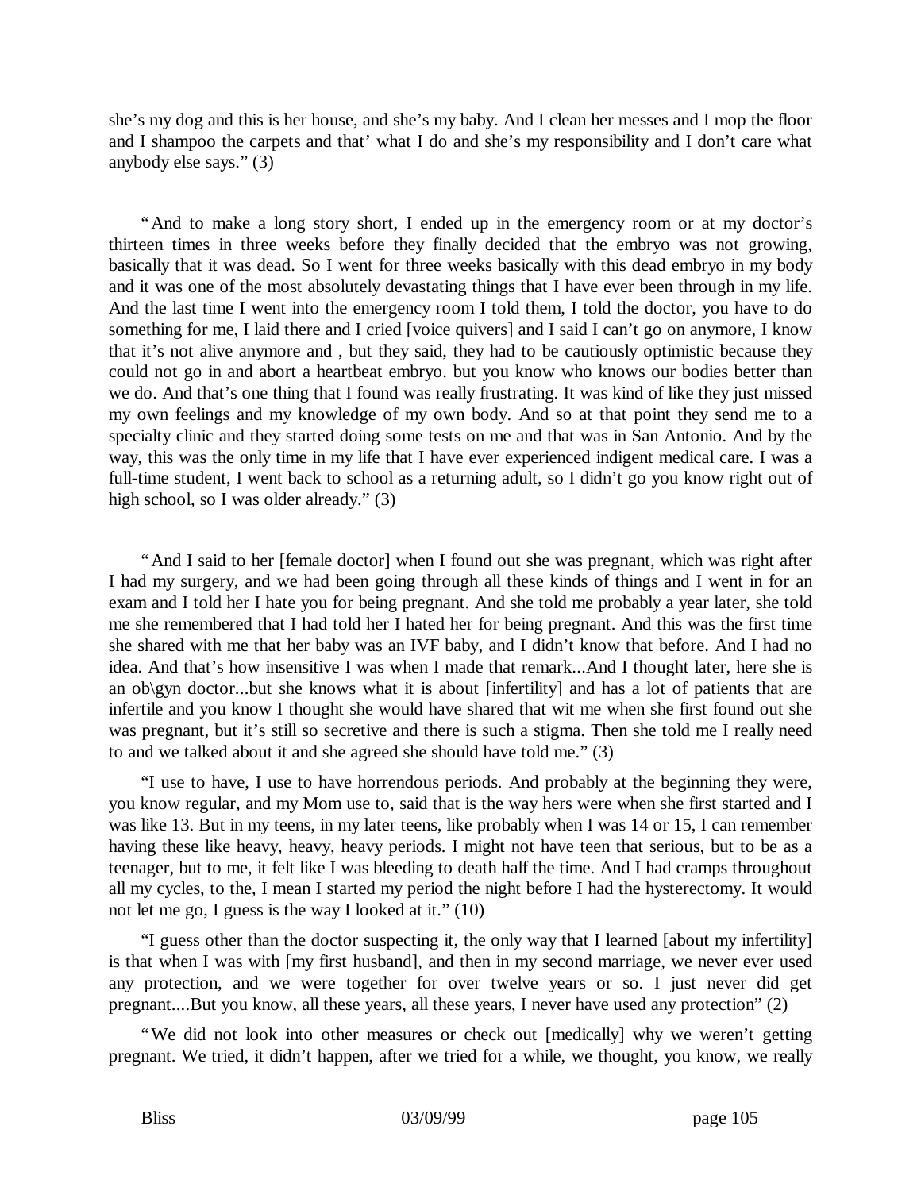she's my dog and this is her house, and she's my baby. And I clean her messes and I mop the floor and I shampoo the carpets and that' what I do and she's my responsibility and I don't care what anybody else says." (3)

"And to make a long story short, I ended up in the emergency room or at my doctor's thirteen times in three weeks before they finally decided that the embryo was not growing, basically that it was dead. So I went for three weeks basically with this dead embryo in my body and it was one of the most absolutely devastating things that I have ever been through in my life. And the last time I went into the emergency room I told them, I told the doctor, you have to do something for me, I laid there and I cried [voice quivers] and I said I can't go on anymore, I know that it's not alive anymore and , but they said, they had to be cautiously optimistic because they could not go in and abort a heartbeat embryo. but you know who knows our bodies better than we do. And that's one thing that I found was really frustrating. It was kind of like they just missed my own feelings and my knowledge of my own body. And so at that point they send me to a specialty clinic and they started doing some tests on me and that was in San Antonio. And by the way, this was the only time in my life that I have ever experienced indigent medical care. I was a full-time student, I went back to school as a returning adult, so I didn't go you know right out of high school, so I was older already." (3)

"And I said to her [female doctor] when I found out she was pregnant, which was right after I had my surgery, and we had been going through all these kinds of things and I went in for an exam and I told her I hate you for being pregnant. And she told me probably a year later, she told me she remembered that I had told her I hated her for being pregnant. And this was the first time she shared with me that her baby was an IVF baby, and I didn't know that before. And I had no idea. And that's how insensitive I was when I made that remark...And I thought later, here she is an ob\gyn doctor...but she knows what it is about [infertility] and has a lot of patients that are infertile and you know I thought she would have shared that wit me when she first found out she was pregnant, but it's still so secretive and there is such a stigma. Then she told me I really need to and we talked about it and she agreed she should have told me." (3)

"I use to have, I use to have horrendous periods. And probably at the beginning they were, you know regular, and my Mom use to, said that is the way hers were when she first started and I was like 13. But in my teens, in my later teens, like probably when I was 14 or 15, I can remember having these like heavy, heavy, heavy periods. I might not have teen that serious, but to be as a teenager, but to me, it felt like I was bleeding to death half the time. And I had cramps throughout all my cycles, to the, I mean I started my period the night before I had the hysterectomy. It would not let me go, I guess is the way I looked at it." (10)

"I guess other than the doctor suspecting it, the only way that I learned [about my infertility] is that when I was with [my first husband], and then in my second marriage, we never ever used any protection, and we were together for over twelve years or so. I just never did get pregnant....But you know, all these years, all these years, I never have used any protection" (2)

"We did not look into other measures or check out [medically] why we weren't getting pregnant. We tried, it didn't happen, after we tried for a while, we thought, you know, we really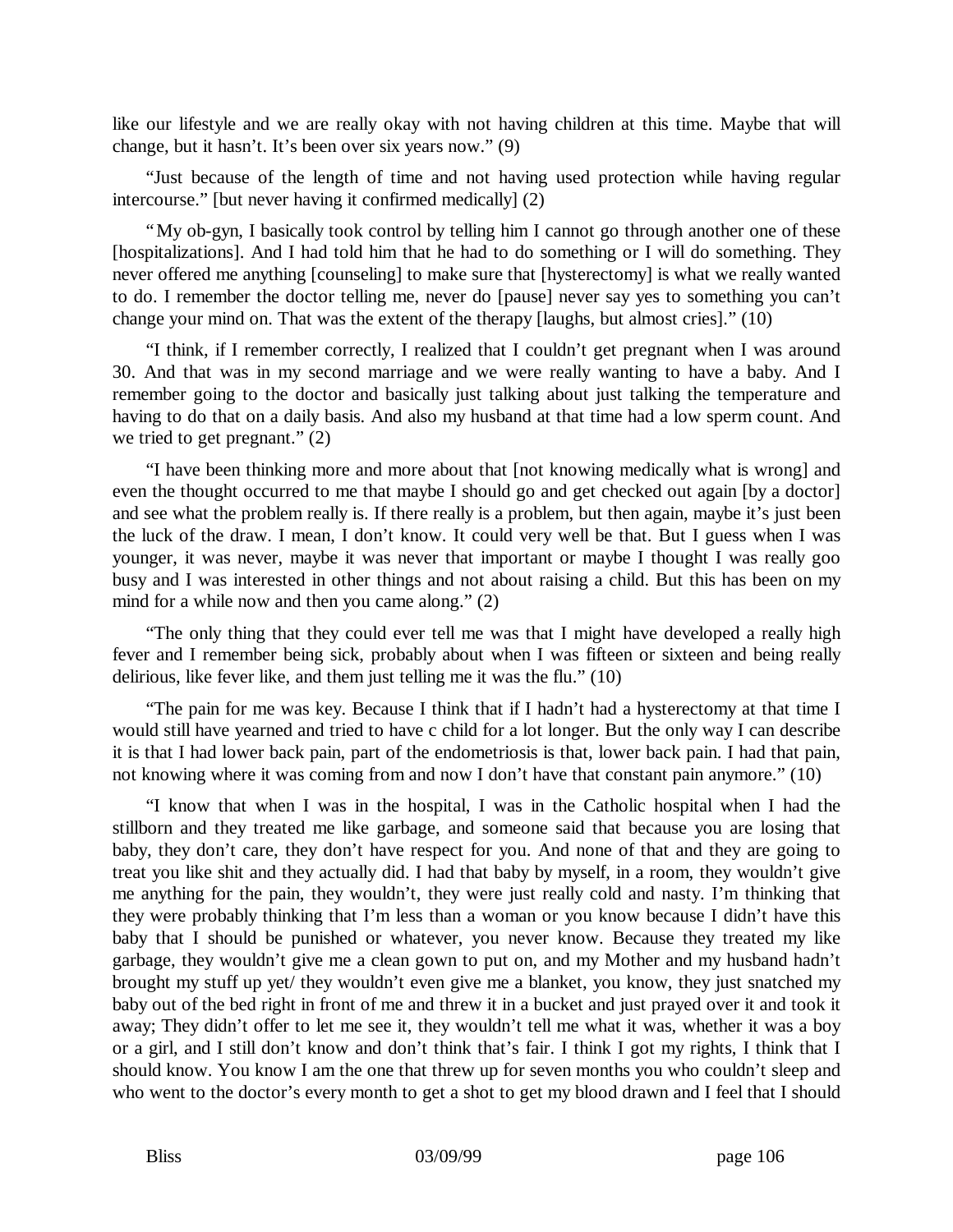like our lifestyle and we are really okay with not having children at this time. Maybe that will change, but it hasn't. It's been over six years now." (9)

"Just because of the length of time and not having used protection while having regular intercourse." [but never having it confirmed medically] (2)

"My ob-gyn, I basically took control by telling him I cannot go through another one of these [hospitalizations]. And I had told him that he had to do something or I will do something. They never offered me anything [counseling] to make sure that [hysterectomy] is what we really wanted to do. I remember the doctor telling me, never do [pause] never say yes to something you can't change your mind on. That was the extent of the therapy [laughs, but almost cries]." (10)

"I think, if I remember correctly, I realized that I couldn't get pregnant when I was around 30. And that was in my second marriage and we were really wanting to have a baby. And I remember going to the doctor and basically just talking about just talking the temperature and having to do that on a daily basis. And also my husband at that time had a low sperm count. And we tried to get pregnant." (2)

"I have been thinking more and more about that [not knowing medically what is wrong] and even the thought occurred to me that maybe I should go and get checked out again [by a doctor] and see what the problem really is. If there really is a problem, but then again, maybe it's just been the luck of the draw. I mean, I don't know. It could very well be that. But I guess when I was younger, it was never, maybe it was never that important or maybe I thought I was really goo busy and I was interested in other things and not about raising a child. But this has been on my mind for a while now and then you came along." (2)

"The only thing that they could ever tell me was that I might have developed a really high fever and I remember being sick, probably about when I was fifteen or sixteen and being really delirious, like fever like, and them just telling me it was the flu." (10)

"The pain for me was key. Because I think that if I hadn't had a hysterectomy at that time I would still have yearned and tried to have c child for a lot longer. But the only way I can describe it is that I had lower back pain, part of the endometriosis is that, lower back pain. I had that pain, not knowing where it was coming from and now I don't have that constant pain anymore." (10)

"I know that when I was in the hospital, I was in the Catholic hospital when I had the stillborn and they treated me like garbage, and someone said that because you are losing that baby, they don't care, they don't have respect for you. And none of that and they are going to treat you like shit and they actually did. I had that baby by myself, in a room, they wouldn't give me anything for the pain, they wouldn't, they were just really cold and nasty. I'm thinking that they were probably thinking that I'm less than a woman or you know because I didn't have this baby that I should be punished or whatever, you never know. Because they treated my like garbage, they wouldn't give me a clean gown to put on, and my Mother and my husband hadn't brought my stuff up yet/ they wouldn't even give me a blanket, you know, they just snatched my baby out of the bed right in front of me and threw it in a bucket and just prayed over it and took it away; They didn't offer to let me see it, they wouldn't tell me what it was, whether it was a boy or a girl, and I still don't know and don't think that's fair. I think I got my rights, I think that I should know. You know I am the one that threw up for seven months you who couldn't sleep and who went to the doctor's every month to get a shot to get my blood drawn and I feel that I should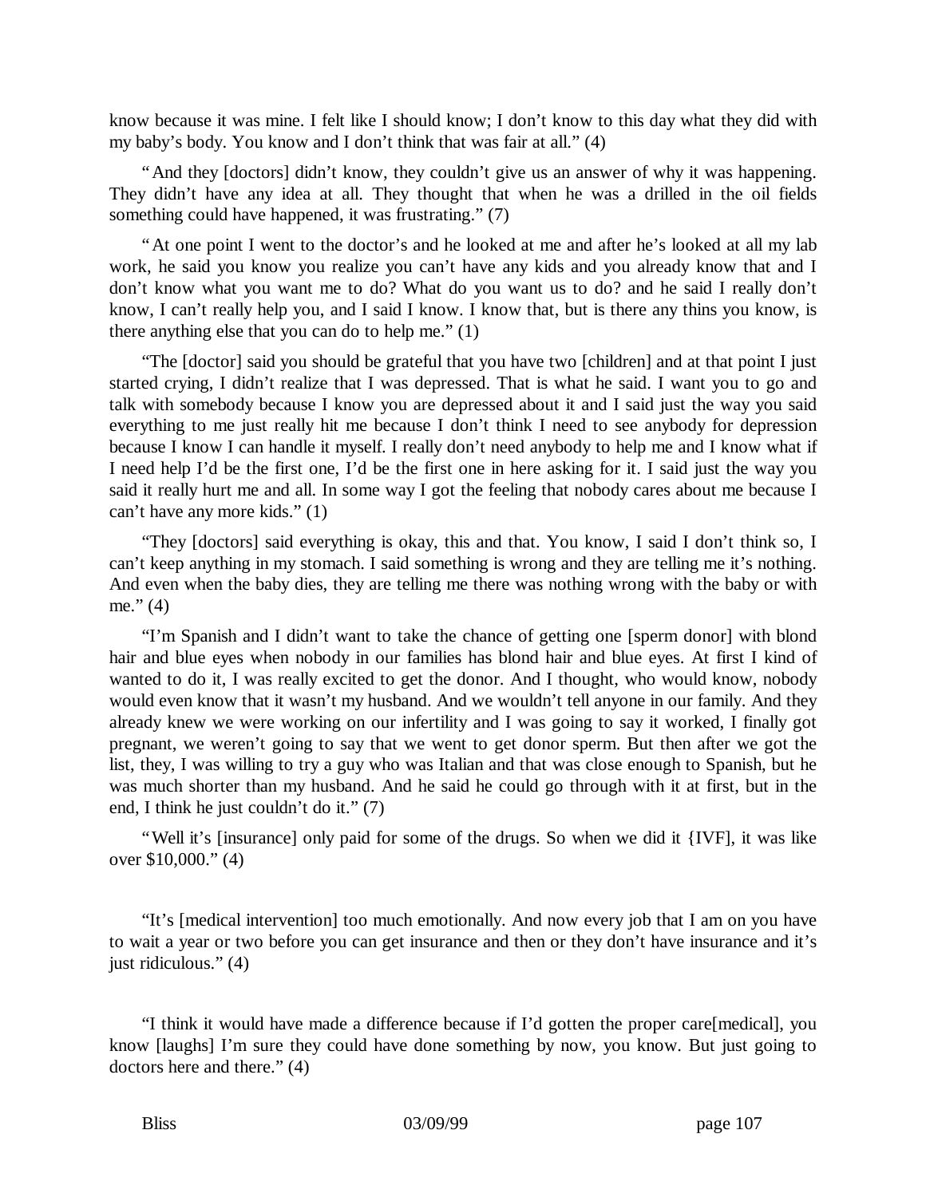know because it was mine. I felt like I should know; I don't know to this day what they did with my baby's body. You know and I don't think that was fair at all." (4)

"And they [doctors] didn't know, they couldn't give us an answer of why it was happening. They didn't have any idea at all. They thought that when he was a drilled in the oil fields something could have happened, it was frustrating." (7)

"At one point I went to the doctor's and he looked at me and after he's looked at all my lab work, he said you know you realize you can't have any kids and you already know that and I don't know what you want me to do? What do you want us to do? and he said I really don't know, I can't really help you, and I said I know. I know that, but is there any thins you know, is there anything else that you can do to help me." (1)

"The [doctor] said you should be grateful that you have two [children] and at that point I just started crying, I didn't realize that I was depressed. That is what he said. I want you to go and talk with somebody because I know you are depressed about it and I said just the way you said everything to me just really hit me because I don't think I need to see anybody for depression because I know I can handle it myself. I really don't need anybody to help me and I know what if I need help I'd be the first one, I'd be the first one in here asking for it. I said just the way you said it really hurt me and all. In some way I got the feeling that nobody cares about me because I can't have any more kids." (1)

"They [doctors] said everything is okay, this and that. You know, I said I don't think so, I can't keep anything in my stomach. I said something is wrong and they are telling me it's nothing. And even when the baby dies, they are telling me there was nothing wrong with the baby or with me." (4)

"I'm Spanish and I didn't want to take the chance of getting one [sperm donor] with blond hair and blue eyes when nobody in our families has blond hair and blue eyes. At first I kind of wanted to do it, I was really excited to get the donor. And I thought, who would know, nobody would even know that it wasn't my husband. And we wouldn't tell anyone in our family. And they already knew we were working on our infertility and I was going to say it worked, I finally got pregnant, we weren't going to say that we went to get donor sperm. But then after we got the list, they, I was willing to try a guy who was Italian and that was close enough to Spanish, but he was much shorter than my husband. And he said he could go through with it at first, but in the end, I think he just couldn't do it." (7)

"Well it's [insurance] only paid for some of the drugs. So when we did it {IVF], it was like over $10,000." (4)

"It's [medical intervention] too much emotionally. And now every job that I am on you have to wait a year or two before you can get insurance and then or they don't have insurance and it's just ridiculous." (4)

"I think it would have made a difference because if I'd gotten the proper care[medical], you know [laughs] I'm sure they could have done something by now, you know. But just going to doctors here and there." (4)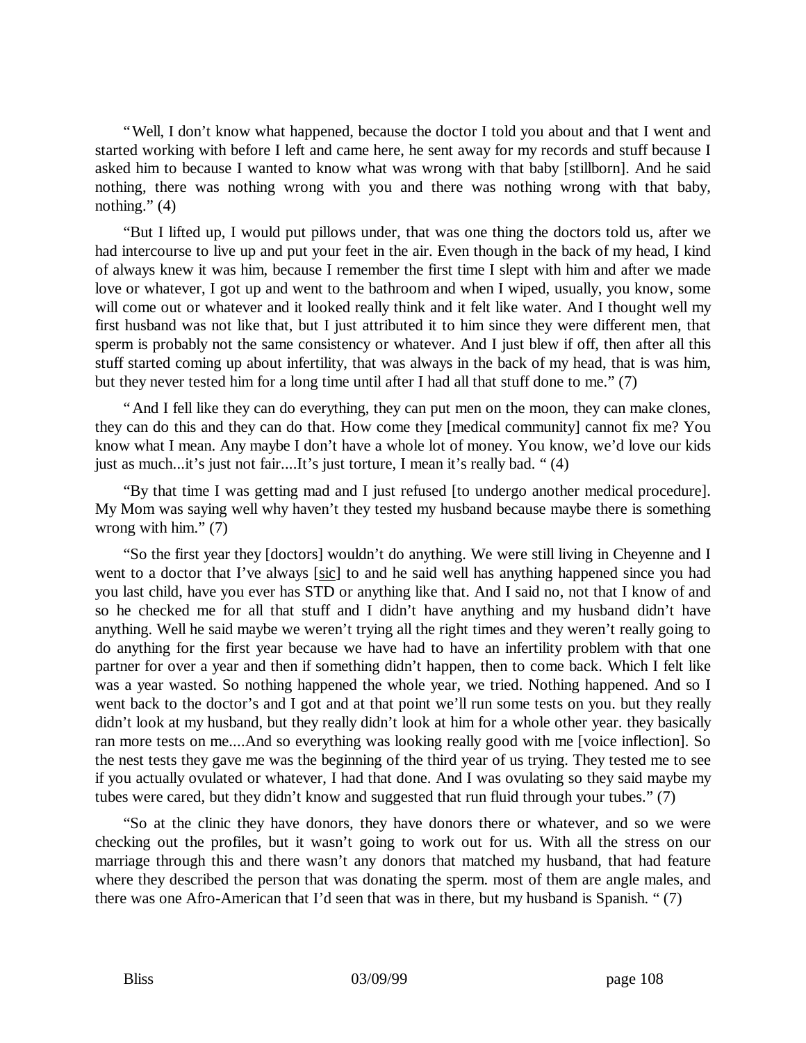"Well, I don't know what happened, because the doctor I told you about and that I went and started working with before I left and came here, he sent away for my records and stuff because I asked him to because I wanted to know what was wrong with that baby [stillborn]. And he said nothing, there was nothing wrong with you and there was nothing wrong with that baby, nothing." (4)

"But I lifted up, I would put pillows under, that was one thing the doctors told us, after we had intercourse to live up and put your feet in the air. Even though in the back of my head, I kind of always knew it was him, because I remember the first time I slept with him and after we made love or whatever, I got up and went to the bathroom and when I wiped, usually, you know, some will come out or whatever and it looked really think and it felt like water. And I thought well my first husband was not like that, but I just attributed it to him since they were different men, that sperm is probably not the same consistency or whatever. And I just blew if off, then after all this stuff started coming up about infertility, that was always in the back of my head, that is was him, but they never tested him for a long time until after I had all that stuff done to me." (7)

"And I fell like they can do everything, they can put men on the moon, they can make clones, they can do this and they can do that. How come they [medical community] cannot fix me? You know what I mean. Any maybe I don't have a whole lot of money. You know, we'd love our kids just as much...it's just not fair....It's just torture, I mean it's really bad. " (4)

"By that time I was getting mad and I just refused [to undergo another medical procedure]. My Mom was saying well why haven't they tested my husband because maybe there is something wrong with him." (7)

"So the first year they [doctors] wouldn't do anything. We were still living in Cheyenne and I went to a doctor that I've always [sic] to and he said well has anything happened since you had you last child, have you ever has STD or anything like that. And I said no, not that I know of and so he checked me for all that stuff and I didn't have anything and my husband didn't have anything. Well he said maybe we weren't trying all the right times and they weren't really going to do anything for the first year because we have had to have an infertility problem with that one partner for over a year and then if something didn't happen, then to come back. Which I felt like was a year wasted. So nothing happened the whole year, we tried. Nothing happened. And so I went back to the doctor's and I got and at that point we'll run some tests on you. but they really didn't look at my husband, but they really didn't look at him for a whole other year. they basically ran more tests on me....And so everything was looking really good with me [voice inflection]. So the nest tests they gave me was the beginning of the third year of us trying. They tested me to see if you actually ovulated or whatever, I had that done. And I was ovulating so they said maybe my tubes were cared, but they didn't know and suggested that run fluid through your tubes." (7)

"So at the clinic they have donors, they have donors there or whatever, and so we were checking out the profiles, but it wasn't going to work out for us. With all the stress on our marriage through this and there wasn't any donors that matched my husband, that had feature where they described the person that was donating the sperm. most of them are angle males, and there was one Afro-American that I'd seen that was in there, but my husband is Spanish. " (7)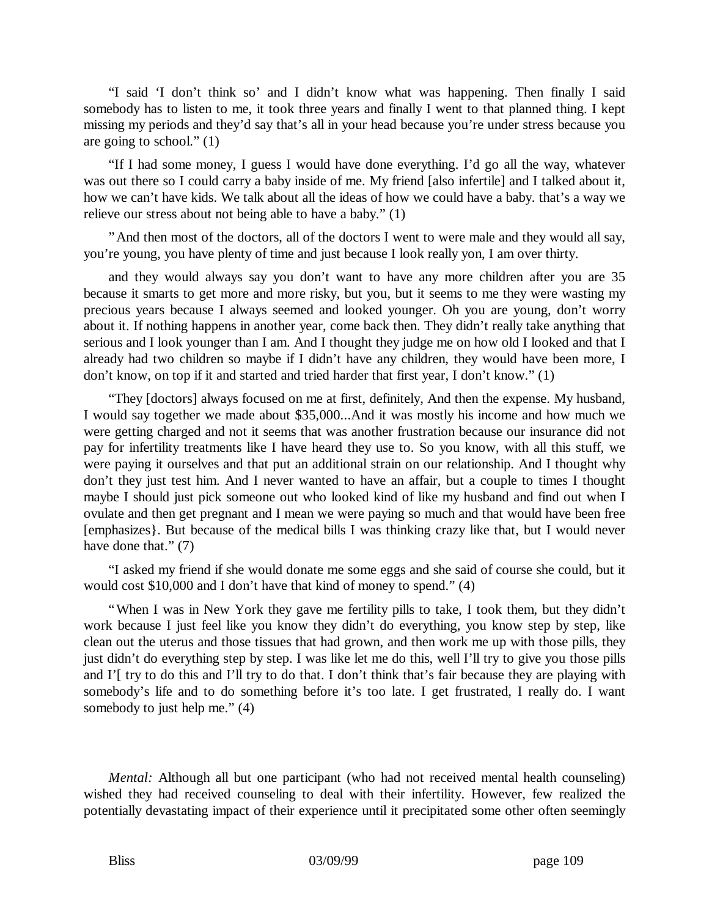"I said 'I don't think so' and I didn't know what was happening. Then finally I said somebody has to listen to me, it took three years and finally I went to that planned thing. I kept missing my periods and they'd say that's all in your head because you're under stress because you are going to school." (1)

"If I had some money, I guess I would have done everything. I'd go all the way, whatever was out there so I could carry a baby inside of me. My friend [also infertile] and I talked about it, how we can't have kids. We talk about all the ideas of how we could have a baby. that's a way we relieve our stress about not being able to have a baby." (1)

"And then most of the doctors, all of the doctors I went to were male and they would all say, you're young, you have plenty of time and just because I look really yon, I am over thirty.

and they would always say you don't want to have any more children after you are 35 because it smarts to get more and more risky, but you, but it seems to me they were wasting my precious years because I always seemed and looked younger. Oh you are young, don't worry about it. If nothing happens in another year, come back then. They didn't really take anything that serious and I look younger than I am. And I thought they judge me on how old I looked and that I already had two children so maybe if I didn't have any children, they would have been more, I don't know, on top if it and started and tried harder that first year, I don't know." (1)

"They [doctors] always focused on me at first, definitely, And then the expense. My husband, I would say together we made about $35,000...And it was mostly his income and how much we were getting charged and not it seems that was another frustration because our insurance did not pay for infertility treatments like I have heard they use to. So you know, with all this stuff, we were paying it ourselves and that put an additional strain on our relationship. And I thought why don't they just test him. And I never wanted to have an affair, but a couple to times I thought maybe I should just pick someone out who looked kind of like my husband and find out when I ovulate and then get pregnant and I mean we were paying so much and that would have been free [emphasizes}. But because of the medical bills I was thinking crazy like that, but I would never have done that." (7)

"I asked my friend if she would donate me some eggs and she said of course she could, but it would cost $10,000 and I don't have that kind of money to spend." (4)

"When I was in New York they gave me fertility pills to take, I took them, but they didn't work because I just feel like you know they didn't do everything, you know step by step, like clean out the uterus and those tissues that had grown, and then work me up with those pills, they just didn't do everything step by step. I was like let me do this, well I'll try to give you those pills and I'[ try to do this and I'll try to do that. I don't think that's fair because they are playing with somebody's life and to do something before it's too late. I get frustrated, I really do. I want somebody to just help me." (4)

*Mental:* Although all but one participant (who had not received mental health counseling) wished they had received counseling to deal with their infertility. However, few realized the potentially devastating impact of their experience until it precipitated some other often seemingly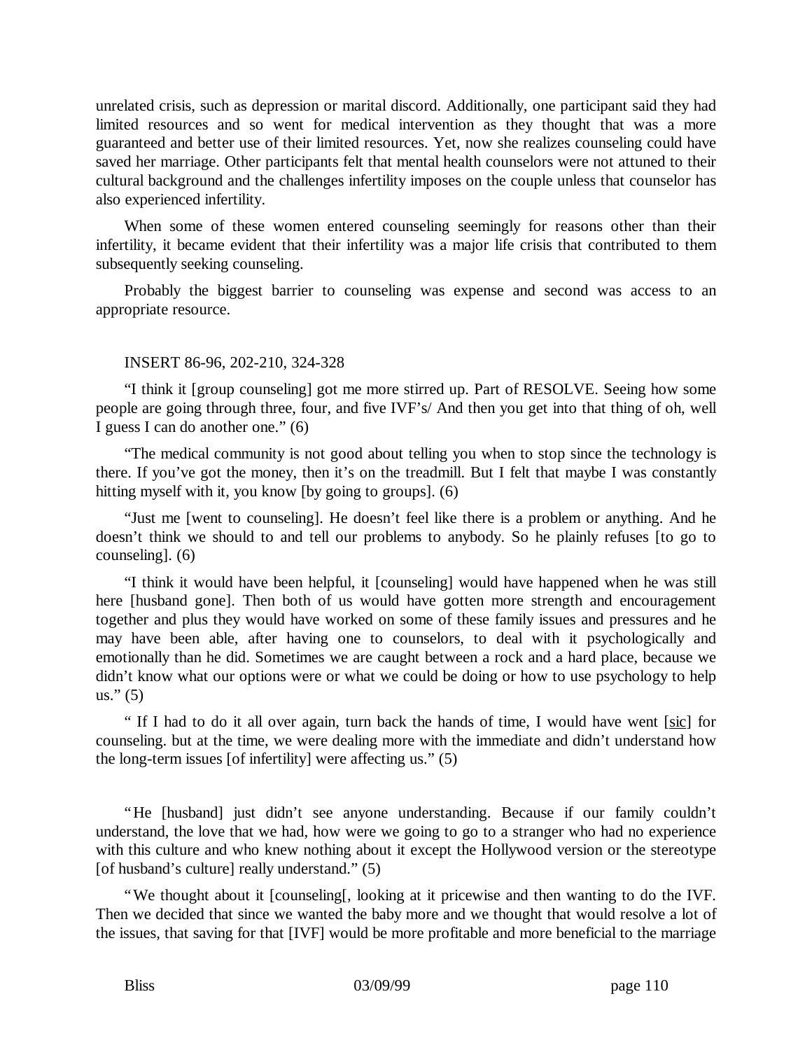unrelated crisis, such as depression or marital discord. Additionally, one participant said they had limited resources and so went for medical intervention as they thought that was a more guaranteed and better use of their limited resources. Yet, now she realizes counseling could have saved her marriage. Other participants felt that mental health counselors were not attuned to their cultural background and the challenges infertility imposes on the couple unless that counselor has also experienced infertility.

When some of these women entered counseling seemingly for reasons other than their infertility, it became evident that their infertility was a major life crisis that contributed to them subsequently seeking counseling.

Probably the biggest barrier to counseling was expense and second was access to an appropriate resource.

INSERT 86-96, 202-210, 324-328

"I think it [group counseling] got me more stirred up. Part of RESOLVE. Seeing how some people are going through three, four, and five IVF's/ And then you get into that thing of oh, well I guess I can do another one." (6)

"The medical community is not good about telling you when to stop since the technology is there. If you've got the money, then it's on the treadmill. But I felt that maybe I was constantly hitting myself with it, you know [by going to groups]. (6)

"Just me [went to counseling]. He doesn't feel like there is a problem or anything. And he doesn't think we should to and tell our problems to anybody. So he plainly refuses [to go to counseling]. (6)

"I think it would have been helpful, it [counseling] would have happened when he was still here [husband gone]. Then both of us would have gotten more strength and encouragement together and plus they would have worked on some of these family issues and pressures and he may have been able, after having one to counselors, to deal with it psychologically and emotionally than he did. Sometimes we are caught between a rock and a hard place, because we didn't know what our options were or what we could be doing or how to use psychology to help us." (5)

" If I had to do it all over again, turn back the hands of time, I would have went [sic] for counseling. but at the time, we were dealing more with the immediate and didn't understand how the long-term issues [of infertility] were affecting us." (5)

"He [husband] just didn't see anyone understanding. Because if our family couldn't understand, the love that we had, how were we going to go to a stranger who had no experience with this culture and who knew nothing about it except the Hollywood version or the stereotype [of husband's culture] really understand." (5)

"We thought about it [counseling[, looking at it pricewise and then wanting to do the IVF. Then we decided that since we wanted the baby more and we thought that would resolve a lot of the issues, that saving for that [IVF] would be more profitable and more beneficial to the marriage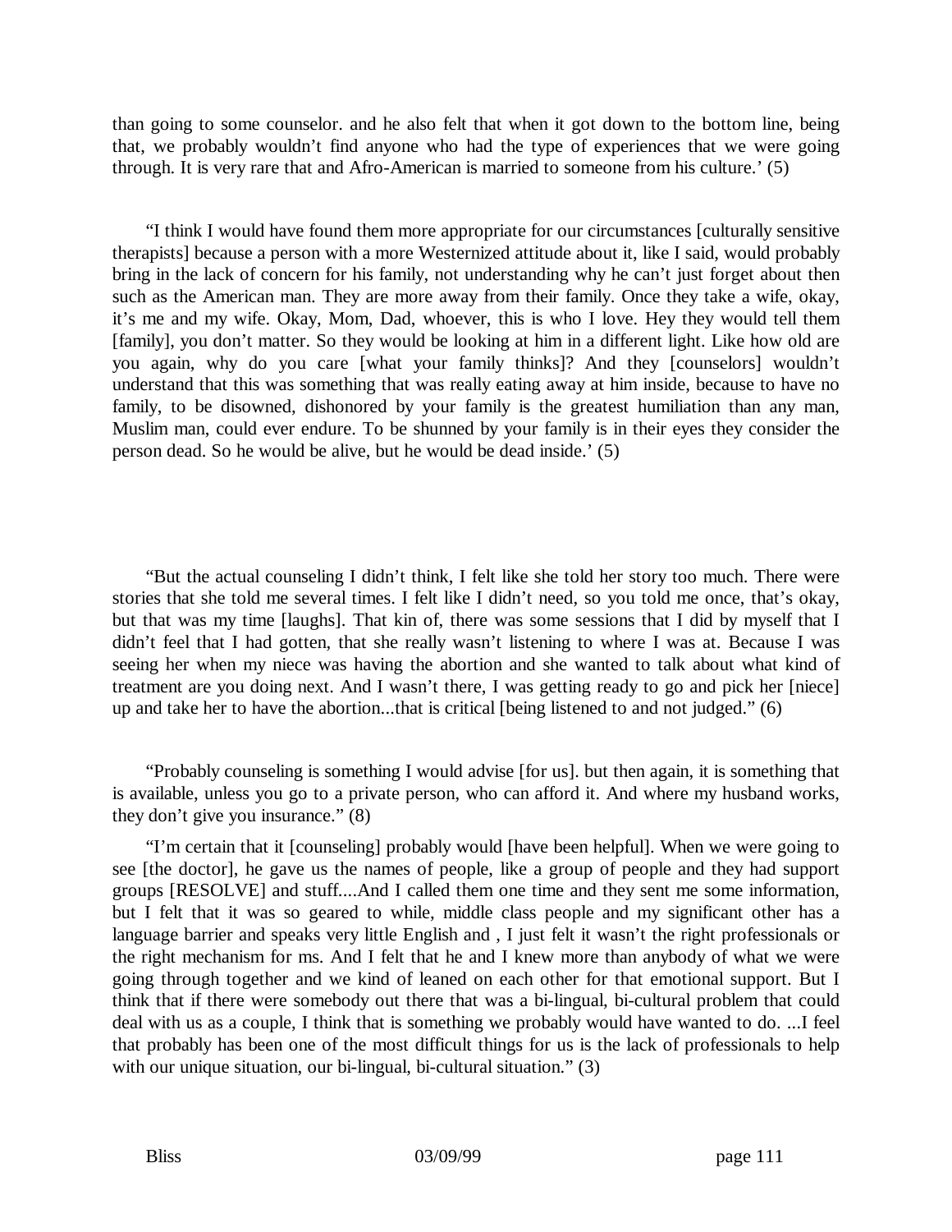than going to some counselor. and he also felt that when it got down to the bottom line, being that, we probably wouldn't find anyone who had the type of experiences that we were going through. It is very rare that and Afro-American is married to someone from his culture.' (5)

"I think I would have found them more appropriate for our circumstances [culturally sensitive therapists] because a person with a more Westernized attitude about it, like I said, would probably bring in the lack of concern for his family, not understanding why he can't just forget about then such as the American man. They are more away from their family. Once they take a wife, okay, it's me and my wife. Okay, Mom, Dad, whoever, this is who I love. Hey they would tell them [family], you don't matter. So they would be looking at him in a different light. Like how old are you again, why do you care [what your family thinks]? And they [counselors] wouldn't understand that this was something that was really eating away at him inside, because to have no family, to be disowned, dishonored by your family is the greatest humiliation than any man, Muslim man, could ever endure. To be shunned by your family is in their eyes they consider the person dead. So he would be alive, but he would be dead inside.' (5)

"But the actual counseling I didn't think, I felt like she told her story too much. There were stories that she told me several times. I felt like I didn't need, so you told me once, that's okay, but that was my time [laughs]. That kin of, there was some sessions that I did by myself that I didn't feel that I had gotten, that she really wasn't listening to where I was at. Because I was seeing her when my niece was having the abortion and she wanted to talk about what kind of treatment are you doing next. And I wasn't there, I was getting ready to go and pick her [niece] up and take her to have the abortion...that is critical [being listened to and not judged." (6)

"Probably counseling is something I would advise [for us]. but then again, it is something that is available, unless you go to a private person, who can afford it. And where my husband works, they don't give you insurance." (8)

"I'm certain that it [counseling] probably would [have been helpful]. When we were going to see [the doctor], he gave us the names of people, like a group of people and they had support groups [RESOLVE] and stuff....And I called them one time and they sent me some information, but I felt that it was so geared to while, middle class people and my significant other has a language barrier and speaks very little English and , I just felt it wasn't the right professionals or the right mechanism for ms. And I felt that he and I knew more than anybody of what we were going through together and we kind of leaned on each other for that emotional support. But I think that if there were somebody out there that was a bi-lingual, bi-cultural problem that could deal with us as a couple, I think that is something we probably would have wanted to do. ...I feel that probably has been one of the most difficult things for us is the lack of professionals to help with our unique situation, our bi-lingual, bi-cultural situation." (3)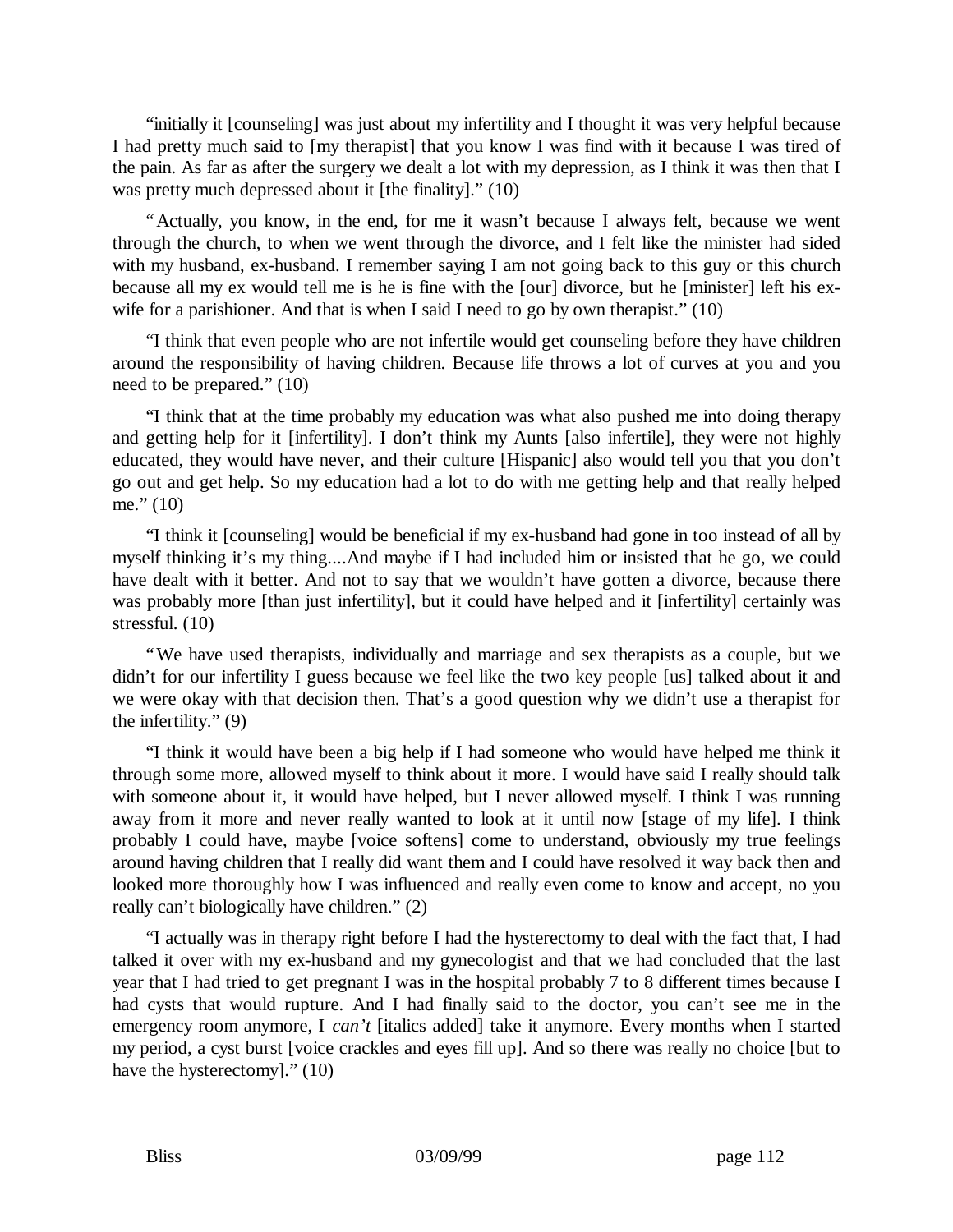"initially it [counseling] was just about my infertility and I thought it was very helpful because I had pretty much said to [my therapist] that you know I was find with it because I was tired of the pain. As far as after the surgery we dealt a lot with my depression, as I think it was then that I was pretty much depressed about it [the finality]." (10)

"Actually, you know, in the end, for me it wasn't because I always felt, because we went through the church, to when we went through the divorce, and I felt like the minister had sided with my husband, ex-husband. I remember saying I am not going back to this guy or this church because all my ex would tell me is he is fine with the [our] divorce, but he [minister] left his ex-wife for a parishioner. And that is when I said I need to go by own therapist." (10)

"I think that even people who are not infertile would get counseling before they have children around the responsibility of having children. Because life throws a lot of curves at you and you need to be prepared." (10)

"I think that at the time probably my education was what also pushed me into doing therapy and getting help for it [infertility]. I don't think my Aunts [also infertile], they were not highly educated, they would have never, and their culture [Hispanic] also would tell you that you don't go out and get help. So my education had a lot to do with me getting help and that really helped me." (10)

"I think it [counseling] would be beneficial if my ex-husband had gone in too instead of all by myself thinking it's my thing....And maybe if I had included him or insisted that he go, we could have dealt with it better. And not to say that we wouldn't have gotten a divorce, because there was probably more [than just infertility], but it could have helped and it [infertility] certainly was stressful. (10)

"We have used therapists, individually and marriage and sex therapists as a couple, but we didn't for our infertility I guess because we feel like the two key people [us] talked about it and we were okay with that decision then. That's a good question why we didn't use a therapist for the infertility." (9)

"I think it would have been a big help if I had someone who would have helped me think it through some more, allowed myself to think about it more. I would have said I really should talk with someone about it, it would have helped, but I never allowed myself. I think I was running away from it more and never really wanted to look at it until now [stage of my life]. I think probably I could have, maybe [voice softens] come to understand, obviously my true feelings around having children that I really did want them and I could have resolved it way back then and looked more thoroughly how I was influenced and really even come to know and accept, no you really can't biologically have children." (2)

"I actually was in therapy right before I had the hysterectomy to deal with the fact that, I had talked it over with my ex-husband and my gynecologist and that we had concluded that the last year that I had tried to get pregnant I was in the hospital probably 7 to 8 different times because I had cysts that would rupture. And I had finally said to the doctor, you can't see me in the emergency room anymore, I *can't* [italics added] take it anymore. Every months when I started my period, a cyst burst [voice crackles and eyes fill up]. And so there was really no choice [but to have the hysterectomy]." (10)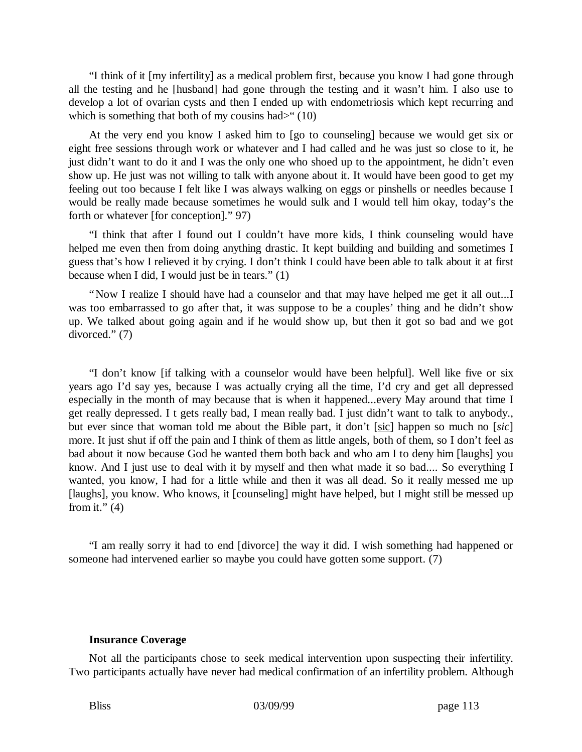"I think of it [my infertility] as a medical problem first, because you know I had gone through all the testing and he [husband] had gone through the testing and it wasn't him. I also use to develop a lot of ovarian cysts and then I ended up with endometriosis which kept recurring and which is something that both of my cousins had>" (10)

At the very end you know I asked him to [go to counseling] because we would get six or eight free sessions through work or whatever and I had called and he was just so close to it, he just didn't want to do it and I was the only one who shoed up to the appointment, he didn't even show up. He just was not willing to talk with anyone about it. It would have been good to get my feeling out too because I felt like I was always walking on eggs or pinshells or needles because I would be really made because sometimes he would sulk and I would tell him okay, today's the forth or whatever [for conception]." 97)

"I think that after I found out I couldn't have more kids, I think counseling would have helped me even then from doing anything drastic. It kept building and building and sometimes I guess that's how I relieved it by crying. I don't think I could have been able to talk about it at first because when I did, I would just be in tears." (1)

"Now I realize I should have had a counselor and that may have helped me get it all out...I was too embarrassed to go after that, it was suppose to be a couples' thing and he didn't show up. We talked about going again and if he would show up, but then it got so bad and we got divorced." (7)

"I don't know [if talking with a counselor would have been helpful]. Well like five or six years ago I'd say yes, because I was actually crying all the time, I'd cry and get all depressed especially in the month of may because that is when it happened...every May around that time I get really depressed. I t gets really bad, I mean really bad. I just didn't want to talk to anybody., but ever since that woman told me about the Bible part, it don't [sic] happen so much no [*sic*] more. It just shut if off the pain and I think of them as little angels, both of them, so I don't feel as bad about it now because God he wanted them both back and who am I to deny him [laughs] you know. And I just use to deal with it by myself and then what made it so bad.... So everything I wanted, you know, I had for a little while and then it was all dead. So it really messed me up [laughs], you know. Who knows, it [counseling] might have helped, but I might still be messed up from it." (4)

"I am really sorry it had to end [divorce] the way it did. I wish something had happened or someone had intervened earlier so maybe you could have gotten some support. (7)

**Insurance Coverage**

Not all the participants chose to seek medical intervention upon suspecting their infertility. Two participants actually have never had medical confirmation of an infertility problem. Although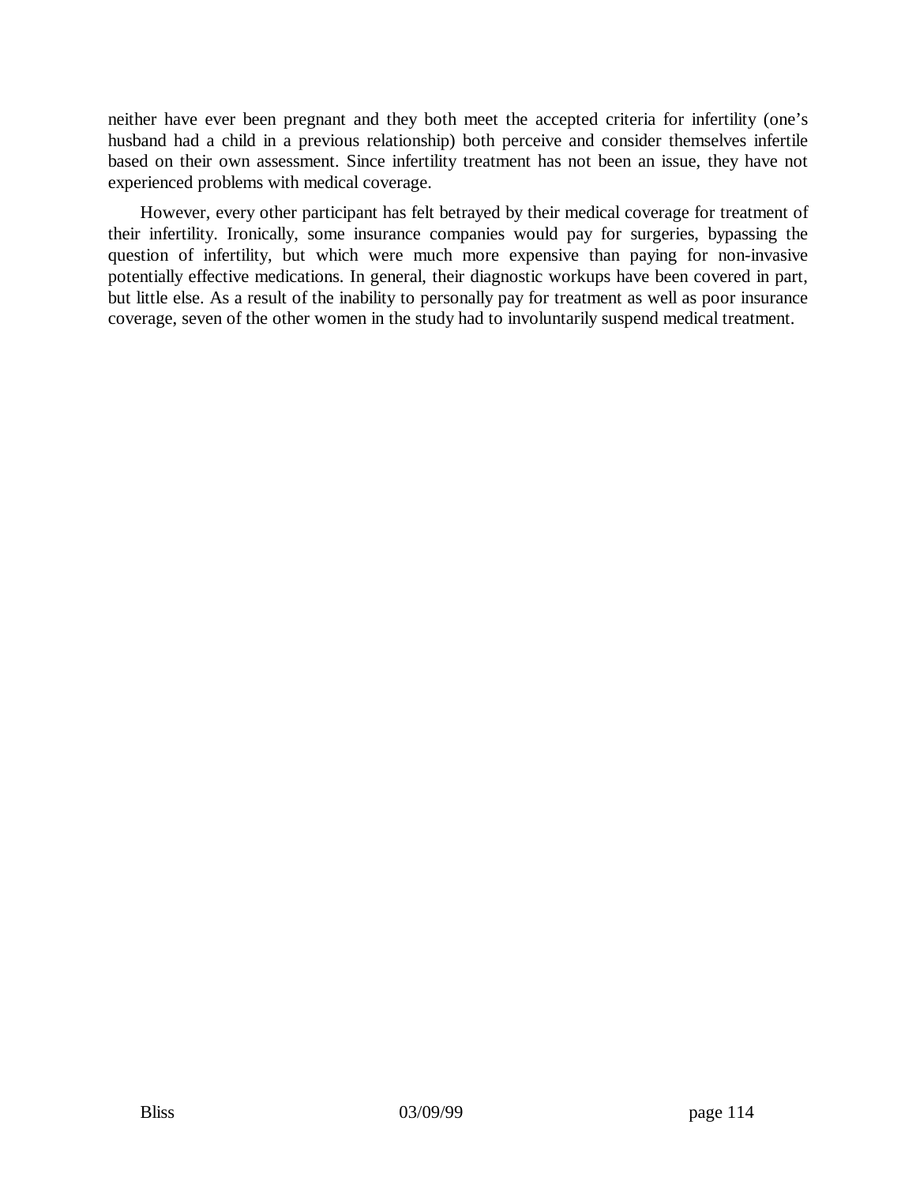neither have ever been pregnant and they both meet the accepted criteria for infertility (one's husband had a child in a previous relationship) both perceive and consider themselves infertile based on their own assessment. Since infertility treatment has not been an issue, they have not experienced problems with medical coverage.

However, every other participant has felt betrayed by their medical coverage for treatment of their infertility. Ironically, some insurance companies would pay for surgeries, bypassing the question of infertility, but which were much more expensive than paying for non-invasive potentially effective medications. In general, their diagnostic workups have been covered in part, but little else. As a result of the inability to personally pay for treatment as well as poor insurance coverage, seven of the other women in the study had to involuntarily suspend medical treatment.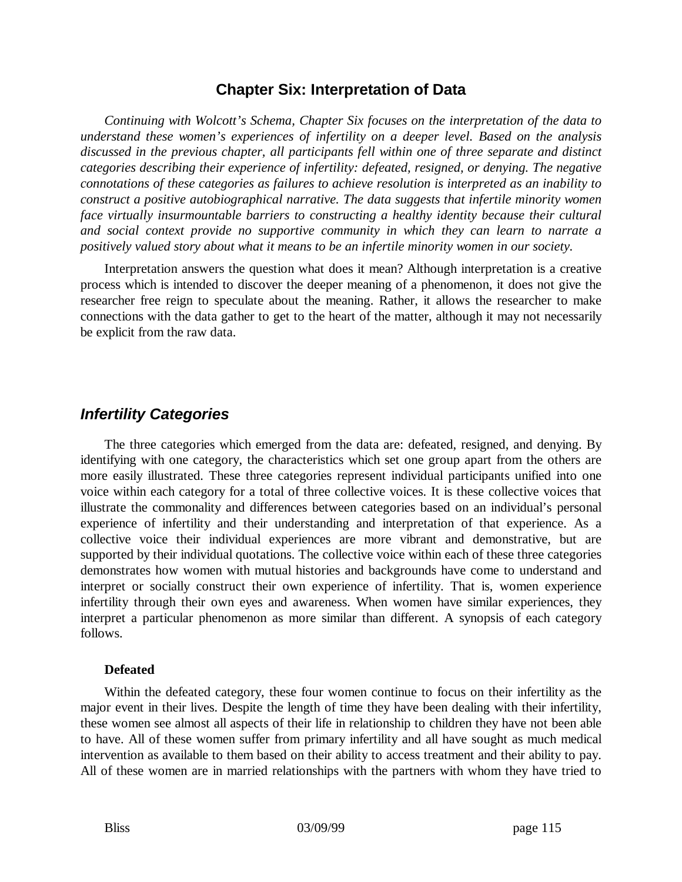## Chapter Six: Interpretation of Data

*Continuing with Wolcott's Schema, Chapter Six focuses on the interpretation of the data to understand these women's experiences of infertility on a deeper level. Based on the analysis discussed in the previous chapter, all participants fell within one of three separate and distinct categories describing their experience of infertility: defeated, resigned, or denying. The negative connotations of these categories as failures to achieve resolution is interpreted as an inability to construct a positive autobiographical narrative. The data suggests that infertile minority women face virtually insurmountable barriers to constructing a healthy identity because their cultural and social context provide no supportive community in which they can learn to narrate a positively valued story about what it means to be an infertile minority women in our society.*

Interpretation answers the question what does it mean? Although interpretation is a creative process which is intended to discover the deeper meaning of a phenomenon, it does not give the researcher free reign to speculate about the meaning. Rather, it allows the researcher to make connections with the data gather to get to the heart of the matter, although it may not necessarily be explicit from the raw data.

### *Infertility Categories*

The three categories which emerged from the data are: defeated, resigned, and denying. By identifying with one category, the characteristics which set one group apart from the others are more easily illustrated. These three categories represent individual participants unified into one voice within each category for a total of three collective voices. It is these collective voices that illustrate the commonality and differences between categories based on an individual's personal experience of infertility and their understanding and interpretation of that experience. As a collective voice their individual experiences are more vibrant and demonstrative, but are supported by their individual quotations. The collective voice within each of these three categories demonstrates how women with mutual histories and backgrounds have come to understand and interpret or socially construct their own experience of infertility. That is, women experience infertility through their own eyes and awareness. When women have similar experiences, they interpret a particular phenomenon as more similar than different. A synopsis of each category follows.

**Defeated**

Within the defeated category, these four women continue to focus on their infertility as the major event in their lives. Despite the length of time they have been dealing with their infertility, these women see almost all aspects of their life in relationship to children they have not been able to have. All of these women suffer from primary infertility and all have sought as much medical intervention as available to them based on their ability to access treatment and their ability to pay. All of these women are in married relationships with the partners with whom they have tried to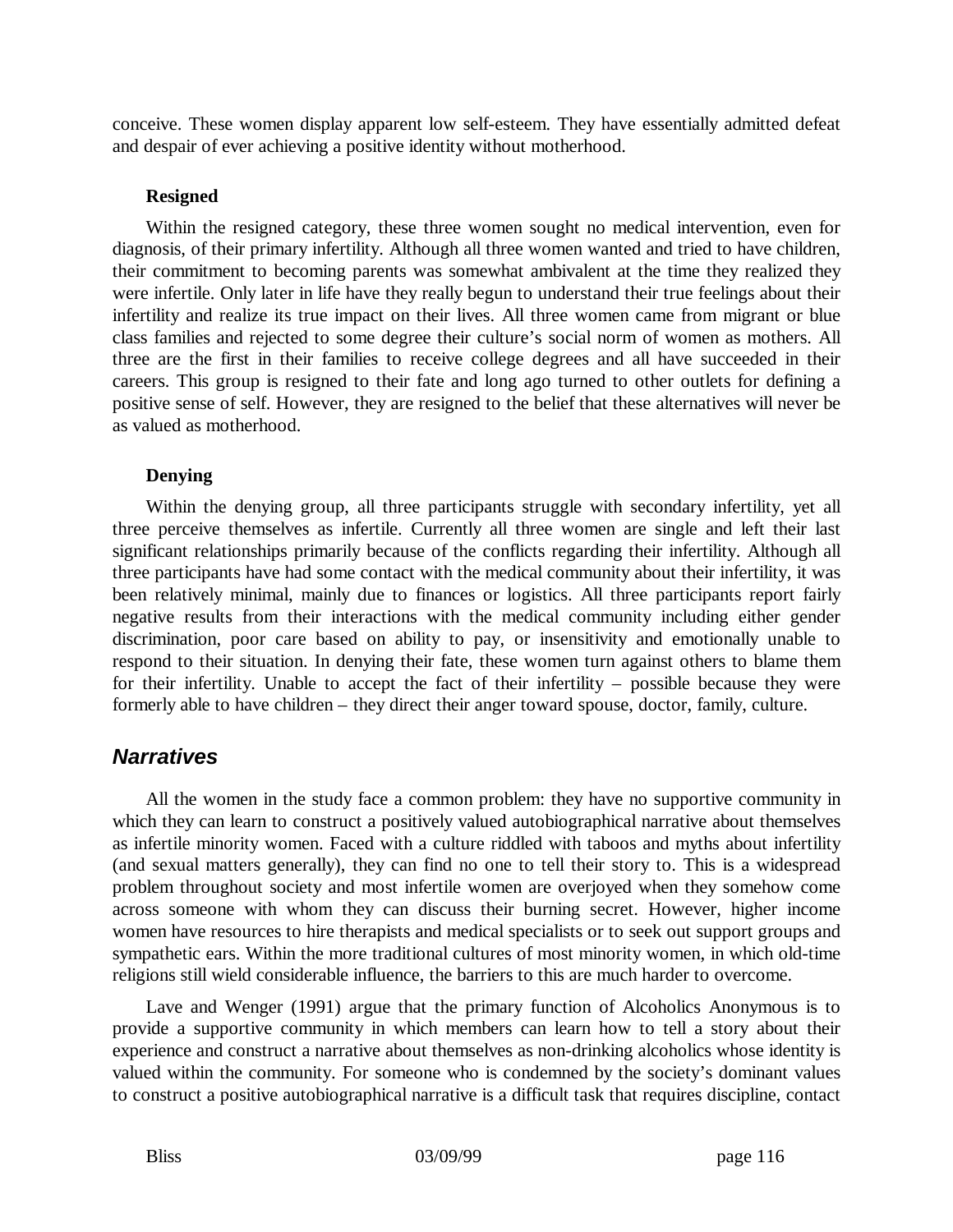conceive. These women display apparent low self-esteem. They have essentially admitted defeat and despair of ever achieving a positive identity without motherhood.

### Resigned

Within the resigned category, these three women sought no medical intervention, even for diagnosis, of their primary infertility. Although all three women wanted and tried to have children, their commitment to becoming parents was somewhat ambivalent at the time they realized they were infertile. Only later in life have they really begun to understand their true feelings about their infertility and realize its true impact on their lives. All three women came from migrant or blue class families and rejected to some degree their culture's social norm of women as mothers. All three are the first in their families to receive college degrees and all have succeeded in their careers. This group is resigned to their fate and long ago turned to other outlets for defining a positive sense of self. However, they are resigned to the belief that these alternatives will never be as valued as motherhood.

### Denying

Within the denying group, all three participants struggle with secondary infertility, yet all three perceive themselves as infertile. Currently all three women are single and left their last significant relationships primarily because of the conflicts regarding their infertility. Although all three participants have had some contact with the medical community about their infertility, it was been relatively minimal, mainly due to finances or logistics. All three participants report fairly negative results from their interactions with the medical community including either gender discrimination, poor care based on ability to pay, or insensitivity and emotionally unable to respond to their situation. In denying their fate, these women turn against others to blame them for their infertility. Unable to accept the fact of their infertility – possible because they were formerly able to have children – they direct their anger toward spouse, doctor, family, culture.

## *Narratives*

All the women in the study face a common problem: they have no supportive community in which they can learn to construct a positively valued autobiographical narrative about themselves as infertile minority women. Faced with a culture riddled with taboos and myths about infertility (and sexual matters generally), they can find no one to tell their story to. This is a widespread problem throughout society and most infertile women are overjoyed when they somehow come across someone with whom they can discuss their burning secret. However, higher income women have resources to hire therapists and medical specialists or to seek out support groups and sympathetic ears. Within the more traditional cultures of most minority women, in which old-time religions still wield considerable influence, the barriers to this are much harder to overcome.

Lave and Wenger (1991) argue that the primary function of Alcoholics Anonymous is to provide a supportive community in which members can learn how to tell a story about their experience and construct a narrative about themselves as non-drinking alcoholics whose identity is valued within the community. For someone who is condemned by the society's dominant values to construct a positive autobiographical narrative is a difficult task that requires discipline, contact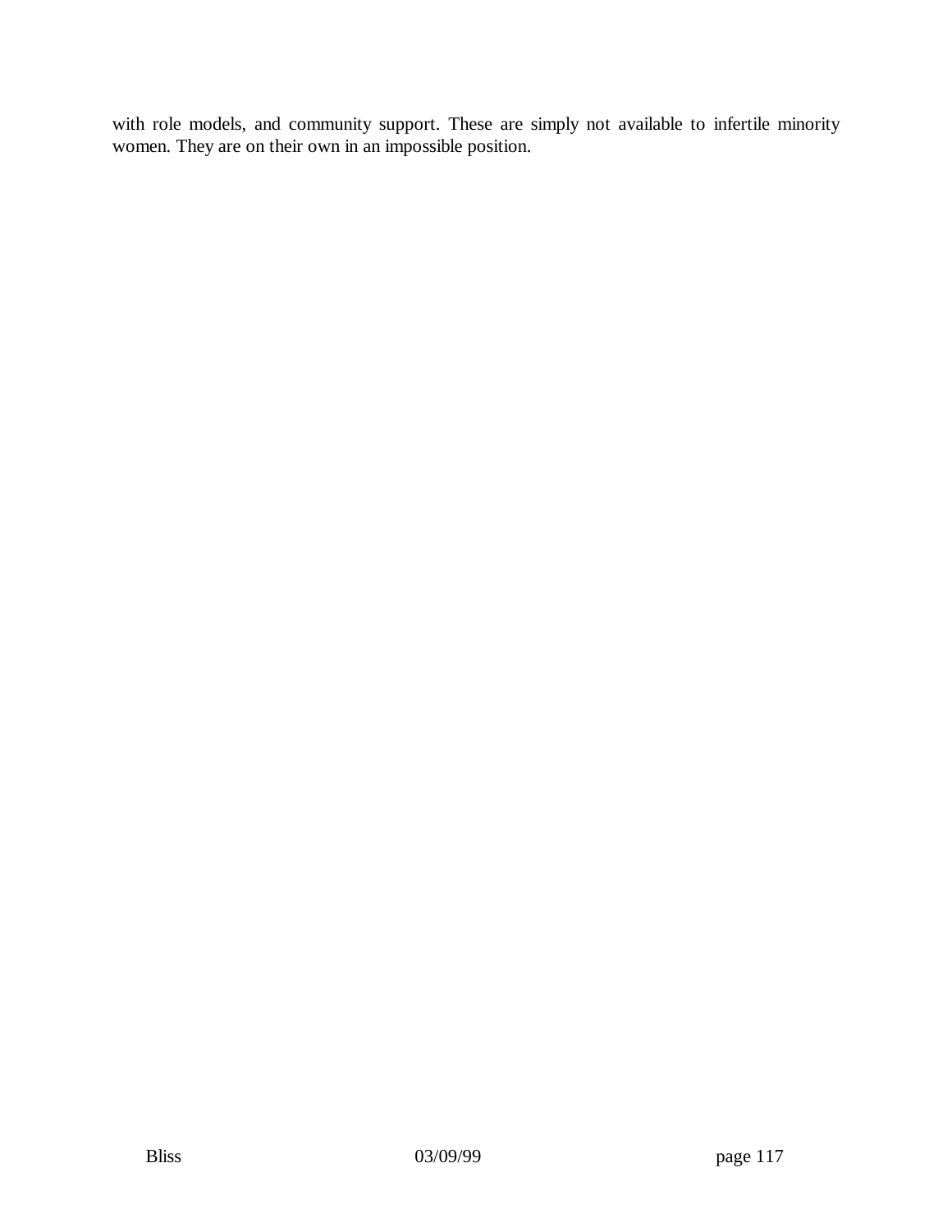with role models, and community support. These are simply not available to infertile minority women. They are on their own in an impossible position.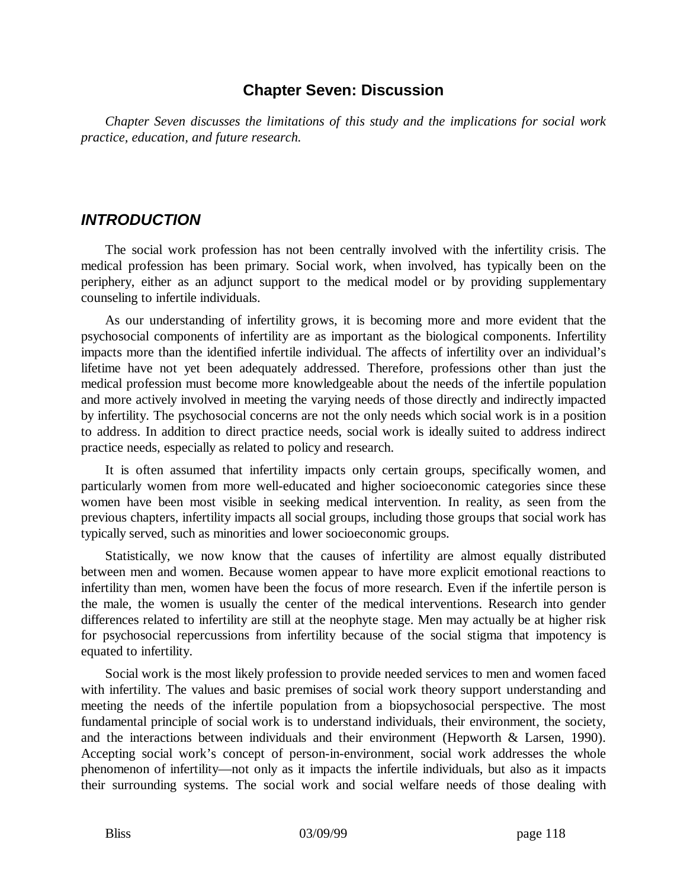# Chapter Seven: Discussion

*Chapter Seven discusses the limitations of this study and the implications for social work practice, education, and future research.*

## *INTRODUCTION*

The social work profession has not been centrally involved with the infertility crisis. The medical profession has been primary. Social work, when involved, has typically been on the periphery, either as an adjunct support to the medical model or by providing supplementary counseling to infertile individuals.

As our understanding of infertility grows, it is becoming more and more evident that the psychosocial components of infertility are as important as the biological components. Infertility impacts more than the identified infertile individual. The affects of infertility over an individual's lifetime have not yet been adequately addressed. Therefore, professions other than just the medical profession must become more knowledgeable about the needs of the infertile population and more actively involved in meeting the varying needs of those directly and indirectly impacted by infertility. The psychosocial concerns are not the only needs which social work is in a position to address. In addition to direct practice needs, social work is ideally suited to address indirect practice needs, especially as related to policy and research.

It is often assumed that infertility impacts only certain groups, specifically women, and particularly women from more well-educated and higher socioeconomic categories since these women have been most visible in seeking medical intervention. In reality, as seen from the previous chapters, infertility impacts all social groups, including those groups that social work has typically served, such as minorities and lower socioeconomic groups.

Statistically, we now know that the causes of infertility are almost equally distributed between men and women. Because women appear to have more explicit emotional reactions to infertility than men, women have been the focus of more research. Even if the infertile person is the male, the women is usually the center of the medical interventions. Research into gender differences related to infertility are still at the neophyte stage. Men may actually be at higher risk for psychosocial repercussions from infertility because of the social stigma that impotency is equated to infertility.

Social work is the most likely profession to provide needed services to men and women faced with infertility. The values and basic premises of social work theory support understanding and meeting the needs of the infertile population from a biopsychosocial perspective. The most fundamental principle of social work is to understand individuals, their environment, the society, and the interactions between individuals and their environment (Hepworth & Larsen, 1990). Accepting social work's concept of person-in-environment, social work addresses the whole phenomenon of infertility—not only as it impacts the infertile individuals, but also as it impacts their surrounding systems. The social work and social welfare needs of those dealing with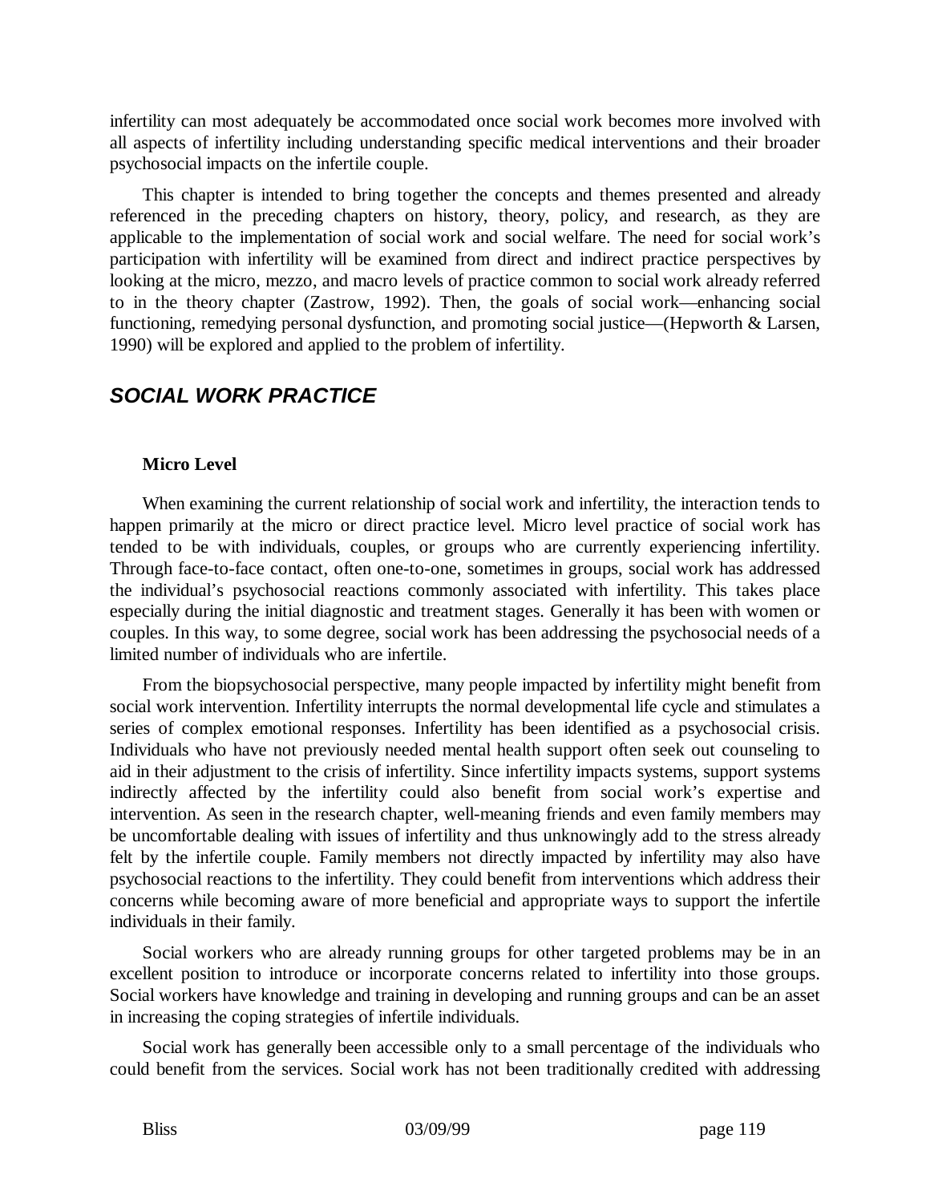infertility can most adequately be accommodated once social work becomes more involved with all aspects of infertility including understanding specific medical interventions and their broader psychosocial impacts on the infertile couple.

This chapter is intended to bring together the concepts and themes presented and already referenced in the preceding chapters on history, theory, policy, and research, as they are applicable to the implementation of social work and social welfare. The need for social work's participation with infertility will be examined from direct and indirect practice perspectives by looking at the micro, mezzo, and macro levels of practice common to social work already referred to in the theory chapter (Zastrow, 1992). Then, the goals of social work—enhancing social functioning, remedying personal dysfunction, and promoting social justice—(Hepworth & Larsen, 1990) will be explored and applied to the problem of infertility.

## *SOCIAL WORK PRACTICE*

### Micro Level

When examining the current relationship of social work and infertility, the interaction tends to happen primarily at the micro or direct practice level. Micro level practice of social work has tended to be with individuals, couples, or groups who are currently experiencing infertility. Through face-to-face contact, often one-to-one, sometimes in groups, social work has addressed the individual's psychosocial reactions commonly associated with infertility. This takes place especially during the initial diagnostic and treatment stages. Generally it has been with women or couples. In this way, to some degree, social work has been addressing the psychosocial needs of a limited number of individuals who are infertile.

From the biopsychosocial perspective, many people impacted by infertility might benefit from social work intervention. Infertility interrupts the normal developmental life cycle and stimulates a series of complex emotional responses. Infertility has been identified as a psychosocial crisis. Individuals who have not previously needed mental health support often seek out counseling to aid in their adjustment to the crisis of infertility. Since infertility impacts systems, support systems indirectly affected by the infertility could also benefit from social work's expertise and intervention. As seen in the research chapter, well-meaning friends and even family members may be uncomfortable dealing with issues of infertility and thus unknowingly add to the stress already felt by the infertile couple. Family members not directly impacted by infertility may also have psychosocial reactions to the infertility. They could benefit from interventions which address their concerns while becoming aware of more beneficial and appropriate ways to support the infertile individuals in their family.

Social workers who are already running groups for other targeted problems may be in an excellent position to introduce or incorporate concerns related to infertility into those groups. Social workers have knowledge and training in developing and running groups and can be an asset in increasing the coping strategies of infertile individuals.

Social work has generally been accessible only to a small percentage of the individuals who could benefit from the services. Social work has not been traditionally credited with addressing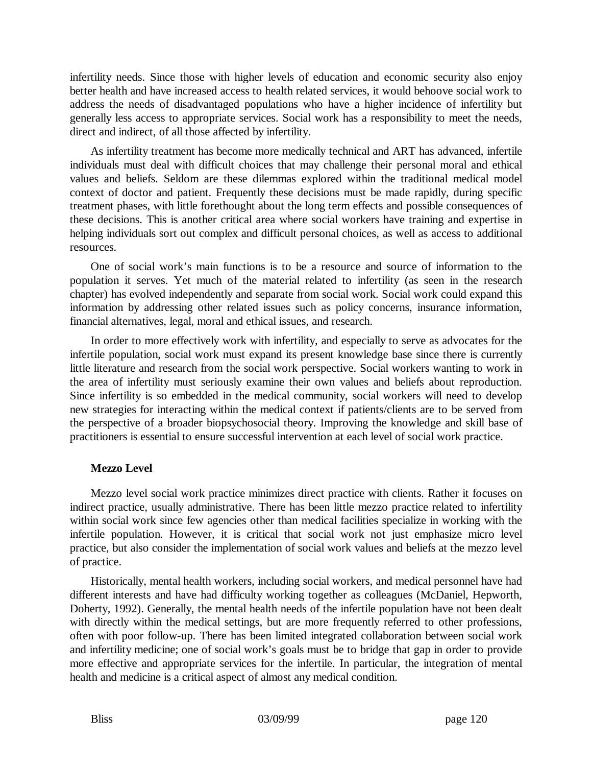infertility needs. Since those with higher levels of education and economic security also enjoy better health and have increased access to health related services, it would behoove social work to address the needs of disadvantaged populations who have a higher incidence of infertility but generally less access to appropriate services. Social work has a responsibility to meet the needs, direct and indirect, of all those affected by infertility.

As infertility treatment has become more medically technical and ART has advanced, infertile individuals must deal with difficult choices that may challenge their personal moral and ethical values and beliefs. Seldom are these dilemmas explored within the traditional medical model context of doctor and patient. Frequently these decisions must be made rapidly, during specific treatment phases, with little forethought about the long term effects and possible consequences of these decisions. This is another critical area where social workers have training and expertise in helping individuals sort out complex and difficult personal choices, as well as access to additional resources.

One of social work's main functions is to be a resource and source of information to the population it serves. Yet much of the material related to infertility (as seen in the research chapter) has evolved independently and separate from social work. Social work could expand this information by addressing other related issues such as policy concerns, insurance information, financial alternatives, legal, moral and ethical issues, and research.

In order to more effectively work with infertility, and especially to serve as advocates for the infertile population, social work must expand its present knowledge base since there is currently little literature and research from the social work perspective. Social workers wanting to work in the area of infertility must seriously examine their own values and beliefs about reproduction. Since infertility is so embedded in the medical community, social workers will need to develop new strategies for interacting within the medical context if patients/clients are to be served from the perspective of a broader biopsychosocial theory. Improving the knowledge and skill base of practitioners is essential to ensure successful intervention at each level of social work practice.

### Mezzo Level

Mezzo level social work practice minimizes direct practice with clients. Rather it focuses on indirect practice, usually administrative. There has been little mezzo practice related to infertility within social work since few agencies other than medical facilities specialize in working with the infertile population. However, it is critical that social work not just emphasize micro level practice, but also consider the implementation of social work values and beliefs at the mezzo level of practice.

Historically, mental health workers, including social workers, and medical personnel have had different interests and have had difficulty working together as colleagues (McDaniel, Hepworth, Doherty, 1992). Generally, the mental health needs of the infertile population have not been dealt with directly within the medical settings, but are more frequently referred to other professions, often with poor follow-up. There has been limited integrated collaboration between social work and infertility medicine; one of social work's goals must be to bridge that gap in order to provide more effective and appropriate services for the infertile. In particular, the integration of mental health and medicine is a critical aspect of almost any medical condition.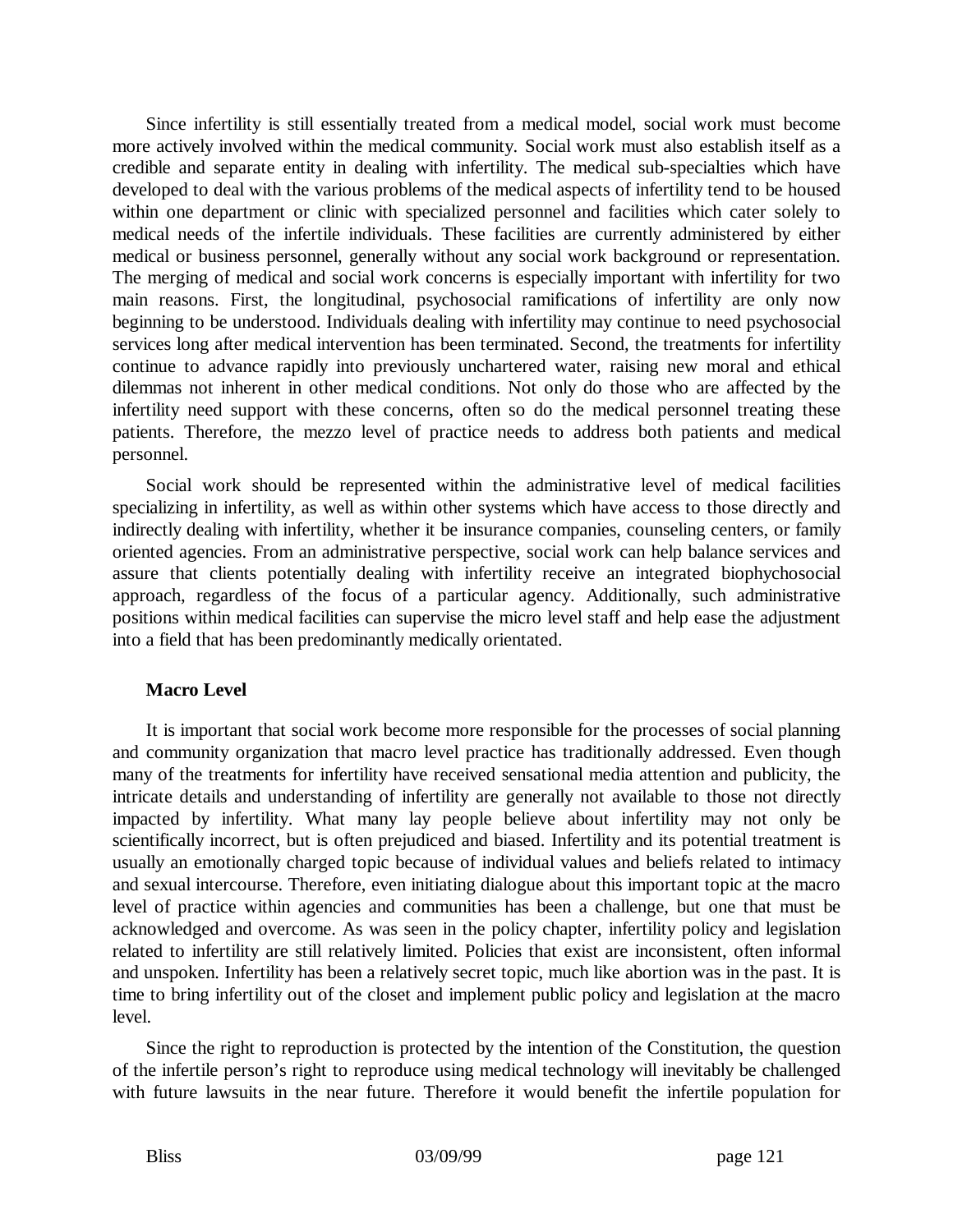Since infertility is still essentially treated from a medical model, social work must become more actively involved within the medical community. Social work must also establish itself as a credible and separate entity in dealing with infertility. The medical sub-specialties which have developed to deal with the various problems of the medical aspects of infertility tend to be housed within one department or clinic with specialized personnel and facilities which cater solely to medical needs of the infertile individuals. These facilities are currently administered by either medical or business personnel, generally without any social work background or representation. The merging of medical and social work concerns is especially important with infertility for two main reasons. First, the longitudinal, psychosocial ramifications of infertility are only now beginning to be understood. Individuals dealing with infertility may continue to need psychosocial services long after medical intervention has been terminated. Second, the treatments for infertility continue to advance rapidly into previously unchartered water, raising new moral and ethical dilemmas not inherent in other medical conditions. Not only do those who are affected by the infertility need support with these concerns, often so do the medical personnel treating these patients. Therefore, the mezzo level of practice needs to address both patients and medical personnel.

Social work should be represented within the administrative level of medical facilities specializing in infertility, as well as within other systems which have access to those directly and indirectly dealing with infertility, whether it be insurance companies, counseling centers, or family oriented agencies. From an administrative perspective, social work can help balance services and assure that clients potentially dealing with infertility receive an integrated biophychosocial approach, regardless of the focus of a particular agency. Additionally, such administrative positions within medical facilities can supervise the micro level staff and help ease the adjustment into a field that has been predominantly medically orientated.

**Macro Level**

It is important that social work become more responsible for the processes of social planning and community organization that macro level practice has traditionally addressed. Even though many of the treatments for infertility have received sensational media attention and publicity, the intricate details and understanding of infertility are generally not available to those not directly impacted by infertility. What many lay people believe about infertility may not only be scientifically incorrect, but is often prejudiced and biased. Infertility and its potential treatment is usually an emotionally charged topic because of individual values and beliefs related to intimacy and sexual intercourse. Therefore, even initiating dialogue about this important topic at the macro level of practice within agencies and communities has been a challenge, but one that must be acknowledged and overcome. As was seen in the policy chapter, infertility policy and legislation related to infertility are still relatively limited. Policies that exist are inconsistent, often informal and unspoken. Infertility has been a relatively secret topic, much like abortion was in the past. It is time to bring infertility out of the closet and implement public policy and legislation at the macro level.

Since the right to reproduction is protected by the intention of the Constitution, the question of the infertile person's right to reproduce using medical technology will inevitably be challenged with future lawsuits in the near future. Therefore it would benefit the infertile population for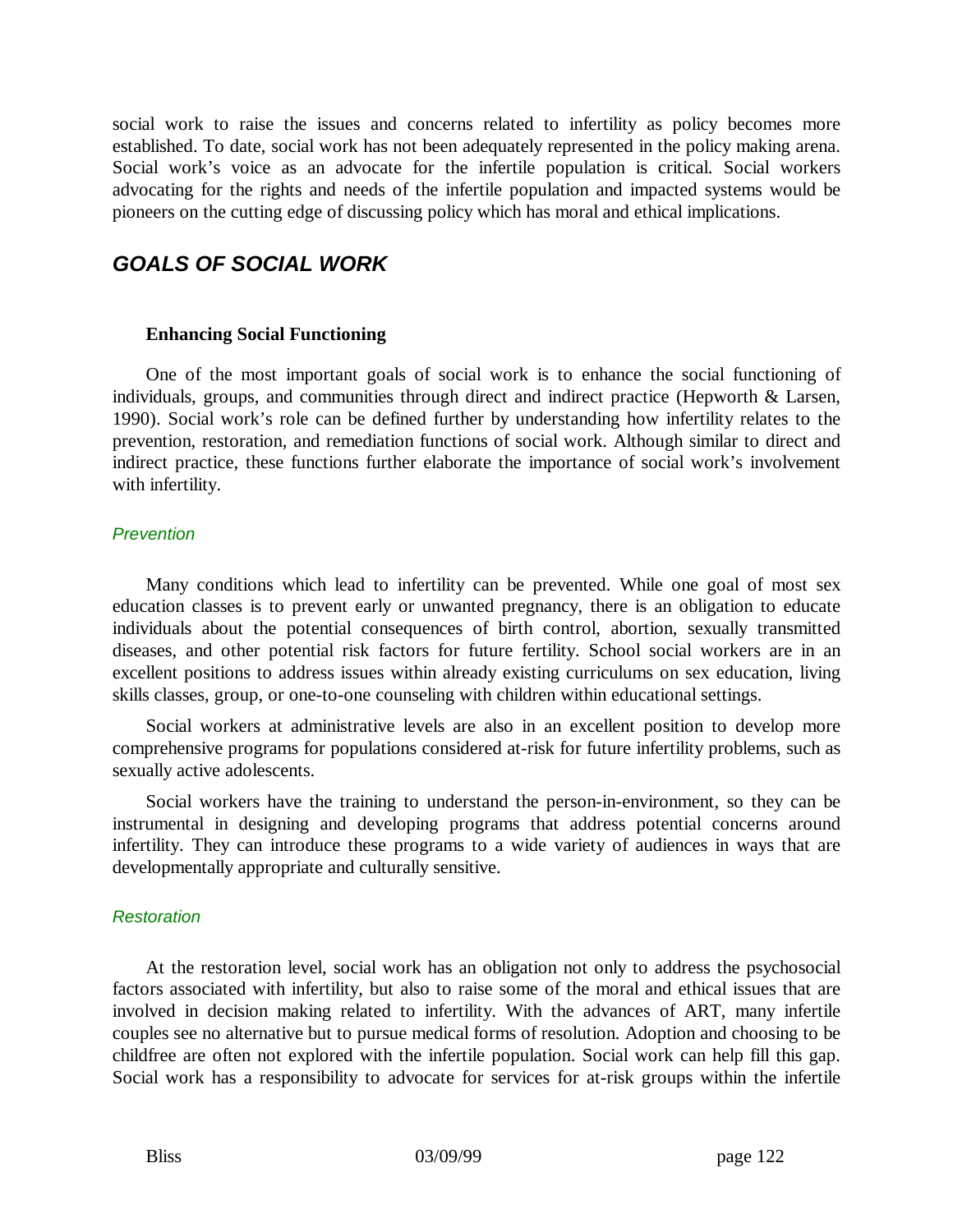social work to raise the issues and concerns related to infertility as policy becomes more established. To date, social work has not been adequately represented in the policy making arena. Social work's voice as an advocate for the infertile population is critical. Social workers advocating for the rights and needs of the infertile population and impacted systems would be pioneers on the cutting edge of discussing policy which has moral and ethical implications.

## *GOALS OF SOCIAL WORK*

### Enhancing Social Functioning

One of the most important goals of social work is to enhance the social functioning of individuals, groups, and communities through direct and indirect practice (Hepworth & Larsen, 1990). Social work's role can be defined further by understanding how infertility relates to the prevention, restoration, and remediation functions of social work. Although similar to direct and indirect practice, these functions further elaborate the importance of social work's involvement with infertility.

#### *Prevention*

Many conditions which lead to infertility can be prevented. While one goal of most sex education classes is to prevent early or unwanted pregnancy, there is an obligation to educate individuals about the potential consequences of birth control, abortion, sexually transmitted diseases, and other potential risk factors for future fertility. School social workers are in an excellent positions to address issues within already existing curriculums on sex education, living skills classes, group, or one-to-one counseling with children within educational settings.

Social workers at administrative levels are also in an excellent position to develop more comprehensive programs for populations considered at-risk for future infertility problems, such as sexually active adolescents.

Social workers have the training to understand the person-in-environment, so they can be instrumental in designing and developing programs that address potential concerns around infertility. They can introduce these programs to a wide variety of audiences in ways that are developmentally appropriate and culturally sensitive.

#### *Restoration*

At the restoration level, social work has an obligation not only to address the psychosocial factors associated with infertility, but also to raise some of the moral and ethical issues that are involved in decision making related to infertility. With the advances of ART, many infertile couples see no alternative but to pursue medical forms of resolution. Adoption and choosing to be childfree are often not explored with the infertile population. Social work can help fill this gap. Social work has a responsibility to advocate for services for at-risk groups within the infertile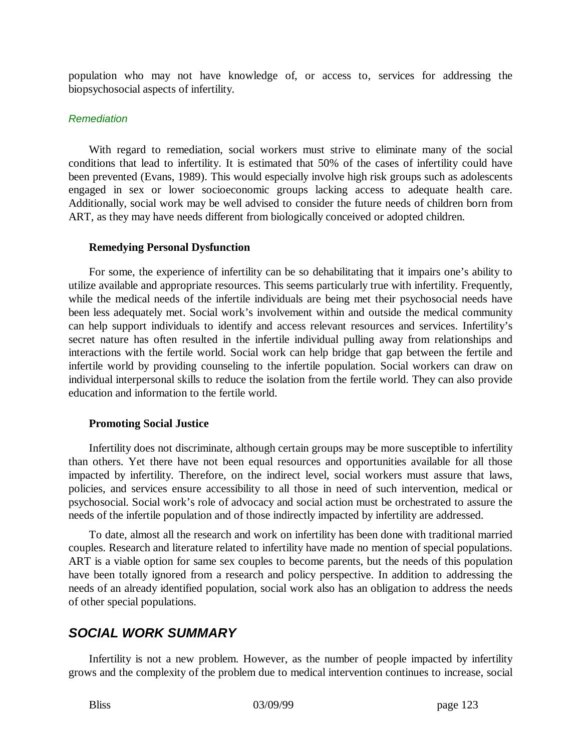population who may not have knowledge of, or access to, services for addressing the biopsychosocial aspects of infertility.

### *Remediation*

With regard to remediation, social workers must strive to eliminate many of the social conditions that lead to infertility. It is estimated that 50% of the cases of infertility could have been prevented (Evans, 1989). This would especially involve high risk groups such as adolescents engaged in sex or lower socioeconomic groups lacking access to adequate health care. Additionally, social work may be well advised to consider the future needs of children born from ART, as they may have needs different from biologically conceived or adopted children.

#### Remedying Personal Dysfunction

For some, the experience of infertility can be so dehabilitating that it impairs one's ability to utilize available and appropriate resources. This seems particularly true with infertility. Frequently, while the medical needs of the infertile individuals are being met their psychosocial needs have been less adequately met. Social work's involvement within and outside the medical community can help support individuals to identify and access relevant resources and services. Infertility's secret nature has often resulted in the infertile individual pulling away from relationships and interactions with the fertile world. Social work can help bridge that gap between the fertile and infertile world by providing counseling to the infertile population. Social workers can draw on individual interpersonal skills to reduce the isolation from the fertile world. They can also provide education and information to the fertile world.

#### Promoting Social Justice

Infertility does not discriminate, although certain groups may be more susceptible to infertility than others. Yet there have not been equal resources and opportunities available for all those impacted by infertility. Therefore, on the indirect level, social workers must assure that laws, policies, and services ensure accessibility to all those in need of such intervention, medical or psychosocial. Social work's role of advocacy and social action must be orchestrated to assure the needs of the infertile population and of those indirectly impacted by infertility are addressed.

To date, almost all the research and work on infertility has been done with traditional married couples. Research and literature related to infertility have made no mention of special populations. ART is a viable option for same sex couples to become parents, but the needs of this population have been totally ignored from a research and policy perspective. In addition to addressing the needs of an already identified population, social work also has an obligation to address the needs of other special populations.

## *SOCIAL WORK SUMMARY*

Infertility is not a new problem. However, as the number of people impacted by infertility grows and the complexity of the problem due to medical intervention continues to increase, social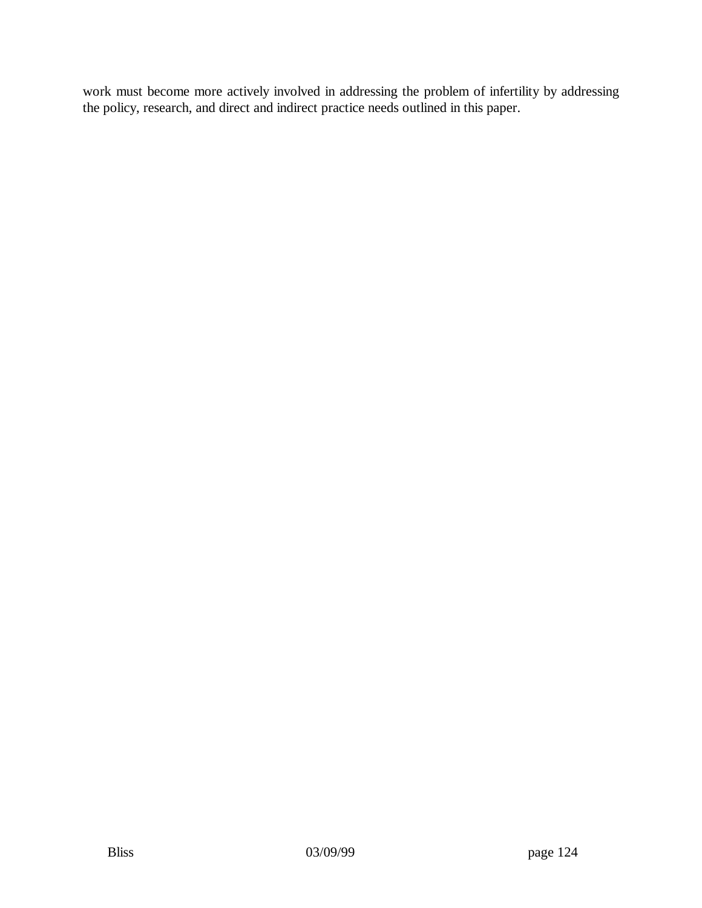work must become more actively involved in addressing the problem of infertility by addressing the policy, research, and direct and indirect practice needs outlined in this paper.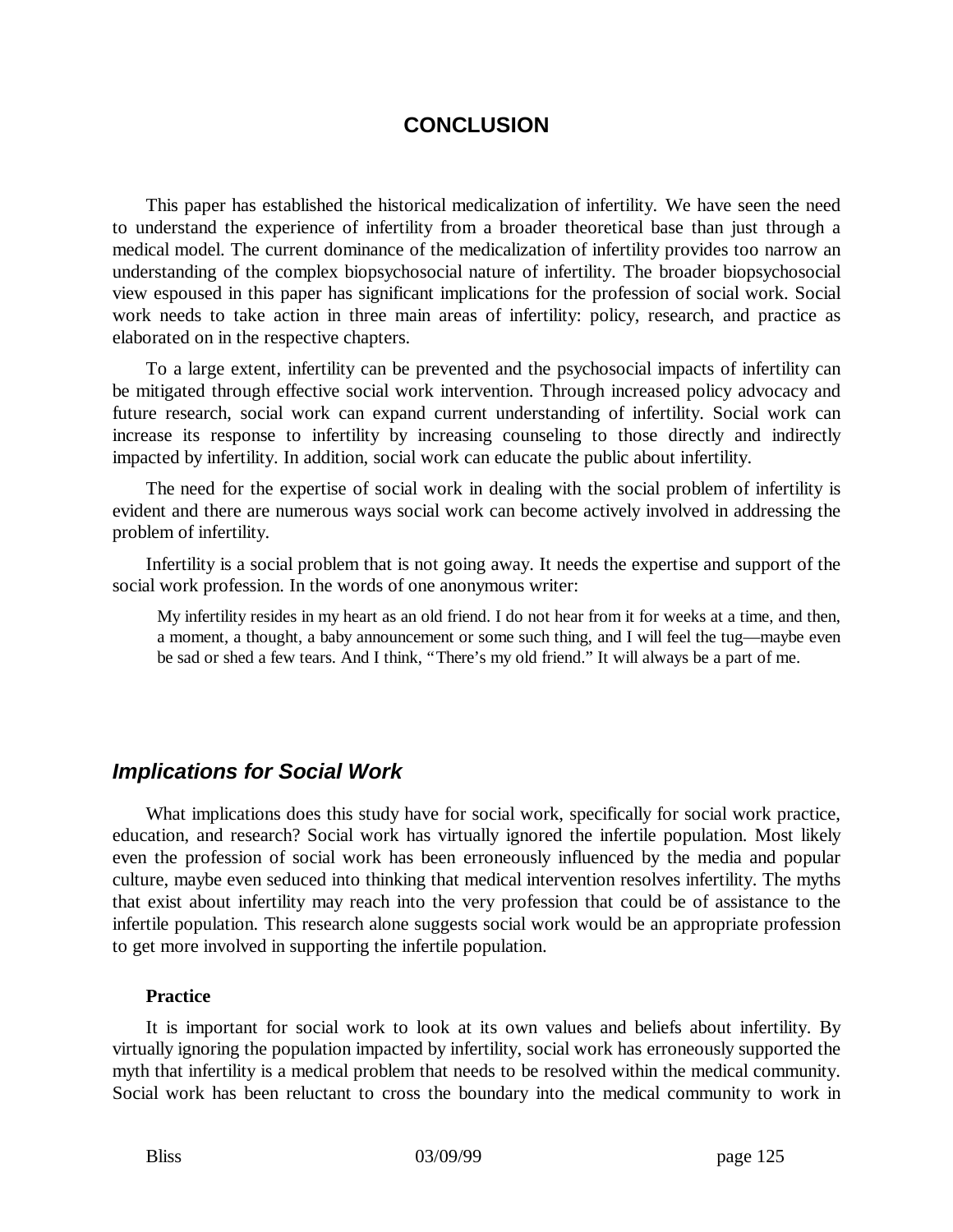# CONCLUSION

This paper has established the historical medicalization of infertility. We have seen the need to understand the experience of infertility from a broader theoretical base than just through a medical model. The current dominance of the medicalization of infertility provides too narrow an understanding of the complex biopsychosocial nature of infertility. The broader biopsychosocial view espoused in this paper has significant implications for the profession of social work. Social work needs to take action in three main areas of infertility: policy, research, and practice as elaborated on in the respective chapters.

To a large extent, infertility can be prevented and the psychosocial impacts of infertility can be mitigated through effective social work intervention. Through increased policy advocacy and future research, social work can expand current understanding of infertility. Social work can increase its response to infertility by increasing counseling to those directly and indirectly impacted by infertility. In addition, social work can educate the public about infertility.

The need for the expertise of social work in dealing with the social problem of infertility is evident and there are numerous ways social work can become actively involved in addressing the problem of infertility.

Infertility is a social problem that is not going away. It needs the expertise and support of the social work profession. In the words of one anonymous writer:

> My infertility resides in my heart as an old friend. I do not hear from it for weeks at a time, and then, a moment, a thought, a baby announcement or some such thing, and I will feel the tug—maybe even be sad or shed a few tears. And I think, "There's my old friend." It will always be a part of me.

## *Implications for Social Work*

What implications does this study have for social work, specifically for social work practice, education, and research? Social work has virtually ignored the infertile population. Most likely even the profession of social work has been erroneously influenced by the media and popular culture, maybe even seduced into thinking that medical intervention resolves infertility. The myths that exist about infertility may reach into the very profession that could be of assistance to the infertile population. This research alone suggests social work would be an appropriate profession to get more involved in supporting the infertile population.

### Practice

It is important for social work to look at its own values and beliefs about infertility. By virtually ignoring the population impacted by infertility, social work has erroneously supported the myth that infertility is a medical problem that needs to be resolved within the medical community. Social work has been reluctant to cross the boundary into the medical community to work in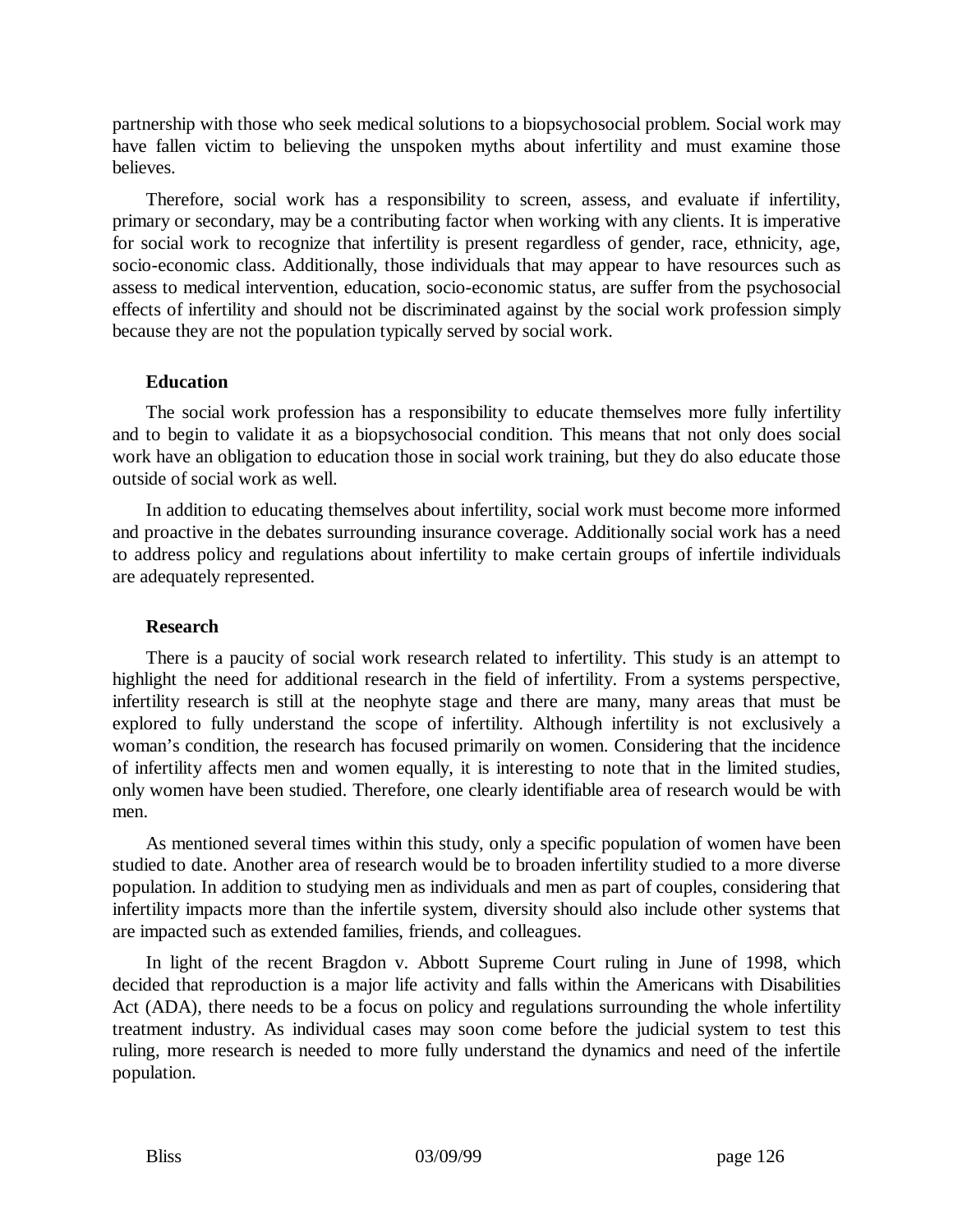partnership with those who seek medical solutions to a biopsychosocial problem. Social work may have fallen victim to believing the unspoken myths about infertility and must examine those believes.

Therefore, social work has a responsibility to screen, assess, and evaluate if infertility, primary or secondary, may be a contributing factor when working with any clients. It is imperative for social work to recognize that infertility is present regardless of gender, race, ethnicity, age, socio-economic class. Additionally, those individuals that may appear to have resources such as assess to medical intervention, education, socio-economic status, are suffer from the psychosocial effects of infertility and should not be discriminated against by the social work profession simply because they are not the population typically served by social work.

### Education

The social work profession has a responsibility to educate themselves more fully infertility and to begin to validate it as a biopsychosocial condition. This means that not only does social work have an obligation to education those in social work training, but they do also educate those outside of social work as well.

In addition to educating themselves about infertility, social work must become more informed and proactive in the debates surrounding insurance coverage. Additionally social work has a need to address policy and regulations about infertility to make certain groups of infertile individuals are adequately represented.

### Research

There is a paucity of social work research related to infertility. This study is an attempt to highlight the need for additional research in the field of infertility. From a systems perspective, infertility research is still at the neophyte stage and there are many, many areas that must be explored to fully understand the scope of infertility. Although infertility is not exclusively a woman's condition, the research has focused primarily on women. Considering that the incidence of infertility affects men and women equally, it is interesting to note that in the limited studies, only women have been studied. Therefore, one clearly identifiable area of research would be with men.

As mentioned several times within this study, only a specific population of women have been studied to date. Another area of research would be to broaden infertility studied to a more diverse population. In addition to studying men as individuals and men as part of couples, considering that infertility impacts more than the infertile system, diversity should also include other systems that are impacted such as extended families, friends, and colleagues.

In light of the recent Bragdon v. Abbott Supreme Court ruling in June of 1998, which decided that reproduction is a major life activity and falls within the Americans with Disabilities Act (ADA), there needs to be a focus on policy and regulations surrounding the whole infertility treatment industry. As individual cases may soon come before the judicial system to test this ruling, more research is needed to more fully understand the dynamics and need of the infertile population.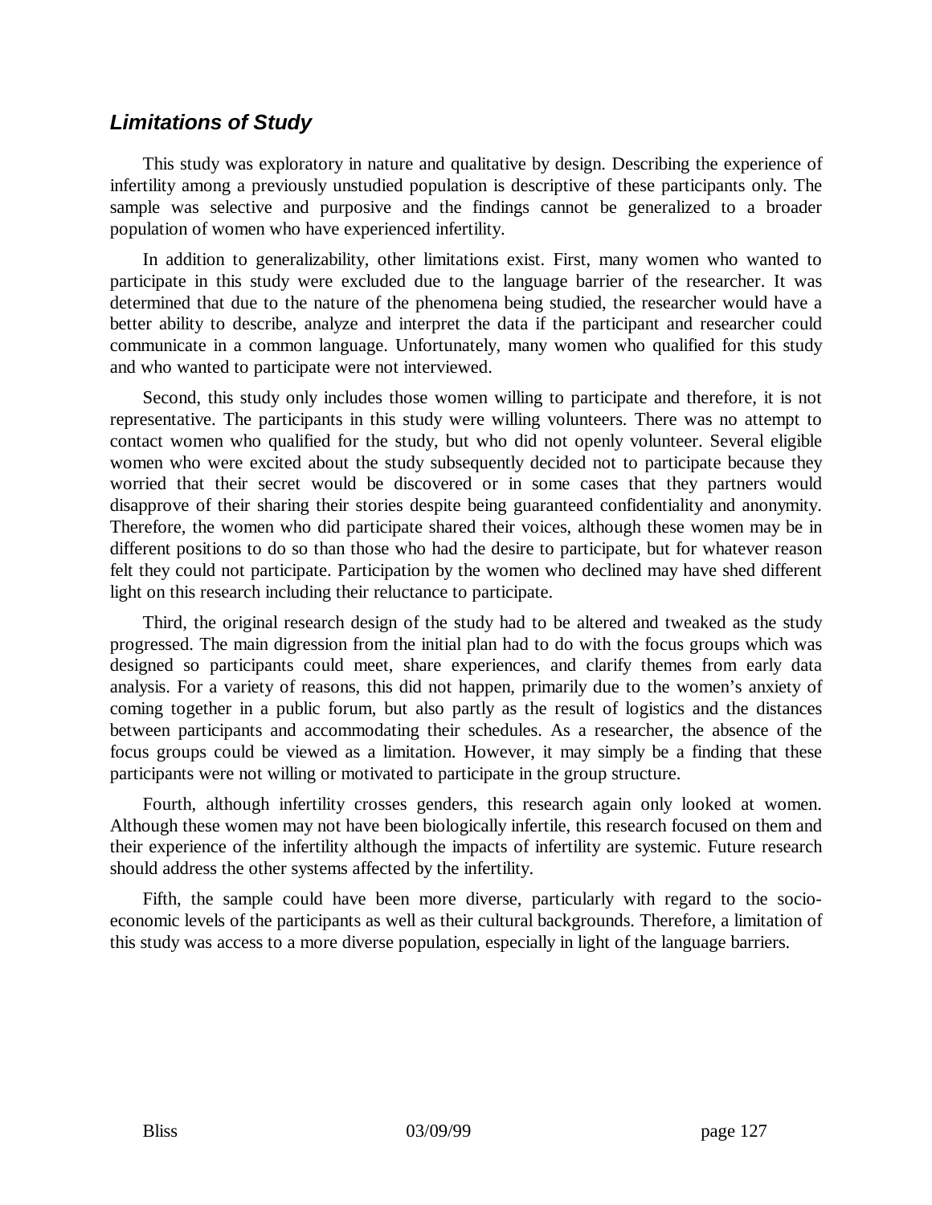### *Limitations of Study*

This study was exploratory in nature and qualitative by design. Describing the experience of infertility among a previously unstudied population is descriptive of these participants only. The sample was selective and purposive and the findings cannot be generalized to a broader population of women who have experienced infertility.

In addition to generalizability, other limitations exist. First, many women who wanted to participate in this study were excluded due to the language barrier of the researcher. It was determined that due to the nature of the phenomena being studied, the researcher would have a better ability to describe, analyze and interpret the data if the participant and researcher could communicate in a common language. Unfortunately, many women who qualified for this study and who wanted to participate were not interviewed.

Second, this study only includes those women willing to participate and therefore, it is not representative. The participants in this study were willing volunteers. There was no attempt to contact women who qualified for the study, but who did not openly volunteer. Several eligible women who were excited about the study subsequently decided not to participate because they worried that their secret would be discovered or in some cases that they partners would disapprove of their sharing their stories despite being guaranteed confidentiality and anonymity. Therefore, the women who did participate shared their voices, although these women may be in different positions to do so than those who had the desire to participate, but for whatever reason felt they could not participate. Participation by the women who declined may have shed different light on this research including their reluctance to participate.

Third, the original research design of the study had to be altered and tweaked as the study progressed. The main digression from the initial plan had to do with the focus groups which was designed so participants could meet, share experiences, and clarify themes from early data analysis. For a variety of reasons, this did not happen, primarily due to the women's anxiety of coming together in a public forum, but also partly as the result of logistics and the distances between participants and accommodating their schedules. As a researcher, the absence of the focus groups could be viewed as a limitation. However, it may simply be a finding that these participants were not willing or motivated to participate in the group structure.

Fourth, although infertility crosses genders, this research again only looked at women. Although these women may not have been biologically infertile, this research focused on them and their experience of the infertility although the impacts of infertility are systemic. Future research should address the other systems affected by the infertility.

Fifth, the sample could have been more diverse, particularly with regard to the socio-economic levels of the participants as well as their cultural backgrounds. Therefore, a limitation of this study was access to a more diverse population, especially in light of the language barriers.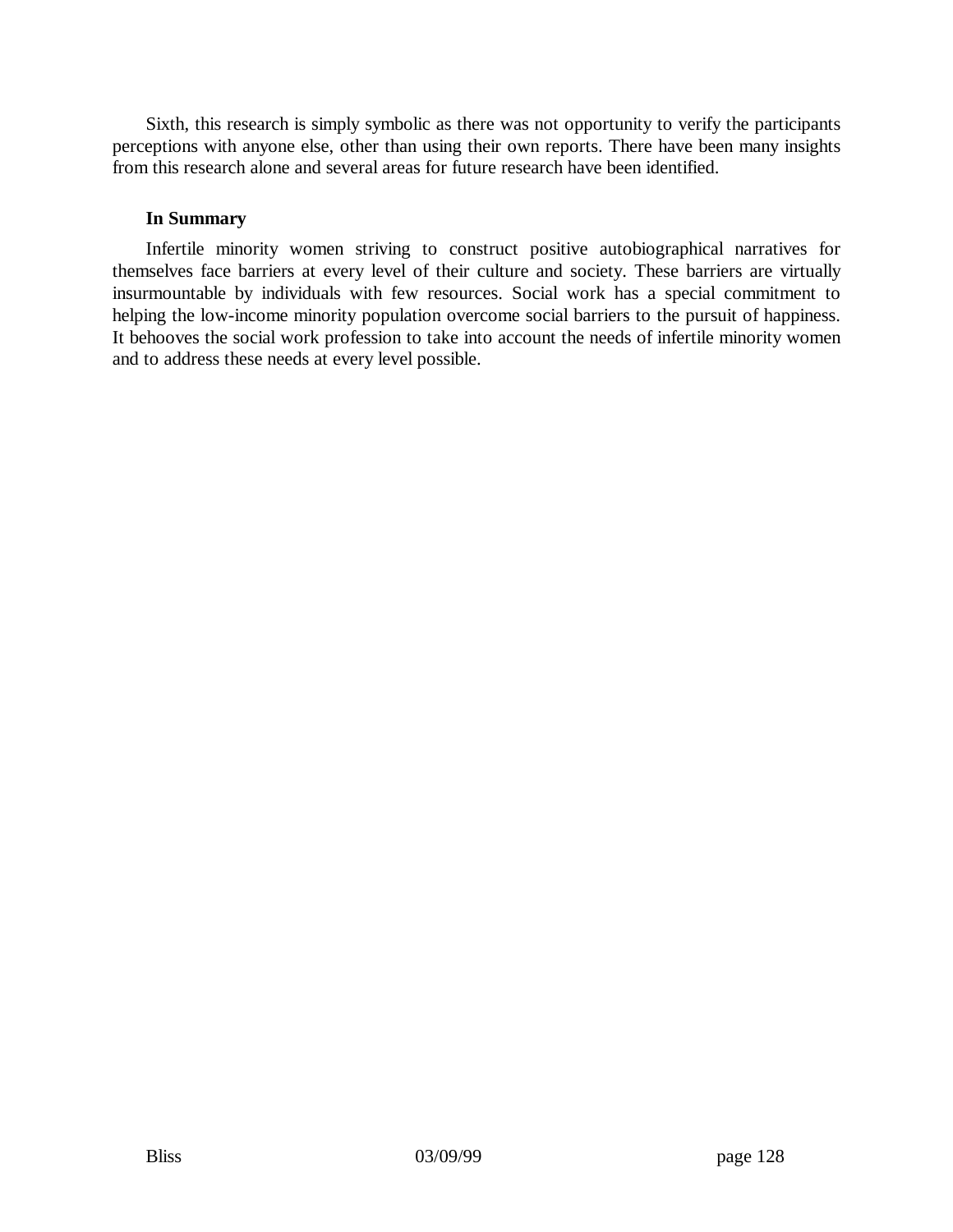Sixth, this research is simply symbolic as there was not opportunity to verify the participants perceptions with anyone else, other than using their own reports. There have been many insights from this research alone and several areas for future research have been identified.

**In Summary**

Infertile minority women striving to construct positive autobiographical narratives for themselves face barriers at every level of their culture and society. These barriers are virtually insurmountable by individuals with few resources. Social work has a special commitment to helping the low-income minority population overcome social barriers to the pursuit of happiness. It behooves the social work profession to take into account the needs of infertile minority women and to address these needs at every level possible.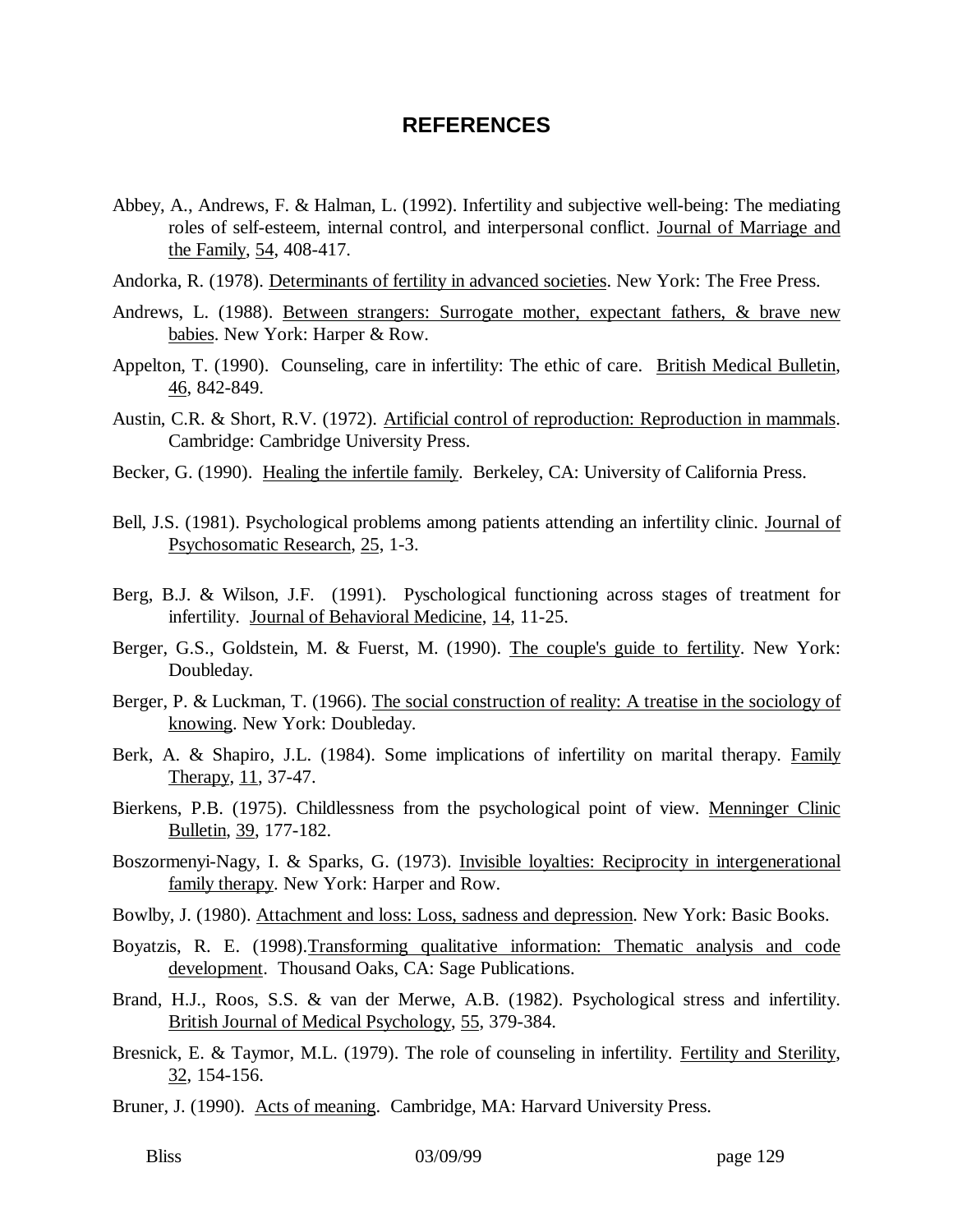# REFERENCES

Abbey, A., Andrews, F. & Halman, L. (1992). Infertility and subjective well-being: The mediating roles of self-esteem, internal control, and interpersonal conflict. Journal of Marriage and the Family, 54, 408-417.

Andorka, R. (1978). Determinants of fertility in advanced societies. New York: The Free Press.

Andrews, L. (1988). Between strangers: Surrogate mother, expectant fathers, & brave new babies. New York: Harper & Row.

Appelton, T. (1990). Counseling, care in infertility: The ethic of care. British Medical Bulletin, 46, 842-849.

Austin, C.R. & Short, R.V. (1972). Artificial control of reproduction: Reproduction in mammals. Cambridge: Cambridge University Press.

Becker, G. (1990). Healing the infertile family. Berkeley, CA: University of California Press.

Bell, J.S. (1981). Psychological problems among patients attending an infertility clinic. Journal of Psychosomatic Research, 25, 1-3.

Berg, B.J. & Wilson, J.F. (1991). Pyschological functioning across stages of treatment for infertility. Journal of Behavioral Medicine, 14, 11-25.

Berger, G.S., Goldstein, M. & Fuerst, M. (1990). The couple's guide to fertility. New York: Doubleday.

Berger, P. & Luckman, T. (1966). The social construction of reality: A treatise in the sociology of knowing. New York: Doubleday.

Berk, A. & Shapiro, J.L. (1984). Some implications of infertility on marital therapy. Family Therapy, 11, 37-47.

Bierkens, P.B. (1975). Childlessness from the psychological point of view. Menninger Clinic Bulletin, 39, 177-182.

Boszormenyi-Nagy, I. & Sparks, G. (1973). Invisible loyalties: Reciprocity in intergenerational family therapy. New York: Harper and Row.

Bowlby, J. (1980). Attachment and loss: Loss, sadness and depression. New York: Basic Books.

Boyatzis, R. E. (1998). Transforming qualitative information: Thematic analysis and code development. Thousand Oaks, CA: Sage Publications.

Brand, H.J., Roos, S.S. & van der Merwe, A.B. (1982). Psychological stress and infertility. British Journal of Medical Psychology, 55, 379-384.

Bresnick, E. & Taymor, M.L. (1979). The role of counseling in infertility. Fertility and Sterility, 32, 154-156.

Bruner, J. (1990). Acts of meaning. Cambridge, MA: Harvard University Press.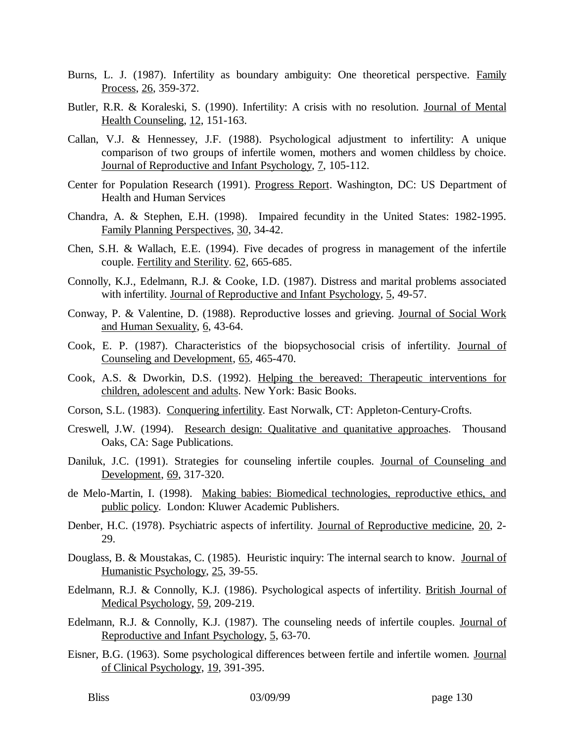Burns, L. J. (1987). Infertility as boundary ambiguity: One theoretical perspective. Family Process, 26, 359-372.

Butler, R.R. & Koraleski, S. (1990). Infertility: A crisis with no resolution. Journal of Mental Health Counseling, 12, 151-163.

Callan, V.J. & Hennessey, J.F. (1988). Psychological adjustment to infertility: A unique comparison of two groups of infertile women, mothers and women childless by choice. Journal of Reproductive and Infant Psychology, 7, 105-112.

Center for Population Research (1991). Progress Report. Washington, DC: US Department of Health and Human Services

Chandra, A. & Stephen, E.H. (1998). Impaired fecundity in the United States: 1982-1995. Family Planning Perspectives, 30, 34-42.

Chen, S.H. & Wallach, E.E. (1994). Five decades of progress in management of the infertile couple. Fertility and Sterility. 62, 665-685.

Connolly, K.J., Edelmann, R.J. & Cooke, I.D. (1987). Distress and marital problems associated with infertility. Journal of Reproductive and Infant Psychology, 5, 49-57.

Conway, P. & Valentine, D. (1988). Reproductive losses and grieving. Journal of Social Work and Human Sexuality, 6, 43-64.

Cook, E. P. (1987). Characteristics of the biopsychosocial crisis of infertility. Journal of Counseling and Development, 65, 465-470.

Cook, A.S. & Dworkin, D.S. (1992). Helping the bereaved: Therapeutic interventions for children, adolescent and adults. New York: Basic Books.

Corson, S.L. (1983). Conquering infertility. East Norwalk, CT: Appleton-Century-Crofts.

Creswell, J.W. (1994). Research design: Qualitative and quanitative approaches. Thousand Oaks, CA: Sage Publications.

Daniluk, J.C. (1991). Strategies for counseling infertile couples. Journal of Counseling and Development, 69, 317-320.

de Melo-Martin, I. (1998). Making babies: Biomedical technologies, reproductive ethics, and public policy. London: Kluwer Academic Publishers.

Denber, H.C. (1978). Psychiatric aspects of infertility. Journal of Reproductive medicine, 20, 2-29.

Douglass, B. & Moustakas, C. (1985). Heuristic inquiry: The internal search to know. Journal of Humanistic Psychology, 25, 39-55.

Edelmann, R.J. & Connolly, K.J. (1986). Psychological aspects of infertility. British Journal of Medical Psychology, 59, 209-219.

Edelmann, R.J. & Connolly, K.J. (1987). The counseling needs of infertile couples. Journal of Reproductive and Infant Psychology, 5, 63-70.

Eisner, B.G. (1963). Some psychological differences between fertile and infertile women. Journal of Clinical Psychology, 19, 391-395.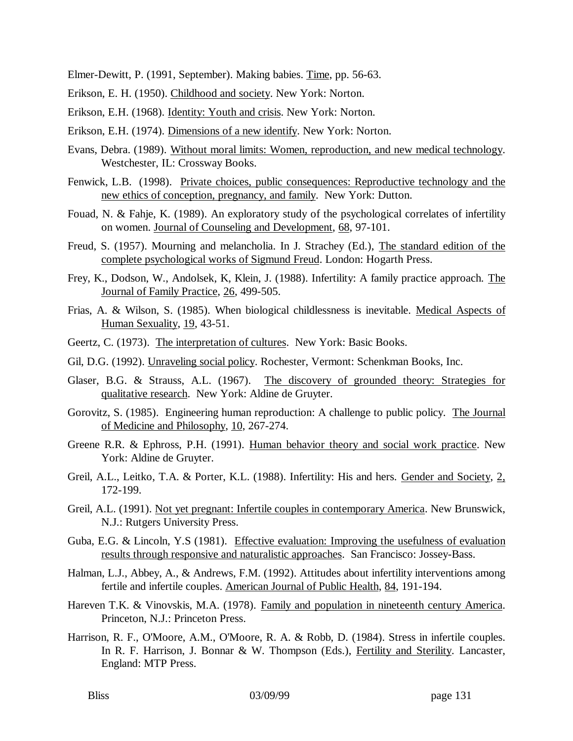Elmer-Dewitt, P. (1991, September). Making babies. Time, pp. 56-63.

Erikson, E. H. (1950). Childhood and society. New York: Norton.

Erikson, E.H. (1968). Identity: Youth and crisis. New York: Norton.

Erikson, E.H. (1974). Dimensions of a new identify. New York: Norton.

Evans, Debra. (1989). Without moral limits: Women, reproduction, and new medical technology. Westchester, IL: Crossway Books.

Fenwick, L.B. (1998). Private choices, public consequences: Reproductive technology and the new ethics of conception, pregnancy, and family. New York: Dutton.

Fouad, N. & Fahje, K. (1989). An exploratory study of the psychological correlates of infertility on women. Journal of Counseling and Development, 68, 97-101.

Freud, S. (1957). Mourning and melancholia. In J. Strachey (Ed.), The standard edition of the complete psychological works of Sigmund Freud. London: Hogarth Press.

Frey, K., Dodson, W., Andolsek, K, Klein, J. (1988). Infertility: A family practice approach. The Journal of Family Practice, 26, 499-505.

Frias, A. & Wilson, S. (1985). When biological childlessness is inevitable. Medical Aspects of Human Sexuality, 19, 43-51.

Geertz, C. (1973). The interpretation of cultures. New York: Basic Books.

Gil, D.G. (1992). Unraveling social policy. Rochester, Vermont: Schenkman Books, Inc.

Glaser, B.G. & Strauss, A.L. (1967). The discovery of grounded theory: Strategies for qualitative research. New York: Aldine de Gruyter.

Gorovitz, S. (1985). Engineering human reproduction: A challenge to public policy. The Journal of Medicine and Philosophy, 10, 267-274.

Greene R.R. & Ephross, P.H. (1991). Human behavior theory and social work practice. New York: Aldine de Gruyter.

Greil, A.L., Leitko, T.A. & Porter, K.L. (1988). Infertility: His and hers. Gender and Society, 2, 172-199.

Greil, A.L. (1991). Not yet pregnant: Infertile couples in contemporary America. New Brunswick, N.J.: Rutgers University Press.

Guba, E.G. & Lincoln, Y.S (1981). Effective evaluation: Improving the usefulness of evaluation results through responsive and naturalistic approaches. San Francisco: Jossey-Bass.

Halman, L.J., Abbey, A., & Andrews, F.M. (1992). Attitudes about infertility interventions among fertile and infertile couples. American Journal of Public Health, 84, 191-194.

Hareven T.K. & Vinovskis, M.A. (1978). Family and population in nineteenth century America. Princeton, N.J.: Princeton Press.

Harrison, R. F., O'Moore, A.M., O'Moore, R. A. & Robb, D. (1984). Stress in infertile couples. In R. F. Harrison, J. Bonnar & W. Thompson (Eds.), Fertility and Sterility. Lancaster, England: MTP Press.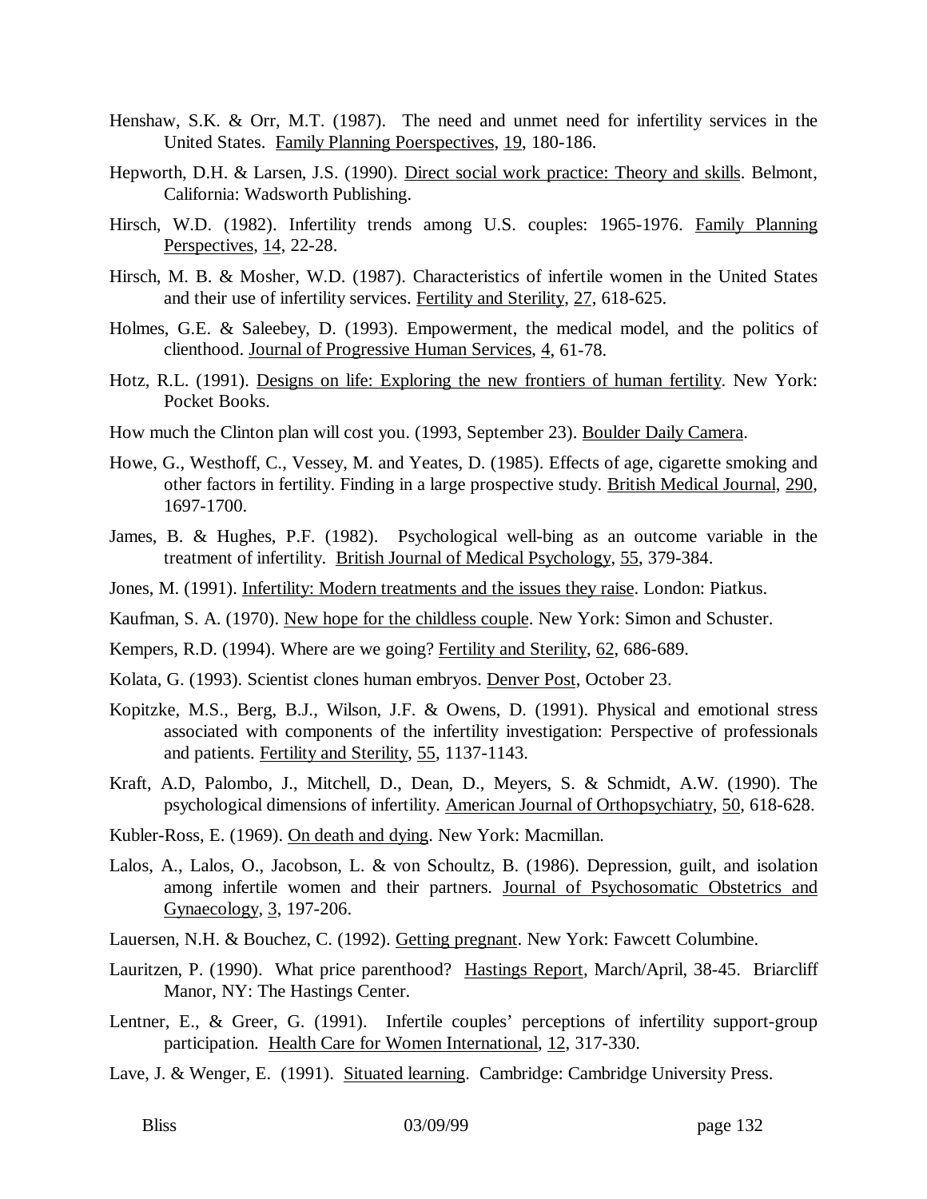Henshaw, S.K. & Orr, M.T. (1987). The need and unmet need for infertility services in the United States. Family Planning Poerspectives, 19, 180-186.

Hepworth, D.H. & Larsen, J.S. (1990). Direct social work practice: Theory and skills. Belmont, California: Wadsworth Publishing.

Hirsch, W.D. (1982). Infertility trends among U.S. couples: 1965-1976. Family Planning Perspectives, 14, 22-28.

Hirsch, M. B. & Mosher, W.D. (1987). Characteristics of infertile women in the United States and their use of infertility services. Fertility and Sterility, 27, 618-625.

Holmes, G.E. & Saleebey, D. (1993). Empowerment, the medical model, and the politics of clienthood. Journal of Progressive Human Services, 4, 61-78.

Hotz, R.L. (1991). Designs on life: Exploring the new frontiers of human fertility. New York: Pocket Books.

How much the Clinton plan will cost you. (1993, September 23). Boulder Daily Camera.

Howe, G., Westhoff, C., Vessey, M. and Yeates, D. (1985). Effects of age, cigarette smoking and other factors in fertility. Finding in a large prospective study. British Medical Journal, 290, 1697-1700.

James, B. & Hughes, P.F. (1982). Psychological well-bing as an outcome variable in the treatment of infertility. British Journal of Medical Psychology, 55, 379-384.

Jones, M. (1991). Infertility: Modern treatments and the issues they raise. London: Piatkus.

Kaufman, S. A. (1970). New hope for the childless couple. New York: Simon and Schuster.

Kempers, R.D. (1994). Where are we going? Fertility and Sterility, 62, 686-689.

Kolata, G. (1993). Scientist clones human embryos. Denver Post, October 23.

Kopitzke, M.S., Berg, B.J., Wilson, J.F. & Owens, D. (1991). Physical and emotional stress associated with components of the infertility investigation: Perspective of professionals and patients. Fertility and Sterility, 55, 1137-1143.

Kraft, A.D, Palombo, J., Mitchell, D., Dean, D., Meyers, S. & Schmidt, A.W. (1990). The psychological dimensions of infertility. American Journal of Orthopsychiatry, 50, 618-628.

Kubler-Ross, E. (1969). On death and dying. New York: Macmillan.

Lalos, A., Lalos, O., Jacobson, L. & von Schoultz, B. (1986). Depression, guilt, and isolation among infertile women and their partners. Journal of Psychosomatic Obstetrics and Gynaecology, 3, 197-206.

Lauersen, N.H. & Bouchez, C. (1992). Getting pregnant. New York: Fawcett Columbine.

Lauritzen, P. (1990). What price parenthood? Hastings Report, March/April, 38-45. Briarcliff Manor, NY: The Hastings Center.

Lentner, E., & Greer, G. (1991). Infertile couples' perceptions of infertility support-group participation. Health Care for Women International, 12, 317-330.

Lave, J. & Wenger, E. (1991). Situated learning. Cambridge: Cambridge University Press.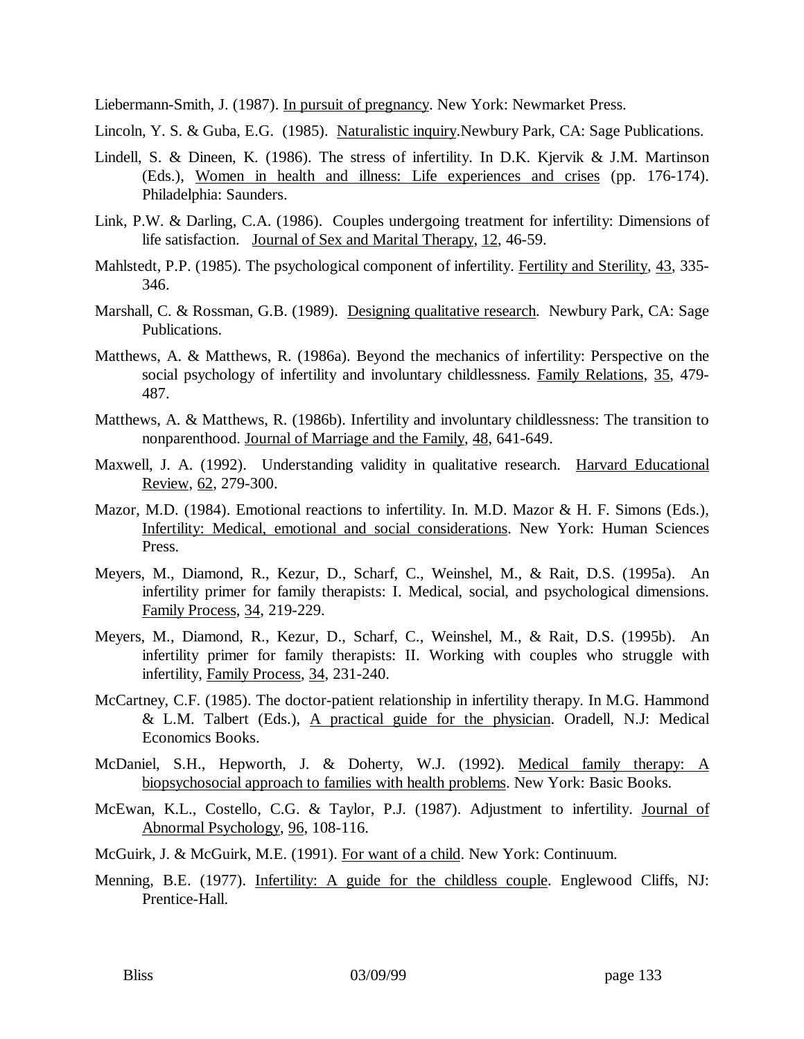Liebermann-Smith, J. (1987). In pursuit of pregnancy. New York: Newmarket Press.

Lincoln, Y. S. & Guba, E.G. (1985). Naturalistic inquiry.Newbury Park, CA: Sage Publications.

Lindell, S. & Dineen, K. (1986). The stress of infertility. In D.K. Kjervik & J.M. Martinson (Eds.), Women in health and illness: Life experiences and crises (pp. 176-174). Philadelphia: Saunders.

Link, P.W. & Darling, C.A. (1986). Couples undergoing treatment for infertility: Dimensions of life satisfaction. Journal of Sex and Marital Therapy, 12, 46-59.

Mahlstedt, P.P. (1985). The psychological component of infertility. Fertility and Sterility, 43, 335-346.

Marshall, C. & Rossman, G.B. (1989). Designing qualitative research. Newbury Park, CA: Sage Publications.

Matthews, A. & Matthews, R. (1986a). Beyond the mechanics of infertility: Perspective on the social psychology of infertility and involuntary childlessness. Family Relations, 35, 479-487.

Matthews, A. & Matthews, R. (1986b). Infertility and involuntary childlessness: The transition to nonparenthood. Journal of Marriage and the Family, 48, 641-649.

Maxwell, J. A. (1992). Understanding validity in qualitative research. Harvard Educational Review, 62, 279-300.

Mazor, M.D. (1984). Emotional reactions to infertility. In. M.D. Mazor & H. F. Simons (Eds.), Infertility: Medical, emotional and social considerations. New York: Human Sciences Press.

Meyers, M., Diamond, R., Kezur, D., Scharf, C., Weinshel, M., & Rait, D.S. (1995a). An infertility primer for family therapists: I. Medical, social, and psychological dimensions. Family Process, 34, 219-229.

Meyers, M., Diamond, R., Kezur, D., Scharf, C., Weinshel, M., & Rait, D.S. (1995b). An infertility primer for family therapists: II. Working with couples who struggle with infertility, Family Process, 34, 231-240.

McCartney, C.F. (1985). The doctor-patient relationship in infertility therapy. In M.G. Hammond & L.M. Talbert (Eds.), A practical guide for the physician. Oradell, N.J: Medical Economics Books.

McDaniel, S.H., Hepworth, J. & Doherty, W.J. (1992). Medical family therapy: A biopsychosocial approach to families with health problems. New York: Basic Books.

McEwan, K.L., Costello, C.G. & Taylor, P.J. (1987). Adjustment to infertility. Journal of Abnormal Psychology, 96, 108-116.

McGuirk, J. & McGuirk, M.E. (1991). For want of a child. New York: Continuum.

Menning, B.E. (1977). Infertility: A guide for the childless couple. Englewood Cliffs, NJ: Prentice-Hall.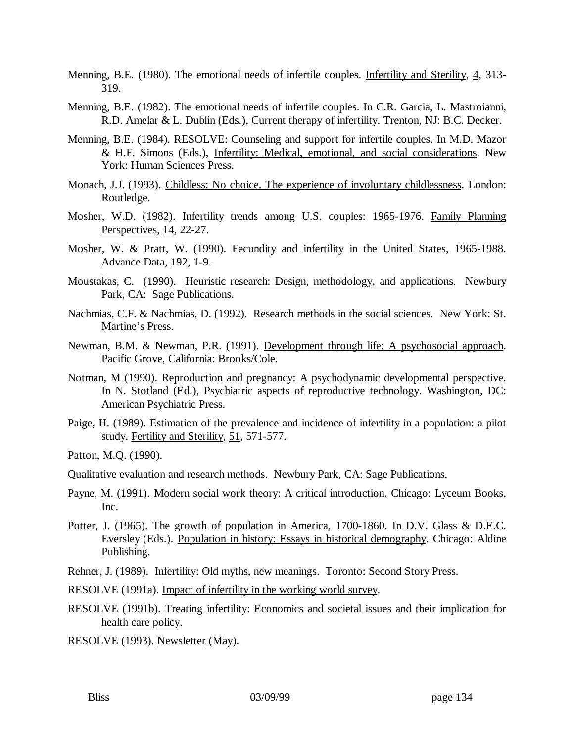Menning, B.E. (1980). The emotional needs of infertile couples. Infertility and Sterility, 4, 313-319.

Menning, B.E. (1982). The emotional needs of infertile couples. In C.R. Garcia, L. Mastroianni, R.D. Amelar & L. Dublin (Eds.), Current therapy of infertility. Trenton, NJ: B.C. Decker.

Menning, B.E. (1984). RESOLVE: Counseling and support for infertile couples. In M.D. Mazor & H.F. Simons (Eds.), Infertility: Medical, emotional, and social considerations. New York: Human Sciences Press.

Monach, J.J. (1993). Childless: No choice. The experience of involuntary childlessness. London: Routledge.

Mosher, W.D. (1982). Infertility trends among U.S. couples: 1965-1976. Family Planning Perspectives, 14, 22-27.

Mosher, W. & Pratt, W. (1990). Fecundity and infertility in the United States, 1965-1988. Advance Data, 192, 1-9.

Moustakas, C. (1990). Heuristic research: Design, methodology, and applications. Newbury Park, CA: Sage Publications.

Nachmias, C.F. & Nachmias, D. (1992). Research methods in the social sciences. New York: St. Martine's Press.

Newman, B.M. & Newman, P.R. (1991). Development through life: A psychosocial approach. Pacific Grove, California: Brooks/Cole.

Notman, M (1990). Reproduction and pregnancy: A psychodynamic developmental perspective. In N. Stotland (Ed.), Psychiatric aspects of reproductive technology. Washington, DC: American Psychiatric Press.

Paige, H. (1989). Estimation of the prevalence and incidence of infertility in a population: a pilot study. Fertility and Sterility, 51, 571-577.

Patton, M.Q. (1990).

Qualitative evaluation and research methods. Newbury Park, CA: Sage Publications.

Payne, M. (1991). Modern social work theory: A critical introduction. Chicago: Lyceum Books, Inc.

Potter, J. (1965). The growth of population in America, 1700-1860. In D.V. Glass & D.E.C. Eversley (Eds.). Population in history: Essays in historical demography. Chicago: Aldine Publishing.

Rehner, J. (1989). Infertility: Old myths, new meanings. Toronto: Second Story Press.

RESOLVE (1991a). Impact of infertility in the working world survey.

RESOLVE (1991b). Treating infertility: Economics and societal issues and their implication for health care policy.

RESOLVE (1993). Newsletter (May).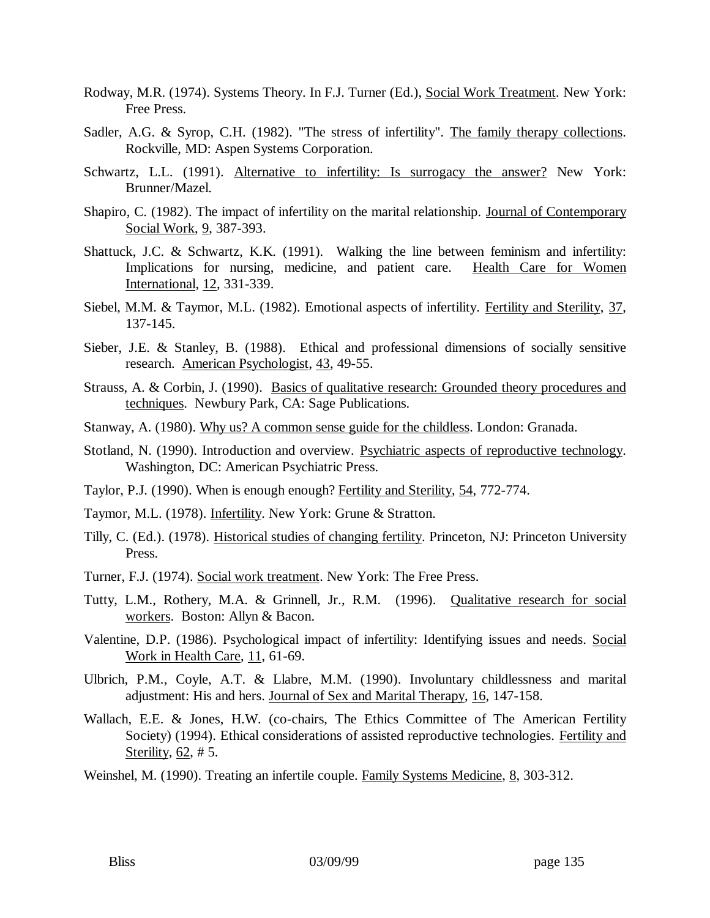Rodway, M.R. (1974). Systems Theory. In F.J. Turner (Ed.), Social Work Treatment. New York: Free Press.

Sadler, A.G. & Syrop, C.H. (1982). "The stress of infertility". The family therapy collections. Rockville, MD: Aspen Systems Corporation.

Schwartz, L.L. (1991). Alternative to infertility: Is surrogacy the answer? New York: Brunner/Mazel.

Shapiro, C. (1982). The impact of infertility on the marital relationship. Journal of Contemporary Social Work, 9, 387-393.

Shattuck, J.C. & Schwartz, K.K. (1991). Walking the line between feminism and infertility: Implications for nursing, medicine, and patient care. Health Care for Women International, 12, 331-339.

Siebel, M.M. & Taymor, M.L. (1982). Emotional aspects of infertility. Fertility and Sterility, 37, 137-145.

Sieber, J.E. & Stanley, B. (1988). Ethical and professional dimensions of socially sensitive research. American Psychologist, 43, 49-55.

Strauss, A. & Corbin, J. (1990). Basics of qualitative research: Grounded theory procedures and techniques. Newbury Park, CA: Sage Publications.

Stanway, A. (1980). Why us? A common sense guide for the childless. London: Granada.

Stotland, N. (1990). Introduction and overview. Psychiatric aspects of reproductive technology. Washington, DC: American Psychiatric Press.

Taylor, P.J. (1990). When is enough enough? Fertility and Sterility, 54, 772-774.

Taymor, M.L. (1978). Infertility. New York: Grune & Stratton.

Tilly, C. (Ed.). (1978). Historical studies of changing fertility. Princeton, NJ: Princeton University Press.

Turner, F.J. (1974). Social work treatment. New York: The Free Press.

Tutty, L.M., Rothery, M.A. & Grinnell, Jr., R.M. (1996). Qualitative research for social workers. Boston: Allyn & Bacon.

Valentine, D.P. (1986). Psychological impact of infertility: Identifying issues and needs. Social Work in Health Care, 11, 61-69.

Ulbrich, P.M., Coyle, A.T. & Llabre, M.M. (1990). Involuntary childlessness and marital adjustment: His and hers. Journal of Sex and Marital Therapy, 16, 147-158.

Wallach, E.E. & Jones, H.W. (co-chairs, The Ethics Committee of The American Fertility Society) (1994). Ethical considerations of assisted reproductive technologies. Fertility and Sterility, 62, # 5.

Weinshel, M. (1990). Treating an infertile couple. Family Systems Medicine, 8, 303-312.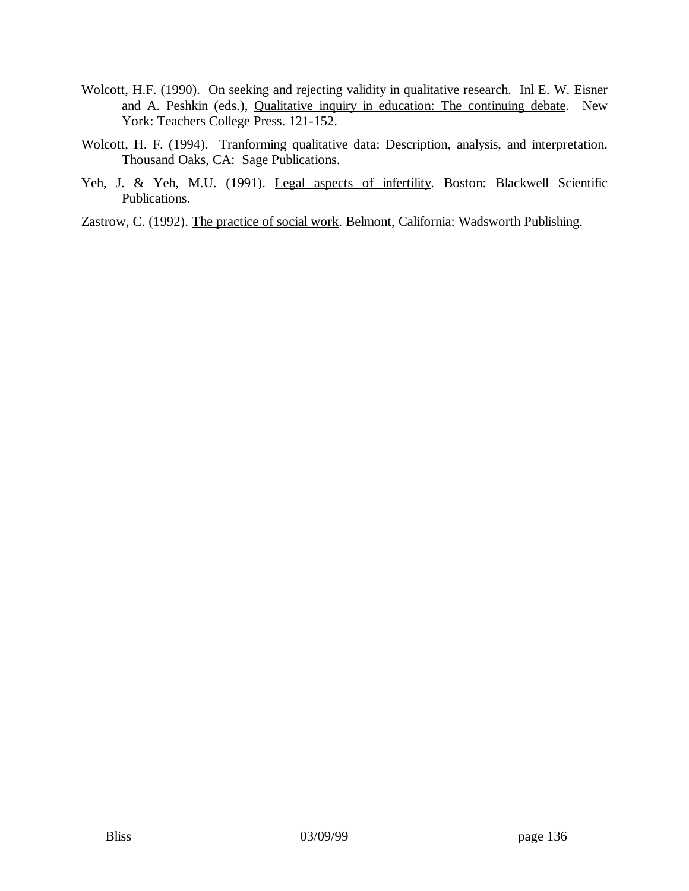Wolcott, H.F. (1990). On seeking and rejecting validity in qualitative research. Inl E. W. Eisner and A. Peshkin (eds.), Qualitative inquiry in education: The continuing debate. New York: Teachers College Press. 121-152.

Wolcott, H. F. (1994). Tranforming qualitative data: Description, analysis, and interpretation. Thousand Oaks, CA: Sage Publications.

Yeh, J. & Yeh, M.U. (1991). Legal aspects of infertility. Boston: Blackwell Scientific Publications.

Zastrow, C. (1992). The practice of social work. Belmont, California: Wadsworth Publishing.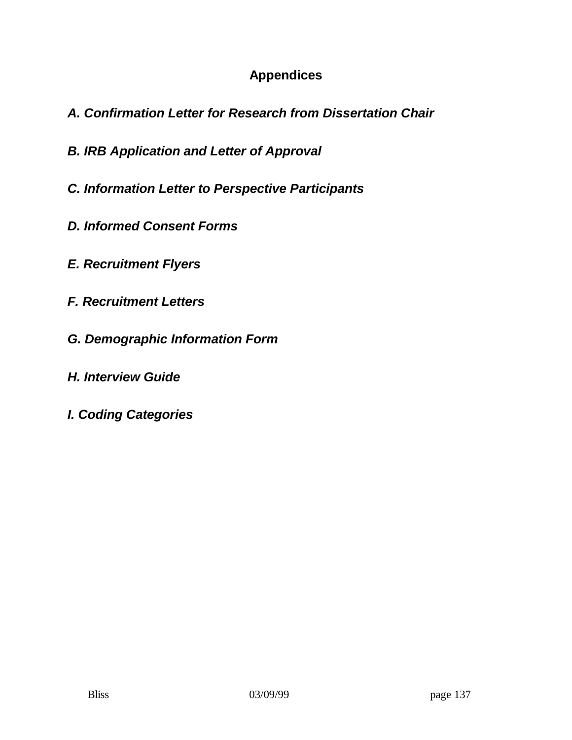## Appendices

***A. Confirmation Letter for Research from Dissertation Chair***

***B. IRB Application and Letter of Approval***

***C. Information Letter to Perspective Participants***

***D. Informed Consent Forms***

***E. Recruitment Flyers***

***F. Recruitment Letters***

***G. Demographic Information Form***

***H. Interview Guide***

***I. Coding Categories***